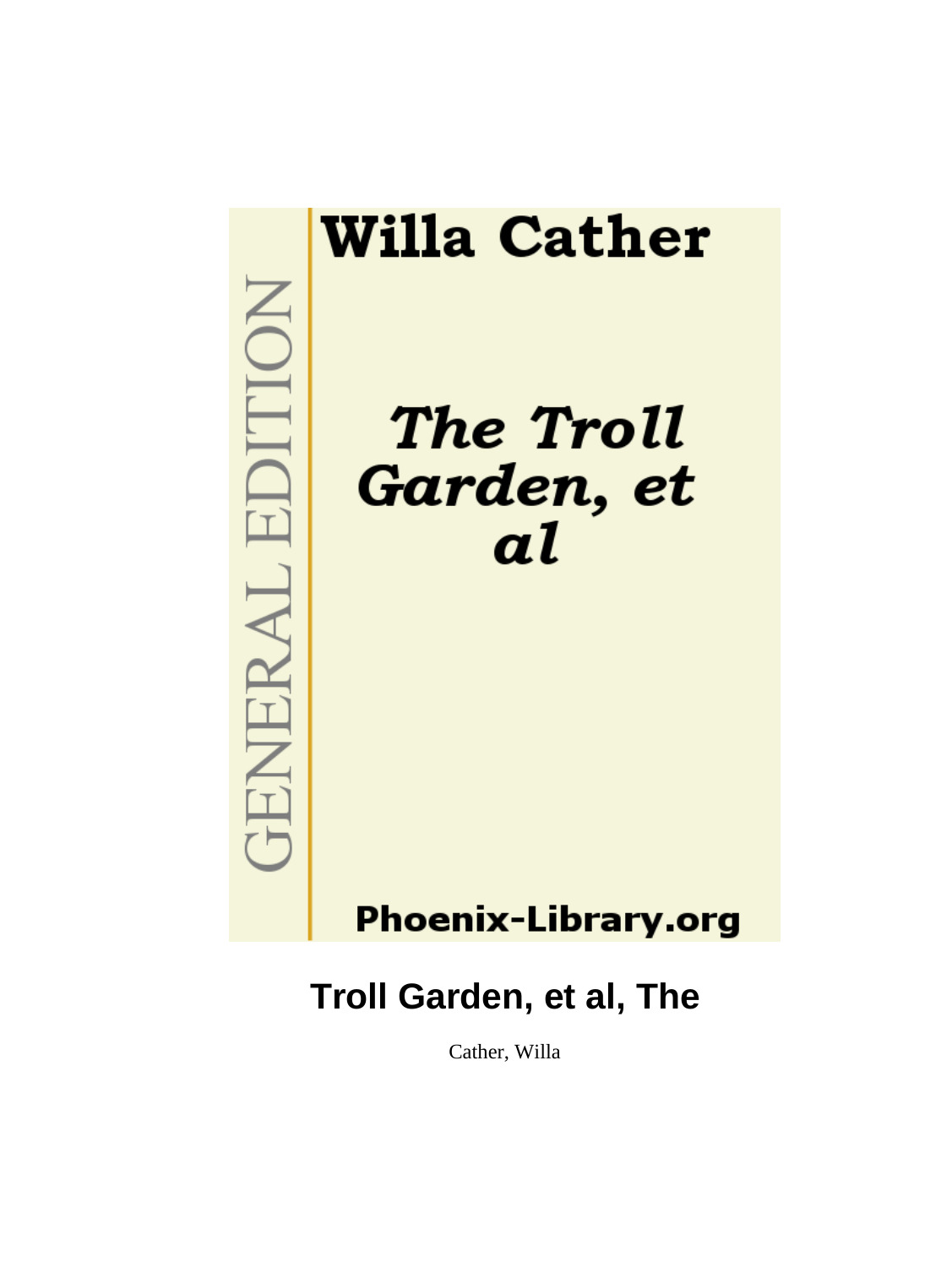Willa Cather

GENERAL EDITION

*The Troll Garden, et al*

Phoenix-Library.org

# Troll Garden, et al, The

Cather, Willa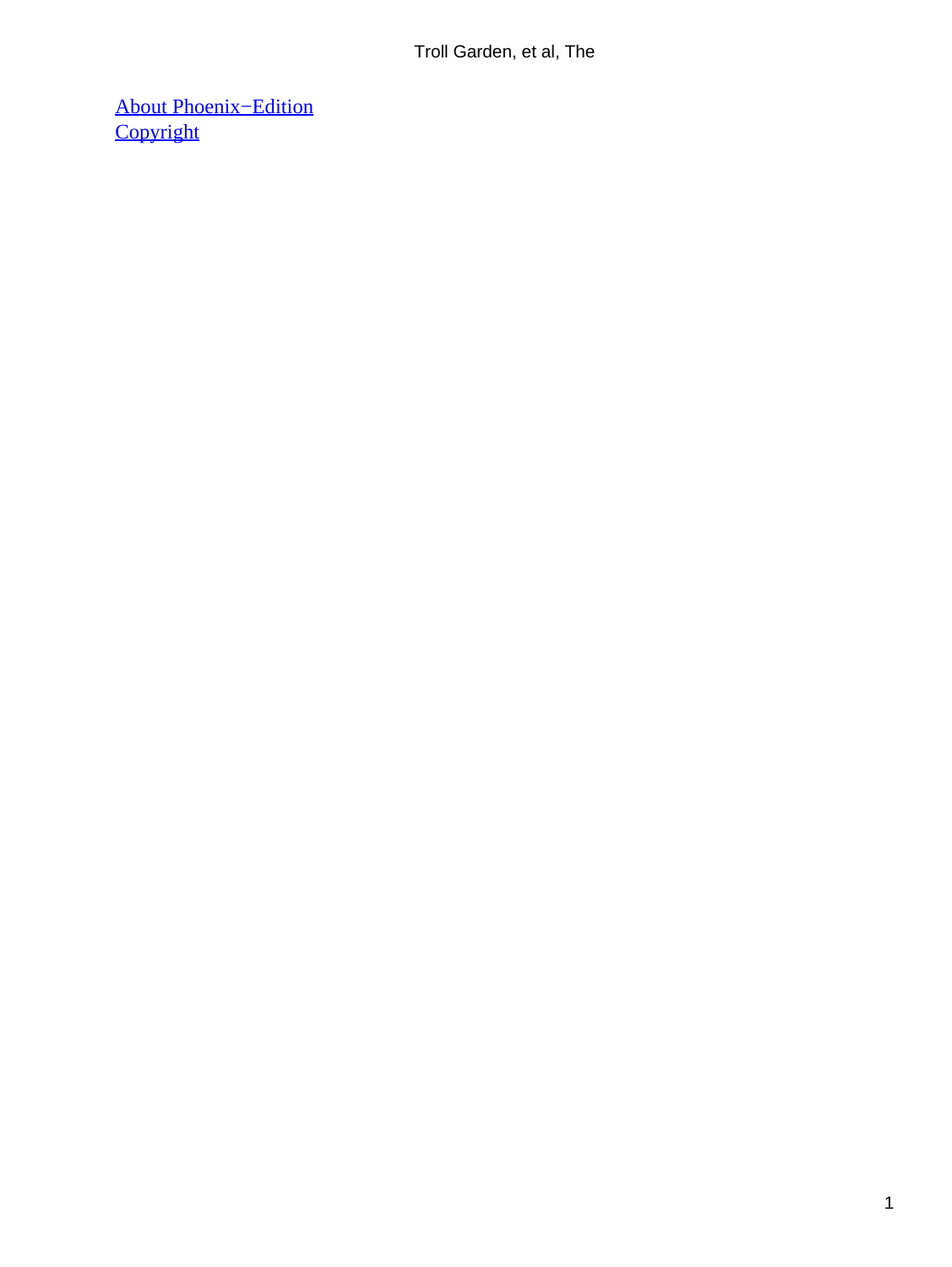[About Phoenix−Edition]
[Copyright]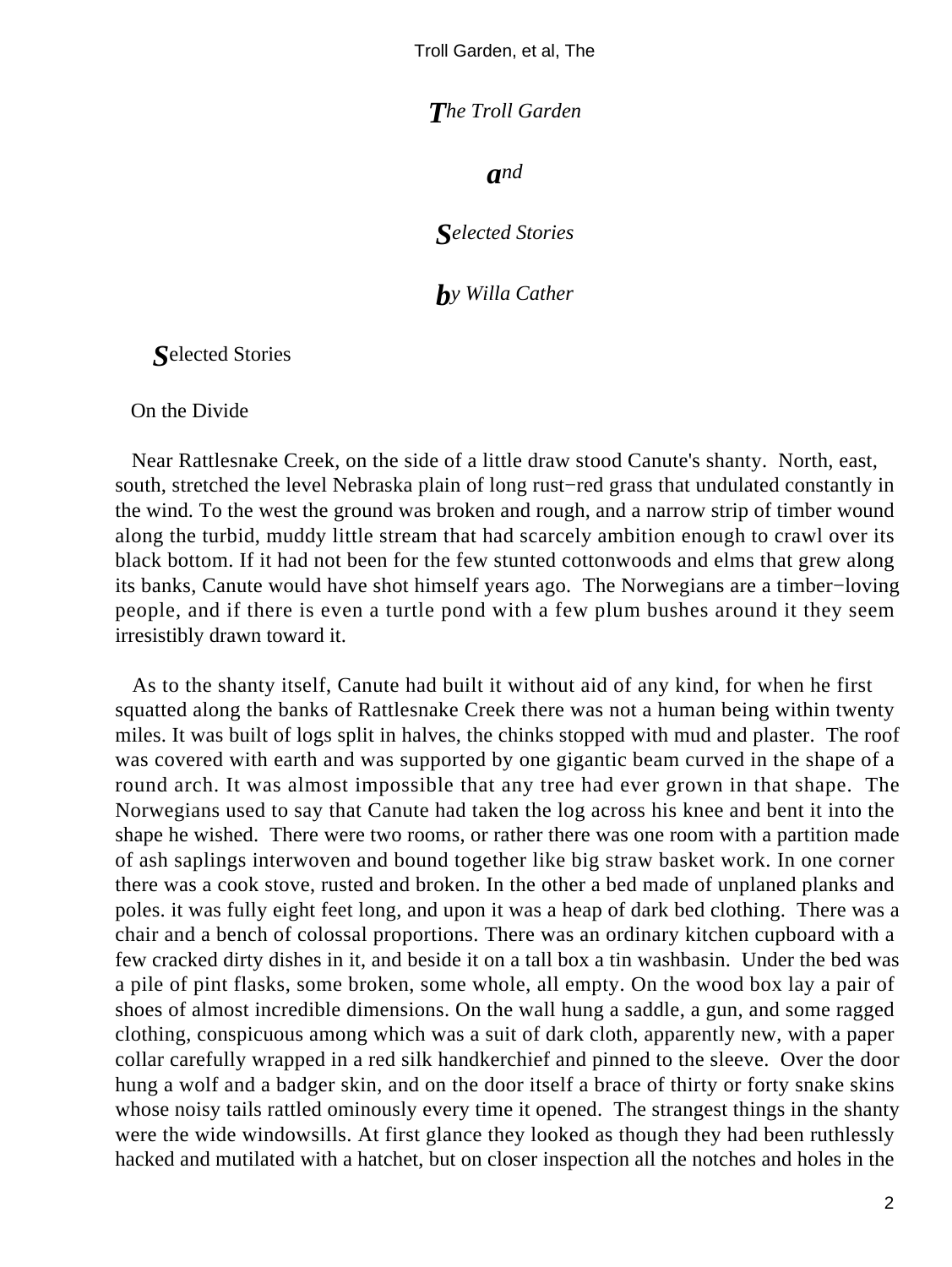# *The Troll Garden*

# *and*

# *Selected Stories*

## *by Willa Cather*

## Selected Stories

### On the Divide

Near Rattlesnake Creek, on the side of a little draw stood Canute's shanty. North, east, south, stretched the level Nebraska plain of long rust−red grass that undulated constantly in the wind. To the west the ground was broken and rough, and a narrow strip of timber wound along the turbid, muddy little stream that had scarcely ambition enough to crawl over its black bottom. If it had not been for the few stunted cottonwoods and elms that grew along its banks, Canute would have shot himself years ago. The Norwegians are a timber−loving people, and if there is even a turtle pond with a few plum bushes around it they seem irresistibly drawn toward it.

As to the shanty itself, Canute had built it without aid of any kind, for when he first squatted along the banks of Rattlesnake Creek there was not a human being within twenty miles. It was built of logs split in halves, the chinks stopped with mud and plaster. The roof was covered with earth and was supported by one gigantic beam curved in the shape of a round arch. It was almost impossible that any tree had ever grown in that shape. The Norwegians used to say that Canute had taken the log across his knee and bent it into the shape he wished. There were two rooms, or rather there was one room with a partition made of ash saplings interwoven and bound together like big straw basket work. In one corner there was a cook stove, rusted and broken. In the other a bed made of unplaned planks and poles. it was fully eight feet long, and upon it was a heap of dark bed clothing. There was a chair and a bench of colossal proportions. There was an ordinary kitchen cupboard with a few cracked dirty dishes in it, and beside it on a tall box a tin washbasin. Under the bed was a pile of pint flasks, some broken, some whole, all empty. On the wood box lay a pair of shoes of almost incredible dimensions. On the wall hung a saddle, a gun, and some ragged clothing, conspicuous among which was a suit of dark cloth, apparently new, with a paper collar carefully wrapped in a red silk handkerchief and pinned to the sleeve. Over the door hung a wolf and a badger skin, and on the door itself a brace of thirty or forty snake skins whose noisy tails rattled ominously every time it opened. The strangest things in the shanty were the wide windowsills. At first glance they looked as though they had been ruthlessly hacked and mutilated with a hatchet, but on closer inspection all the notches and holes in the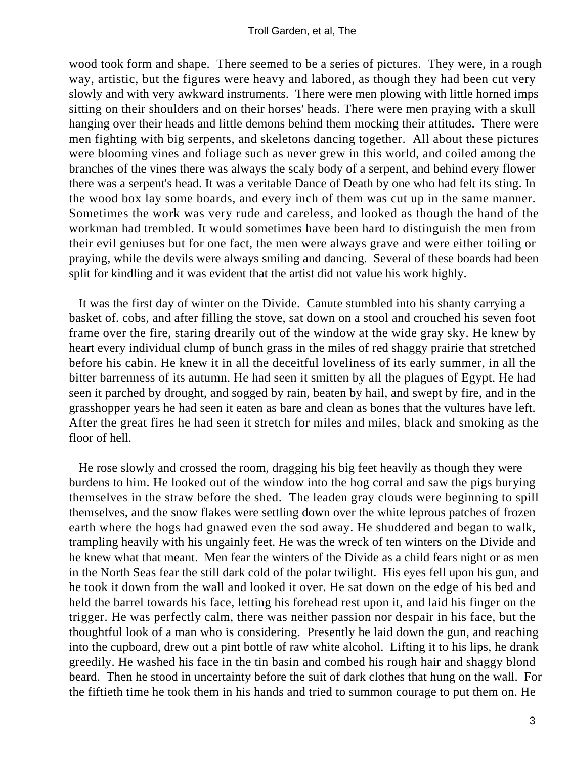wood took form and shape. There seemed to be a series of pictures. They were, in a rough way, artistic, but the figures were heavy and labored, as though they had been cut very slowly and with very awkward instruments. There were men plowing with little horned imps sitting on their shoulders and on their horses' heads. There were men praying with a skull hanging over their heads and little demons behind them mocking their attitudes. There were men fighting with big serpents, and skeletons dancing together. All about these pictures were blooming vines and foliage such as never grew in this world, and coiled among the branches of the vines there was always the scaly body of a serpent, and behind every flower there was a serpent's head. It was a veritable Dance of Death by one who had felt its sting. In the wood box lay some boards, and every inch of them was cut up in the same manner. Sometimes the work was very rude and careless, and looked as though the hand of the workman had trembled. It would sometimes have been hard to distinguish the men from their evil geniuses but for one fact, the men were always grave and were either toiling or praying, while the devils were always smiling and dancing. Several of these boards had been split for kindling and it was evident that the artist did not value his work highly.

It was the first day of winter on the Divide. Canute stumbled into his shanty carrying a basket of. cobs, and after filling the stove, sat down on a stool and crouched his seven foot frame over the fire, staring drearily out of the window at the wide gray sky. He knew by heart every individual clump of bunch grass in the miles of red shaggy prairie that stretched before his cabin. He knew it in all the deceitful loveliness of its early summer, in all the bitter barrenness of its autumn. He had seen it smitten by all the plagues of Egypt. He had seen it parched by drought, and sogged by rain, beaten by hail, and swept by fire, and in the grasshopper years he had seen it eaten as bare and clean as bones that the vultures have left. After the great fires he had seen it stretch for miles and miles, black and smoking as the floor of hell.

He rose slowly and crossed the room, dragging his big feet heavily as though they were burdens to him. He looked out of the window into the hog corral and saw the pigs burying themselves in the straw before the shed. The leaden gray clouds were beginning to spill themselves, and the snow flakes were settling down over the white leprous patches of frozen earth where the hogs had gnawed even the sod away. He shuddered and began to walk, trampling heavily with his ungainly feet. He was the wreck of ten winters on the Divide and he knew what that meant. Men fear the winters of the Divide as a child fears night or as men in the North Seas fear the still dark cold of the polar twilight. His eyes fell upon his gun, and he took it down from the wall and looked it over. He sat down on the edge of his bed and held the barrel towards his face, letting his forehead rest upon it, and laid his finger on the trigger. He was perfectly calm, there was neither passion nor despair in his face, but the thoughtful look of a man who is considering. Presently he laid down the gun, and reaching into the cupboard, drew out a pint bottle of raw white alcohol. Lifting it to his lips, he drank greedily. He washed his face in the tin basin and combed his rough hair and shaggy blond beard. Then he stood in uncertainty before the suit of dark clothes that hung on the wall. For the fiftieth time he took them in his hands and tried to summon courage to put them on. He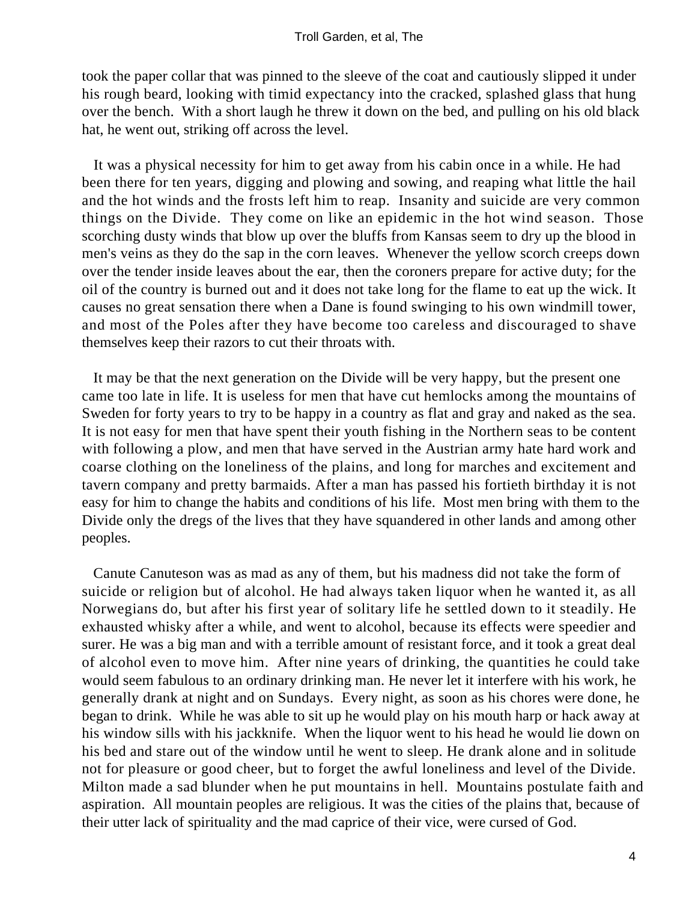took the paper collar that was pinned to the sleeve of the coat and cautiously slipped it under his rough beard, looking with timid expectancy into the cracked, splashed glass that hung over the bench. With a short laugh he threw it down on the bed, and pulling on his old black hat, he went out, striking off across the level.

It was a physical necessity for him to get away from his cabin once in a while. He had been there for ten years, digging and plowing and sowing, and reaping what little the hail and the hot winds and the frosts left him to reap. Insanity and suicide are very common things on the Divide. They come on like an epidemic in the hot wind season. Those scorching dusty winds that blow up over the bluffs from Kansas seem to dry up the blood in men's veins as they do the sap in the corn leaves. Whenever the yellow scorch creeps down over the tender inside leaves about the ear, then the coroners prepare for active duty; for the oil of the country is burned out and it does not take long for the flame to eat up the wick. It causes no great sensation there when a Dane is found swinging to his own windmill tower, and most of the Poles after they have become too careless and discouraged to shave themselves keep their razors to cut their throats with.

It may be that the next generation on the Divide will be very happy, but the present one came too late in life. It is useless for men that have cut hemlocks among the mountains of Sweden for forty years to try to be happy in a country as flat and gray and naked as the sea. It is not easy for men that have spent their youth fishing in the Northern seas to be content with following a plow, and men that have served in the Austrian army hate hard work and coarse clothing on the loneliness of the plains, and long for marches and excitement and tavern company and pretty barmaids. After a man has passed his fortieth birthday it is not easy for him to change the habits and conditions of his life. Most men bring with them to the Divide only the dregs of the lives that they have squandered in other lands and among other peoples.

Canute Canuteson was as mad as any of them, but his madness did not take the form of suicide or religion but of alcohol. He had always taken liquor when he wanted it, as all Norwegians do, but after his first year of solitary life he settled down to it steadily. He exhausted whisky after a while, and went to alcohol, because its effects were speedier and surer. He was a big man and with a terrible amount of resistant force, and it took a great deal of alcohol even to move him. After nine years of drinking, the quantities he could take would seem fabulous to an ordinary drinking man. He never let it interfere with his work, he generally drank at night and on Sundays. Every night, as soon as his chores were done, he began to drink. While he was able to sit up he would play on his mouth harp or hack away at his window sills with his jackknife. When the liquor went to his head he would lie down on his bed and stare out of the window until he went to sleep. He drank alone and in solitude not for pleasure or good cheer, but to forget the awful loneliness and level of the Divide. Milton made a sad blunder when he put mountains in hell. Mountains postulate faith and aspiration. All mountain peoples are religious. It was the cities of the plains that, because of their utter lack of spirituality and the mad caprice of their vice, were cursed of God.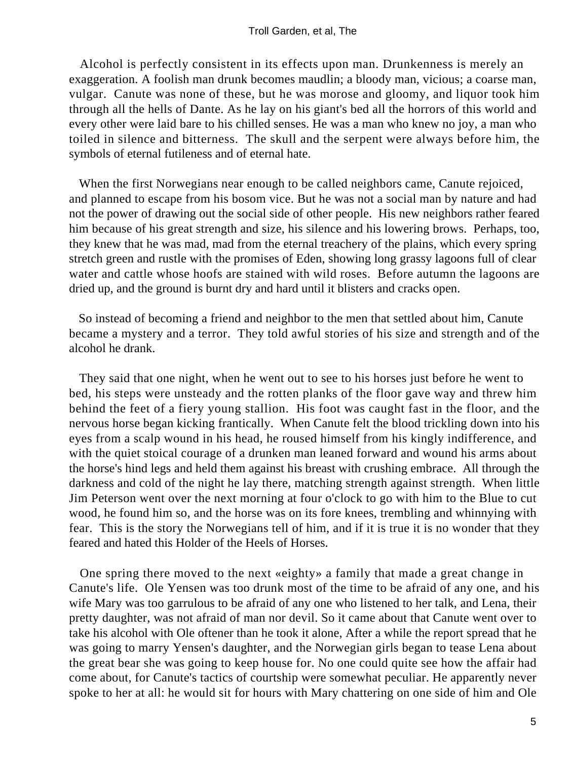Alcohol is perfectly consistent in its effects upon man. Drunkenness is merely an exaggeration. A foolish man drunk becomes maudlin; a bloody man, vicious; a coarse man, vulgar. Canute was none of these, but he was morose and gloomy, and liquor took him through all the hells of Dante. As he lay on his giant's bed all the horrors of this world and every other were laid bare to his chilled senses. He was a man who knew no joy, a man who toiled in silence and bitterness. The skull and the serpent were always before him, the symbols of eternal futileness and of eternal hate.

When the first Norwegians near enough to be called neighbors came, Canute rejoiced, and planned to escape from his bosom vice. But he was not a social man by nature and had not the power of drawing out the social side of other people. His new neighbors rather feared him because of his great strength and size, his silence and his lowering brows. Perhaps, too, they knew that he was mad, mad from the eternal treachery of the plains, which every spring stretch green and rustle with the promises of Eden, showing long grassy lagoons full of clear water and cattle whose hoofs are stained with wild roses. Before autumn the lagoons are dried up, and the ground is burnt dry and hard until it blisters and cracks open.

So instead of becoming a friend and neighbor to the men that settled about him, Canute became a mystery and a terror. They told awful stories of his size and strength and of the alcohol he drank.

They said that one night, when he went out to see to his horses just before he went to bed, his steps were unsteady and the rotten planks of the floor gave way and threw him behind the feet of a fiery young stallion. His foot was caught fast in the floor, and the nervous horse began kicking frantically. When Canute felt the blood trickling down into his eyes from a scalp wound in his head, he roused himself from his kingly indifference, and with the quiet stoical courage of a drunken man leaned forward and wound his arms about the horse's hind legs and held them against his breast with crushing embrace. All through the darkness and cold of the night he lay there, matching strength against strength. When little Jim Peterson went over the next morning at four o'clock to go with him to the Blue to cut wood, he found him so, and the horse was on its fore knees, trembling and whinnying with fear. This is the story the Norwegians tell of him, and if it is true it is no wonder that they feared and hated this Holder of the Heels of Horses.

One spring there moved to the next «eighty» a family that made a great change in Canute's life. Ole Yensen was too drunk most of the time to be afraid of any one, and his wife Mary was too garrulous to be afraid of any one who listened to her talk, and Lena, their pretty daughter, was not afraid of man nor devil. So it came about that Canute went over to take his alcohol with Ole oftener than he took it alone, After a while the report spread that he was going to marry Yensen's daughter, and the Norwegian girls began to tease Lena about the great bear she was going to keep house for. No one could quite see how the affair had come about, for Canute's tactics of courtship were somewhat peculiar. He apparently never spoke to her at all: he would sit for hours with Mary chattering on one side of him and Ole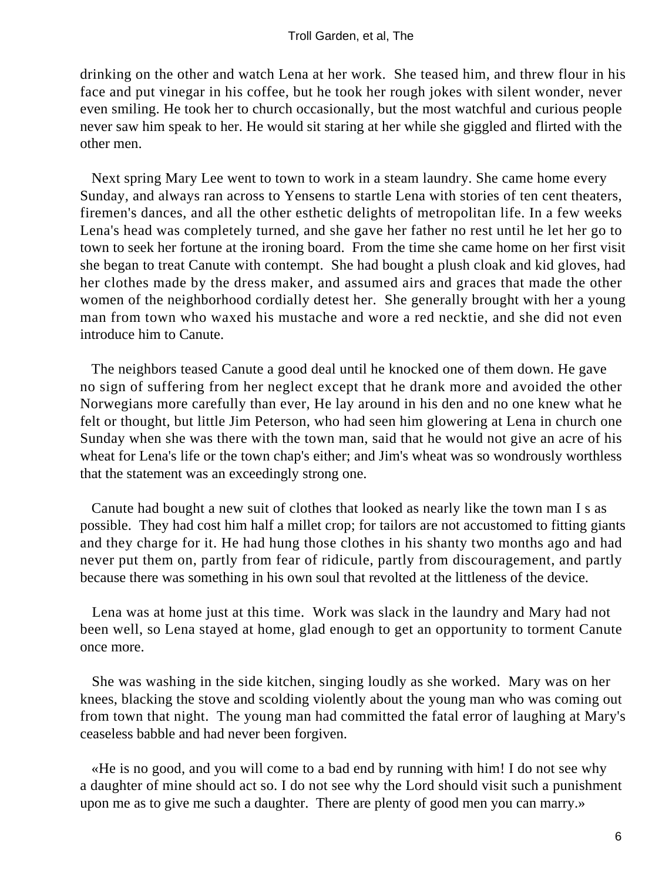drinking on the other and watch Lena at her work. She teased him, and threw flour in his face and put vinegar in his coffee, but he took her rough jokes with silent wonder, never even smiling. He took her to church occasionally, but the most watchful and curious people never saw him speak to her. He would sit staring at her while she giggled and flirted with the other men.

Next spring Mary Lee went to town to work in a steam laundry. She came home every Sunday, and always ran across to Yensens to startle Lena with stories of ten cent theaters, firemen's dances, and all the other esthetic delights of metropolitan life. In a few weeks Lena's head was completely turned, and she gave her father no rest until he let her go to town to seek her fortune at the ironing board. From the time she came home on her first visit she began to treat Canute with contempt. She had bought a plush cloak and kid gloves, had her clothes made by the dress maker, and assumed airs and graces that made the other women of the neighborhood cordially detest her. She generally brought with her a young man from town who waxed his mustache and wore a red necktie, and she did not even introduce him to Canute.

The neighbors teased Canute a good deal until he knocked one of them down. He gave no sign of suffering from her neglect except that he drank more and avoided the other Norwegians more carefully than ever, He lay around in his den and no one knew what he felt or thought, but little Jim Peterson, who had seen him glowering at Lena in church one Sunday when she was there with the town man, said that he would not give an acre of his wheat for Lena's life or the town chap's either; and Jim's wheat was so wondrously worthless that the statement was an exceedingly strong one.

Canute had bought a new suit of clothes that looked as nearly like the town man I s as possible. They had cost him half a millet crop; for tailors are not accustomed to fitting giants and they charge for it. He had hung those clothes in his shanty two months ago and had never put them on, partly from fear of ridicule, partly from discouragement, and partly because there was something in his own soul that revolted at the littleness of the device.

Lena was at home just at this time. Work was slack in the laundry and Mary had not been well, so Lena stayed at home, glad enough to get an opportunity to torment Canute once more.

She was washing in the side kitchen, singing loudly as she worked. Mary was on her knees, blacking the stove and scolding violently about the young man who was coming out from town that night. The young man had committed the fatal error of laughing at Mary's ceaseless babble and had never been forgiven.

«He is no good, and you will come to a bad end by running with him! I do not see why a daughter of mine should act so. I do not see why the Lord should visit such a punishment upon me as to give me such a daughter. There are plenty of good men you can marry.»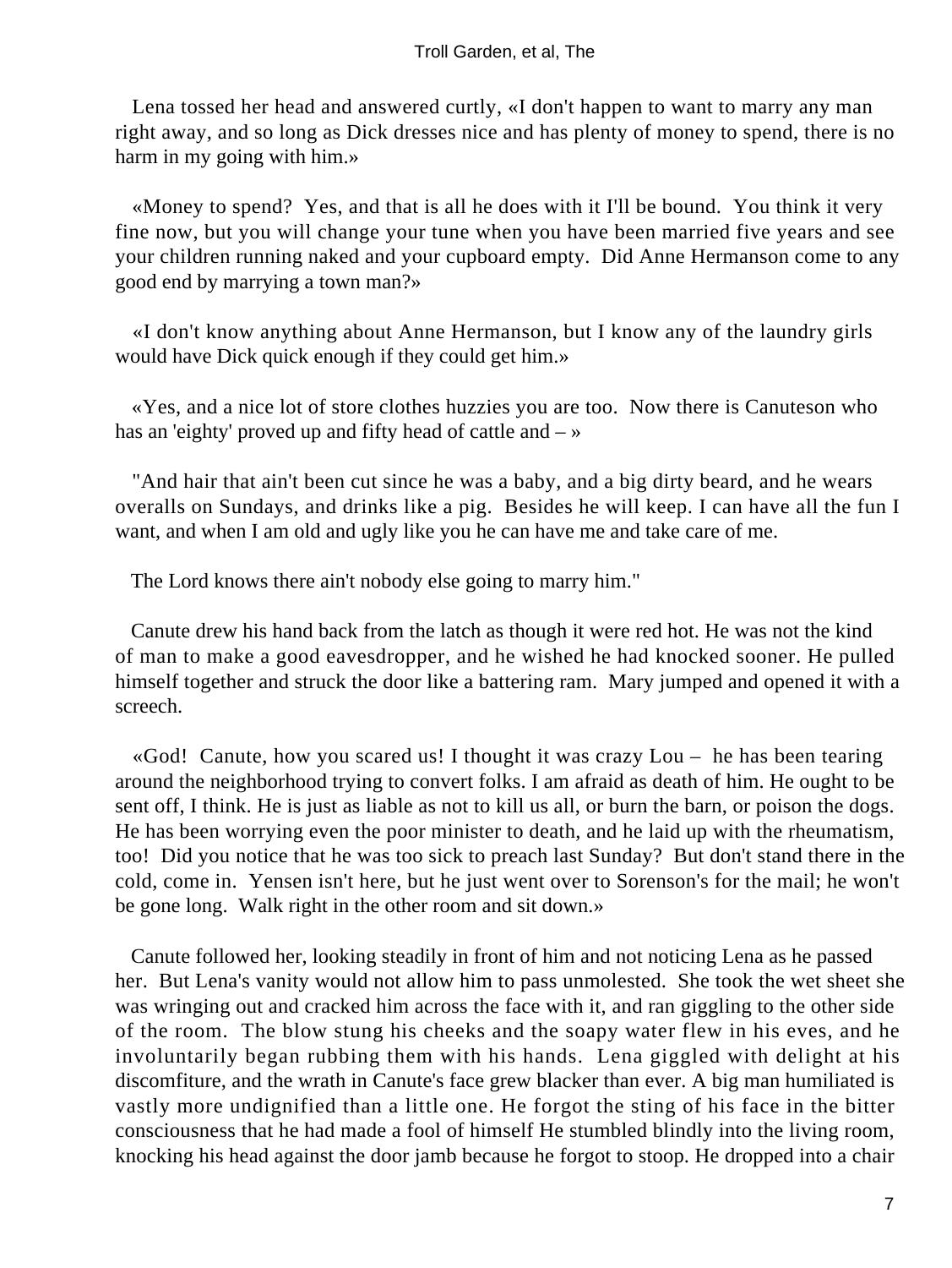Lena tossed her head and answered curtly, «I don't happen to want to marry any man right away, and so long as Dick dresses nice and has plenty of money to spend, there is no harm in my going with him.»

«Money to spend? Yes, and that is all he does with it I'll be bound. You think it very fine now, but you will change your tune when you have been married five years and see your children running naked and your cupboard empty. Did Anne Hermanson come to any good end by marrying a town man?»

«I don't know anything about Anne Hermanson, but I know any of the laundry girls would have Dick quick enough if they could get him.»

«Yes, and a nice lot of store clothes huzzies you are too. Now there is Canuteson who has an 'eighty' proved up and fifty head of cattle and – »

"And hair that ain't been cut since he was a baby, and a big dirty beard, and he wears overalls on Sundays, and drinks like a pig. Besides he will keep. I can have all the fun I want, and when I am old and ugly like you he can have me and take care of me.

The Lord knows there ain't nobody else going to marry him."

Canute drew his hand back from the latch as though it were red hot. He was not the kind of man to make a good eavesdropper, and he wished he had knocked sooner. He pulled himself together and struck the door like a battering ram. Mary jumped and opened it with a screech.

«God! Canute, how you scared us! I thought it was crazy Lou – he has been tearing around the neighborhood trying to convert folks. I am afraid as death of him. He ought to be sent off, I think. He is just as liable as not to kill us all, or burn the barn, or poison the dogs. He has been worrying even the poor minister to death, and he laid up with the rheumatism, too! Did you notice that he was too sick to preach last Sunday? But don't stand there in the cold, come in. Yensen isn't here, but he just went over to Sorenson's for the mail; he won't be gone long. Walk right in the other room and sit down.»

Canute followed her, looking steadily in front of him and not noticing Lena as he passed her. But Lena's vanity would not allow him to pass unmolested. She took the wet sheet she was wringing out and cracked him across the face with it, and ran giggling to the other side of the room. The blow stung his cheeks and the soapy water flew in his eves, and he involuntarily began rubbing them with his hands. Lena giggled with delight at his discomfiture, and the wrath in Canute's face grew blacker than ever. A big man humiliated is vastly more undignified than a little one. He forgot the sting of his face in the bitter consciousness that he had made a fool of himself He stumbled blindly into the living room, knocking his head against the door jamb because he forgot to stoop. He dropped into a chair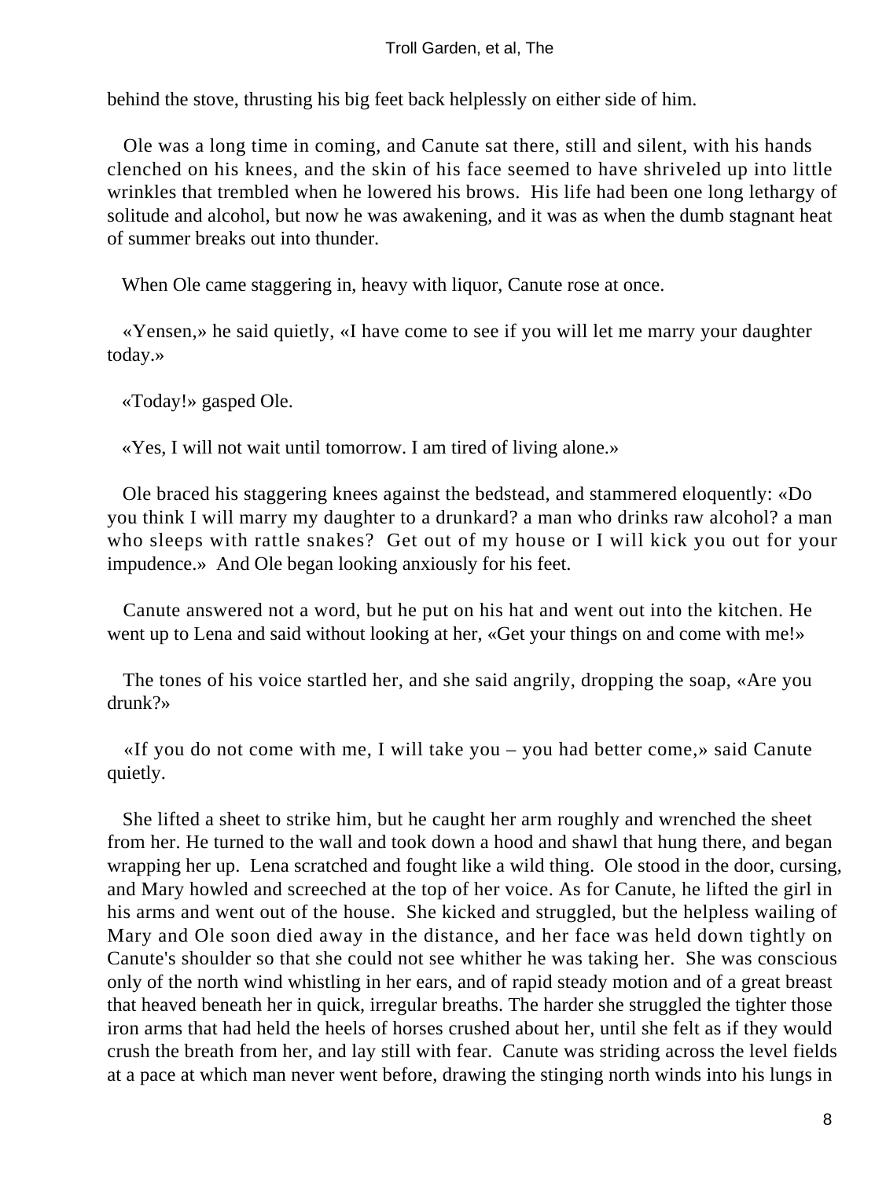behind the stove, thrusting his big feet back helplessly on either side of him.

Ole was a long time in coming, and Canute sat there, still and silent, with his hands clenched on his knees, and the skin of his face seemed to have shriveled up into little wrinkles that trembled when he lowered his brows. His life had been one long lethargy of solitude and alcohol, but now he was awakening, and it was as when the dumb stagnant heat of summer breaks out into thunder.

When Ole came staggering in, heavy with liquor, Canute rose at once.

«Yensen,» he said quietly, «I have come to see if you will let me marry your daughter today.»

«Today!» gasped Ole.

«Yes, I will not wait until tomorrow. I am tired of living alone.»

Ole braced his staggering knees against the bedstead, and stammered eloquently: «Do you think I will marry my daughter to a drunkard? a man who drinks raw alcohol? a man who sleeps with rattle snakes? Get out of my house or I will kick you out for your impudence.» And Ole began looking anxiously for his feet.

Canute answered not a word, but he put on his hat and went out into the kitchen. He went up to Lena and said without looking at her, «Get your things on and come with me!»

The tones of his voice startled her, and she said angrily, dropping the soap, «Are you drunk?»

«If you do not come with me, I will take you – you had better come,» said Canute quietly.

She lifted a sheet to strike him, but he caught her arm roughly and wrenched the sheet from her. He turned to the wall and took down a hood and shawl that hung there, and began wrapping her up. Lena scratched and fought like a wild thing. Ole stood in the door, cursing, and Mary howled and screeched at the top of her voice. As for Canute, he lifted the girl in his arms and went out of the house. She kicked and struggled, but the helpless wailing of Mary and Ole soon died away in the distance, and her face was held down tightly on Canute's shoulder so that she could not see whither he was taking her. She was conscious only of the north wind whistling in her ears, and of rapid steady motion and of a great breast that heaved beneath her in quick, irregular breaths. The harder she struggled the tighter those iron arms that had held the heels of horses crushed about her, until she felt as if they would crush the breath from her, and lay still with fear. Canute was striding across the level fields at a pace at which man never went before, drawing the stinging north winds into his lungs in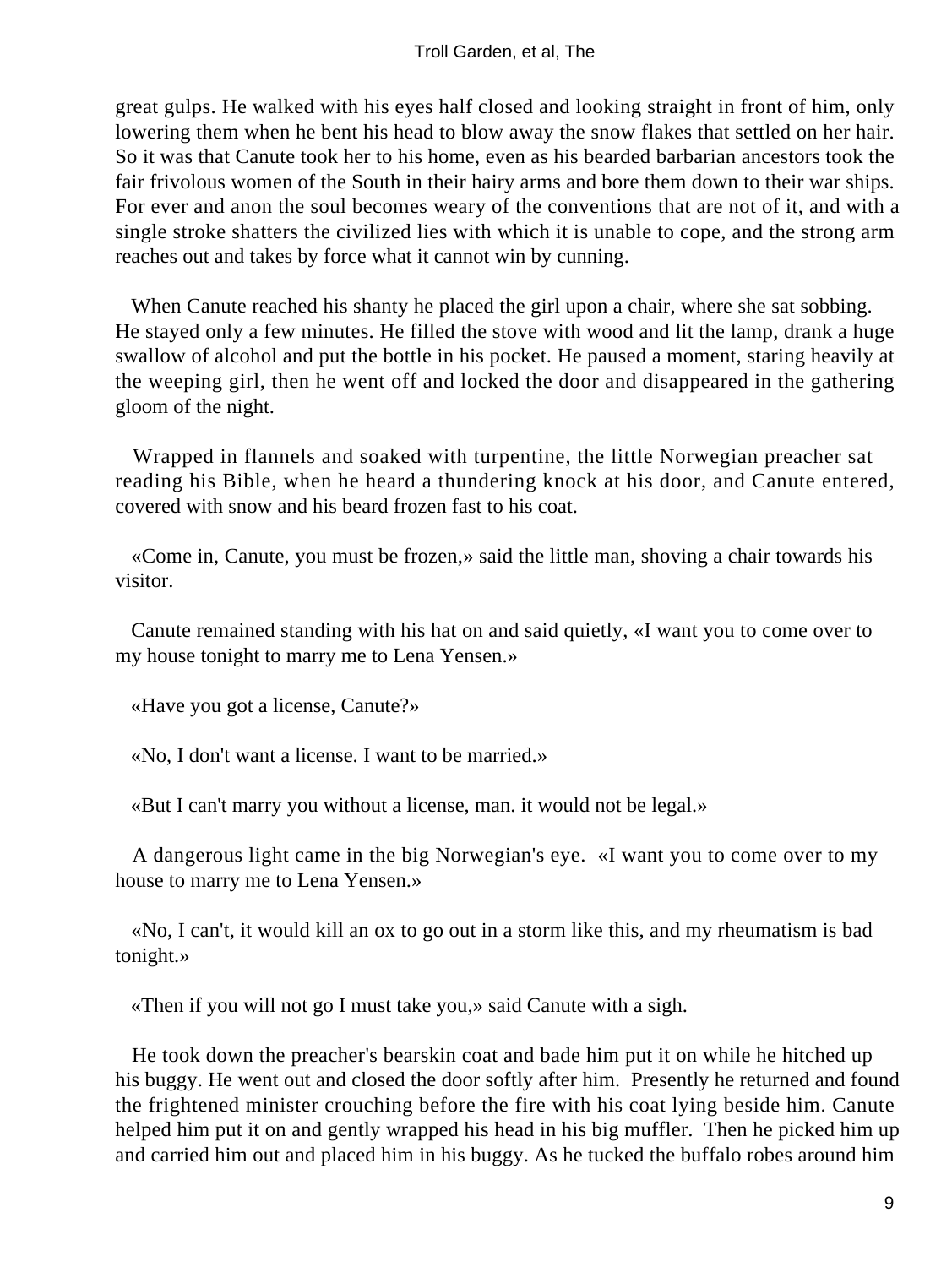great gulps. He walked with his eyes half closed and looking straight in front of him, only lowering them when he bent his head to blow away the snow flakes that settled on her hair. So it was that Canute took her to his home, even as his bearded barbarian ancestors took the fair frivolous women of the South in their hairy arms and bore them down to their war ships. For ever and anon the soul becomes weary of the conventions that are not of it, and with a single stroke shatters the civilized lies with which it is unable to cope, and the strong arm reaches out and takes by force what it cannot win by cunning.

When Canute reached his shanty he placed the girl upon a chair, where she sat sobbing. He stayed only a few minutes. He filled the stove with wood and lit the lamp, drank a huge swallow of alcohol and put the bottle in his pocket. He paused a moment, staring heavily at the weeping girl, then he went off and locked the door and disappeared in the gathering gloom of the night.

Wrapped in flannels and soaked with turpentine, the little Norwegian preacher sat reading his Bible, when he heard a thundering knock at his door, and Canute entered, covered with snow and his beard frozen fast to his coat.

«Come in, Canute, you must be frozen,» said the little man, shoving a chair towards his visitor.

Canute remained standing with his hat on and said quietly, «I want you to come over to my house tonight to marry me to Lena Yensen.»

«Have you got a license, Canute?»

«No, I don't want a license. I want to be married.»

«But I can't marry you without a license, man. it would not be legal.»

A dangerous light came in the big Norwegian's eye. «I want you to come over to my house to marry me to Lena Yensen.»

«No, I can't, it would kill an ox to go out in a storm like this, and my rheumatism is bad tonight.»

«Then if you will not go I must take you,» said Canute with a sigh.

He took down the preacher's bearskin coat and bade him put it on while he hitched up his buggy. He went out and closed the door softly after him. Presently he returned and found the frightened minister crouching before the fire with his coat lying beside him. Canute helped him put it on and gently wrapped his head in his big muffler. Then he picked him up and carried him out and placed him in his buggy. As he tucked the buffalo robes around him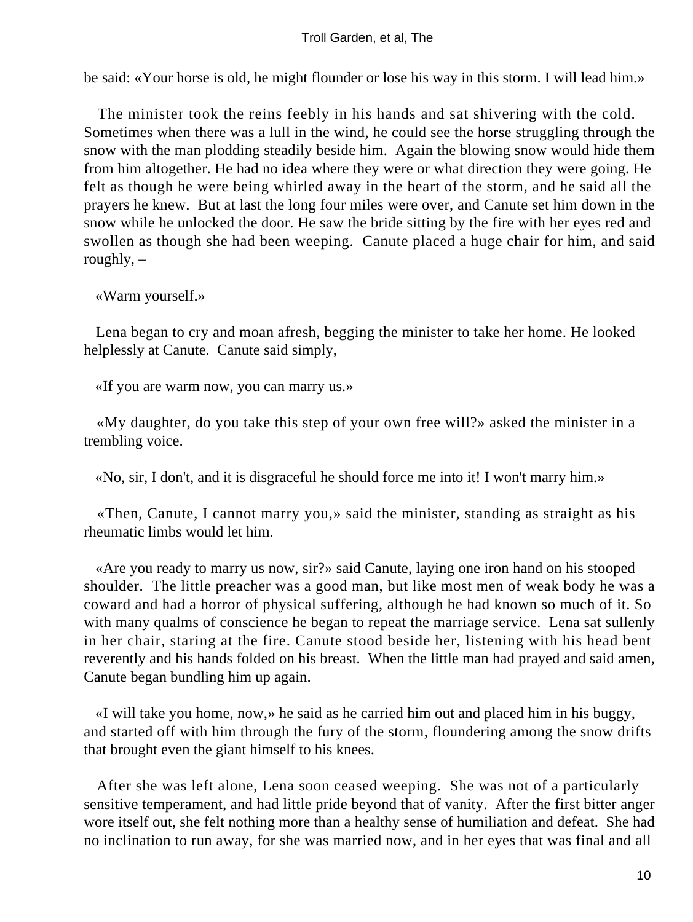be said: «Your horse is old, he might flounder or lose his way in this storm. I will lead him.»

The minister took the reins feebly in his hands and sat shivering with the cold. Sometimes when there was a lull in the wind, he could see the horse struggling through the snow with the man plodding steadily beside him. Again the blowing snow would hide them from him altogether. He had no idea where they were or what direction they were going. He felt as though he were being whirled away in the heart of the storm, and he said all the prayers he knew. But at last the long four miles were over, and Canute set him down in the snow while he unlocked the door. He saw the bride sitting by the fire with her eyes red and swollen as though she had been weeping. Canute placed a huge chair for him, and said roughly, –

«Warm yourself.»

Lena began to cry and moan afresh, begging the minister to take her home. He looked helplessly at Canute. Canute said simply,

«If you are warm now, you can marry us.»

«My daughter, do you take this step of your own free will?» asked the minister in a trembling voice.

«No, sir, I don't, and it is disgraceful he should force me into it! I won't marry him.»

«Then, Canute, I cannot marry you,» said the minister, standing as straight as his rheumatic limbs would let him.

«Are you ready to marry us now, sir?» said Canute, laying one iron hand on his stooped shoulder. The little preacher was a good man, but like most men of weak body he was a coward and had a horror of physical suffering, although he had known so much of it. So with many qualms of conscience he began to repeat the marriage service. Lena sat sullenly in her chair, staring at the fire. Canute stood beside her, listening with his head bent reverently and his hands folded on his breast. When the little man had prayed and said amen, Canute began bundling him up again.

«I will take you home, now,» he said as he carried him out and placed him in his buggy, and started off with him through the fury of the storm, floundering among the snow drifts that brought even the giant himself to his knees.

After she was left alone, Lena soon ceased weeping. She was not of a particularly sensitive temperament, and had little pride beyond that of vanity. After the first bitter anger wore itself out, she felt nothing more than a healthy sense of humiliation and defeat. She had no inclination to run away, for she was married now, and in her eyes that was final and all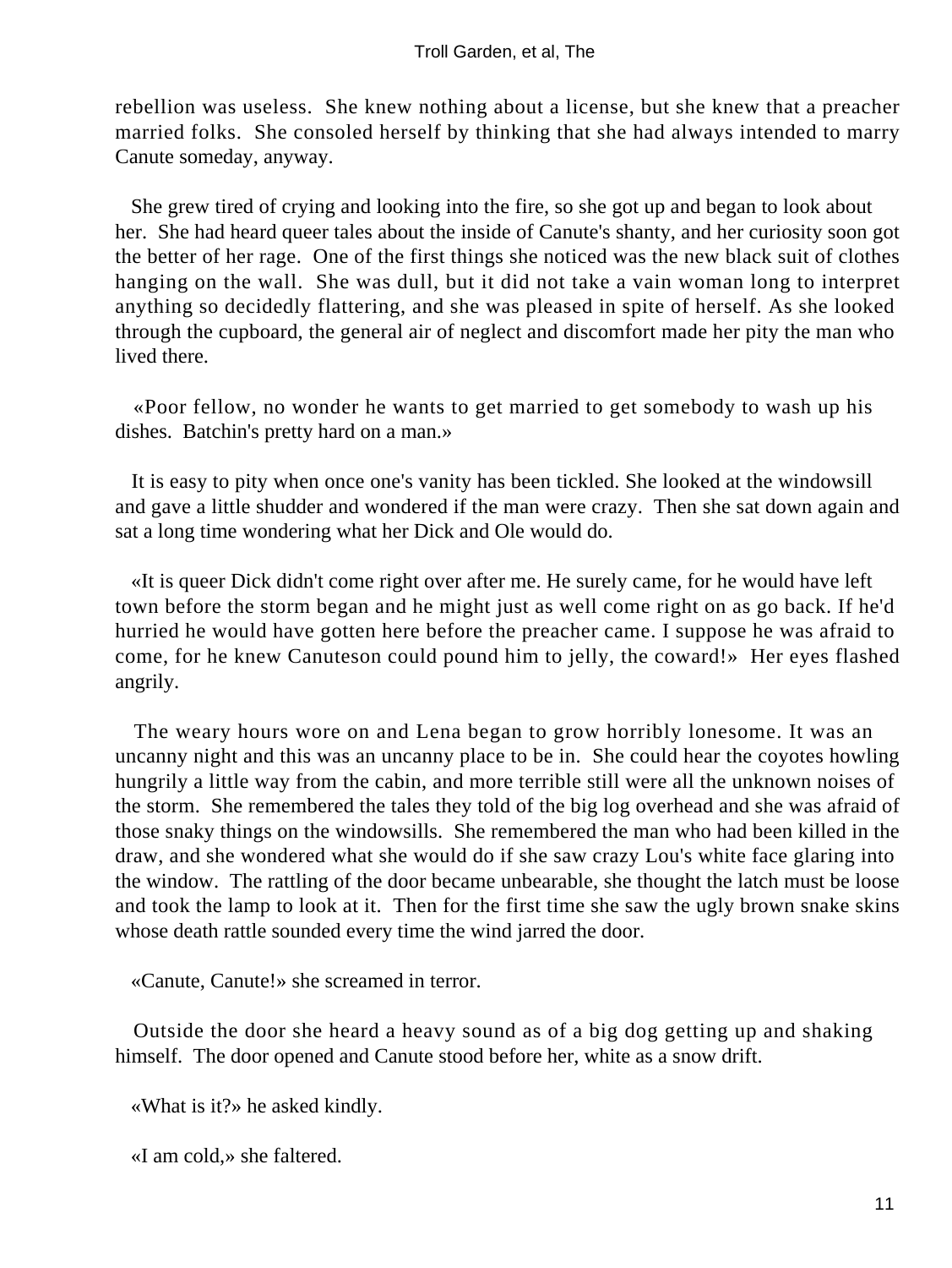rebellion was useless. She knew nothing about a license, but she knew that a preacher married folks. She consoled herself by thinking that she had always intended to marry Canute someday, anyway.

She grew tired of crying and looking into the fire, so she got up and began to look about her. She had heard queer tales about the inside of Canute's shanty, and her curiosity soon got the better of her rage. One of the first things she noticed was the new black suit of clothes hanging on the wall. She was dull, but it did not take a vain woman long to interpret anything so decidedly flattering, and she was pleased in spite of herself. As she looked through the cupboard, the general air of neglect and discomfort made her pity the man who lived there.

«Poor fellow, no wonder he wants to get married to get somebody to wash up his dishes. Batchin's pretty hard on a man.»

It is easy to pity when once one's vanity has been tickled. She looked at the windowsill and gave a little shudder and wondered if the man were crazy. Then she sat down again and sat a long time wondering what her Dick and Ole would do.

«It is queer Dick didn't come right over after me. He surely came, for he would have left town before the storm began and he might just as well come right on as go back. If he'd hurried he would have gotten here before the preacher came. I suppose he was afraid to come, for he knew Canuteson could pound him to jelly, the coward!» Her eyes flashed angrily.

The weary hours wore on and Lena began to grow horribly lonesome. It was an uncanny night and this was an uncanny place to be in. She could hear the coyotes howling hungrily a little way from the cabin, and more terrible still were all the unknown noises of the storm. She remembered the tales they told of the big log overhead and she was afraid of those snaky things on the windowsills. She remembered the man who had been killed in the draw, and she wondered what she would do if she saw crazy Lou's white face glaring into the window. The rattling of the door became unbearable, she thought the latch must be loose and took the lamp to look at it. Then for the first time she saw the ugly brown snake skins whose death rattle sounded every time the wind jarred the door.

«Canute, Canute!» she screamed in terror.

Outside the door she heard a heavy sound as of a big dog getting up and shaking himself. The door opened and Canute stood before her, white as a snow drift.

«What is it?» he asked kindly.

«I am cold,» she faltered.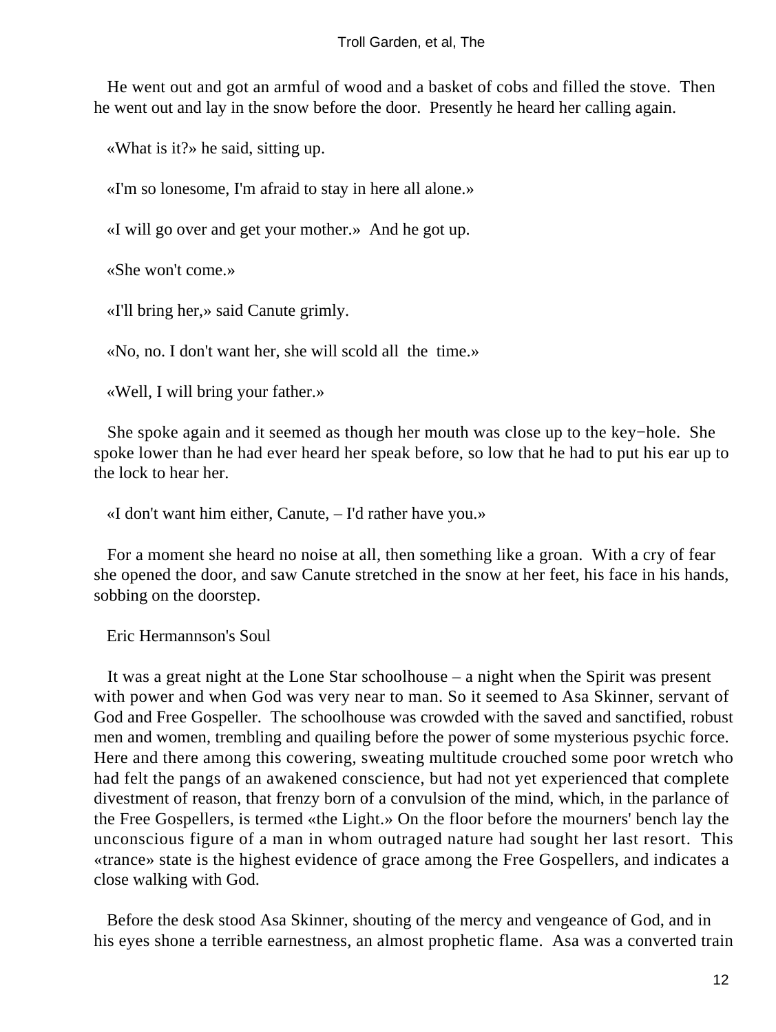He went out and got an armful of wood and a basket of cobs and filled the stove. Then he went out and lay in the snow before the door. Presently he heard her calling again.

«What is it?» he said, sitting up.

«I'm so lonesome, I'm afraid to stay in here all alone.»

«I will go over and get your mother.» And he got up.

«She won't come.»

«I'll bring her,» said Canute grimly.

«No, no. I don't want her, she will scold all the time.»

«Well, I will bring your father.»

She spoke again and it seemed as though her mouth was close up to the key−hole. She spoke lower than he had ever heard her speak before, so low that he had to put his ear up to the lock to hear her.

«I don't want him either, Canute, – I'd rather have you.»

For a moment she heard no noise at all, then something like a groan. With a cry of fear she opened the door, and saw Canute stretched in the snow at her feet, his face in his hands, sobbing on the doorstep.

## Eric Hermannson's Soul

It was a great night at the Lone Star schoolhouse – a night when the Spirit was present with power and when God was very near to man. So it seemed to Asa Skinner, servant of God and Free Gospeller. The schoolhouse was crowded with the saved and sanctified, robust men and women, trembling and quailing before the power of some mysterious psychic force. Here and there among this cowering, sweating multitude crouched some poor wretch who had felt the pangs of an awakened conscience, but had not yet experienced that complete divestment of reason, that frenzy born of a convulsion of the mind, which, in the parlance of the Free Gospellers, is termed «the Light.» On the floor before the mourners' bench lay the unconscious figure of a man in whom outraged nature had sought her last resort. This «trance» state is the highest evidence of grace among the Free Gospellers, and indicates a close walking with God.

Before the desk stood Asa Skinner, shouting of the mercy and vengeance of God, and in his eyes shone a terrible earnestness, an almost prophetic flame. Asa was a converted train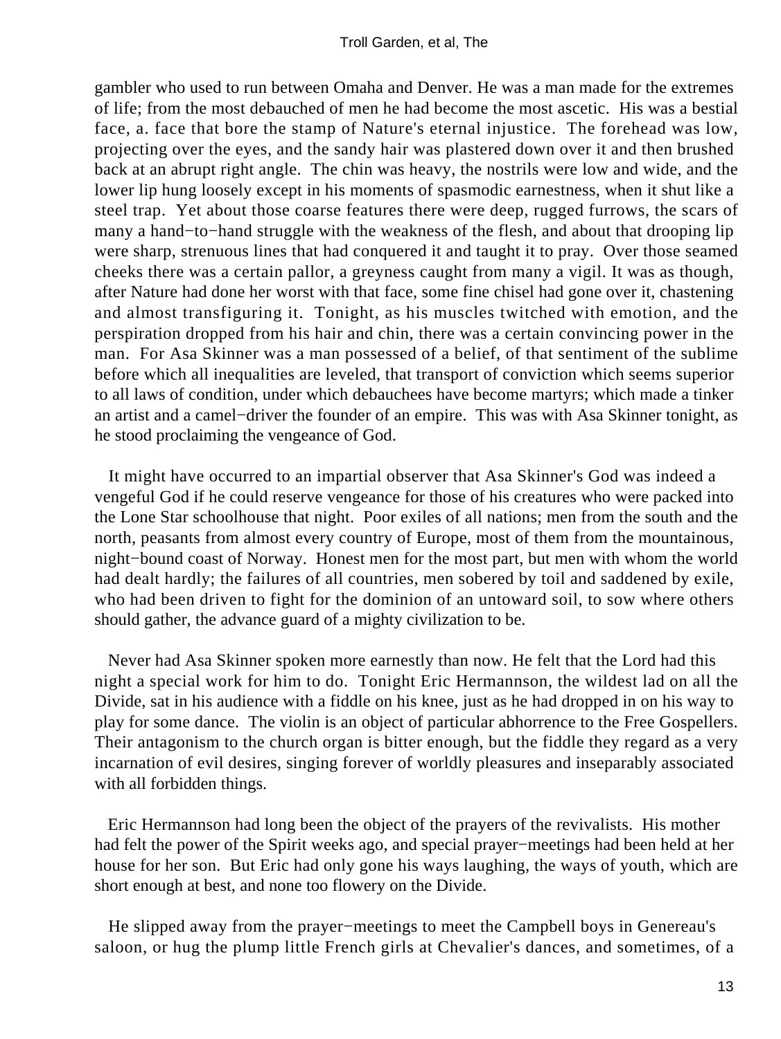gambler who used to run between Omaha and Denver. He was a man made for the extremes of life; from the most debauched of men he had become the most ascetic. His was a bestial face, a. face that bore the stamp of Nature's eternal injustice. The forehead was low, projecting over the eyes, and the sandy hair was plastered down over it and then brushed back at an abrupt right angle. The chin was heavy, the nostrils were low and wide, and the lower lip hung loosely except in his moments of spasmodic earnestness, when it shut like a steel trap. Yet about those coarse features there were deep, rugged furrows, the scars of many a hand−to−hand struggle with the weakness of the flesh, and about that drooping lip were sharp, strenuous lines that had conquered it and taught it to pray. Over those seamed cheeks there was a certain pallor, a greyness caught from many a vigil. It was as though, after Nature had done her worst with that face, some fine chisel had gone over it, chastening and almost transfiguring it. Tonight, as his muscles twitched with emotion, and the perspiration dropped from his hair and chin, there was a certain convincing power in the man. For Asa Skinner was a man possessed of a belief, of that sentiment of the sublime before which all inequalities are leveled, that transport of conviction which seems superior to all laws of condition, under which debauchees have become martyrs; which made a tinker an artist and a camel−driver the founder of an empire. This was with Asa Skinner tonight, as he stood proclaiming the vengeance of God.

It might have occurred to an impartial observer that Asa Skinner's God was indeed a vengeful God if he could reserve vengeance for those of his creatures who were packed into the Lone Star schoolhouse that night. Poor exiles of all nations; men from the south and the north, peasants from almost every country of Europe, most of them from the mountainous, night−bound coast of Norway. Honest men for the most part, but men with whom the world had dealt hardly; the failures of all countries, men sobered by toil and saddened by exile, who had been driven to fight for the dominion of an untoward soil, to sow where others should gather, the advance guard of a mighty civilization to be.

Never had Asa Skinner spoken more earnestly than now. He felt that the Lord had this night a special work for him to do. Tonight Eric Hermannson, the wildest lad on all the Divide, sat in his audience with a fiddle on his knee, just as he had dropped in on his way to play for some dance. The violin is an object of particular abhorrence to the Free Gospellers. Their antagonism to the church organ is bitter enough, but the fiddle they regard as a very incarnation of evil desires, singing forever of worldly pleasures and inseparably associated with all forbidden things.

Eric Hermannson had long been the object of the prayers of the revivalists. His mother had felt the power of the Spirit weeks ago, and special prayer−meetings had been held at her house for her son. But Eric had only gone his ways laughing, the ways of youth, which are short enough at best, and none too flowery on the Divide.

He slipped away from the prayer−meetings to meet the Campbell boys in Genereau's saloon, or hug the plump little French girls at Chevalier's dances, and sometimes, of a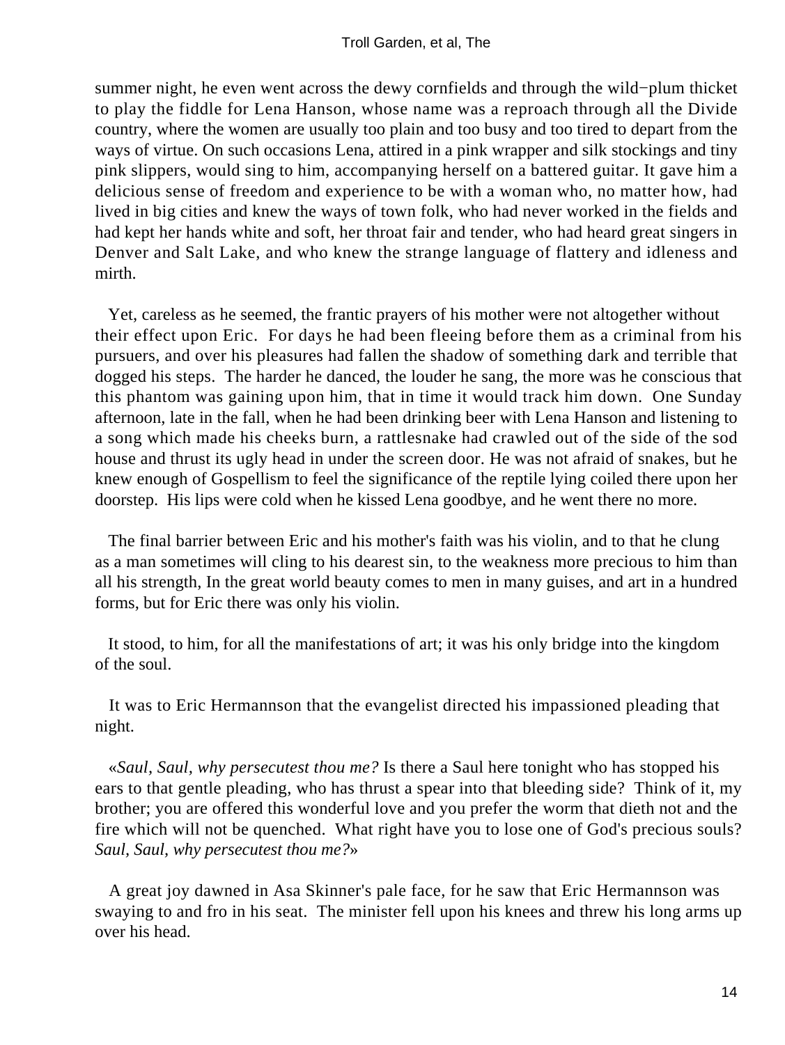summer night, he even went across the dewy cornfields and through the wild−plum thicket to play the fiddle for Lena Hanson, whose name was a reproach through all the Divide country, where the women are usually too plain and too busy and too tired to depart from the ways of virtue. On such occasions Lena, attired in a pink wrapper and silk stockings and tiny pink slippers, would sing to him, accompanying herself on a battered guitar. It gave him a delicious sense of freedom and experience to be with a woman who, no matter how, had lived in big cities and knew the ways of town folk, who had never worked in the fields and had kept her hands white and soft, her throat fair and tender, who had heard great singers in Denver and Salt Lake, and who knew the strange language of flattery and idleness and mirth.

Yet, careless as he seemed, the frantic prayers of his mother were not altogether without their effect upon Eric. For days he had been fleeing before them as a criminal from his pursuers, and over his pleasures had fallen the shadow of something dark and terrible that dogged his steps. The harder he danced, the louder he sang, the more was he conscious that this phantom was gaining upon him, that in time it would track him down. One Sunday afternoon, late in the fall, when he had been drinking beer with Lena Hanson and listening to a song which made his cheeks burn, a rattlesnake had crawled out of the side of the sod house and thrust its ugly head in under the screen door. He was not afraid of snakes, but he knew enough of Gospellism to feel the significance of the reptile lying coiled there upon her doorstep. His lips were cold when he kissed Lena goodbye, and he went there no more.

The final barrier between Eric and his mother's faith was his violin, and to that he clung as a man sometimes will cling to his dearest sin, to the weakness more precious to him than all his strength, In the great world beauty comes to men in many guises, and art in a hundred forms, but for Eric there was only his violin.

It stood, to him, for all the manifestations of art; it was his only bridge into the kingdom of the soul.

It was to Eric Hermannson that the evangelist directed his impassioned pleading that night.

«*Saul, Saul, why persecutest thou me?* Is there a Saul here tonight who has stopped his ears to that gentle pleading, who has thrust a spear into that bleeding side? Think of it, my brother; you are offered this wonderful love and you prefer the worm that dieth not and the fire which will not be quenched. What right have you to lose one of God's precious souls? *Saul, Saul, why persecutest thou me?*»

A great joy dawned in Asa Skinner's pale face, for he saw that Eric Hermannson was swaying to and fro in his seat. The minister fell upon his knees and threw his long arms up over his head.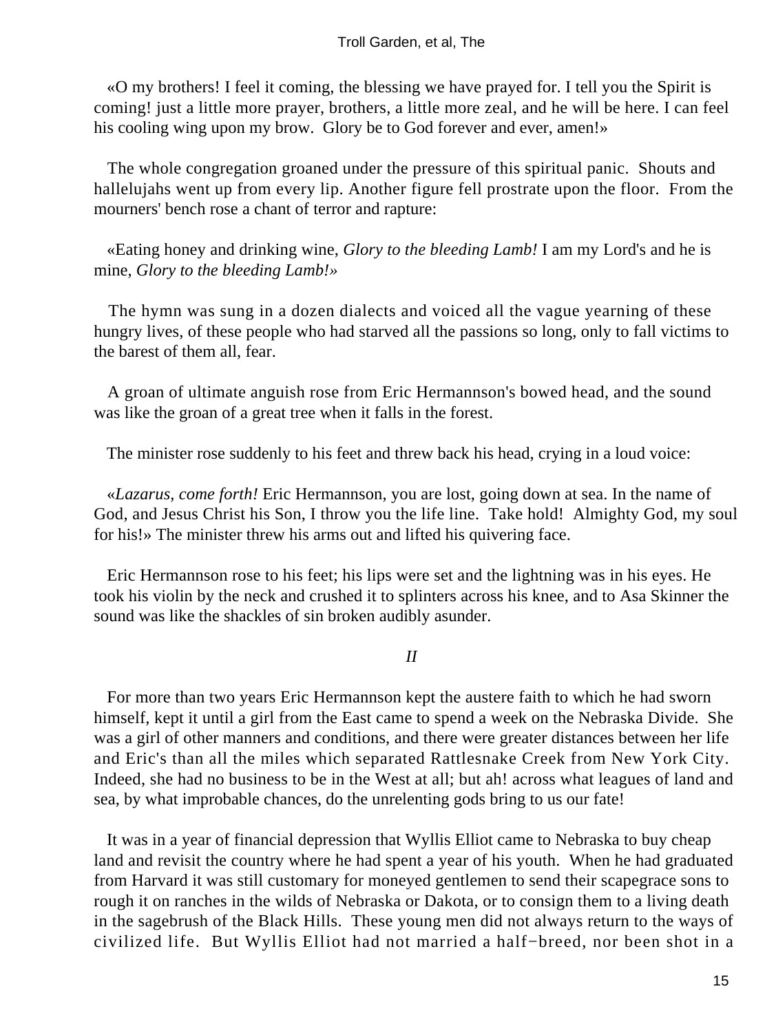«O my brothers! I feel it coming, the blessing we have prayed for. I tell you the Spirit is coming! just a little more prayer, brothers, a little more zeal, and he will be here. I can feel his cooling wing upon my brow. Glory be to God forever and ever, amen!»

The whole congregation groaned under the pressure of this spiritual panic. Shouts and hallelujahs went up from every lip. Another figure fell prostrate upon the floor. From the mourners' bench rose a chant of terror and rapture:

«Eating honey and drinking wine, *Glory to the bleeding Lamb!* I am my Lord's and he is mine, *Glory to the bleeding Lamb!*»

The hymn was sung in a dozen dialects and voiced all the vague yearning of these hungry lives, of these people who had starved all the passions so long, only to fall victims to the barest of them all, fear.

A groan of ultimate anguish rose from Eric Hermannson's bowed head, and the sound was like the groan of a great tree when it falls in the forest.

The minister rose suddenly to his feet and threw back his head, crying in a loud voice:

«*Lazarus, come forth!* Eric Hermannson, you are lost, going down at sea. In the name of God, and Jesus Christ his Son, I throw you the life line. Take hold! Almighty God, my soul for his!» The minister threw his arms out and lifted his quivering face.

Eric Hermannson rose to his feet; his lips were set and the lightning was in his eyes. He took his violin by the neck and crushed it to splinters across his knee, and to Asa Skinner the sound was like the shackles of sin broken audibly asunder.

## *II*

For more than two years Eric Hermannson kept the austere faith to which he had sworn himself, kept it until a girl from the East came to spend a week on the Nebraska Divide. She was a girl of other manners and conditions, and there were greater distances between her life and Eric's than all the miles which separated Rattlesnake Creek from New York City. Indeed, she had no business to be in the West at all; but ah! across what leagues of land and sea, by what improbable chances, do the unrelenting gods bring to us our fate!

It was in a year of financial depression that Wyllis Elliot came to Nebraska to buy cheap land and revisit the country where he had spent a year of his youth. When he had graduated from Harvard it was still customary for moneyed gentlemen to send their scapegrace sons to rough it on ranches in the wilds of Nebraska or Dakota, or to consign them to a living death in the sagebrush of the Black Hills. These young men did not always return to the ways of civilized life. But Wyllis Elliot had not married a half−breed, nor been shot in a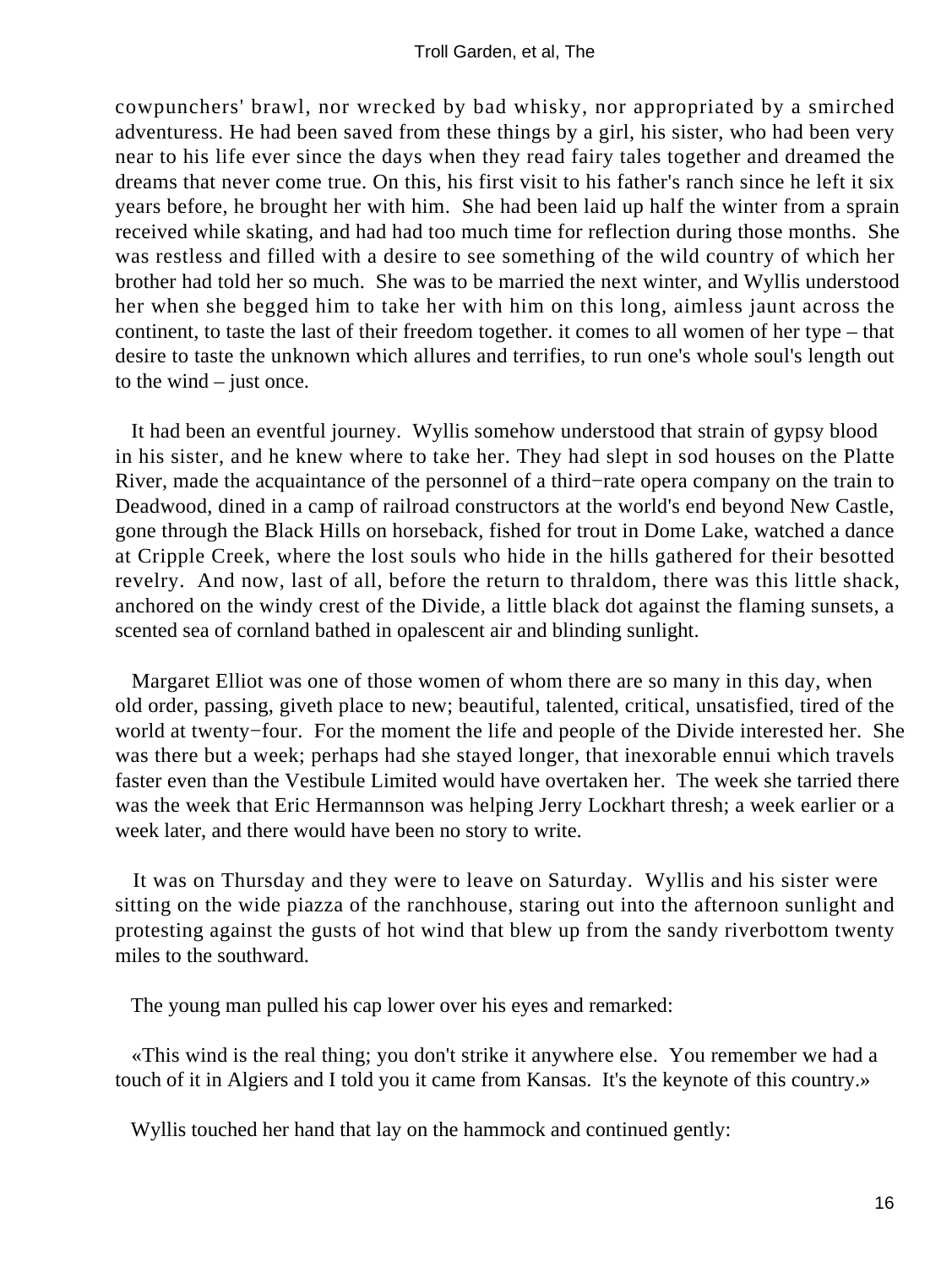cowpunchers' brawl, nor wrecked by bad whisky, nor appropriated by a smirched adventuress. He had been saved from these things by a girl, his sister, who had been very near to his life ever since the days when they read fairy tales together and dreamed the dreams that never come true. On this, his first visit to his father's ranch since he left it six years before, he brought her with him. She had been laid up half the winter from a sprain received while skating, and had had too much time for reflection during those months. She was restless and filled with a desire to see something of the wild country of which her brother had told her so much. She was to be married the next winter, and Wyllis understood her when she begged him to take her with him on this long, aimless jaunt across the continent, to taste the last of their freedom together. it comes to all women of her type – that desire to taste the unknown which allures and terrifies, to run one's whole soul's length out to the wind – just once.

It had been an eventful journey. Wyllis somehow understood that strain of gypsy blood in his sister, and he knew where to take her. They had slept in sod houses on the Platte River, made the acquaintance of the personnel of a third−rate opera company on the train to Deadwood, dined in a camp of railroad constructors at the world's end beyond New Castle, gone through the Black Hills on horseback, fished for trout in Dome Lake, watched a dance at Cripple Creek, where the lost souls who hide in the hills gathered for their besotted revelry. And now, last of all, before the return to thraldom, there was this little shack, anchored on the windy crest of the Divide, a little black dot against the flaming sunsets, a scented sea of cornland bathed in opalescent air and blinding sunlight.

Margaret Elliot was one of those women of whom there are so many in this day, when old order, passing, giveth place to new; beautiful, talented, critical, unsatisfied, tired of the world at twenty−four. For the moment the life and people of the Divide interested her. She was there but a week; perhaps had she stayed longer, that inexorable ennui which travels faster even than the Vestibule Limited would have overtaken her. The week she tarried there was the week that Eric Hermannson was helping Jerry Lockhart thresh; a week earlier or a week later, and there would have been no story to write.

It was on Thursday and they were to leave on Saturday. Wyllis and his sister were sitting on the wide piazza of the ranchhouse, staring out into the afternoon sunlight and protesting against the gusts of hot wind that blew up from the sandy riverbottom twenty miles to the southward.

The young man pulled his cap lower over his eyes and remarked:

«This wind is the real thing; you don't strike it anywhere else. You remember we had a touch of it in Algiers and I told you it came from Kansas. It's the keynote of this country.»

Wyllis touched her hand that lay on the hammock and continued gently: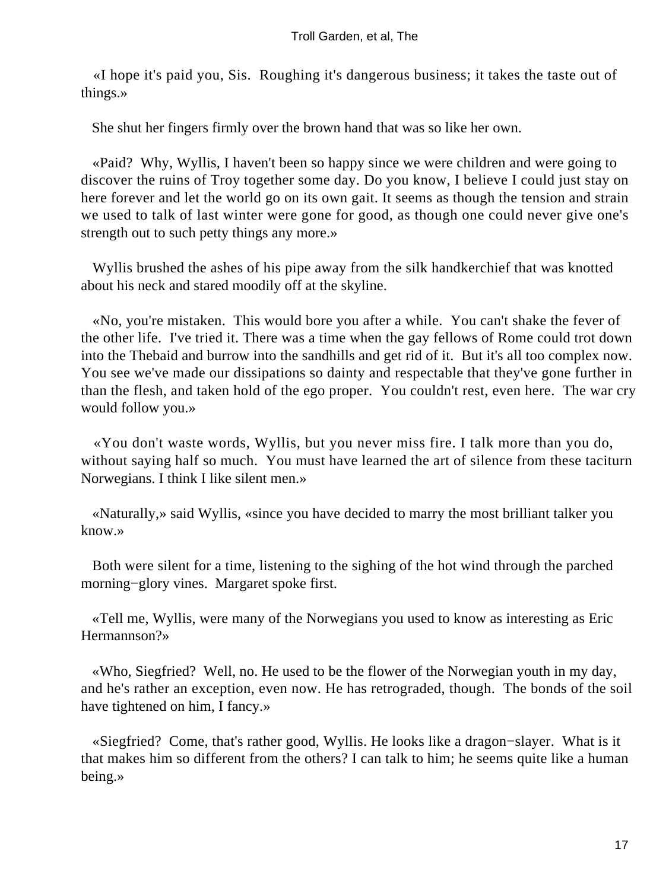«I hope it's paid you, Sis. Roughing it's dangerous business; it takes the taste out of things.»

She shut her fingers firmly over the brown hand that was so like her own.

«Paid? Why, Wyllis, I haven't been so happy since we were children and were going to discover the ruins of Troy together some day. Do you know, I believe I could just stay on here forever and let the world go on its own gait. It seems as though the tension and strain we used to talk of last winter were gone for good, as though one could never give one's strength out to such petty things any more.»

Wyllis brushed the ashes of his pipe away from the silk handkerchief that was knotted about his neck and stared moodily off at the skyline.

«No, you're mistaken. This would bore you after a while. You can't shake the fever of the other life. I've tried it. There was a time when the gay fellows of Rome could trot down into the Thebaid and burrow into the sandhills and get rid of it. But it's all too complex now. You see we've made our dissipations so dainty and respectable that they've gone further in than the flesh, and taken hold of the ego proper. You couldn't rest, even here. The war cry would follow you.»

«You don't waste words, Wyllis, but you never miss fire. I talk more than you do, without saying half so much. You must have learned the art of silence from these taciturn Norwegians. I think I like silent men.»

«Naturally,» said Wyllis, «since you have decided to marry the most brilliant talker you know.»

Both were silent for a time, listening to the sighing of the hot wind through the parched morning−glory vines. Margaret spoke first.

«Tell me, Wyllis, were many of the Norwegians you used to know as interesting as Eric Hermannson?»

«Who, Siegfried? Well, no. He used to be the flower of the Norwegian youth in my day, and he's rather an exception, even now. He has retrograded, though. The bonds of the soil have tightened on him, I fancy.»

«Siegfried? Come, that's rather good, Wyllis. He looks like a dragon−slayer. What is it that makes him so different from the others? I can talk to him; he seems quite like a human being.»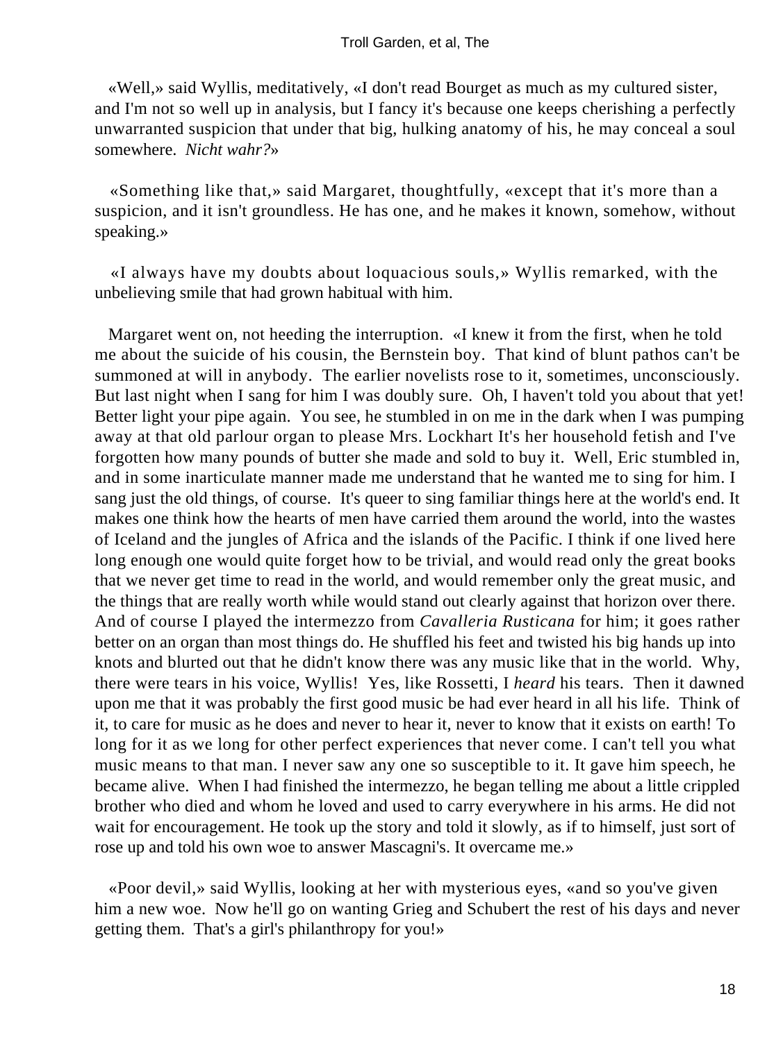«Well,» said Wyllis, meditatively, «I don't read Bourget as much as my cultured sister, and I'm not so well up in analysis, but I fancy it's because one keeps cherishing a perfectly unwarranted suspicion that under that big, hulking anatomy of his, he may conceal a soul somewhere. *Nicht wahr?*»

«Something like that,» said Margaret, thoughtfully, «except that it's more than a suspicion, and it isn't groundless. He has one, and he makes it known, somehow, without speaking.»

«I always have my doubts about loquacious souls,» Wyllis remarked, with the unbelieving smile that had grown habitual with him.

Margaret went on, not heeding the interruption. «I knew it from the first, when he told me about the suicide of his cousin, the Bernstein boy. That kind of blunt pathos can't be summoned at will in anybody. The earlier novelists rose to it, sometimes, unconsciously. But last night when I sang for him I was doubly sure. Oh, I haven't told you about that yet! Better light your pipe again. You see, he stumbled in on me in the dark when I was pumping away at that old parlour organ to please Mrs. Lockhart It's her household fetish and I've forgotten how many pounds of butter she made and sold to buy it. Well, Eric stumbled in, and in some inarticulate manner made me understand that he wanted me to sing for him. I sang just the old things, of course. It's queer to sing familiar things here at the world's end. It makes one think how the hearts of men have carried them around the world, into the wastes of Iceland and the jungles of Africa and the islands of the Pacific. I think if one lived here long enough one would quite forget how to be trivial, and would read only the great books that we never get time to read in the world, and would remember only the great music, and the things that are really worth while would stand out clearly against that horizon over there. And of course I played the intermezzo from *Cavalleria Rusticana* for him; it goes rather better on an organ than most things do. He shuffled his feet and twisted his big hands up into knots and blurted out that he didn't know there was any music like that in the world. Why, there were tears in his voice, Wyllis! Yes, like Rossetti, I *heard* his tears. Then it dawned upon me that it was probably the first good music be had ever heard in all his life. Think of it, to care for music as he does and never to hear it, never to know that it exists on earth! To long for it as we long for other perfect experiences that never come. I can't tell you what music means to that man. I never saw any one so susceptible to it. It gave him speech, he became alive. When I had finished the intermezzo, he began telling me about a little crippled brother who died and whom he loved and used to carry everywhere in his arms. He did not wait for encouragement. He took up the story and told it slowly, as if to himself, just sort of rose up and told his own woe to answer Mascagni's. It overcame me.»

«Poor devil,» said Wyllis, looking at her with mysterious eyes, «and so you've given him a new woe. Now he'll go on wanting Grieg and Schubert the rest of his days and never getting them. That's a girl's philanthropy for you!»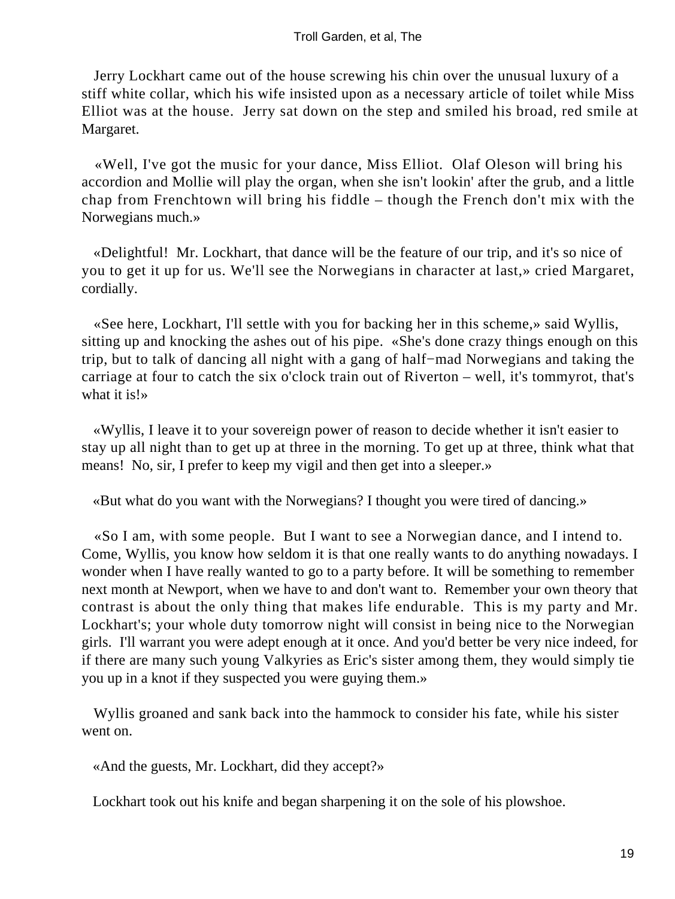Jerry Lockhart came out of the house screwing his chin over the unusual luxury of a stiff white collar, which his wife insisted upon as a necessary article of toilet while Miss Elliot was at the house. Jerry sat down on the step and smiled his broad, red smile at Margaret.

«Well, I've got the music for your dance, Miss Elliot. Olaf Oleson will bring his accordion and Mollie will play the organ, when she isn't lookin' after the grub, and a little chap from Frenchtown will bring his fiddle – though the French don't mix with the Norwegians much.»

«Delightful! Mr. Lockhart, that dance will be the feature of our trip, and it's so nice of you to get it up for us. We'll see the Norwegians in character at last,» cried Margaret, cordially.

«See here, Lockhart, I'll settle with you for backing her in this scheme,» said Wyllis, sitting up and knocking the ashes out of his pipe. «She's done crazy things enough on this trip, but to talk of dancing all night with a gang of half-mad Norwegians and taking the carriage at four to catch the six o'clock train out of Riverton – well, it's tommyrot, that's what it is!»

«Wyllis, I leave it to your sovereign power of reason to decide whether it isn't easier to stay up all night than to get up at three in the morning. To get up at three, think what that means! No, sir, I prefer to keep my vigil and then get into a sleeper.»

«But what do you want with the Norwegians? I thought you were tired of dancing.»

«So I am, with some people. But I want to see a Norwegian dance, and I intend to. Come, Wyllis, you know how seldom it is that one really wants to do anything nowadays. I wonder when I have really wanted to go to a party before. It will be something to remember next month at Newport, when we have to and don't want to. Remember your own theory that contrast is about the only thing that makes life endurable. This is my party and Mr. Lockhart's; your whole duty tomorrow night will consist in being nice to the Norwegian girls. I'll warrant you were adept enough at it once. And you'd better be very nice indeed, for if there are many such young Valkyries as Eric's sister among them, they would simply tie you up in a knot if they suspected you were guying them.»

Wyllis groaned and sank back into the hammock to consider his fate, while his sister went on.

«And the guests, Mr. Lockhart, did they accept?»

Lockhart took out his knife and began sharpening it on the sole of his plowshoe.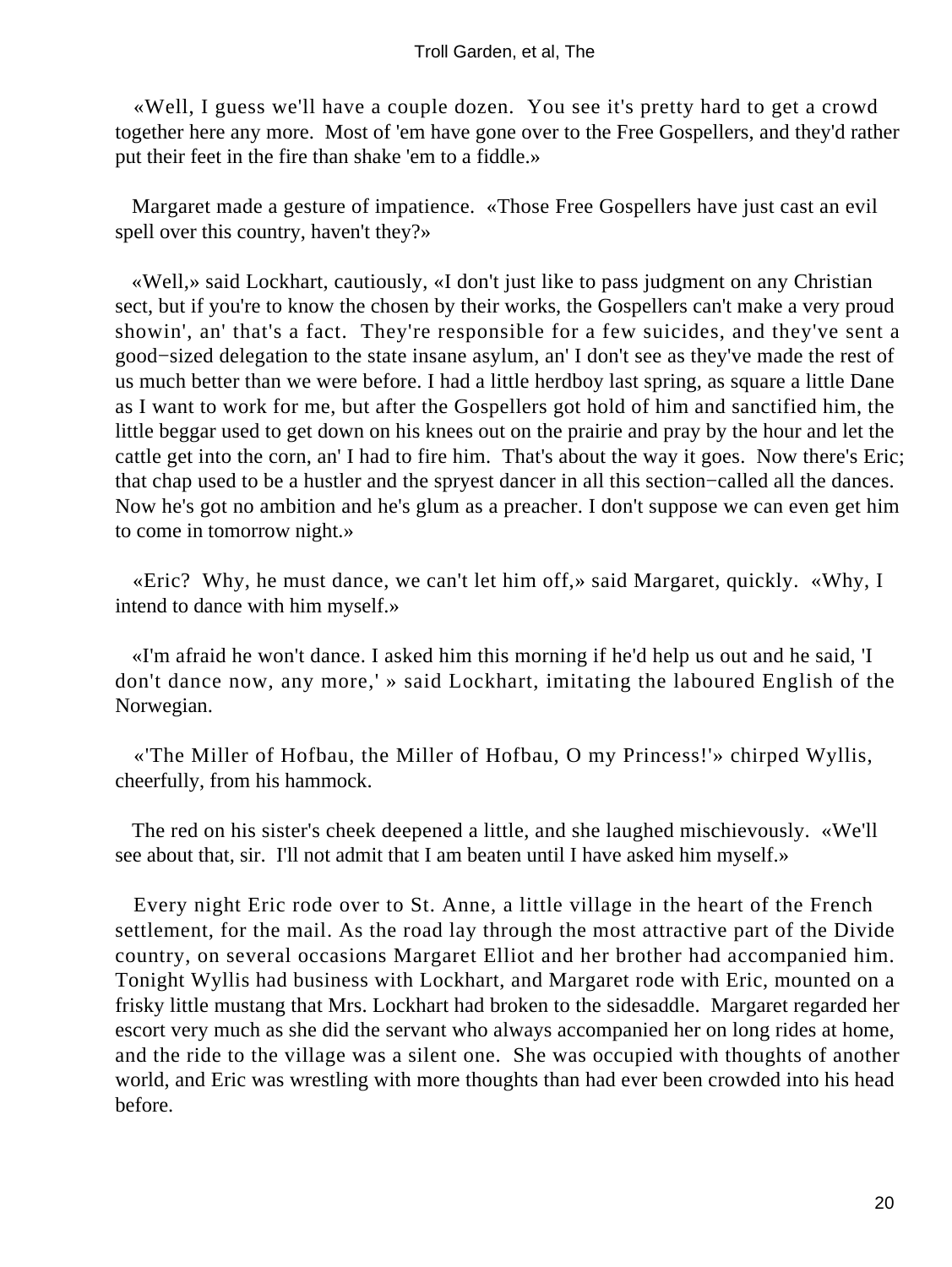«Well, I guess we'll have a couple dozen. You see it's pretty hard to get a crowd together here any more. Most of 'em have gone over to the Free Gospellers, and they'd rather put their feet in the fire than shake 'em to a fiddle.»

Margaret made a gesture of impatience. «Those Free Gospellers have just cast an evil spell over this country, haven't they?»

«Well,» said Lockhart, cautiously, «I don't just like to pass judgment on any Christian sect, but if you're to know the chosen by their works, the Gospellers can't make a very proud showin', an' that's a fact. They're responsible for a few suicides, and they've sent a good−sized delegation to the state insane asylum, an' I don't see as they've made the rest of us much better than we were before. I had a little herdboy last spring, as square a little Dane as I want to work for me, but after the Gospellers got hold of him and sanctified him, the little beggar used to get down on his knees out on the prairie and pray by the hour and let the cattle get into the corn, an' I had to fire him. That's about the way it goes. Now there's Eric; that chap used to be a hustler and the spryest dancer in all this section−called all the dances. Now he's got no ambition and he's glum as a preacher. I don't suppose we can even get him to come in tomorrow night.»

«Eric? Why, he must dance, we can't let him off,» said Margaret, quickly. «Why, I intend to dance with him myself.»

«I'm afraid he won't dance. I asked him this morning if he'd help us out and he said, 'I don't dance now, any more,' » said Lockhart, imitating the laboured English of the Norwegian.

«'The Miller of Hofbau, the Miller of Hofbau, O my Princess!'» chirped Wyllis, cheerfully, from his hammock.

The red on his sister's cheek deepened a little, and she laughed mischievously. «We'll see about that, sir. I'll not admit that I am beaten until I have asked him myself.»

Every night Eric rode over to St. Anne, a little village in the heart of the French settlement, for the mail. As the road lay through the most attractive part of the Divide country, on several occasions Margaret Elliot and her brother had accompanied him. Tonight Wyllis had business with Lockhart, and Margaret rode with Eric, mounted on a frisky little mustang that Mrs. Lockhart had broken to the sidesaddle. Margaret regarded her escort very much as she did the servant who always accompanied her on long rides at home, and the ride to the village was a silent one. She was occupied with thoughts of another world, and Eric was wrestling with more thoughts than had ever been crowded into his head before.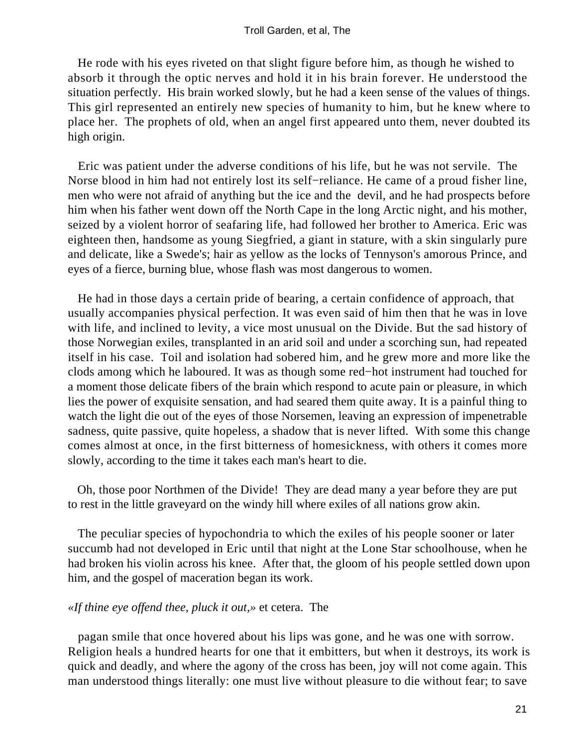He rode with his eyes riveted on that slight figure before him, as though he wished to absorb it through the optic nerves and hold it in his brain forever. He understood the situation perfectly. His brain worked slowly, but he had a keen sense of the values of things. This girl represented an entirely new species of humanity to him, but he knew where to place her. The prophets of old, when an angel first appeared unto them, never doubted its high origin.

Eric was patient under the adverse conditions of his life, but he was not servile. The Norse blood in him had not entirely lost its self−reliance. He came of a proud fisher line, men who were not afraid of anything but the ice and the devil, and he had prospects before him when his father went down off the North Cape in the long Arctic night, and his mother, seized by a violent horror of seafaring life, had followed her brother to America. Eric was eighteen then, handsome as young Siegfried, a giant in stature, with a skin singularly pure and delicate, like a Swede's; hair as yellow as the locks of Tennyson's amorous Prince, and eyes of a fierce, burning blue, whose flash was most dangerous to women.

He had in those days a certain pride of bearing, a certain confidence of approach, that usually accompanies physical perfection. It was even said of him then that he was in love with life, and inclined to levity, a vice most unusual on the Divide. But the sad history of those Norwegian exiles, transplanted in an arid soil and under a scorching sun, had repeated itself in his case. Toil and isolation had sobered him, and he grew more and more like the clods among which he laboured. It was as though some red−hot instrument had touched for a moment those delicate fibers of the brain which respond to acute pain or pleasure, in which lies the power of exquisite sensation, and had seared them quite away. It is a painful thing to watch the light die out of the eyes of those Norsemen, leaving an expression of impenetrable sadness, quite passive, quite hopeless, a shadow that is never lifted. With some this change comes almost at once, in the first bitterness of homesickness, with others it comes more slowly, according to the time it takes each man's heart to die.

Oh, those poor Northmen of the Divide! They are dead many a year before they are put to rest in the little graveyard on the windy hill where exiles of all nations grow akin.

The peculiar species of hypochondria to which the exiles of his people sooner or later succumb had not developed in Eric until that night at the Lone Star schoolhouse, when he had broken his violin across his knee. After that, the gloom of his people settled down upon him, and the gospel of maceration began its work.

*«If thine eye offend thee, pluck it out,»* et cetera. The

pagan smile that once hovered about his lips was gone, and he was one with sorrow. Religion heals a hundred hearts for one that it embitters, but when it destroys, its work is quick and deadly, and where the agony of the cross has been, joy will not come again. This man understood things literally: one must live without pleasure to die without fear; to save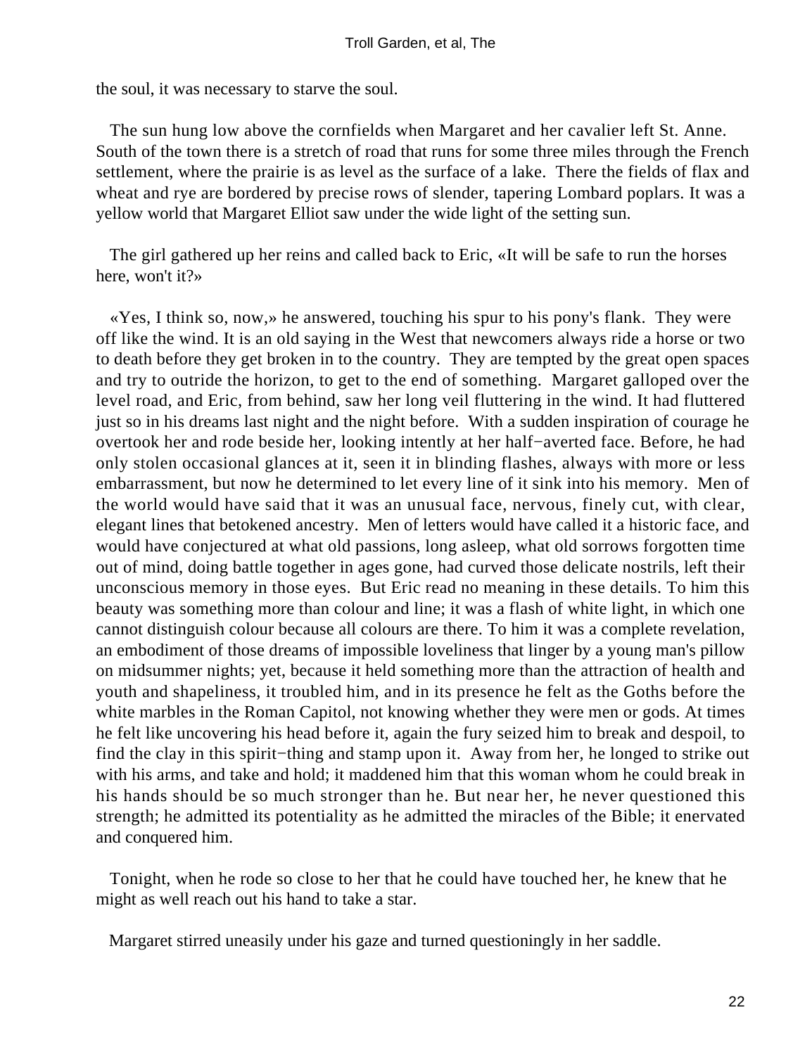the soul, it was necessary to starve the soul.

The sun hung low above the cornfields when Margaret and her cavalier left St. Anne. South of the town there is a stretch of road that runs for some three miles through the French settlement, where the prairie is as level as the surface of a lake. There the fields of flax and wheat and rye are bordered by precise rows of slender, tapering Lombard poplars. It was a yellow world that Margaret Elliot saw under the wide light of the setting sun.

The girl gathered up her reins and called back to Eric, «It will be safe to run the horses here, won't it?»

«Yes, I think so, now,» he answered, touching his spur to his pony's flank. They were off like the wind. It is an old saying in the West that newcomers always ride a horse or two to death before they get broken in to the country. They are tempted by the great open spaces and try to outride the horizon, to get to the end of something. Margaret galloped over the level road, and Eric, from behind, saw her long veil fluttering in the wind. It had fluttered just so in his dreams last night and the night before. With a sudden inspiration of courage he overtook her and rode beside her, looking intently at her half−averted face. Before, he had only stolen occasional glances at it, seen it in blinding flashes, always with more or less embarrassment, but now he determined to let every line of it sink into his memory. Men of the world would have said that it was an unusual face, nervous, finely cut, with clear, elegant lines that betokened ancestry. Men of letters would have called it a historic face, and would have conjectured at what old passions, long asleep, what old sorrows forgotten time out of mind, doing battle together in ages gone, had curved those delicate nostrils, left their unconscious memory in those eyes. But Eric read no meaning in these details. To him this beauty was something more than colour and line; it was a flash of white light, in which one cannot distinguish colour because all colours are there. To him it was a complete revelation, an embodiment of those dreams of impossible loveliness that linger by a young man's pillow on midsummer nights; yet, because it held something more than the attraction of health and youth and shapeliness, it troubled him, and in its presence he felt as the Goths before the white marbles in the Roman Capitol, not knowing whether they were men or gods. At times he felt like uncovering his head before it, again the fury seized him to break and despoil, to find the clay in this spirit−thing and stamp upon it. Away from her, he longed to strike out with his arms, and take and hold; it maddened him that this woman whom he could break in his hands should be so much stronger than he. But near her, he never questioned this strength; he admitted its potentiality as he admitted the miracles of the Bible; it enervated and conquered him.

Tonight, when he rode so close to her that he could have touched her, he knew that he might as well reach out his hand to take a star.

Margaret stirred uneasily under his gaze and turned questioningly in her saddle.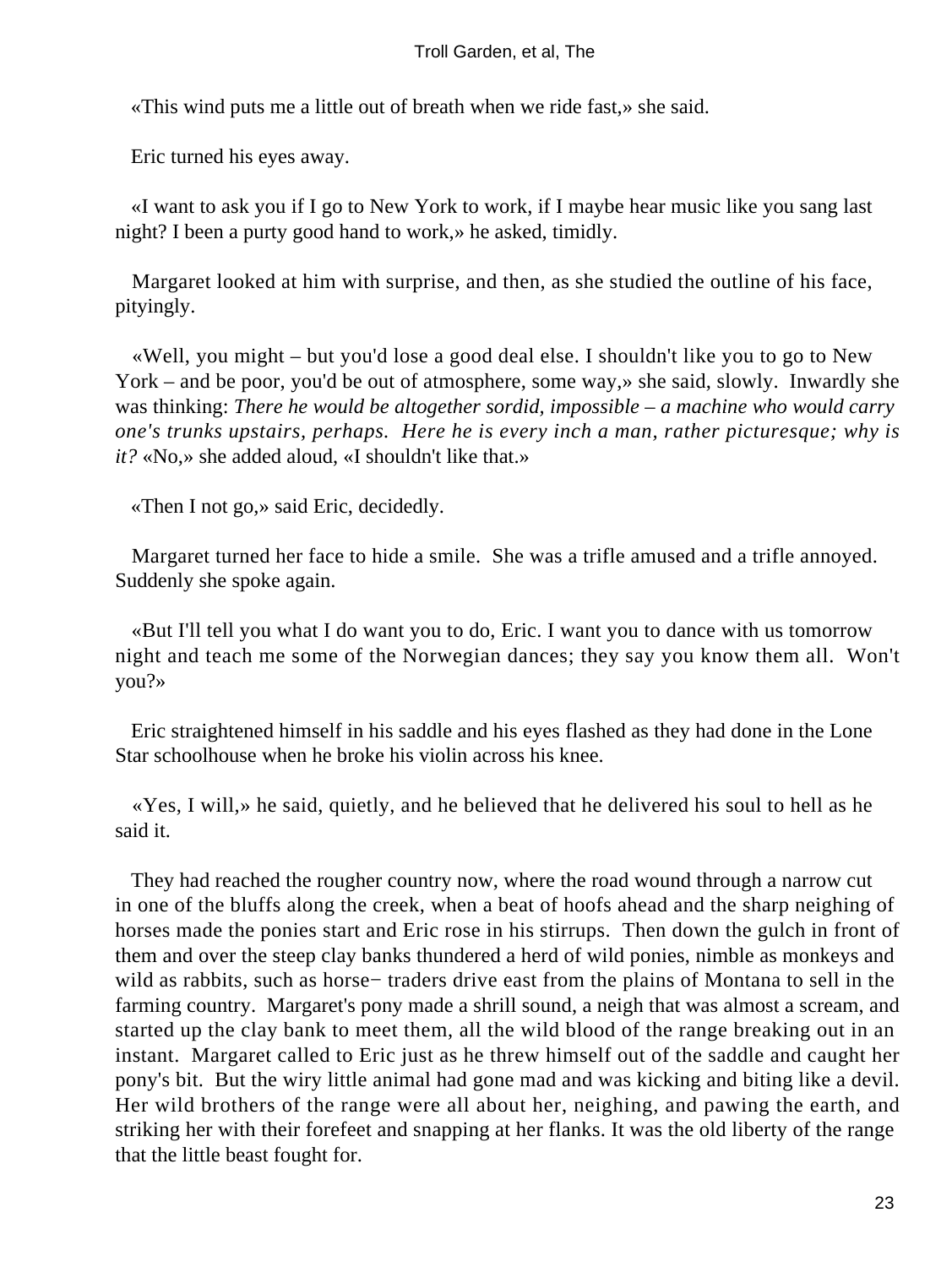«This wind puts me a little out of breath when we ride fast,» she said.

Eric turned his eyes away.

«I want to ask you if I go to New York to work, if I maybe hear music like you sang last night? I been a purty good hand to work,» he asked, timidly.

Margaret looked at him with surprise, and then, as she studied the outline of his face, pityingly.

«Well, you might – but you'd lose a good deal else. I shouldn't like you to go to New York – and be poor, you'd be out of atmosphere, some way,» she said, slowly. Inwardly she was thinking: *There he would be altogether sordid, impossible – a machine who would carry one's trunks upstairs, perhaps. Here he is every inch a man, rather picturesque; why is it?* «No,» she added aloud, «I shouldn't like that.»

«Then I not go,» said Eric, decidedly.

Margaret turned her face to hide a smile. She was a trifle amused and a trifle annoyed. Suddenly she spoke again.

«But I'll tell you what I do want you to do, Eric. I want you to dance with us tomorrow night and teach me some of the Norwegian dances; they say you know them all. Won't you?»

Eric straightened himself in his saddle and his eyes flashed as they had done in the Lone Star schoolhouse when he broke his violin across his knee.

«Yes, I will,» he said, quietly, and he believed that he delivered his soul to hell as he said it.

They had reached the rougher country now, where the road wound through a narrow cut in one of the bluffs along the creek, when a beat of hoofs ahead and the sharp neighing of horses made the ponies start and Eric rose in his stirrups. Then down the gulch in front of them and over the steep clay banks thundered a herd of wild ponies, nimble as monkeys and wild as rabbits, such as horse− traders drive east from the plains of Montana to sell in the farming country. Margaret's pony made a shrill sound, a neigh that was almost a scream, and started up the clay bank to meet them, all the wild blood of the range breaking out in an instant. Margaret called to Eric just as he threw himself out of the saddle and caught her pony's bit. But the wiry little animal had gone mad and was kicking and biting like a devil. Her wild brothers of the range were all about her, neighing, and pawing the earth, and striking her with their forefeet and snapping at her flanks. It was the old liberty of the range that the little beast fought for.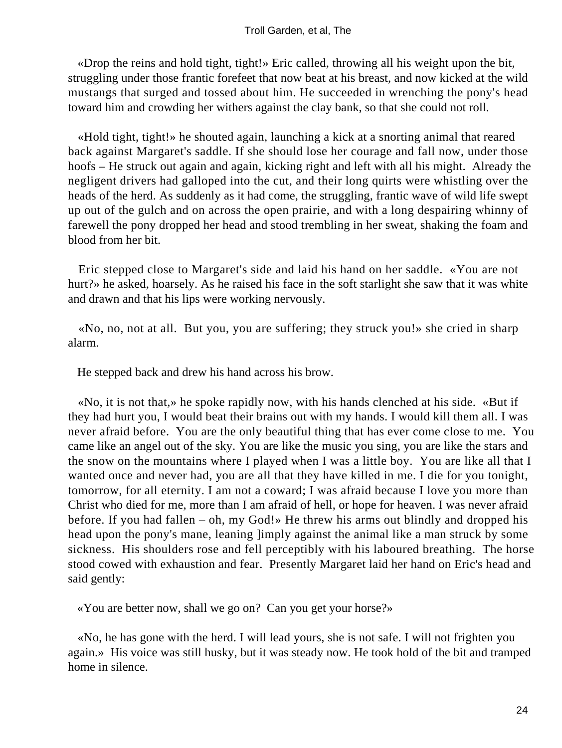«Drop the reins and hold tight, tight!» Eric called, throwing all his weight upon the bit, struggling under those frantic forefeet that now beat at his breast, and now kicked at the wild mustangs that surged and tossed about him. He succeeded in wrenching the pony's head toward him and crowding her withers against the clay bank, so that she could not roll.

«Hold tight, tight!» he shouted again, launching a kick at a snorting animal that reared back against Margaret's saddle. If she should lose her courage and fall now, under those hoofs – He struck out again and again, kicking right and left with all his might. Already the negligent drivers had galloped into the cut, and their long quirts were whistling over the heads of the herd. As suddenly as it had come, the struggling, frantic wave of wild life swept up out of the gulch and on across the open prairie, and with a long despairing whinny of farewell the pony dropped her head and stood trembling in her sweat, shaking the foam and blood from her bit.

Eric stepped close to Margaret's side and laid his hand on her saddle. «You are not hurt?» he asked, hoarsely. As he raised his face in the soft starlight she saw that it was white and drawn and that his lips were working nervously.

«No, no, not at all. But you, you are suffering; they struck you!» she cried in sharp alarm.

He stepped back and drew his hand across his brow.

«No, it is not that,» he spoke rapidly now, with his hands clenched at his side. «But if they had hurt you, I would beat their brains out with my hands. I would kill them all. I was never afraid before. You are the only beautiful thing that has ever come close to me. You came like an angel out of the sky. You are like the music you sing, you are like the stars and the snow on the mountains where I played when I was a little boy. You are like all that I wanted once and never had, you are all that they have killed in me. I die for you tonight, tomorrow, for all eternity. I am not a coward; I was afraid because I love you more than Christ who died for me, more than I am afraid of hell, or hope for heaven. I was never afraid before. If you had fallen – oh, my God!» He threw his arms out blindly and dropped his head upon the pony's mane, leaning ]imply against the animal like a man struck by some sickness. His shoulders rose and fell perceptibly with his laboured breathing. The horse stood cowed with exhaustion and fear. Presently Margaret laid her hand on Eric's head and said gently:

«You are better now, shall we go on? Can you get your horse?»

«No, he has gone with the herd. I will lead yours, she is not safe. I will not frighten you again.» His voice was still husky, but it was steady now. He took hold of the bit and tramped home in silence.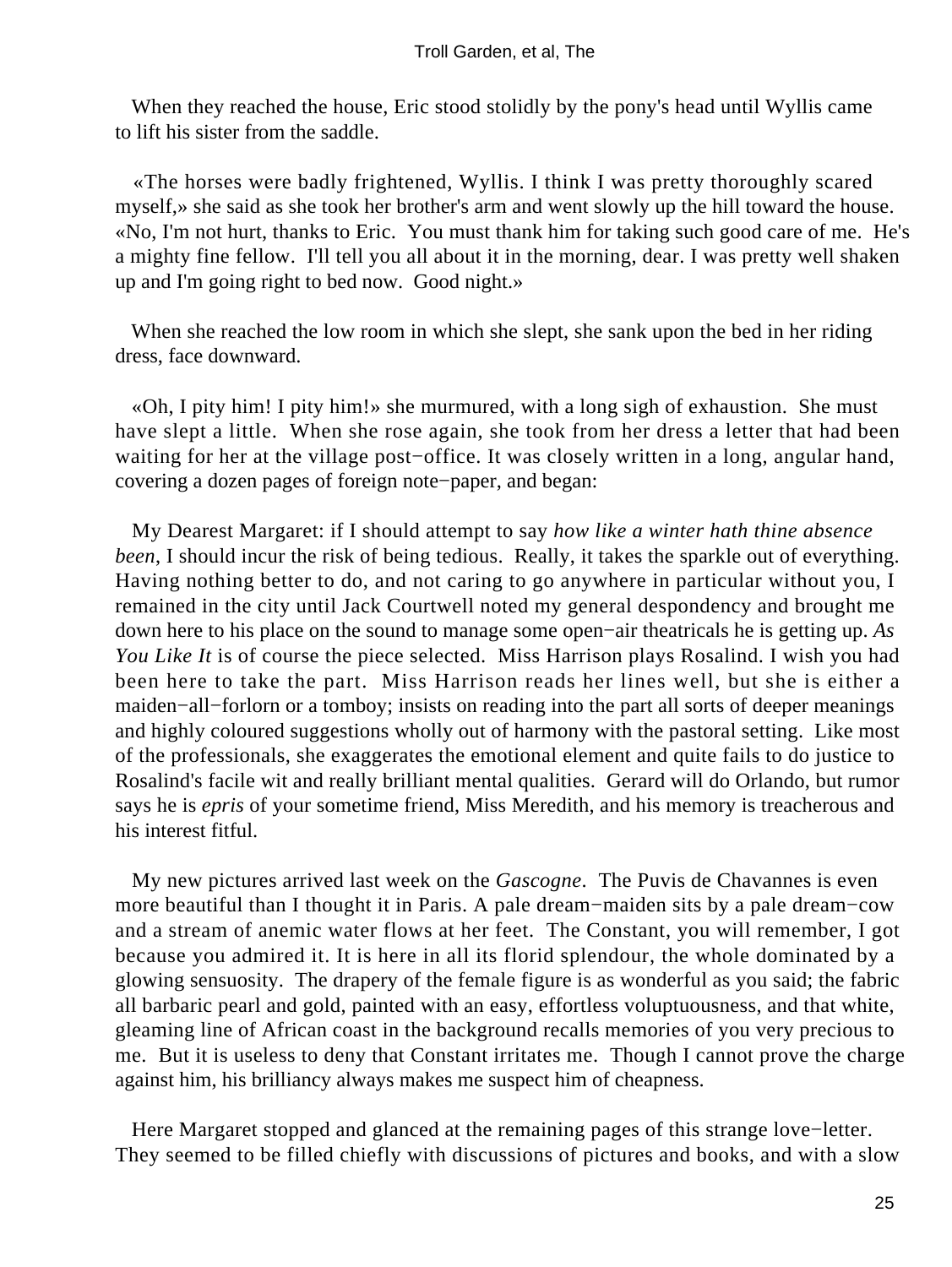When they reached the house, Eric stood stolidly by the pony's head until Wyllis came to lift his sister from the saddle.

«The horses were badly frightened, Wyllis. I think I was pretty thoroughly scared myself,» she said as she took her brother's arm and went slowly up the hill toward the house. «No, I'm not hurt, thanks to Eric. You must thank him for taking such good care of me. He's a mighty fine fellow. I'll tell you all about it in the morning, dear. I was pretty well shaken up and I'm going right to bed now. Good night.»

When she reached the low room in which she slept, she sank upon the bed in her riding dress, face downward.

«Oh, I pity him! I pity him!» she murmured, with a long sigh of exhaustion. She must have slept a little. When she rose again, she took from her dress a letter that had been waiting for her at the village post−office. It was closely written in a long, angular hand, covering a dozen pages of foreign note−paper, and began:

My Dearest Margaret: if I should attempt to say *how like a winter hath thine absence been*, I should incur the risk of being tedious. Really, it takes the sparkle out of everything. Having nothing better to do, and not caring to go anywhere in particular without you, I remained in the city until Jack Courtwell noted my general despondency and brought me down here to his place on the sound to manage some open−air theatricals he is getting up. *As You Like It* is of course the piece selected. Miss Harrison plays Rosalind. I wish you had been here to take the part. Miss Harrison reads her lines well, but she is either a maiden−all−forlorn or a tomboy; insists on reading into the part all sorts of deeper meanings and highly coloured suggestions wholly out of harmony with the pastoral setting. Like most of the professionals, she exaggerates the emotional element and quite fails to do justice to Rosalind's facile wit and really brilliant mental qualities. Gerard will do Orlando, but rumor says he is *epris* of your sometime friend, Miss Meredith, and his memory is treacherous and his interest fitful.

My new pictures arrived last week on the *Gascogne*. The Puvis de Chavannes is even more beautiful than I thought it in Paris. A pale dream−maiden sits by a pale dream−cow and a stream of anemic water flows at her feet. The Constant, you will remember, I got because you admired it. It is here in all its florid splendour, the whole dominated by a glowing sensuosity. The drapery of the female figure is as wonderful as you said; the fabric all barbaric pearl and gold, painted with an easy, effortless voluptuousness, and that white, gleaming line of African coast in the background recalls memories of you very precious to me. But it is useless to deny that Constant irritates me. Though I cannot prove the charge against him, his brilliancy always makes me suspect him of cheapness.

Here Margaret stopped and glanced at the remaining pages of this strange love−letter. They seemed to be filled chiefly with discussions of pictures and books, and with a slow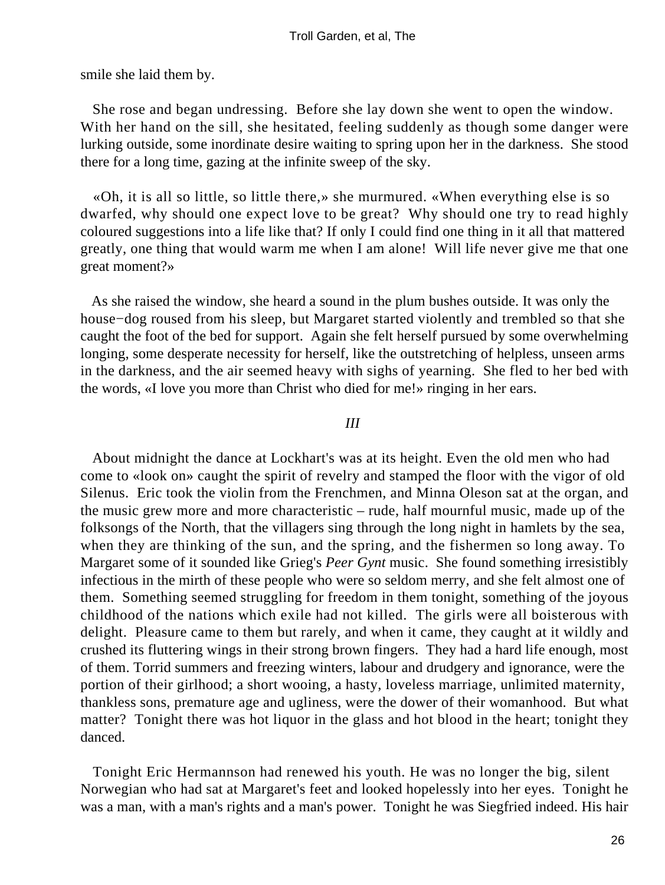smile she laid them by.

She rose and began undressing. Before she lay down she went to open the window. With her hand on the sill, she hesitated, feeling suddenly as though some danger were lurking outside, some inordinate desire waiting to spring upon her in the darkness. She stood there for a long time, gazing at the infinite sweep of the sky.

«Oh, it is all so little, so little there,» she murmured. «When everything else is so dwarfed, why should one expect love to be great? Why should one try to read highly coloured suggestions into a life like that? If only I could find one thing in it all that mattered greatly, one thing that would warm me when I am alone! Will life never give me that one great moment?»

As she raised the window, she heard a sound in the plum bushes outside. It was only the house−dog roused from his sleep, but Margaret started violently and trembled so that she caught the foot of the bed for support. Again she felt herself pursued by some overwhelming longing, some desperate necessity for herself, like the outstretching of helpless, unseen arms in the darkness, and the air seemed heavy with sighs of yearning. She fled to her bed with the words, «I love you more than Christ who died for me!» ringing in her ears.

### *III*

About midnight the dance at Lockhart's was at its height. Even the old men who had come to «look on» caught the spirit of revelry and stamped the floor with the vigor of old Silenus. Eric took the violin from the Frenchmen, and Minna Oleson sat at the organ, and the music grew more and more characteristic – rude, half mournful music, made up of the folksongs of the North, that the villagers sing through the long night in hamlets by the sea, when they are thinking of the sun, and the spring, and the fishermen so long away. To Margaret some of it sounded like Grieg's *Peer Gynt* music. She found something irresistibly infectious in the mirth of these people who were so seldom merry, and she felt almost one of them. Something seemed struggling for freedom in them tonight, something of the joyous childhood of the nations which exile had not killed. The girls were all boisterous with delight. Pleasure came to them but rarely, and when it came, they caught at it wildly and crushed its fluttering wings in their strong brown fingers. They had a hard life enough, most of them. Torrid summers and freezing winters, labour and drudgery and ignorance, were the portion of their girlhood; a short wooing, a hasty, loveless marriage, unlimited maternity, thankless sons, premature age and ugliness, were the dower of their womanhood. But what matter? Tonight there was hot liquor in the glass and hot blood in the heart; tonight they danced.

Tonight Eric Hermannson had renewed his youth. He was no longer the big, silent Norwegian who had sat at Margaret's feet and looked hopelessly into her eyes. Tonight he was a man, with a man's rights and a man's power. Tonight he was Siegfried indeed. His hair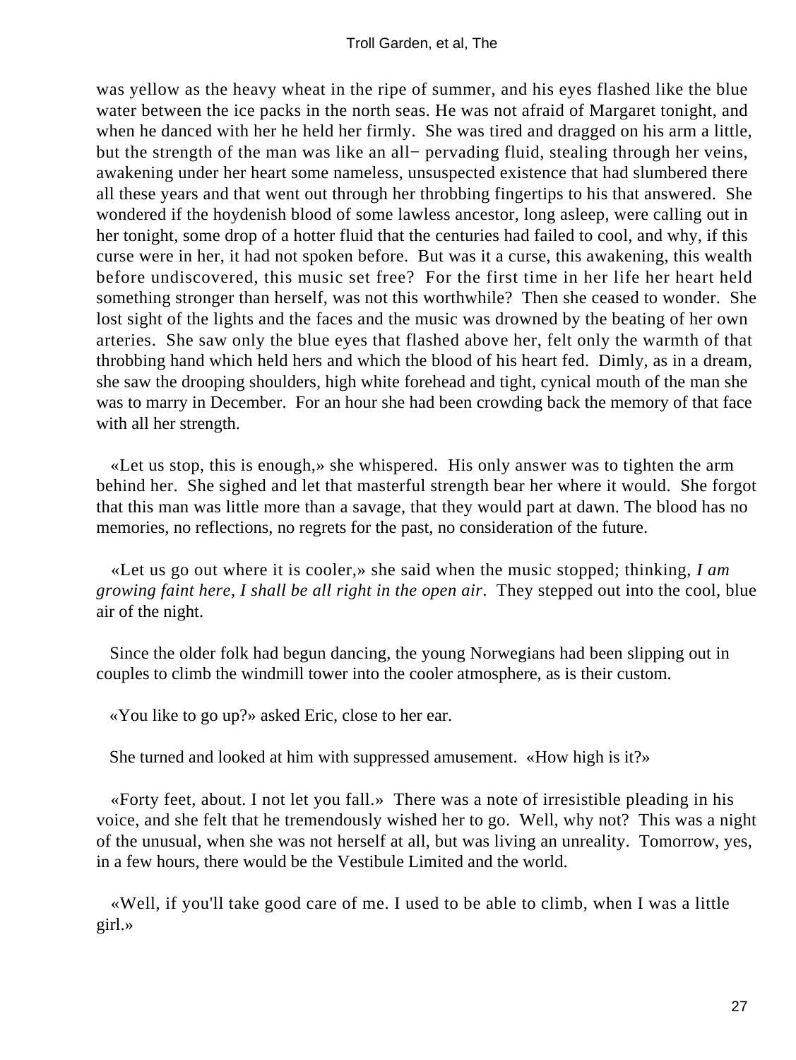was yellow as the heavy wheat in the ripe of summer, and his eyes flashed like the blue water between the ice packs in the north seas. He was not afraid of Margaret tonight, and when he danced with her he held her firmly. She was tired and dragged on his arm a little, but the strength of the man was like an all− pervading fluid, stealing through her veins, awakening under her heart some nameless, unsuspected existence that had slumbered there all these years and that went out through her throbbing fingertips to his that answered. She wondered if the hoydenish blood of some lawless ancestor, long asleep, were calling out in her tonight, some drop of a hotter fluid that the centuries had failed to cool, and why, if this curse were in her, it had not spoken before. But was it a curse, this awakening, this wealth before undiscovered, this music set free? For the first time in her life her heart held something stronger than herself, was not this worthwhile? Then she ceased to wonder. She lost sight of the lights and the faces and the music was drowned by the beating of her own arteries. She saw only the blue eyes that flashed above her, felt only the warmth of that throbbing hand which held hers and which the blood of his heart fed. Dimly, as in a dream, she saw the drooping shoulders, high white forehead and tight, cynical mouth of the man she was to marry in December. For an hour she had been crowding back the memory of that face with all her strength.

«Let us stop, this is enough,» she whispered. His only answer was to tighten the arm behind her. She sighed and let that masterful strength bear her where it would. She forgot that this man was little more than a savage, that they would part at dawn. The blood has no memories, no reflections, no regrets for the past, no consideration of the future.

«Let us go out where it is cooler,» she said when the music stopped; thinking, *I am growing faint here, I shall be all right in the open air*. They stepped out into the cool, blue air of the night.

Since the older folk had begun dancing, the young Norwegians had been slipping out in couples to climb the windmill tower into the cooler atmosphere, as is their custom.

«You like to go up?» asked Eric, close to her ear.

She turned and looked at him with suppressed amusement. «How high is it?»

«Forty feet, about. I not let you fall.» There was a note of irresistible pleading in his voice, and she felt that he tremendously wished her to go. Well, why not? This was a night of the unusual, when she was not herself at all, but was living an unreality. Tomorrow, yes, in a few hours, there would be the Vestibule Limited and the world.

«Well, if you'll take good care of me. I used to be able to climb, when I was a little girl.»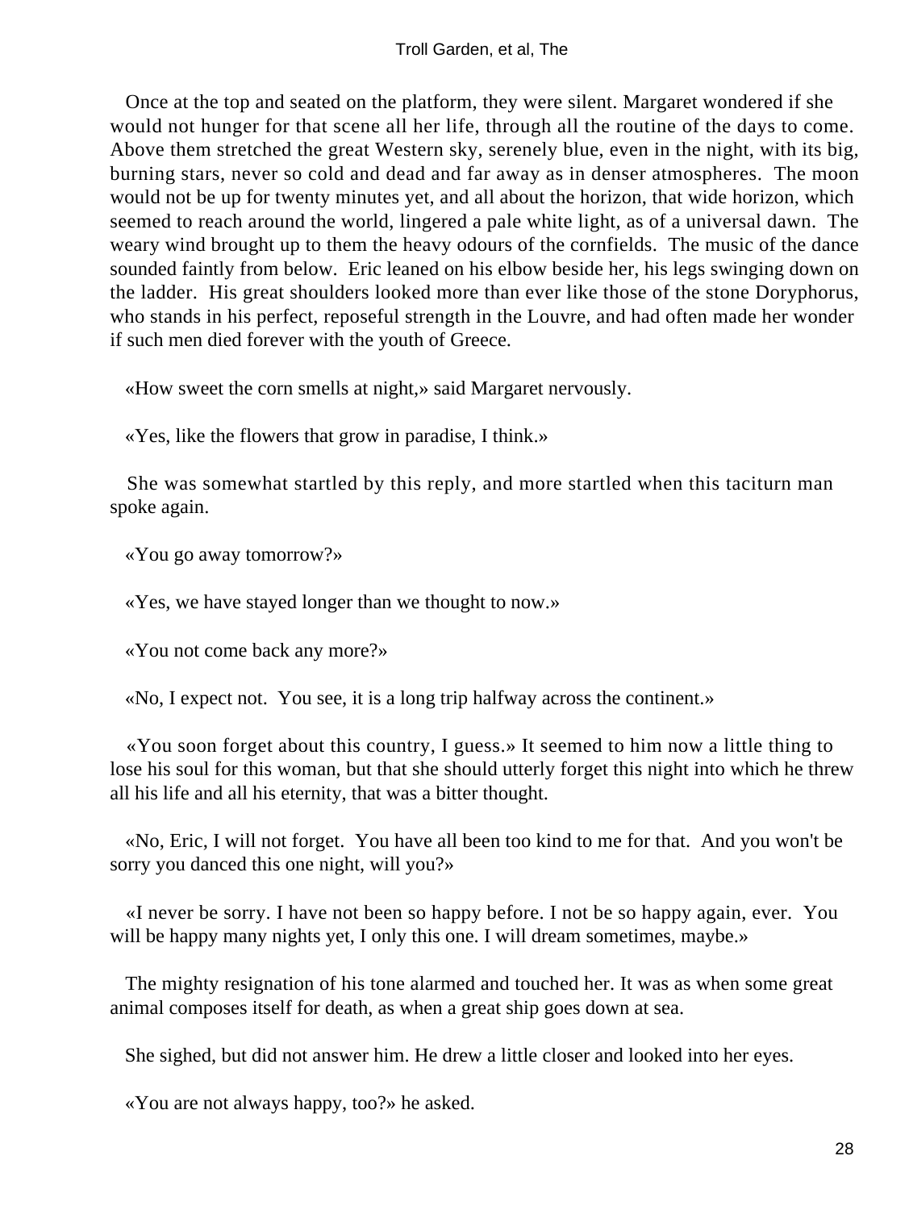Once at the top and seated on the platform, they were silent. Margaret wondered if she would not hunger for that scene all her life, through all the routine of the days to come. Above them stretched the great Western sky, serenely blue, even in the night, with its big, burning stars, never so cold and dead and far away as in denser atmospheres. The moon would not be up for twenty minutes yet, and all about the horizon, that wide horizon, which seemed to reach around the world, lingered a pale white light, as of a universal dawn. The weary wind brought up to them the heavy odours of the cornfields. The music of the dance sounded faintly from below. Eric leaned on his elbow beside her, his legs swinging down on the ladder. His great shoulders looked more than ever like those of the stone Doryphorus, who stands in his perfect, reposeful strength in the Louvre, and had often made her wonder if such men died forever with the youth of Greece.

«How sweet the corn smells at night,» said Margaret nervously.

«Yes, like the flowers that grow in paradise, I think.»

She was somewhat startled by this reply, and more startled when this taciturn man spoke again.

«You go away tomorrow?»

«Yes, we have stayed longer than we thought to now.»

«You not come back any more?»

«No, I expect not. You see, it is a long trip halfway across the continent.»

«You soon forget about this country, I guess.» It seemed to him now a little thing to lose his soul for this woman, but that she should utterly forget this night into which he threw all his life and all his eternity, that was a bitter thought.

«No, Eric, I will not forget. You have all been too kind to me for that. And you won't be sorry you danced this one night, will you?»

«I never be sorry. I have not been so happy before. I not be so happy again, ever. You will be happy many nights yet, I only this one. I will dream sometimes, maybe.»

The mighty resignation of his tone alarmed and touched her. It was as when some great animal composes itself for death, as when a great ship goes down at sea.

She sighed, but did not answer him. He drew a little closer and looked into her eyes.

«You are not always happy, too?» he asked.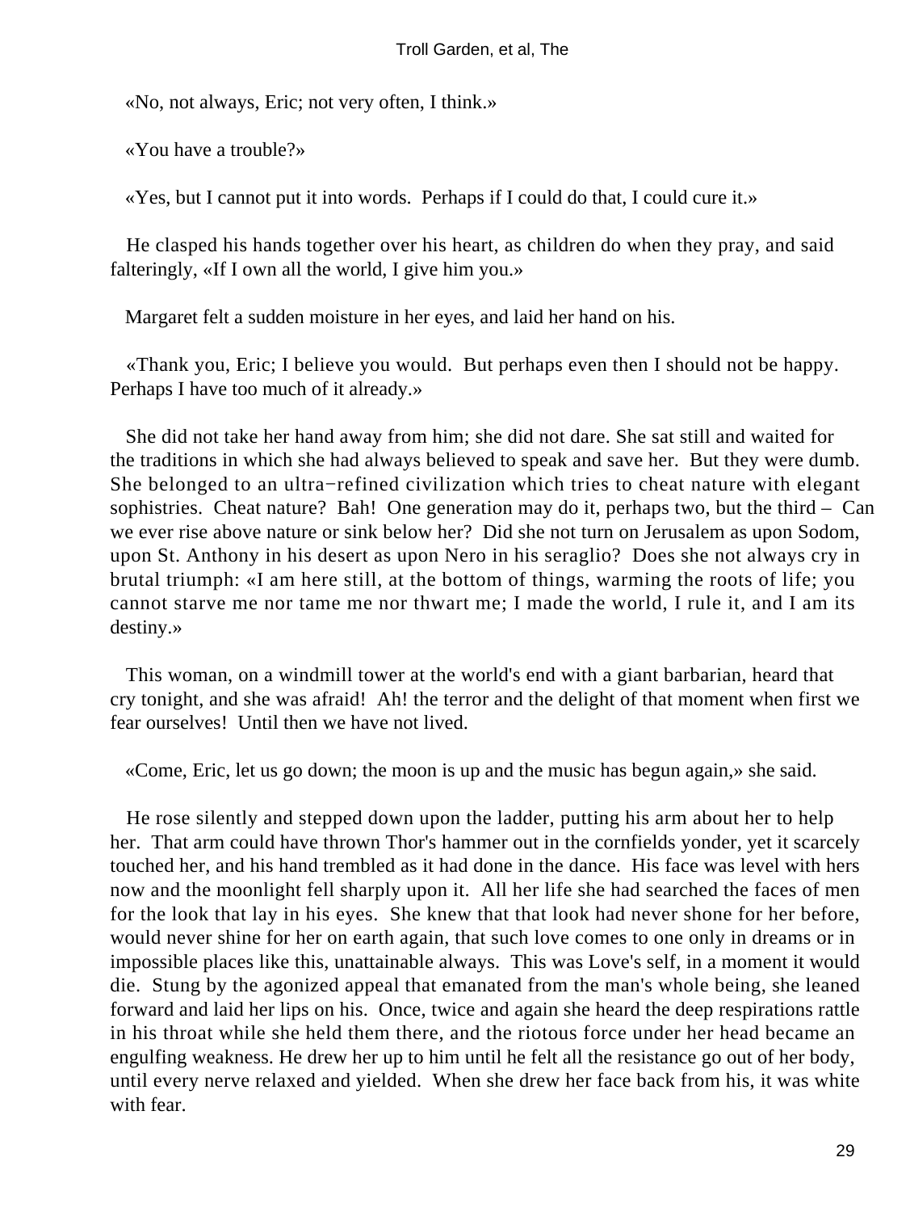«No, not always, Eric; not very often, I think.»

«You have a trouble?»

«Yes, but I cannot put it into words. Perhaps if I could do that, I could cure it.»

He clasped his hands together over his heart, as children do when they pray, and said falteringly, «If I own all the world, I give him you.»

Margaret felt a sudden moisture in her eyes, and laid her hand on his.

«Thank you, Eric; I believe you would. But perhaps even then I should not be happy. Perhaps I have too much of it already.»

She did not take her hand away from him; she did not dare. She sat still and waited for the traditions in which she had always believed to speak and save her. But they were dumb. She belonged to an ultra−refined civilization which tries to cheat nature with elegant sophistries. Cheat nature? Bah! One generation may do it, perhaps two, but the third – Can we ever rise above nature or sink below her? Did she not turn on Jerusalem as upon Sodom, upon St. Anthony in his desert as upon Nero in his seraglio? Does she not always cry in brutal triumph: «I am here still, at the bottom of things, warming the roots of life; you cannot starve me nor tame me nor thwart me; I made the world, I rule it, and I am its destiny.»

This woman, on a windmill tower at the world's end with a giant barbarian, heard that cry tonight, and she was afraid! Ah! the terror and the delight of that moment when first we fear ourselves! Until then we have not lived.

«Come, Eric, let us go down; the moon is up and the music has begun again,» she said.

He rose silently and stepped down upon the ladder, putting his arm about her to help her. That arm could have thrown Thor's hammer out in the cornfields yonder, yet it scarcely touched her, and his hand trembled as it had done in the dance. His face was level with hers now and the moonlight fell sharply upon it. All her life she had searched the faces of men for the look that lay in his eyes. She knew that that look had never shone for her before, would never shine for her on earth again, that such love comes to one only in dreams or in impossible places like this, unattainable always. This was Love's self, in a moment it would die. Stung by the agonized appeal that emanated from the man's whole being, she leaned forward and laid her lips on his. Once, twice and again she heard the deep respirations rattle in his throat while she held them there, and the riotous force under her head became an engulfing weakness. He drew her up to him until he felt all the resistance go out of her body, until every nerve relaxed and yielded. When she drew her face back from his, it was white with fear.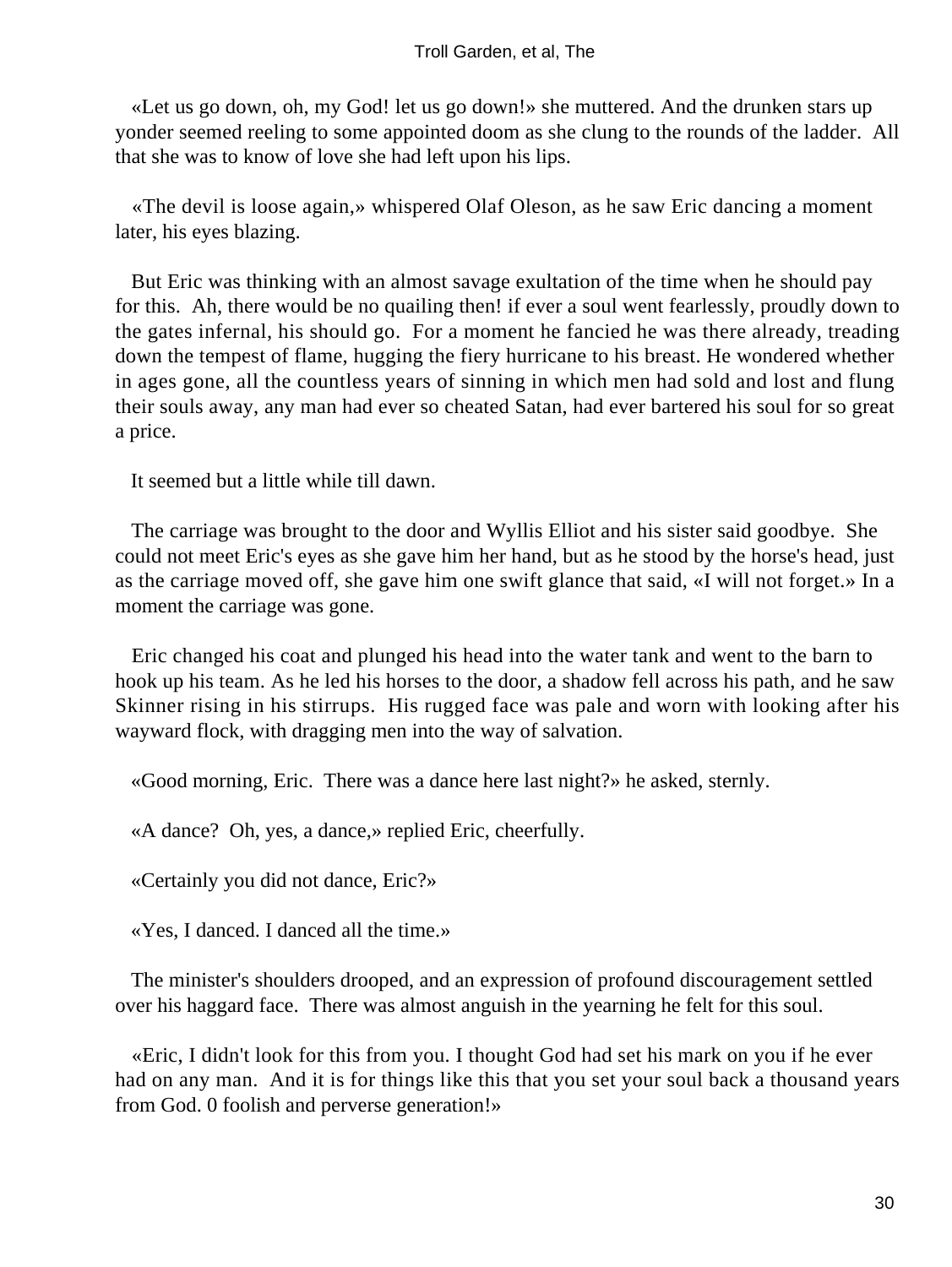«Let us go down, oh, my God! let us go down!» she muttered. And the drunken stars up yonder seemed reeling to some appointed doom as she clung to the rounds of the ladder. All that she was to know of love she had left upon his lips.

«The devil is loose again,» whispered Olaf Oleson, as he saw Eric dancing a moment later, his eyes blazing.

But Eric was thinking with an almost savage exultation of the time when he should pay for this. Ah, there would be no quailing then! if ever a soul went fearlessly, proudly down to the gates infernal, his should go. For a moment he fancied he was there already, treading down the tempest of flame, hugging the fiery hurricane to his breast. He wondered whether in ages gone, all the countless years of sinning in which men had sold and lost and flung their souls away, any man had ever so cheated Satan, had ever bartered his soul for so great a price.

It seemed but a little while till dawn.

The carriage was brought to the door and Wyllis Elliot and his sister said goodbye. She could not meet Eric's eyes as she gave him her hand, but as he stood by the horse's head, just as the carriage moved off, she gave him one swift glance that said, «I will not forget.» In a moment the carriage was gone.

Eric changed his coat and plunged his head into the water tank and went to the barn to hook up his team. As he led his horses to the door, a shadow fell across his path, and he saw Skinner rising in his stirrups. His rugged face was pale and worn with looking after his wayward flock, with dragging men into the way of salvation.

«Good morning, Eric. There was a dance here last night?» he asked, sternly.

«A dance? Oh, yes, a dance,» replied Eric, cheerfully.

«Certainly you did not dance, Eric?»

«Yes, I danced. I danced all the time.»

The minister's shoulders drooped, and an expression of profound discouragement settled over his haggard face. There was almost anguish in the yearning he felt for this soul.

«Eric, I didn't look for this from you. I thought God had set his mark on you if he ever had on any man. And it is for things like this that you set your soul back a thousand years from God. 0 foolish and perverse generation!»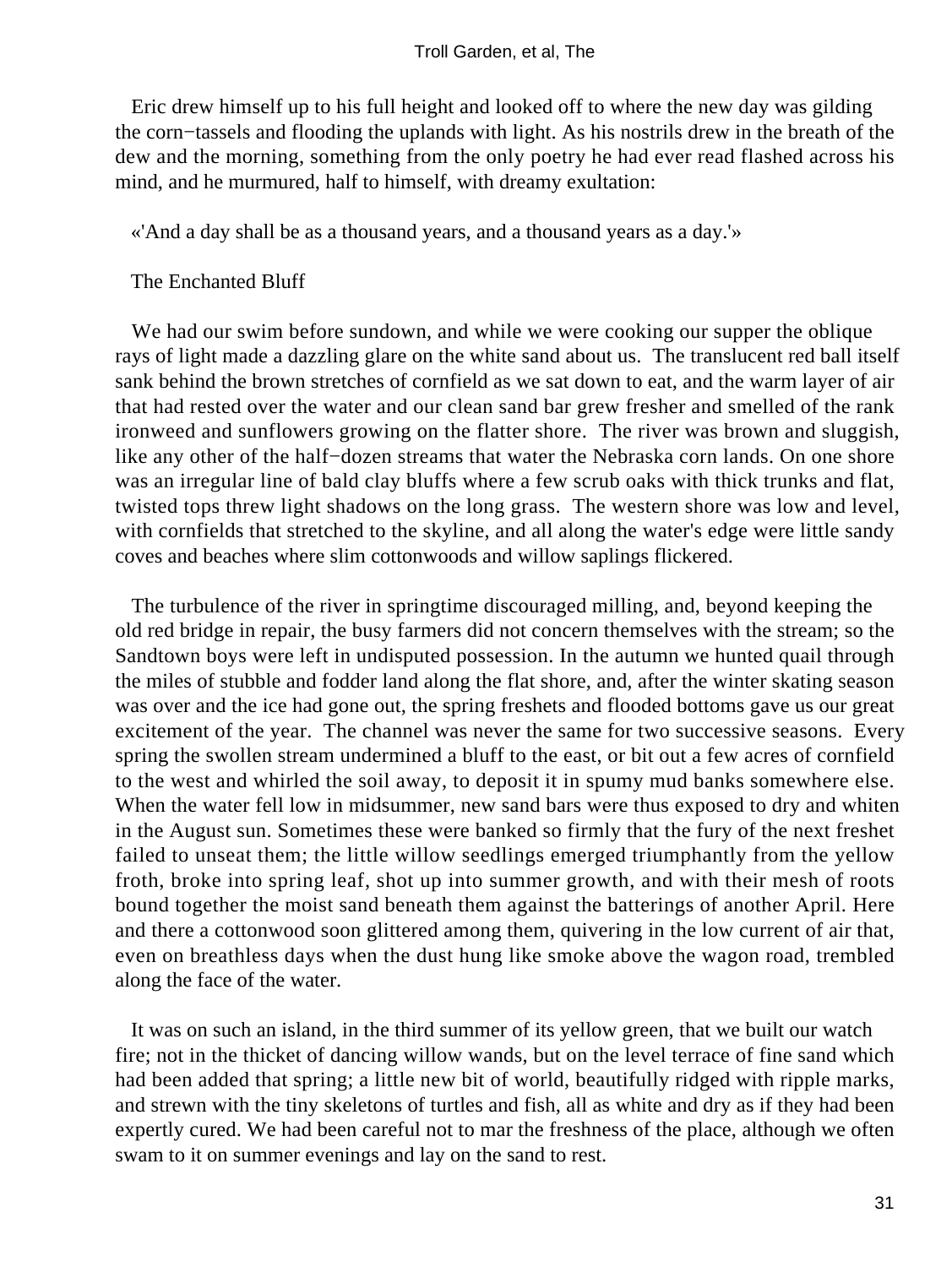Eric drew himself up to his full height and looked off to where the new day was gilding the corn−tassels and flooding the uplands with light. As his nostrils drew in the breath of the dew and the morning, something from the only poetry he had ever read flashed across his mind, and he murmured, half to himself, with dreamy exultation:

«'And a day shall be as a thousand years, and a thousand years as a day.'»

## The Enchanted Bluff

We had our swim before sundown, and while we were cooking our supper the oblique rays of light made a dazzling glare on the white sand about us. The translucent red ball itself sank behind the brown stretches of cornfield as we sat down to eat, and the warm layer of air that had rested over the water and our clean sand bar grew fresher and smelled of the rank ironweed and sunflowers growing on the flatter shore. The river was brown and sluggish, like any other of the half−dozen streams that water the Nebraska corn lands. On one shore was an irregular line of bald clay bluffs where a few scrub oaks with thick trunks and flat, twisted tops threw light shadows on the long grass. The western shore was low and level, with cornfields that stretched to the skyline, and all along the water's edge were little sandy coves and beaches where slim cottonwoods and willow saplings flickered.

The turbulence of the river in springtime discouraged milling, and, beyond keeping the old red bridge in repair, the busy farmers did not concern themselves with the stream; so the Sandtown boys were left in undisputed possession. In the autumn we hunted quail through the miles of stubble and fodder land along the flat shore, and, after the winter skating season was over and the ice had gone out, the spring freshets and flooded bottoms gave us our great excitement of the year. The channel was never the same for two successive seasons. Every spring the swollen stream undermined a bluff to the east, or bit out a few acres of cornfield to the west and whirled the soil away, to deposit it in spumy mud banks somewhere else. When the water fell low in midsummer, new sand bars were thus exposed to dry and whiten in the August sun. Sometimes these were banked so firmly that the fury of the next freshet failed to unseat them; the little willow seedlings emerged triumphantly from the yellow froth, broke into spring leaf, shot up into summer growth, and with their mesh of roots bound together the moist sand beneath them against the batterings of another April. Here and there a cottonwood soon glittered among them, quivering in the low current of air that, even on breathless days when the dust hung like smoke above the wagon road, trembled along the face of the water.

It was on such an island, in the third summer of its yellow green, that we built our watch fire; not in the thicket of dancing willow wands, but on the level terrace of fine sand which had been added that spring; a little new bit of world, beautifully ridged with ripple marks, and strewn with the tiny skeletons of turtles and fish, all as white and dry as if they had been expertly cured. We had been careful not to mar the freshness of the place, although we often swam to it on summer evenings and lay on the sand to rest.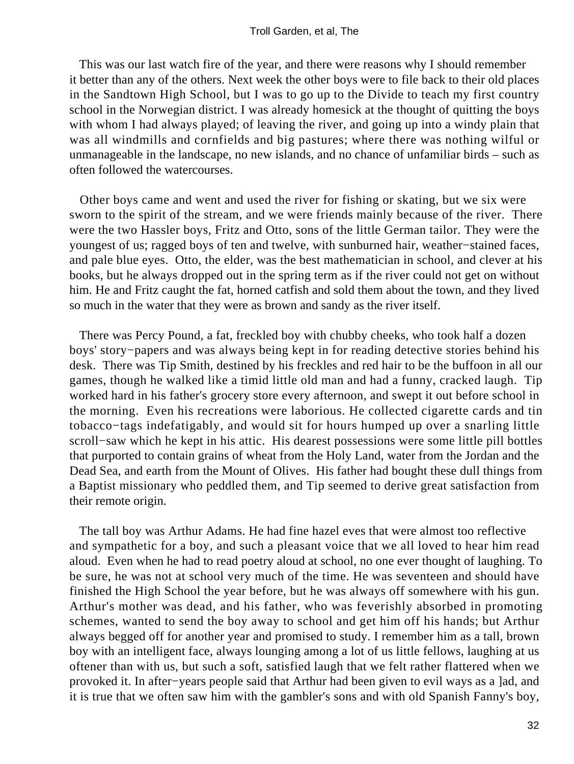This was our last watch fire of the year, and there were reasons why I should remember it better than any of the others. Next week the other boys were to file back to their old places in the Sandtown High School, but I was to go up to the Divide to teach my first country school in the Norwegian district. I was already homesick at the thought of quitting the boys with whom I had always played; of leaving the river, and going up into a windy plain that was all windmills and cornfields and big pastures; where there was nothing wilful or unmanageable in the landscape, no new islands, and no chance of unfamiliar birds – such as often followed the watercourses.

Other boys came and went and used the river for fishing or skating, but we six were sworn to the spirit of the stream, and we were friends mainly because of the river. There were the two Hassler boys, Fritz and Otto, sons of the little German tailor. They were the youngest of us; ragged boys of ten and twelve, with sunburned hair, weather−stained faces, and pale blue eyes. Otto, the elder, was the best mathematician in school, and clever at his books, but he always dropped out in the spring term as if the river could not get on without him. He and Fritz caught the fat, horned catfish and sold them about the town, and they lived so much in the water that they were as brown and sandy as the river itself.

There was Percy Pound, a fat, freckled boy with chubby cheeks, who took half a dozen boys' story−papers and was always being kept in for reading detective stories behind his desk. There was Tip Smith, destined by his freckles and red hair to be the buffoon in all our games, though he walked like a timid little old man and had a funny, cracked laugh. Tip worked hard in his father's grocery store every afternoon, and swept it out before school in the morning. Even his recreations were laborious. He collected cigarette cards and tin tobacco−tags indefatigably, and would sit for hours humped up over a snarling little scroll−saw which he kept in his attic. His dearest possessions were some little pill bottles that purported to contain grains of wheat from the Holy Land, water from the Jordan and the Dead Sea, and earth from the Mount of Olives. His father had bought these dull things from a Baptist missionary who peddled them, and Tip seemed to derive great satisfaction from their remote origin.

The tall boy was Arthur Adams. He had fine hazel eves that were almost too reflective and sympathetic for a boy, and such a pleasant voice that we all loved to hear him read aloud. Even when he had to read poetry aloud at school, no one ever thought of laughing. To be sure, he was not at school very much of the time. He was seventeen and should have finished the High School the year before, but he was always off somewhere with his gun. Arthur's mother was dead, and his father, who was feverishly absorbed in promoting schemes, wanted to send the boy away to school and get him off his hands; but Arthur always begged off for another year and promised to study. I remember him as a tall, brown boy with an intelligent face, always lounging among a lot of us little fellows, laughing at us oftener than with us, but such a soft, satisfied laugh that we felt rather flattered when we provoked it. In after−years people said that Arthur had been given to evil ways as a ]ad, and it is true that we often saw him with the gambler's sons and with old Spanish Fanny's boy,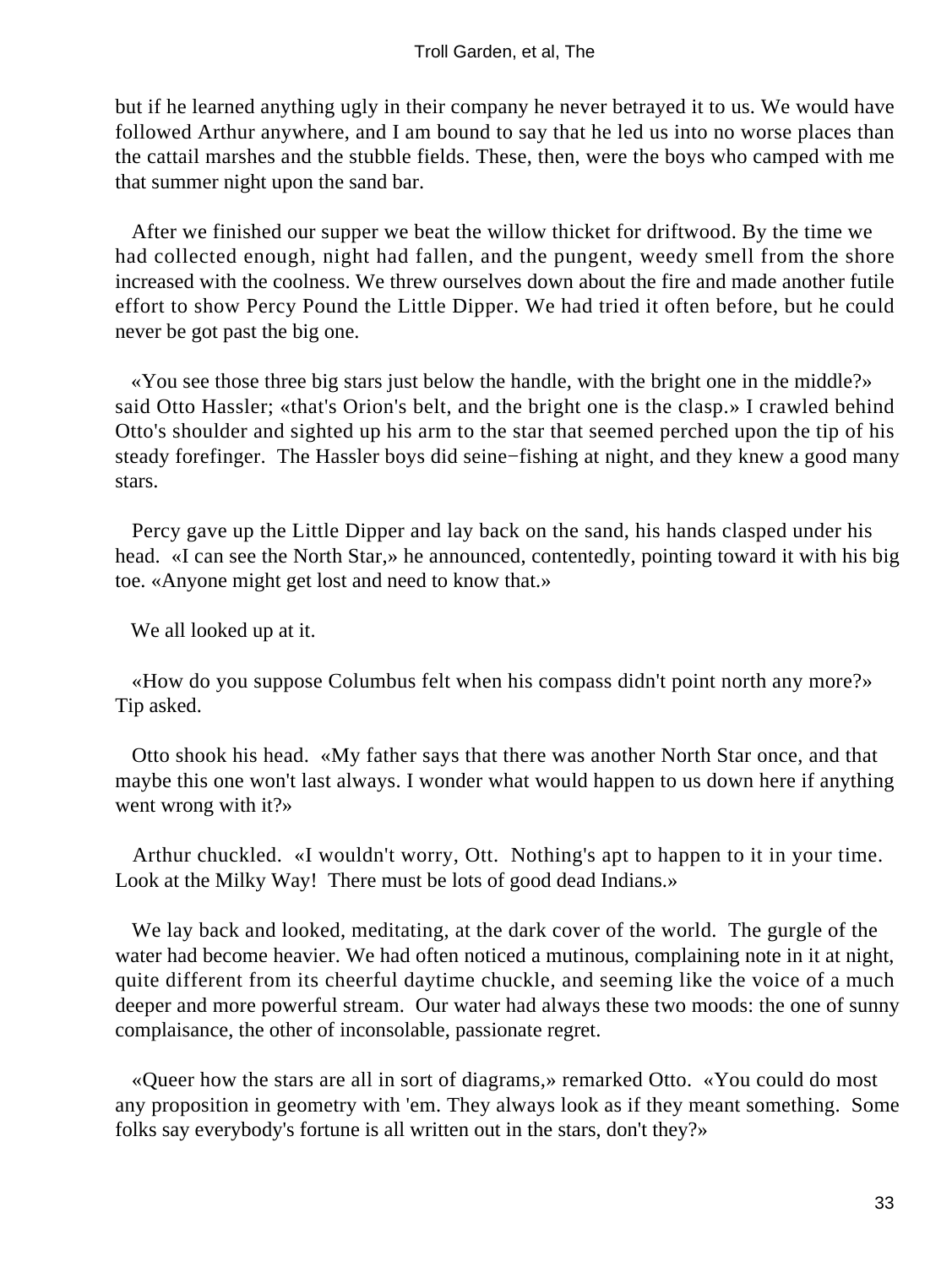but if he learned anything ugly in their company he never betrayed it to us. We would have followed Arthur anywhere, and I am bound to say that he led us into no worse places than the cattail marshes and the stubble fields. These, then, were the boys who camped with me that summer night upon the sand bar.

After we finished our supper we beat the willow thicket for driftwood. By the time we had collected enough, night had fallen, and the pungent, weedy smell from the shore increased with the coolness. We threw ourselves down about the fire and made another futile effort to show Percy Pound the Little Dipper. We had tried it often before, but he could never be got past the big one.

«You see those three big stars just below the handle, with the bright one in the middle?» said Otto Hassler; «that's Orion's belt, and the bright one is the clasp.» I crawled behind Otto's shoulder and sighted up his arm to the star that seemed perched upon the tip of his steady forefinger. The Hassler boys did seine−fishing at night, and they knew a good many stars.

Percy gave up the Little Dipper and lay back on the sand, his hands clasped under his head. «I can see the North Star,» he announced, contentedly, pointing toward it with his big toe. «Anyone might get lost and need to know that.»

We all looked up at it.

«How do you suppose Columbus felt when his compass didn't point north any more?» Tip asked.

Otto shook his head. «My father says that there was another North Star once, and that maybe this one won't last always. I wonder what would happen to us down here if anything went wrong with it?»

Arthur chuckled. «I wouldn't worry, Ott. Nothing's apt to happen to it in your time. Look at the Milky Way! There must be lots of good dead Indians.»

We lay back and looked, meditating, at the dark cover of the world. The gurgle of the water had become heavier. We had often noticed a mutinous, complaining note in it at night, quite different from its cheerful daytime chuckle, and seeming like the voice of a much deeper and more powerful stream. Our water had always these two moods: the one of sunny complaisance, the other of inconsolable, passionate regret.

«Queer how the stars are all in sort of diagrams,» remarked Otto. «You could do most any proposition in geometry with 'em. They always look as if they meant something. Some folks say everybody's fortune is all written out in the stars, don't they?»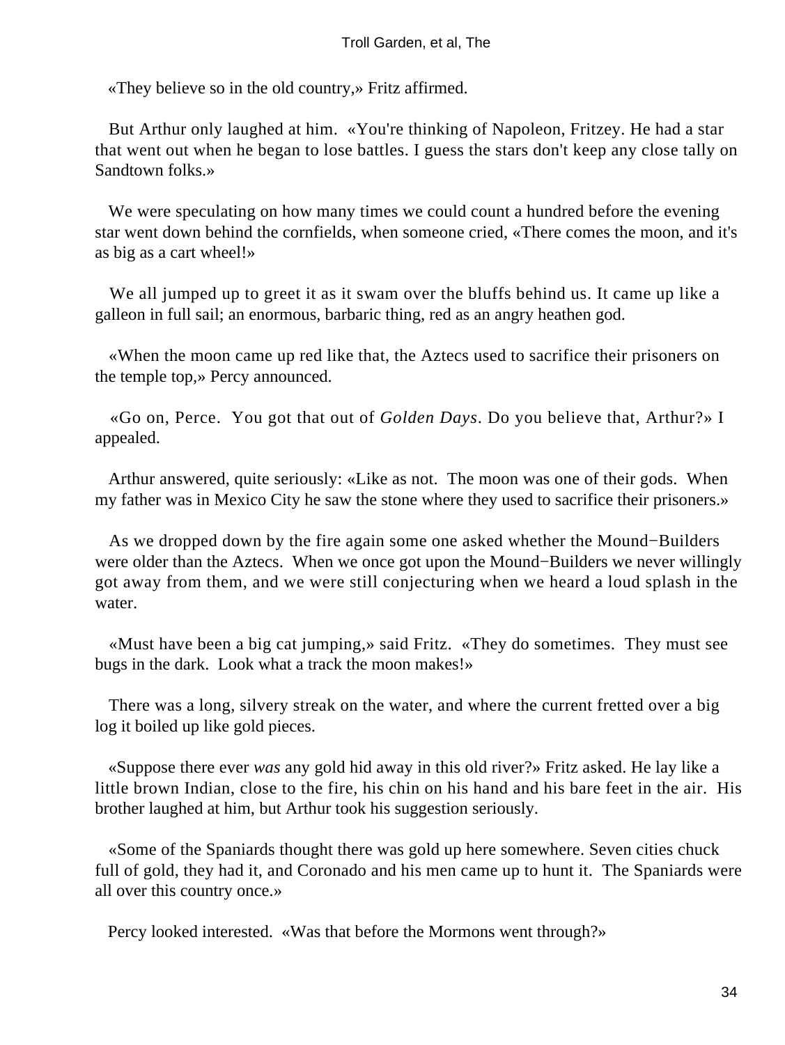«They believe so in the old country,» Fritz affirmed.

But Arthur only laughed at him. «You're thinking of Napoleon, Fritzey. He had a star that went out when he began to lose battles. I guess the stars don't keep any close tally on Sandtown folks.»

We were speculating on how many times we could count a hundred before the evening star went down behind the cornfields, when someone cried, «There comes the moon, and it's as big as a cart wheel!»

We all jumped up to greet it as it swam over the bluffs behind us. It came up like a galleon in full sail; an enormous, barbaric thing, red as an angry heathen god.

«When the moon came up red like that, the Aztecs used to sacrifice their prisoners on the temple top,» Percy announced.

«Go on, Perce. You got that out of *Golden Days*. Do you believe that, Arthur?» I appealed.

Arthur answered, quite seriously: «Like as not. The moon was one of their gods. When my father was in Mexico City he saw the stone where they used to sacrifice their prisoners.»

As we dropped down by the fire again some one asked whether the Mound−Builders were older than the Aztecs. When we once got upon the Mound−Builders we never willingly got away from them, and we were still conjecturing when we heard a loud splash in the water.

«Must have been a big cat jumping,» said Fritz. «They do sometimes. They must see bugs in the dark. Look what a track the moon makes!»

There was a long, silvery streak on the water, and where the current fretted over a big log it boiled up like gold pieces.

«Suppose there ever *was* any gold hid away in this old river?» Fritz asked. He lay like a little brown Indian, close to the fire, his chin on his hand and his bare feet in the air. His brother laughed at him, but Arthur took his suggestion seriously.

«Some of the Spaniards thought there was gold up here somewhere. Seven cities chuck full of gold, they had it, and Coronado and his men came up to hunt it. The Spaniards were all over this country once.»

Percy looked interested. «Was that before the Mormons went through?»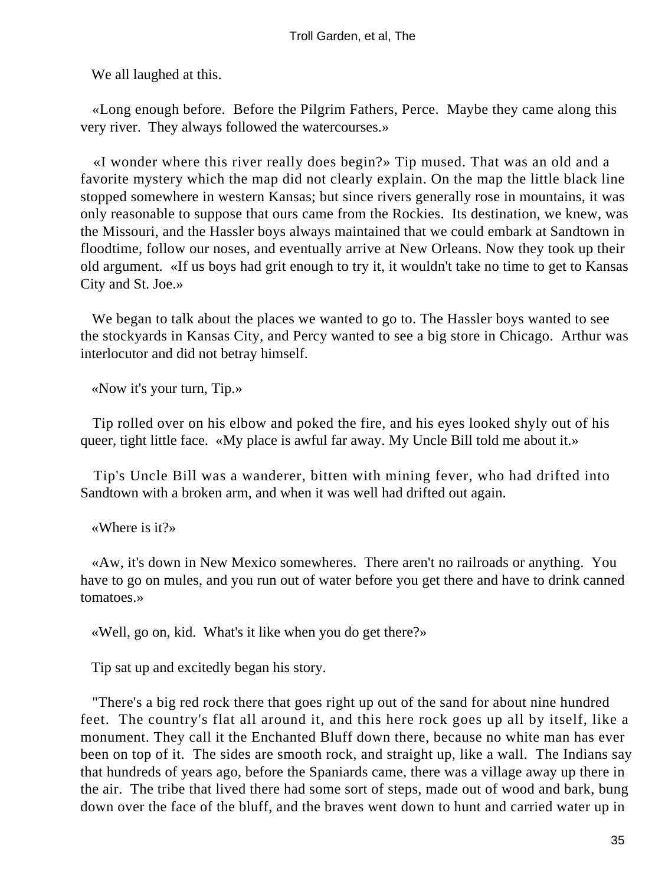We all laughed at this.

«Long enough before. Before the Pilgrim Fathers, Perce. Maybe they came along this very river. They always followed the watercourses.»

«I wonder where this river really does begin?» Tip mused. That was an old and a favorite mystery which the map did not clearly explain. On the map the little black line stopped somewhere in western Kansas; but since rivers generally rose in mountains, it was only reasonable to suppose that ours came from the Rockies. Its destination, we knew, was the Missouri, and the Hassler boys always maintained that we could embark at Sandtown in floodtime, follow our noses, and eventually arrive at New Orleans. Now they took up their old argument. «If us boys had grit enough to try it, it wouldn't take no time to get to Kansas City and St. Joe.»

We began to talk about the places we wanted to go to. The Hassler boys wanted to see the stockyards in Kansas City, and Percy wanted to see a big store in Chicago. Arthur was interlocutor and did not betray himself.

«Now it's your turn, Tip.»

Tip rolled over on his elbow and poked the fire, and his eyes looked shyly out of his queer, tight little face. «My place is awful far away. My Uncle Bill told me about it.»

Tip's Uncle Bill was a wanderer, bitten with mining fever, who had drifted into Sandtown with a broken arm, and when it was well had drifted out again.

«Where is it?»

«Aw, it's down in New Mexico somewheres. There aren't no railroads or anything. You have to go on mules, and you run out of water before you get there and have to drink canned tomatoes.»

«Well, go on, kid. What's it like when you do get there?»

Tip sat up and excitedly began his story.

"There's a big red rock there that goes right up out of the sand for about nine hundred feet. The country's flat all around it, and this here rock goes up all by itself, like a monument. They call it the Enchanted Bluff down there, because no white man has ever been on top of it. The sides are smooth rock, and straight up, like a wall. The Indians say that hundreds of years ago, before the Spaniards came, there was a village away up there in the air. The tribe that lived there had some sort of steps, made out of wood and bark, bung down over the face of the bluff, and the braves went down to hunt and carried water up in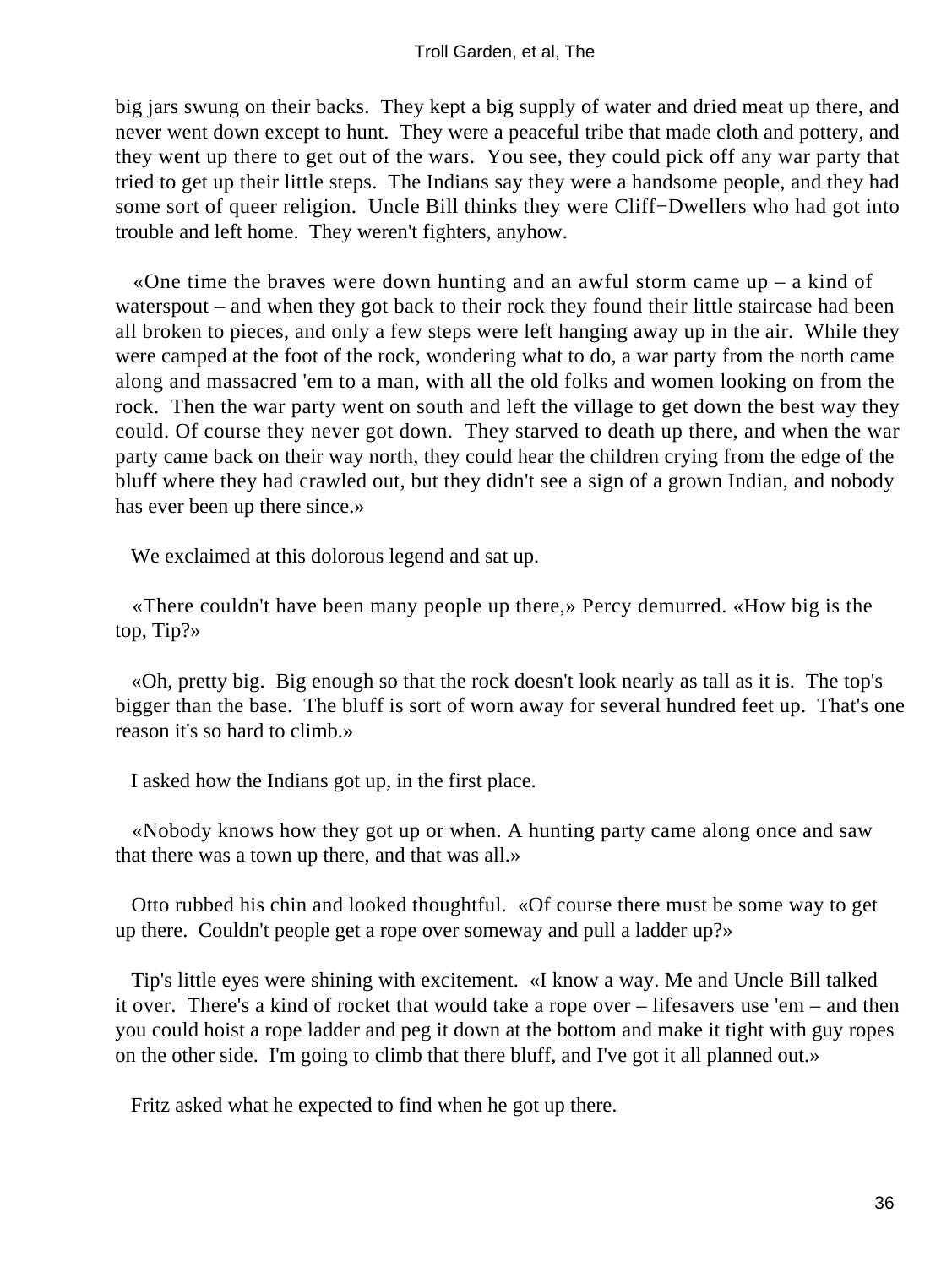big jars swung on their backs. They kept a big supply of water and dried meat up there, and never went down except to hunt. They were a peaceful tribe that made cloth and pottery, and they went up there to get out of the wars. You see, they could pick off any war party that tried to get up their little steps. The Indians say they were a handsome people, and they had some sort of queer religion. Uncle Bill thinks they were Cliff−Dwellers who had got into trouble and left home. They weren't fighters, anyhow.

«One time the braves were down hunting and an awful storm came up – a kind of waterspout – and when they got back to their rock they found their little staircase had been all broken to pieces, and only a few steps were left hanging away up in the air. While they were camped at the foot of the rock, wondering what to do, a war party from the north came along and massacred 'em to a man, with all the old folks and women looking on from the rock. Then the war party went on south and left the village to get down the best way they could. Of course they never got down. They starved to death up there, and when the war party came back on their way north, they could hear the children crying from the edge of the bluff where they had crawled out, but they didn't see a sign of a grown Indian, and nobody has ever been up there since.»

We exclaimed at this dolorous legend and sat up.

«There couldn't have been many people up there,» Percy demurred. «How big is the top, Tip?»

«Oh, pretty big. Big enough so that the rock doesn't look nearly as tall as it is. The top's bigger than the base. The bluff is sort of worn away for several hundred feet up. That's one reason it's so hard to climb.»

I asked how the Indians got up, in the first place.

«Nobody knows how they got up or when. A hunting party came along once and saw that there was a town up there, and that was all.»

Otto rubbed his chin and looked thoughtful. «Of course there must be some way to get up there. Couldn't people get a rope over someway and pull a ladder up?»

Tip's little eyes were shining with excitement. «I know a way. Me and Uncle Bill talked it over. There's a kind of rocket that would take a rope over – lifesavers use 'em – and then you could hoist a rope ladder and peg it down at the bottom and make it tight with guy ropes on the other side. I'm going to climb that there bluff, and I've got it all planned out.»

Fritz asked what he expected to find when he got up there.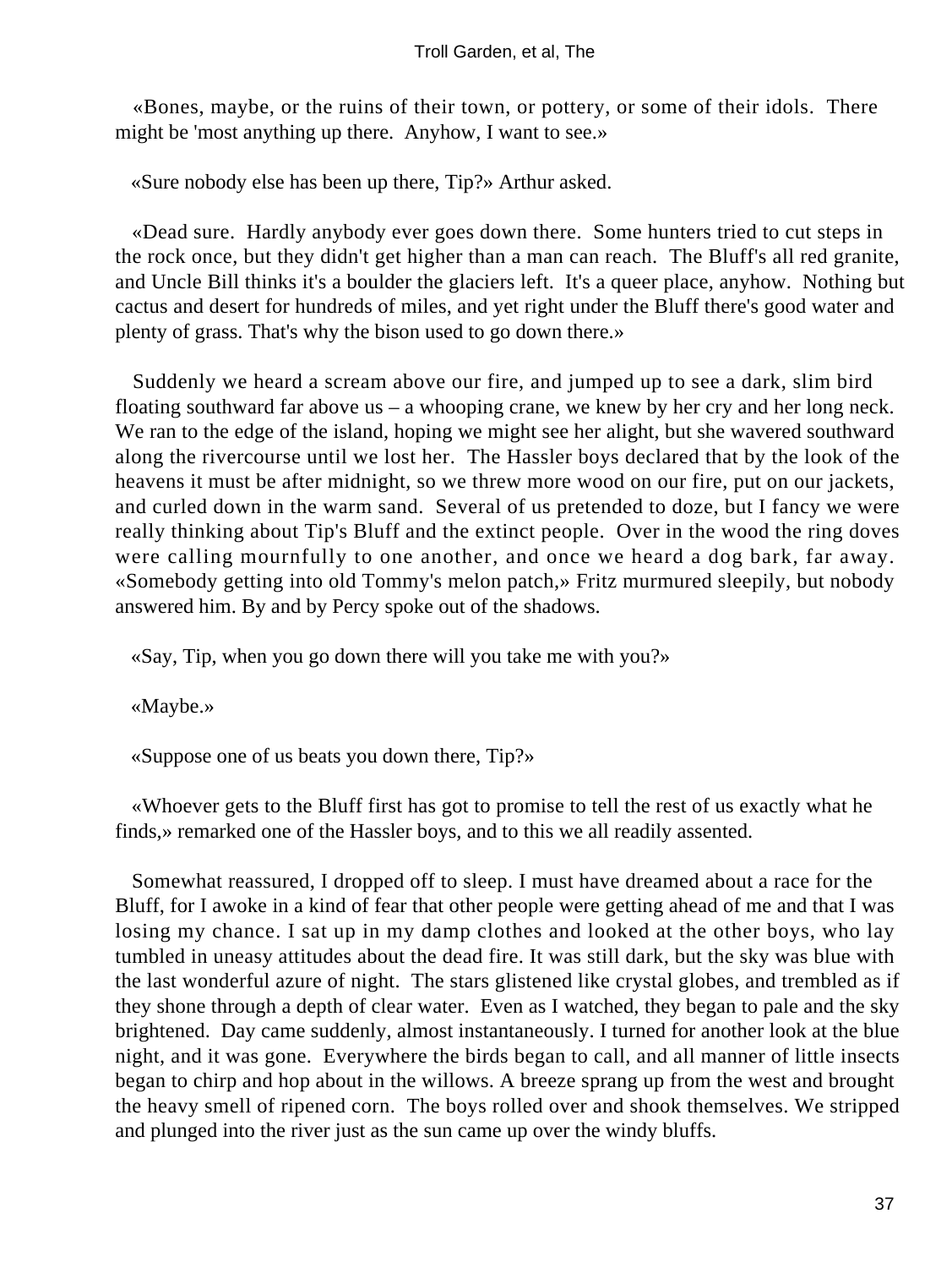«Bones, maybe, or the ruins of their town, or pottery, or some of their idols. There might be 'most anything up there. Anyhow, I want to see.»

«Sure nobody else has been up there, Tip?» Arthur asked.

«Dead sure. Hardly anybody ever goes down there. Some hunters tried to cut steps in the rock once, but they didn't get higher than a man can reach. The Bluff's all red granite, and Uncle Bill thinks it's a boulder the glaciers left. It's a queer place, anyhow. Nothing but cactus and desert for hundreds of miles, and yet right under the Bluff there's good water and plenty of grass. That's why the bison used to go down there.»

Suddenly we heard a scream above our fire, and jumped up to see a dark, slim bird floating southward far above us – a whooping crane, we knew by her cry and her long neck. We ran to the edge of the island, hoping we might see her alight, but she wavered southward along the rivercourse until we lost her. The Hassler boys declared that by the look of the heavens it must be after midnight, so we threw more wood on our fire, put on our jackets, and curled down in the warm sand. Several of us pretended to doze, but I fancy we were really thinking about Tip's Bluff and the extinct people. Over in the wood the ring doves were calling mournfully to one another, and once we heard a dog bark, far away. «Somebody getting into old Tommy's melon patch,» Fritz murmured sleepily, but nobody answered him. By and by Percy spoke out of the shadows.

«Say, Tip, when you go down there will you take me with you?»

«Maybe.»

«Suppose one of us beats you down there, Tip?»

«Whoever gets to the Bluff first has got to promise to tell the rest of us exactly what he finds,» remarked one of the Hassler boys, and to this we all readily assented.

Somewhat reassured, I dropped off to sleep. I must have dreamed about a race for the Bluff, for I awoke in a kind of fear that other people were getting ahead of me and that I was losing my chance. I sat up in my damp clothes and looked at the other boys, who lay tumbled in uneasy attitudes about the dead fire. It was still dark, but the sky was blue with the last wonderful azure of night. The stars glistened like crystal globes, and trembled as if they shone through a depth of clear water. Even as I watched, they began to pale and the sky brightened. Day came suddenly, almost instantaneously. I turned for another look at the blue night, and it was gone. Everywhere the birds began to call, and all manner of little insects began to chirp and hop about in the willows. A breeze sprang up from the west and brought the heavy smell of ripened corn. The boys rolled over and shook themselves. We stripped and plunged into the river just as the sun came up over the windy bluffs.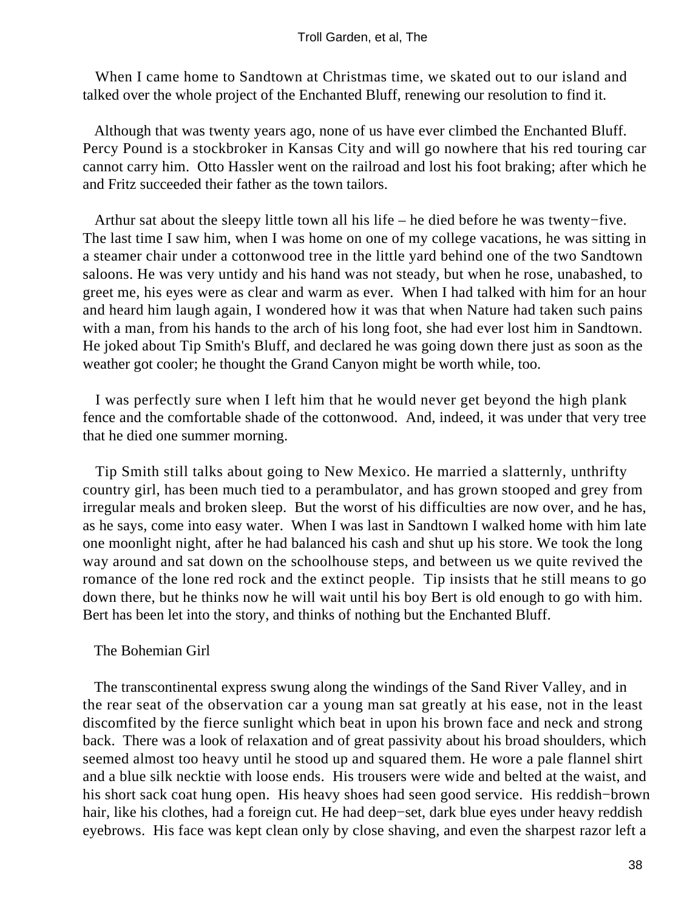When I came home to Sandtown at Christmas time, we skated out to our island and talked over the whole project of the Enchanted Bluff, renewing our resolution to find it.

Although that was twenty years ago, none of us have ever climbed the Enchanted Bluff. Percy Pound is a stockbroker in Kansas City and will go nowhere that his red touring car cannot carry him. Otto Hassler went on the railroad and lost his foot braking; after which he and Fritz succeeded their father as the town tailors.

Arthur sat about the sleepy little town all his life – he died before he was twenty−five. The last time I saw him, when I was home on one of my college vacations, he was sitting in a steamer chair under a cottonwood tree in the little yard behind one of the two Sandtown saloons. He was very untidy and his hand was not steady, but when he rose, unabashed, to greet me, his eyes were as clear and warm as ever. When I had talked with him for an hour and heard him laugh again, I wondered how it was that when Nature had taken such pains with a man, from his hands to the arch of his long foot, she had ever lost him in Sandtown. He joked about Tip Smith's Bluff, and declared he was going down there just as soon as the weather got cooler; he thought the Grand Canyon might be worth while, too.

I was perfectly sure when I left him that he would never get beyond the high plank fence and the comfortable shade of the cottonwood. And, indeed, it was under that very tree that he died one summer morning.

Tip Smith still talks about going to New Mexico. He married a slatternly, unthrifty country girl, has been much tied to a perambulator, and has grown stooped and grey from irregular meals and broken sleep. But the worst of his difficulties are now over, and he has, as he says, come into easy water. When I was last in Sandtown I walked home with him late one moonlight night, after he had balanced his cash and shut up his store. We took the long way around and sat down on the schoolhouse steps, and between us we quite revived the romance of the lone red rock and the extinct people. Tip insists that he still means to go down there, but he thinks now he will wait until his boy Bert is old enough to go with him. Bert has been let into the story, and thinks of nothing but the Enchanted Bluff.

## The Bohemian Girl

The transcontinental express swung along the windings of the Sand River Valley, and in the rear seat of the observation car a young man sat greatly at his ease, not in the least discomfited by the fierce sunlight which beat in upon his brown face and neck and strong back. There was a look of relaxation and of great passivity about his broad shoulders, which seemed almost too heavy until he stood up and squared them. He wore a pale flannel shirt and a blue silk necktie with loose ends. His trousers were wide and belted at the waist, and his short sack coat hung open. His heavy shoes had seen good service. His reddish−brown hair, like his clothes, had a foreign cut. He had deep−set, dark blue eyes under heavy reddish eyebrows. His face was kept clean only by close shaving, and even the sharpest razor left a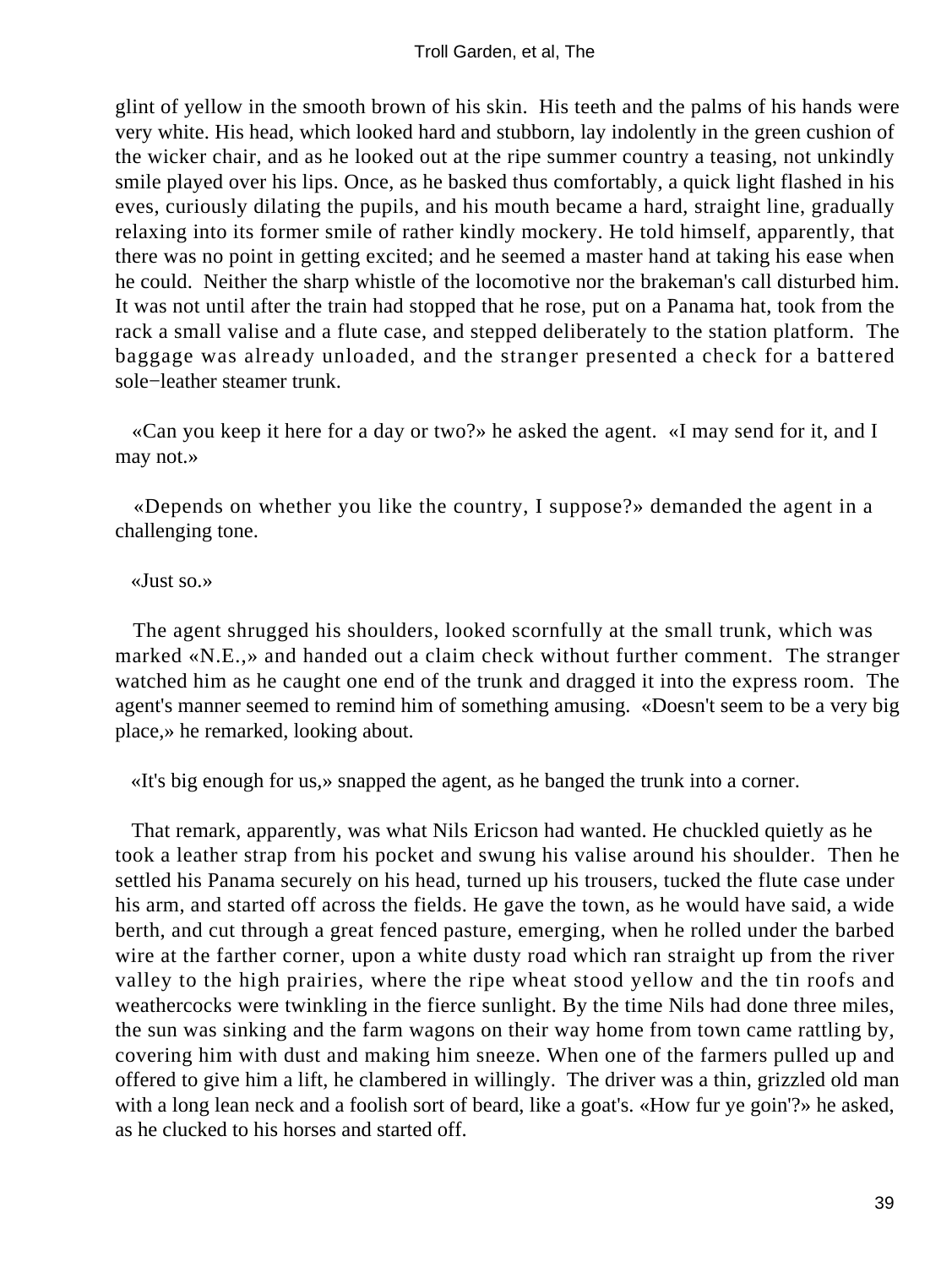glint of yellow in the smooth brown of his skin. His teeth and the palms of his hands were very white. His head, which looked hard and stubborn, lay indolently in the green cushion of the wicker chair, and as he looked out at the ripe summer country a teasing, not unkindly smile played over his lips. Once, as he basked thus comfortably, a quick light flashed in his eves, curiously dilating the pupils, and his mouth became a hard, straight line, gradually relaxing into its former smile of rather kindly mockery. He told himself, apparently, that there was no point in getting excited; and he seemed a master hand at taking his ease when he could. Neither the sharp whistle of the locomotive nor the brakeman's call disturbed him. It was not until after the train had stopped that he rose, put on a Panama hat, took from the rack a small valise and a flute case, and stepped deliberately to the station platform. The baggage was already unloaded, and the stranger presented a check for a battered sole−leather steamer trunk.

«Can you keep it here for a day or two?» he asked the agent. «I may send for it, and I may not.»

«Depends on whether you like the country, I suppose?» demanded the agent in a challenging tone.

«Just so.»

The agent shrugged his shoulders, looked scornfully at the small trunk, which was marked «N.E.,» and handed out a claim check without further comment. The stranger watched him as he caught one end of the trunk and dragged it into the express room. The agent's manner seemed to remind him of something amusing. «Doesn't seem to be a very big place,» he remarked, looking about.

«It's big enough for us,» snapped the agent, as he banged the trunk into a corner.

That remark, apparently, was what Nils Ericson had wanted. He chuckled quietly as he took a leather strap from his pocket and swung his valise around his shoulder. Then he settled his Panama securely on his head, turned up his trousers, tucked the flute case under his arm, and started off across the fields. He gave the town, as he would have said, a wide berth, and cut through a great fenced pasture, emerging, when he rolled under the barbed wire at the farther corner, upon a white dusty road which ran straight up from the river valley to the high prairies, where the ripe wheat stood yellow and the tin roofs and weathercocks were twinkling in the fierce sunlight. By the time Nils had done three miles, the sun was sinking and the farm wagons on their way home from town came rattling by, covering him with dust and making him sneeze. When one of the farmers pulled up and offered to give him a lift, he clambered in willingly. The driver was a thin, grizzled old man with a long lean neck and a foolish sort of beard, like a goat's. «How fur ye goin'?» he asked, as he clucked to his horses and started off.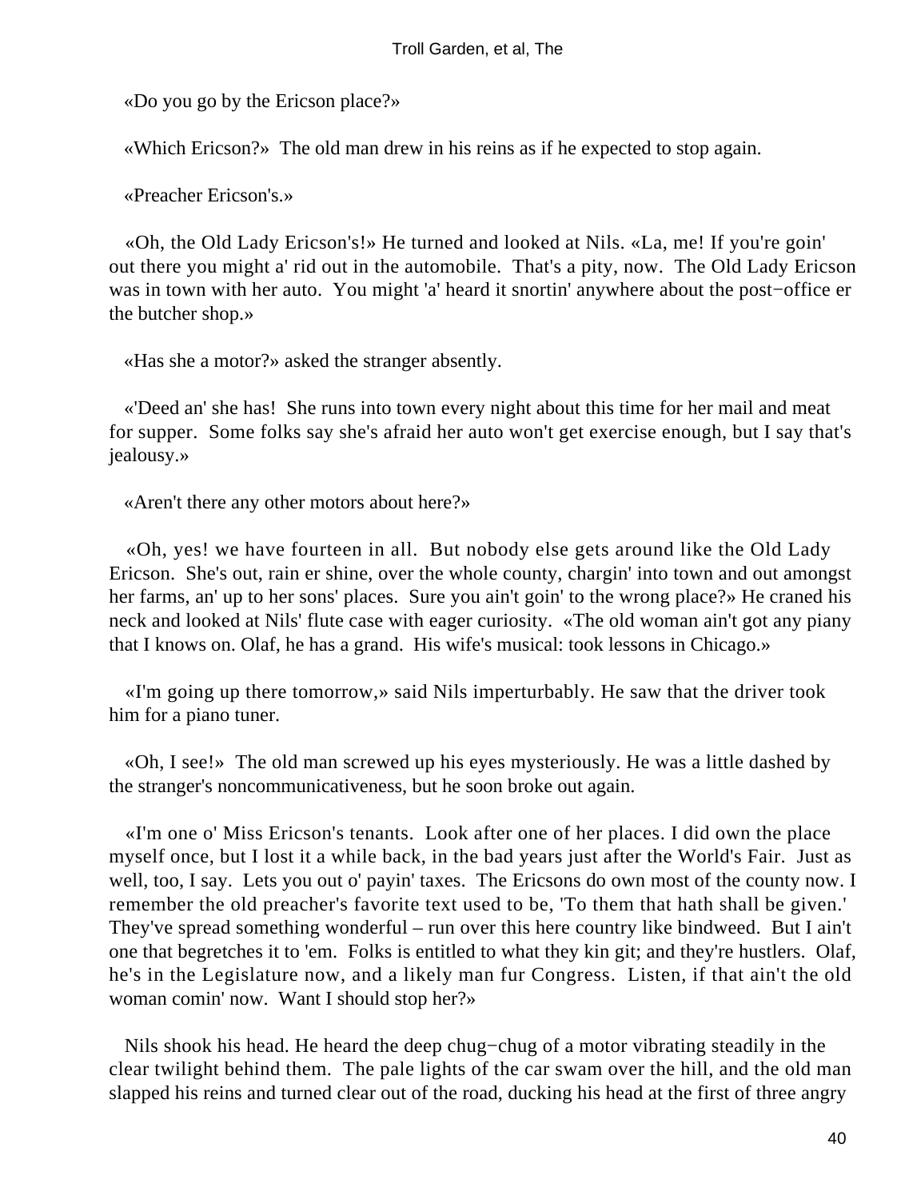«Do you go by the Ericson place?»

«Which Ericson?» The old man drew in his reins as if he expected to stop again.

«Preacher Ericson's.»

«Oh, the Old Lady Ericson's!» He turned and looked at Nils. «La, me! If you're goin' out there you might a' rid out in the automobile. That's a pity, now. The Old Lady Ericson was in town with her auto. You might 'a' heard it snortin' anywhere about the post−office er the butcher shop.»

«Has she a motor?» asked the stranger absently.

«'Deed an' she has! She runs into town every night about this time for her mail and meat for supper. Some folks say she's afraid her auto won't get exercise enough, but I say that's jealousy.»

«Aren't there any other motors about here?»

«Oh, yes! we have fourteen in all. But nobody else gets around like the Old Lady Ericson. She's out, rain er shine, over the whole county, chargin' into town and out amongst her farms, an' up to her sons' places. Sure you ain't goin' to the wrong place?» He craned his neck and looked at Nils' flute case with eager curiosity. «The old woman ain't got any piany that I knows on. Olaf, he has a grand. His wife's musical: took lessons in Chicago.»

«I'm going up there tomorrow,» said Nils imperturbably. He saw that the driver took him for a piano tuner.

«Oh, I see!» The old man screwed up his eyes mysteriously. He was a little dashed by the stranger's noncommunicativeness, but he soon broke out again.

«I'm one o' Miss Ericson's tenants. Look after one of her places. I did own the place myself once, but I lost it a while back, in the bad years just after the World's Fair. Just as well, too, I say. Lets you out o' payin' taxes. The Ericsons do own most of the county now. I remember the old preacher's favorite text used to be, 'To them that hath shall be given.' They've spread something wonderful – run over this here country like bindweed. But I ain't one that begretches it to 'em. Folks is entitled to what they kin git; and they're hustlers. Olaf, he's in the Legislature now, and a likely man fur Congress. Listen, if that ain't the old woman comin' now. Want I should stop her?»

Nils shook his head. He heard the deep chug−chug of a motor vibrating steadily in the clear twilight behind them. The pale lights of the car swam over the hill, and the old man slapped his reins and turned clear out of the road, ducking his head at the first of three angry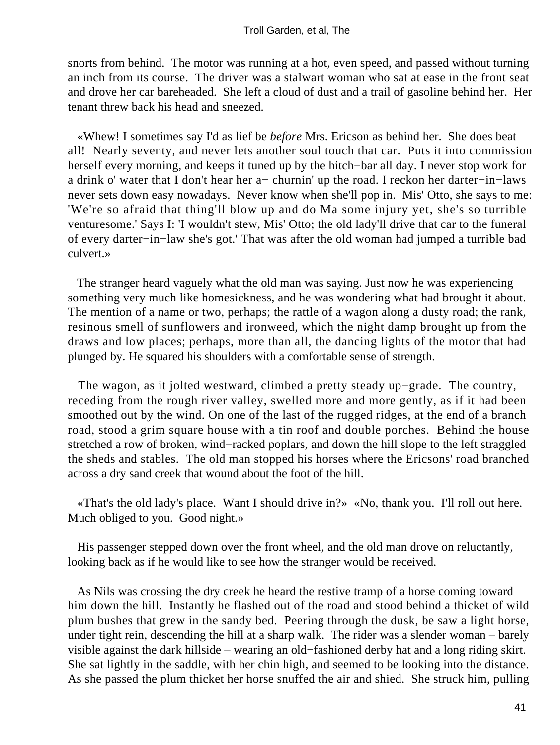snorts from behind. The motor was running at a hot, even speed, and passed without turning an inch from its course. The driver was a stalwart woman who sat at ease in the front seat and drove her car bareheaded. She left a cloud of dust and a trail of gasoline behind her. Her tenant threw back his head and sneezed.

«Whew! I sometimes say I'd as lief be *before* Mrs. Ericson as behind her. She does beat all! Nearly seventy, and never lets another soul touch that car. Puts it into commission herself every morning, and keeps it tuned up by the hitch−bar all day. I never stop work for a drink o' water that I don't hear her a− churnin' up the road. I reckon her darter−in−laws never sets down easy nowadays. Never know when she'll pop in. Mis' Otto, she says to me: 'We're so afraid that thing'll blow up and do Ma some injury yet, she's so turrible venturesome.' Says I: 'I wouldn't stew, Mis' Otto; the old lady'll drive that car to the funeral of every darter−in−law she's got.' That was after the old woman had jumped a turrible bad culvert.»

The stranger heard vaguely what the old man was saying. Just now he was experiencing something very much like homesickness, and he was wondering what had brought it about. The mention of a name or two, perhaps; the rattle of a wagon along a dusty road; the rank, resinous smell of sunflowers and ironweed, which the night damp brought up from the draws and low places; perhaps, more than all, the dancing lights of the motor that had plunged by. He squared his shoulders with a comfortable sense of strength.

The wagon, as it jolted westward, climbed a pretty steady up−grade. The country, receding from the rough river valley, swelled more and more gently, as if it had been smoothed out by the wind. On one of the last of the rugged ridges, at the end of a branch road, stood a grim square house with a tin roof and double porches. Behind the house stretched a row of broken, wind−racked poplars, and down the hill slope to the left straggled the sheds and stables. The old man stopped his horses where the Ericsons' road branched across a dry sand creek that wound about the foot of the hill.

«That's the old lady's place. Want I should drive in?» «No, thank you. I'll roll out here. Much obliged to you. Good night.»

His passenger stepped down over the front wheel, and the old man drove on reluctantly, looking back as if he would like to see how the stranger would be received.

As Nils was crossing the dry creek he heard the restive tramp of a horse coming toward him down the hill. Instantly he flashed out of the road and stood behind a thicket of wild plum bushes that grew in the sandy bed. Peering through the dusk, be saw a light horse, under tight rein, descending the hill at a sharp walk. The rider was a slender woman – barely visible against the dark hillside – wearing an old−fashioned derby hat and a long riding skirt. She sat lightly in the saddle, with her chin high, and seemed to be looking into the distance. As she passed the plum thicket her horse snuffed the air and shied. She struck him, pulling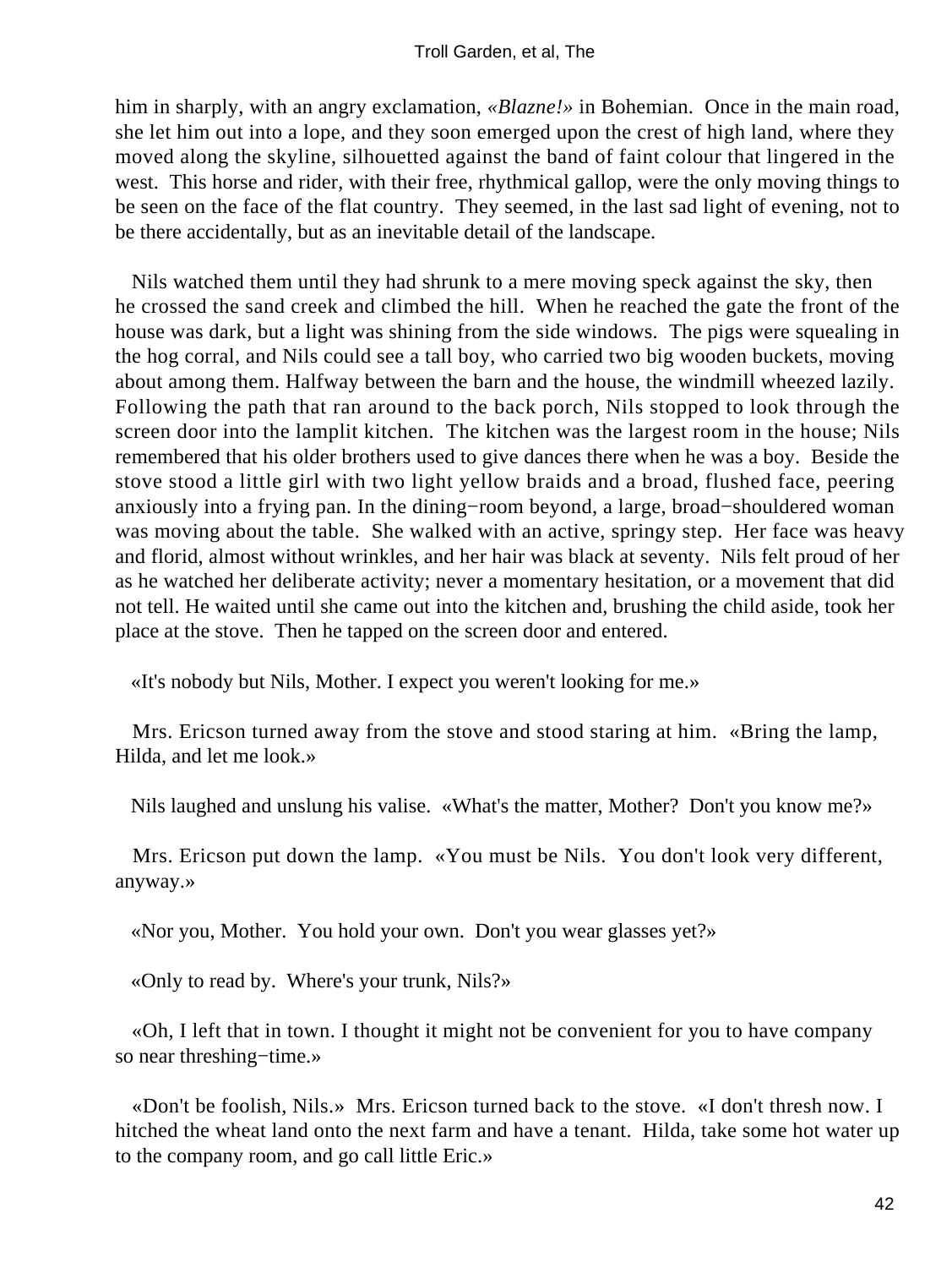him in sharply, with an angry exclamation, «*Blazne!*» in Bohemian. Once in the main road, she let him out into a lope, and they soon emerged upon the crest of high land, where they moved along the skyline, silhouetted against the band of faint colour that lingered in the west. This horse and rider, with their free, rhythmical gallop, were the only moving things to be seen on the face of the flat country. They seemed, in the last sad light of evening, not to be there accidentally, but as an inevitable detail of the landscape.

Nils watched them until they had shrunk to a mere moving speck against the sky, then he crossed the sand creek and climbed the hill. When he reached the gate the front of the house was dark, but a light was shining from the side windows. The pigs were squealing in the hog corral, and Nils could see a tall boy, who carried two big wooden buckets, moving about among them. Halfway between the barn and the house, the windmill wheezed lazily. Following the path that ran around to the back porch, Nils stopped to look through the screen door into the lamplit kitchen. The kitchen was the largest room in the house; Nils remembered that his older brothers used to give dances there when he was a boy. Beside the stove stood a little girl with two light yellow braids and a broad, flushed face, peering anxiously into a frying pan. In the dining−room beyond, a large, broad−shouldered woman was moving about the table. She walked with an active, springy step. Her face was heavy and florid, almost without wrinkles, and her hair was black at seventy. Nils felt proud of her as he watched her deliberate activity; never a momentary hesitation, or a movement that did not tell. He waited until she came out into the kitchen and, brushing the child aside, took her place at the stove. Then he tapped on the screen door and entered.

«It's nobody but Nils, Mother. I expect you weren't looking for me.»

Mrs. Ericson turned away from the stove and stood staring at him. «Bring the lamp, Hilda, and let me look.»

Nils laughed and unslung his valise. «What's the matter, Mother? Don't you know me?»

Mrs. Ericson put down the lamp. «You must be Nils. You don't look very different, anyway.»

«Nor you, Mother. You hold your own. Don't you wear glasses yet?»

«Only to read by. Where's your trunk, Nils?»

«Oh, I left that in town. I thought it might not be convenient for you to have company so near threshing−time.»

«Don't be foolish, Nils.» Mrs. Ericson turned back to the stove. «I don't thresh now. I hitched the wheat land onto the next farm and have a tenant. Hilda, take some hot water up to the company room, and go call little Eric.»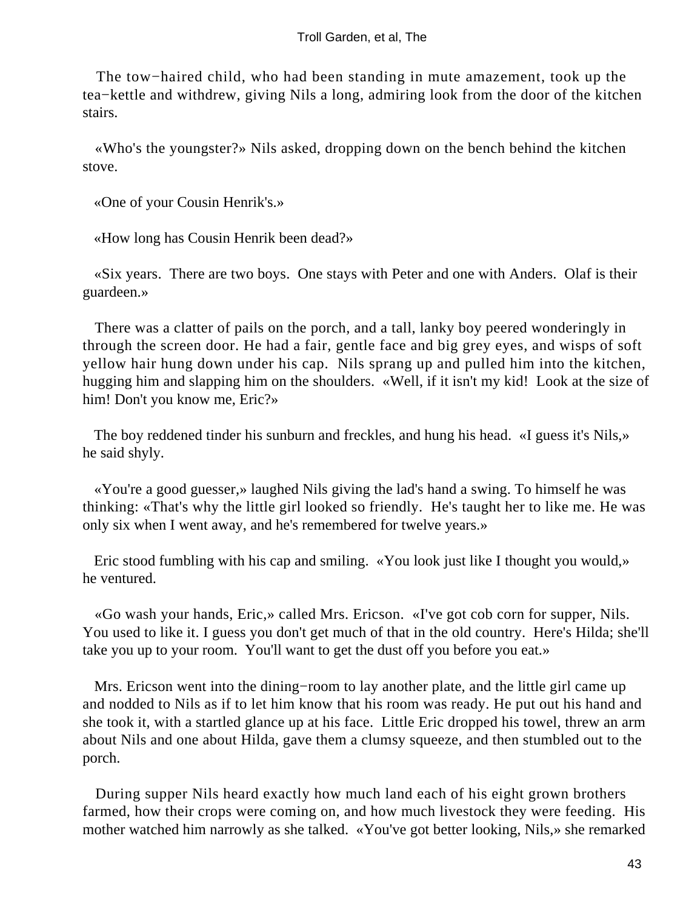The tow−haired child, who had been standing in mute amazement, took up the tea−kettle and withdrew, giving Nils a long, admiring look from the door of the kitchen stairs.

«Who's the youngster?» Nils asked, dropping down on the bench behind the kitchen stove.

«One of your Cousin Henrik's.»

«How long has Cousin Henrik been dead?»

«Six years. There are two boys. One stays with Peter and one with Anders. Olaf is their guardeen.»

There was a clatter of pails on the porch, and a tall, lanky boy peered wonderingly in through the screen door. He had a fair, gentle face and big grey eyes, and wisps of soft yellow hair hung down under his cap. Nils sprang up and pulled him into the kitchen, hugging him and slapping him on the shoulders. «Well, if it isn't my kid! Look at the size of him! Don't you know me, Eric?»

The boy reddened tinder his sunburn and freckles, and hung his head. «I guess it's Nils,» he said shyly.

«You're a good guesser,» laughed Nils giving the lad's hand a swing. To himself he was thinking: «That's why the little girl looked so friendly. He's taught her to like me. He was only six when I went away, and he's remembered for twelve years.»

Eric stood fumbling with his cap and smiling. «You look just like I thought you would,» he ventured.

«Go wash your hands, Eric,» called Mrs. Ericson. «I've got cob corn for supper, Nils. You used to like it. I guess you don't get much of that in the old country. Here's Hilda; she'll take you up to your room. You'll want to get the dust off you before you eat.»

Mrs. Ericson went into the dining−room to lay another plate, and the little girl came up and nodded to Nils as if to let him know that his room was ready. He put out his hand and she took it, with a startled glance up at his face. Little Eric dropped his towel, threw an arm about Nils and one about Hilda, gave them a clumsy squeeze, and then stumbled out to the porch.

During supper Nils heard exactly how much land each of his eight grown brothers farmed, how their crops were coming on, and how much livestock they were feeding. His mother watched him narrowly as she talked. «You've got better looking, Nils,» she remarked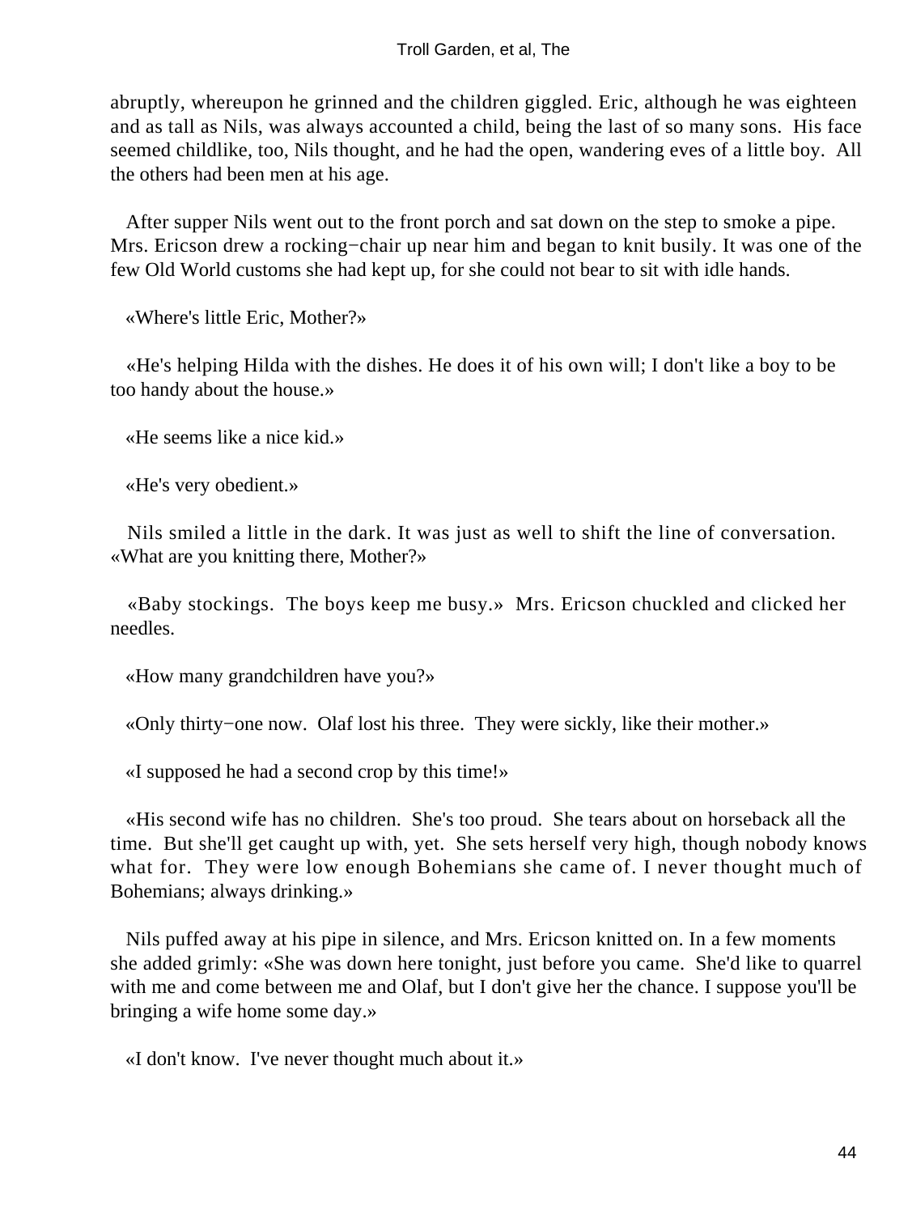abruptly, whereupon he grinned and the children giggled. Eric, although he was eighteen and as tall as Nils, was always accounted a child, being the last of so many sons. His face seemed childlike, too, Nils thought, and he had the open, wandering eves of a little boy. All the others had been men at his age.

After supper Nils went out to the front porch and sat down on the step to smoke a pipe. Mrs. Ericson drew a rocking−chair up near him and began to knit busily. It was one of the few Old World customs she had kept up, for she could not bear to sit with idle hands.

«Where's little Eric, Mother?»

«He's helping Hilda with the dishes. He does it of his own will; I don't like a boy to be too handy about the house.»

«He seems like a nice kid.»

«He's very obedient.»

Nils smiled a little in the dark. It was just as well to shift the line of conversation. «What are you knitting there, Mother?»

«Baby stockings. The boys keep me busy.» Mrs. Ericson chuckled and clicked her needles.

«How many grandchildren have you?»

«Only thirty−one now. Olaf lost his three. They were sickly, like their mother.»

«I supposed he had a second crop by this time!»

«His second wife has no children. She's too proud. She tears about on horseback all the time. But she'll get caught up with, yet. She sets herself very high, though nobody knows what for. They were low enough Bohemians she came of. I never thought much of Bohemians; always drinking.»

Nils puffed away at his pipe in silence, and Mrs. Ericson knitted on. In a few moments she added grimly: «She was down here tonight, just before you came. She'd like to quarrel with me and come between me and Olaf, but I don't give her the chance. I suppose you'll be bringing a wife home some day.»

«I don't know. I've never thought much about it.»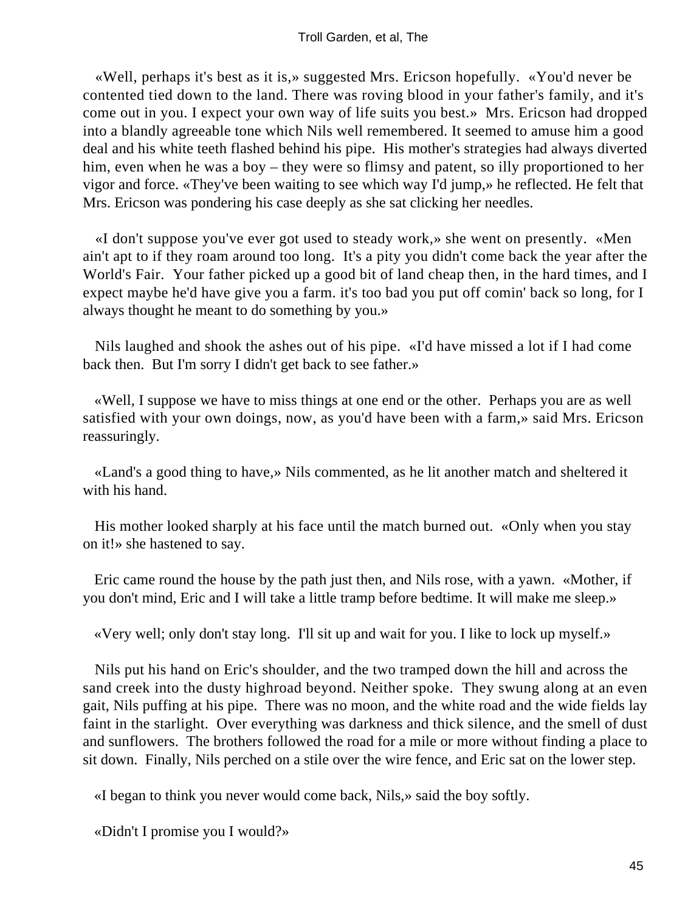«Well, perhaps it's best as it is,» suggested Mrs. Ericson hopefully. «You'd never be contented tied down to the land. There was roving blood in your father's family, and it's come out in you. I expect your own way of life suits you best.» Mrs. Ericson had dropped into a blandly agreeable tone which Nils well remembered. It seemed to amuse him a good deal and his white teeth flashed behind his pipe. His mother's strategies had always diverted him, even when he was a boy – they were so flimsy and patent, so illy proportioned to her vigor and force. «They've been waiting to see which way I'd jump,» he reflected. He felt that Mrs. Ericson was pondering his case deeply as she sat clicking her needles.

«I don't suppose you've ever got used to steady work,» she went on presently. «Men ain't apt to if they roam around too long. It's a pity you didn't come back the year after the World's Fair. Your father picked up a good bit of land cheap then, in the hard times, and I expect maybe he'd have give you a farm. it's too bad you put off comin' back so long, for I always thought he meant to do something by you.»

Nils laughed and shook the ashes out of his pipe. «I'd have missed a lot if I had come back then. But I'm sorry I didn't get back to see father.»

«Well, I suppose we have to miss things at one end or the other. Perhaps you are as well satisfied with your own doings, now, as you'd have been with a farm,» said Mrs. Ericson reassuringly.

«Land's a good thing to have,» Nils commented, as he lit another match and sheltered it with his hand.

His mother looked sharply at his face until the match burned out. «Only when you stay on it!» she hastened to say.

Eric came round the house by the path just then, and Nils rose, with a yawn. «Mother, if you don't mind, Eric and I will take a little tramp before bedtime. It will make me sleep.»

«Very well; only don't stay long. I'll sit up and wait for you. I like to lock up myself.»

Nils put his hand on Eric's shoulder, and the two tramped down the hill and across the sand creek into the dusty highroad beyond. Neither spoke. They swung along at an even gait, Nils puffing at his pipe. There was no moon, and the white road and the wide fields lay faint in the starlight. Over everything was darkness and thick silence, and the smell of dust and sunflowers. The brothers followed the road for a mile or more without finding a place to sit down. Finally, Nils perched on a stile over the wire fence, and Eric sat on the lower step.

«I began to think you never would come back, Nils,» said the boy softly.

«Didn't I promise you I would?»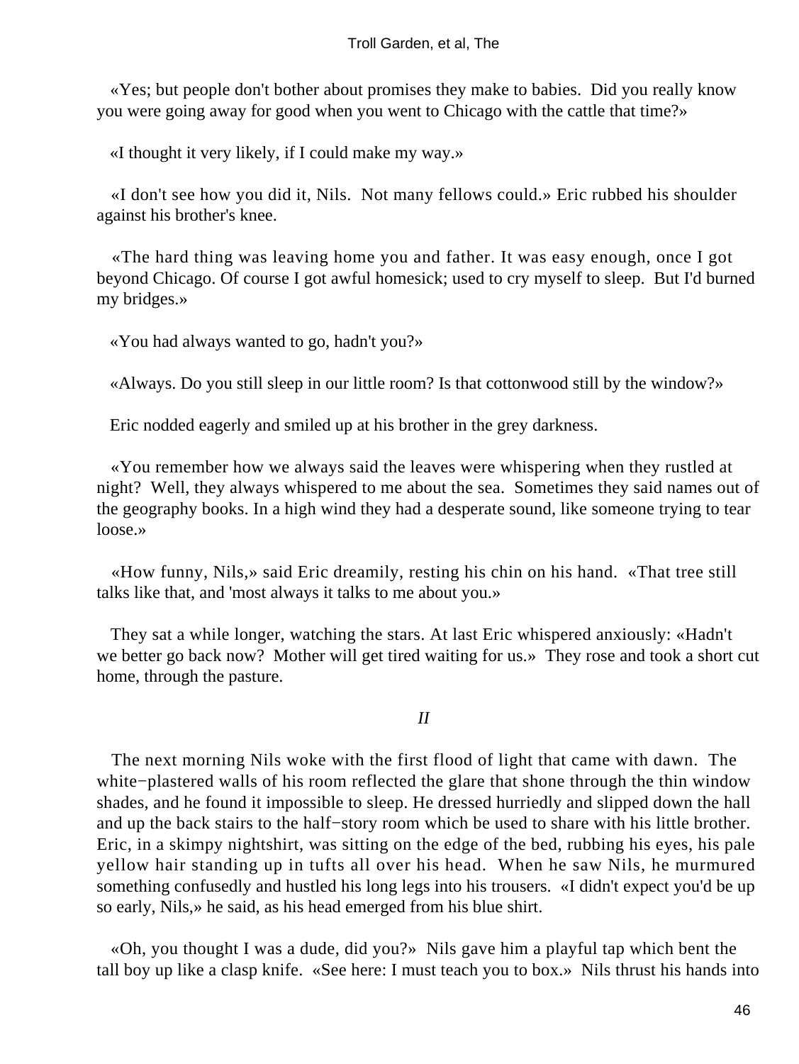«Yes; but people don't bother about promises they make to babies. Did you really know you were going away for good when you went to Chicago with the cattle that time?»

«I thought it very likely, if I could make my way.»

«I don't see how you did it, Nils. Not many fellows could.» Eric rubbed his shoulder against his brother's knee.

«The hard thing was leaving home you and father. It was easy enough, once I got beyond Chicago. Of course I got awful homesick; used to cry myself to sleep. But I'd burned my bridges.»

«You had always wanted to go, hadn't you?»

«Always. Do you still sleep in our little room? Is that cottonwood still by the window?»

Eric nodded eagerly and smiled up at his brother in the grey darkness.

«You remember how we always said the leaves were whispering when they rustled at night? Well, they always whispered to me about the sea. Sometimes they said names out of the geography books. In a high wind they had a desperate sound, like someone trying to tear loose.»

«How funny, Nils,» said Eric dreamily, resting his chin on his hand. «That tree still talks like that, and 'most always it talks to me about you.»

They sat a while longer, watching the stars. At last Eric whispered anxiously: «Hadn't we better go back now? Mother will get tired waiting for us.» They rose and took a short cut home, through the pasture.

## *II*

The next morning Nils woke with the first flood of light that came with dawn. The white−plastered walls of his room reflected the glare that shone through the thin window shades, and he found it impossible to sleep. He dressed hurriedly and slipped down the hall and up the back stairs to the half−story room which be used to share with his little brother. Eric, in a skimpy nightshirt, was sitting on the edge of the bed, rubbing his eyes, his pale yellow hair standing up in tufts all over his head. When he saw Nils, he murmured something confusedly and hustled his long legs into his trousers. «I didn't expect you'd be up so early, Nils,» he said, as his head emerged from his blue shirt.

«Oh, you thought I was a dude, did you?» Nils gave him a playful tap which bent the tall boy up like a clasp knife. «See here: I must teach you to box.» Nils thrust his hands into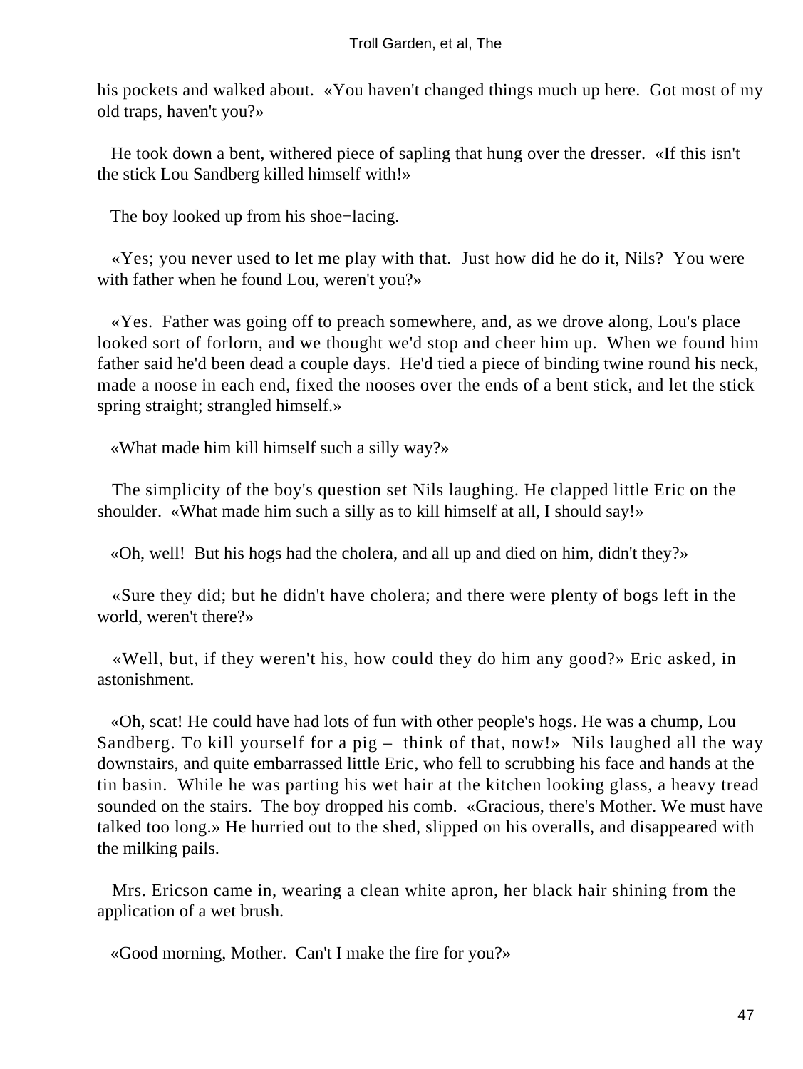his pockets and walked about. «You haven't changed things much up here. Got most of my old traps, haven't you?»

He took down a bent, withered piece of sapling that hung over the dresser. «If this isn't the stick Lou Sandberg killed himself with!»

The boy looked up from his shoe−lacing.

«Yes; you never used to let me play with that. Just how did he do it, Nils? You were with father when he found Lou, weren't you?»

«Yes. Father was going off to preach somewhere, and, as we drove along, Lou's place looked sort of forlorn, and we thought we'd stop and cheer him up. When we found him father said he'd been dead a couple days. He'd tied a piece of binding twine round his neck, made a noose in each end, fixed the nooses over the ends of a bent stick, and let the stick spring straight; strangled himself.»

«What made him kill himself such a silly way?»

The simplicity of the boy's question set Nils laughing. He clapped little Eric on the shoulder. «What made him such a silly as to kill himself at all, I should say!»

«Oh, well! But his hogs had the cholera, and all up and died on him, didn't they?»

«Sure they did; but he didn't have cholera; and there were plenty of bogs left in the world, weren't there?»

«Well, but, if they weren't his, how could they do him any good?» Eric asked, in astonishment.

«Oh, scat! He could have had lots of fun with other people's hogs. He was a chump, Lou Sandberg. To kill yourself for a pig – think of that, now!» Nils laughed all the way downstairs, and quite embarrassed little Eric, who fell to scrubbing his face and hands at the tin basin. While he was parting his wet hair at the kitchen looking glass, a heavy tread sounded on the stairs. The boy dropped his comb. «Gracious, there's Mother. We must have talked too long.» He hurried out to the shed, slipped on his overalls, and disappeared with the milking pails.

Mrs. Ericson came in, wearing a clean white apron, her black hair shining from the application of a wet brush.

«Good morning, Mother. Can't I make the fire for you?»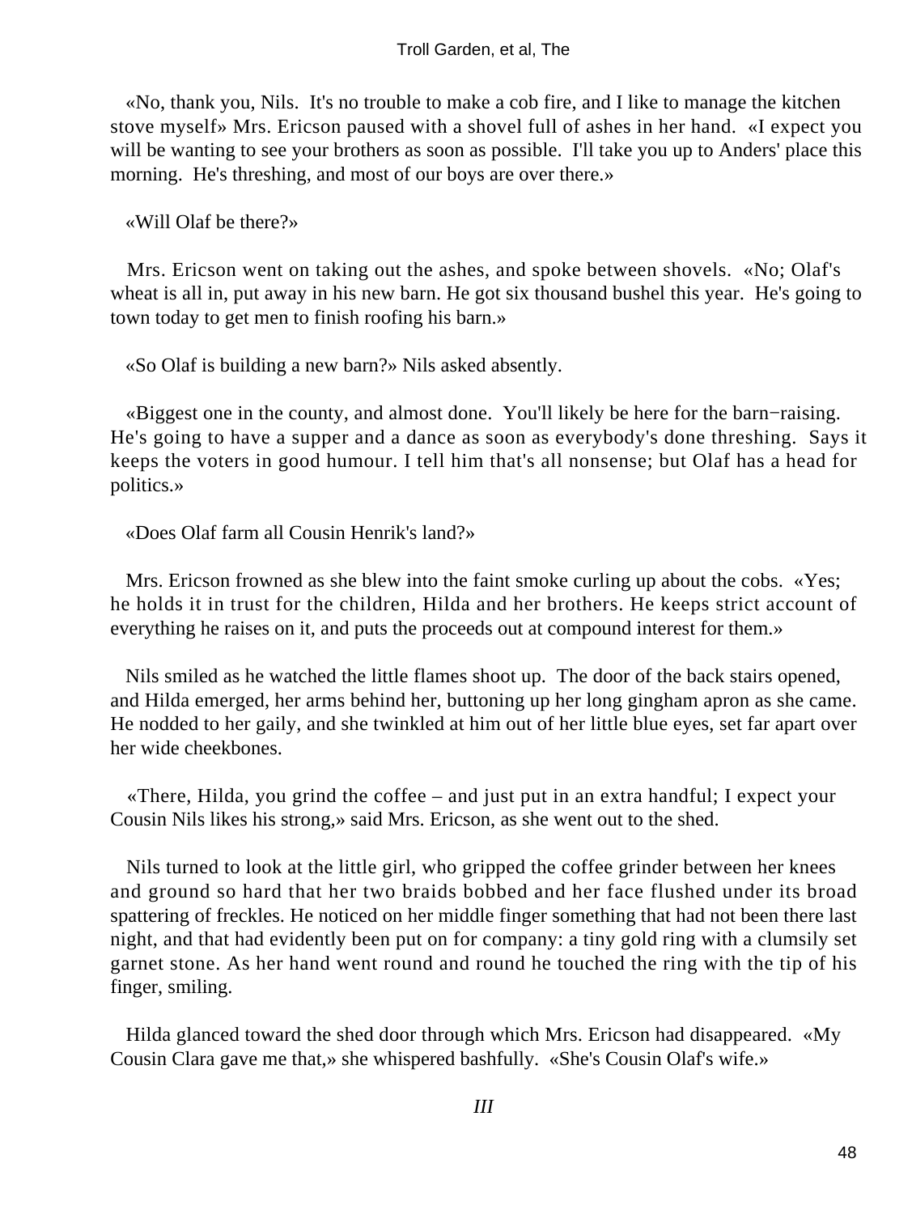«No, thank you, Nils. It's no trouble to make a cob fire, and I like to manage the kitchen stove myself» Mrs. Ericson paused with a shovel full of ashes in her hand. «I expect you will be wanting to see your brothers as soon as possible. I'll take you up to Anders' place this morning. He's threshing, and most of our boys are over there.»

«Will Olaf be there?»

Mrs. Ericson went on taking out the ashes, and spoke between shovels. «No; Olaf's wheat is all in, put away in his new barn. He got six thousand bushel this year. He's going to town today to get men to finish roofing his barn.»

«So Olaf is building a new barn?» Nils asked absently.

«Biggest one in the county, and almost done. You'll likely be here for the barn−raising. He's going to have a supper and a dance as soon as everybody's done threshing. Says it keeps the voters in good humour. I tell him that's all nonsense; but Olaf has a head for politics.»

«Does Olaf farm all Cousin Henrik's land?»

Mrs. Ericson frowned as she blew into the faint smoke curling up about the cobs. «Yes; he holds it in trust for the children, Hilda and her brothers. He keeps strict account of everything he raises on it, and puts the proceeds out at compound interest for them.»

Nils smiled as he watched the little flames shoot up. The door of the back stairs opened, and Hilda emerged, her arms behind her, buttoning up her long gingham apron as she came. He nodded to her gaily, and she twinkled at him out of her little blue eyes, set far apart over her wide cheekbones.

«There, Hilda, you grind the coffee – and just put in an extra handful; I expect your Cousin Nils likes his strong,» said Mrs. Ericson, as she went out to the shed.

Nils turned to look at the little girl, who gripped the coffee grinder between her knees and ground so hard that her two braids bobbed and her face flushed under its broad spattering of freckles. He noticed on her middle finger something that had not been there last night, and that had evidently been put on for company: a tiny gold ring with a clumsily set garnet stone. As her hand went round and round he touched the ring with the tip of his finger, smiling.

Hilda glanced toward the shed door through which Mrs. Ericson had disappeared. «My Cousin Clara gave me that,» she whispered bashfully. «She's Cousin Olaf's wife.»

*III*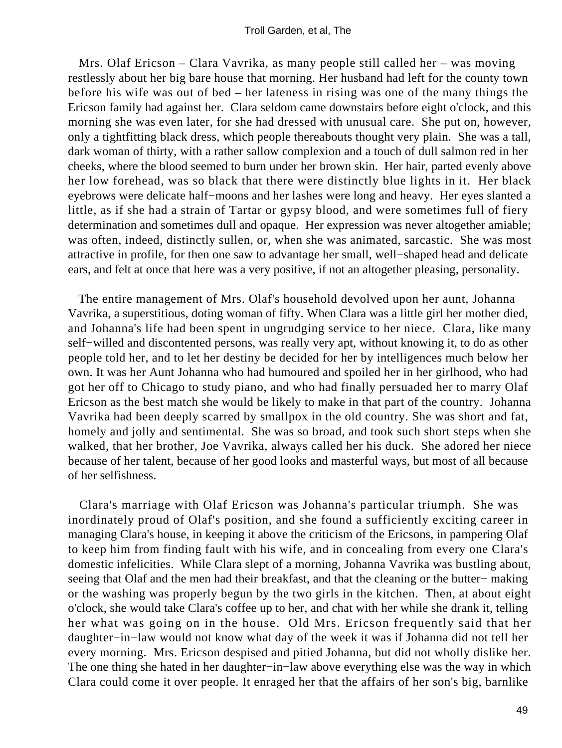Mrs. Olaf Ericson – Clara Vavrika, as many people still called her – was moving restlessly about her big bare house that morning. Her husband had left for the county town before his wife was out of bed – her lateness in rising was one of the many things the Ericson family had against her. Clara seldom came downstairs before eight o'clock, and this morning she was even later, for she had dressed with unusual care. She put on, however, only a tightfitting black dress, which people thereabouts thought very plain. She was a tall, dark woman of thirty, with a rather sallow complexion and a touch of dull salmon red in her cheeks, where the blood seemed to burn under her brown skin. Her hair, parted evenly above her low forehead, was so black that there were distinctly blue lights in it. Her black eyebrows were delicate half−moons and her lashes were long and heavy. Her eyes slanted a little, as if she had a strain of Tartar or gypsy blood, and were sometimes full of fiery determination and sometimes dull and opaque. Her expression was never altogether amiable; was often, indeed, distinctly sullen, or, when she was animated, sarcastic. She was most attractive in profile, for then one saw to advantage her small, well−shaped head and delicate ears, and felt at once that here was a very positive, if not an altogether pleasing, personality.

The entire management of Mrs. Olaf's household devolved upon her aunt, Johanna Vavrika, a superstitious, doting woman of fifty. When Clara was a little girl her mother died, and Johanna's life had been spent in ungrudging service to her niece. Clara, like many self−willed and discontented persons, was really very apt, without knowing it, to do as other people told her, and to let her destiny be decided for her by intelligences much below her own. It was her Aunt Johanna who had humoured and spoiled her in her girlhood, who had got her off to Chicago to study piano, and who had finally persuaded her to marry Olaf Ericson as the best match she would be likely to make in that part of the country. Johanna Vavrika had been deeply scarred by smallpox in the old country. She was short and fat, homely and jolly and sentimental. She was so broad, and took such short steps when she walked, that her brother, Joe Vavrika, always called her his duck. She adored her niece because of her talent, because of her good looks and masterful ways, but most of all because of her selfishness.

Clara's marriage with Olaf Ericson was Johanna's particular triumph. She was inordinately proud of Olaf's position, and she found a sufficiently exciting career in managing Clara's house, in keeping it above the criticism of the Ericsons, in pampering Olaf to keep him from finding fault with his wife, and in concealing from every one Clara's domestic infelicities. While Clara slept of a morning, Johanna Vavrika was bustling about, seeing that Olaf and the men had their breakfast, and that the cleaning or the butter− making or the washing was properly begun by the two girls in the kitchen. Then, at about eight o'clock, she would take Clara's coffee up to her, and chat with her while she drank it, telling her what was going on in the house. Old Mrs. Ericson frequently said that her daughter−in−law would not know what day of the week it was if Johanna did not tell her every morning. Mrs. Ericson despised and pitied Johanna, but did not wholly dislike her. The one thing she hated in her daughter−in−law above everything else was the way in which Clara could come it over people. It enraged her that the affairs of her son's big, barnlike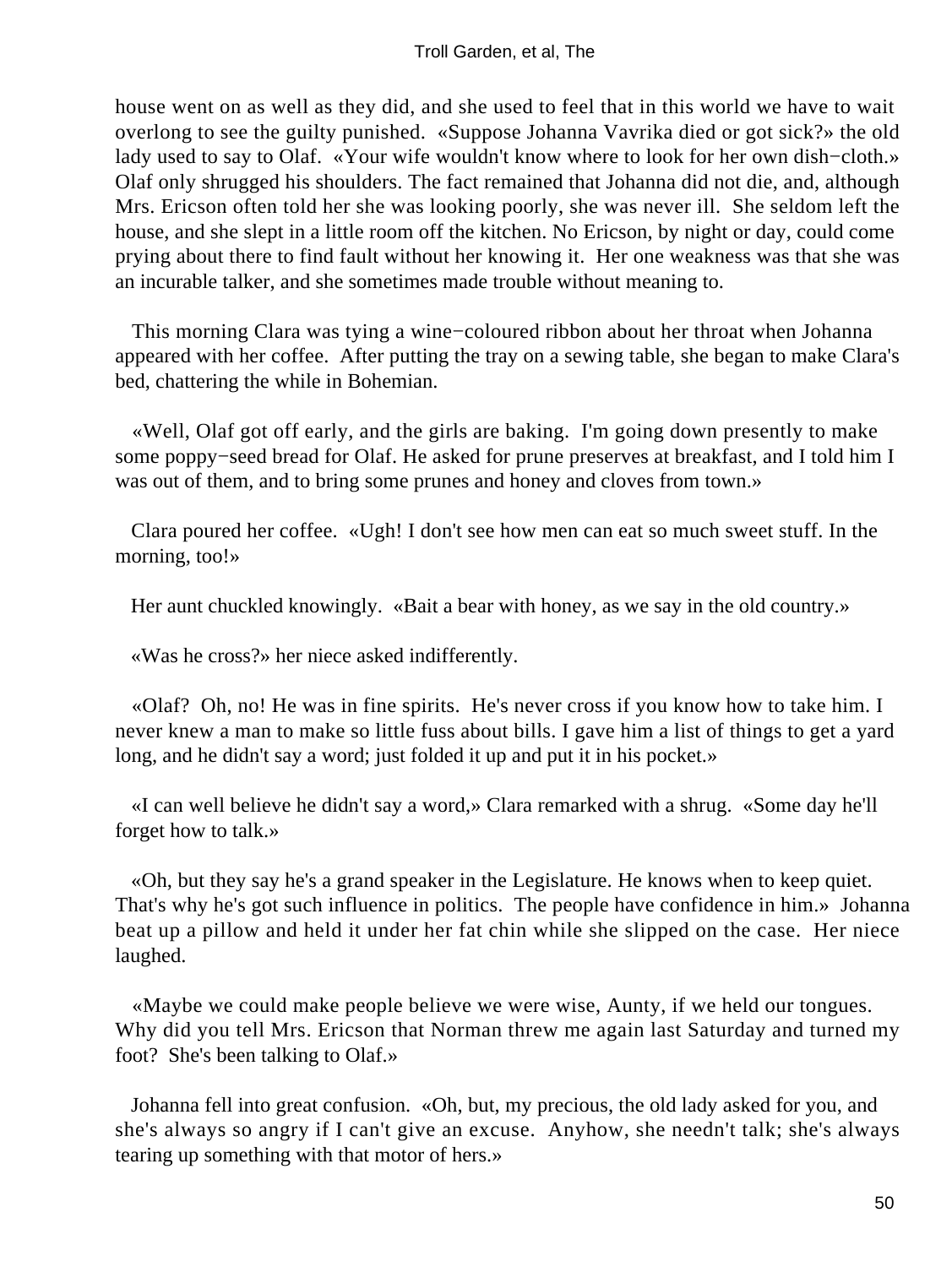house went on as well as they did, and she used to feel that in this world we have to wait overlong to see the guilty punished. «Suppose Johanna Vavrika died or got sick?» the old lady used to say to Olaf. «Your wife wouldn't know where to look for her own dish−cloth.» Olaf only shrugged his shoulders. The fact remained that Johanna did not die, and, although Mrs. Ericson often told her she was looking poorly, she was never ill. She seldom left the house, and she slept in a little room off the kitchen. No Ericson, by night or day, could come prying about there to find fault without her knowing it. Her one weakness was that she was an incurable talker, and she sometimes made trouble without meaning to.

This morning Clara was tying a wine−coloured ribbon about her throat when Johanna appeared with her coffee. After putting the tray on a sewing table, she began to make Clara's bed, chattering the while in Bohemian.

«Well, Olaf got off early, and the girls are baking. I'm going down presently to make some poppy−seed bread for Olaf. He asked for prune preserves at breakfast, and I told him I was out of them, and to bring some prunes and honey and cloves from town.»

Clara poured her coffee. «Ugh! I don't see how men can eat so much sweet stuff. In the morning, too!»

Her aunt chuckled knowingly. «Bait a bear with honey, as we say in the old country.»

«Was he cross?» her niece asked indifferently.

«Olaf? Oh, no! He was in fine spirits. He's never cross if you know how to take him. I never knew a man to make so little fuss about bills. I gave him a list of things to get a yard long, and he didn't say a word; just folded it up and put it in his pocket.»

«I can well believe he didn't say a word,» Clara remarked with a shrug. «Some day he'll forget how to talk.»

«Oh, but they say he's a grand speaker in the Legislature. He knows when to keep quiet. That's why he's got such influence in politics. The people have confidence in him.» Johanna beat up a pillow and held it under her fat chin while she slipped on the case. Her niece laughed.

«Maybe we could make people believe we were wise, Aunty, if we held our tongues. Why did you tell Mrs. Ericson that Norman threw me again last Saturday and turned my foot? She's been talking to Olaf.»

Johanna fell into great confusion. «Oh, but, my precious, the old lady asked for you, and she's always so angry if I can't give an excuse. Anyhow, she needn't talk; she's always tearing up something with that motor of hers.»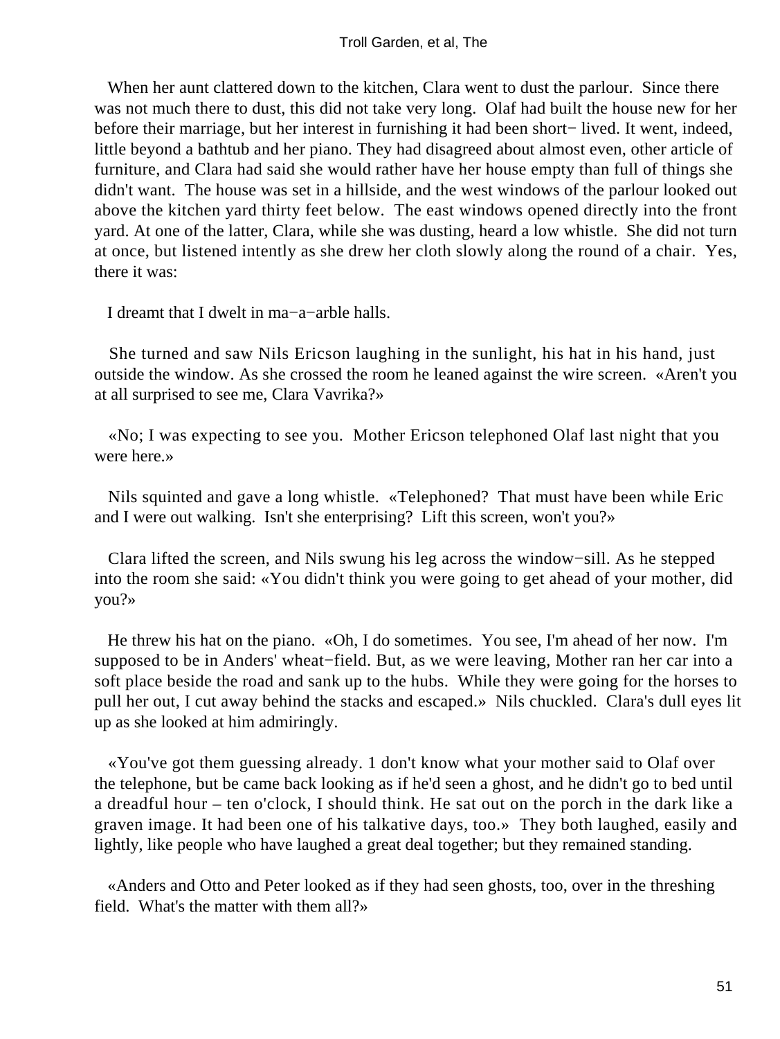When her aunt clattered down to the kitchen, Clara went to dust the parlour. Since there was not much there to dust, this did not take very long. Olaf had built the house new for her before their marriage, but her interest in furnishing it had been short− lived. It went, indeed, little beyond a bathtub and her piano. They had disagreed about almost even, other article of furniture, and Clara had said she would rather have her house empty than full of things she didn't want. The house was set in a hillside, and the west windows of the parlour looked out above the kitchen yard thirty feet below. The east windows opened directly into the front yard. At one of the latter, Clara, while she was dusting, heard a low whistle. She did not turn at once, but listened intently as she drew her cloth slowly along the round of a chair. Yes, there it was:

I dreamt that I dwelt in ma−a−arble halls.

She turned and saw Nils Ericson laughing in the sunlight, his hat in his hand, just outside the window. As she crossed the room he leaned against the wire screen. «Aren't you at all surprised to see me, Clara Vavrika?»

«No; I was expecting to see you. Mother Ericson telephoned Olaf last night that you were here.»

Nils squinted and gave a long whistle. «Telephoned? That must have been while Eric and I were out walking. Isn't she enterprising? Lift this screen, won't you?»

Clara lifted the screen, and Nils swung his leg across the window−sill. As he stepped into the room she said: «You didn't think you were going to get ahead of your mother, did you?»

He threw his hat on the piano. «Oh, I do sometimes. You see, I'm ahead of her now. I'm supposed to be in Anders' wheat−field. But, as we were leaving, Mother ran her car into a soft place beside the road and sank up to the hubs. While they were going for the horses to pull her out, I cut away behind the stacks and escaped.» Nils chuckled. Clara's dull eyes lit up as she looked at him admiringly.

«You've got them guessing already. 1 don't know what your mother said to Olaf over the telephone, but be came back looking as if he'd seen a ghost, and he didn't go to bed until a dreadful hour – ten o'clock, I should think. He sat out on the porch in the dark like a graven image. It had been one of his talkative days, too.» They both laughed, easily and lightly, like people who have laughed a great deal together; but they remained standing.

«Anders and Otto and Peter looked as if they had seen ghosts, too, over in the threshing field. What's the matter with them all?»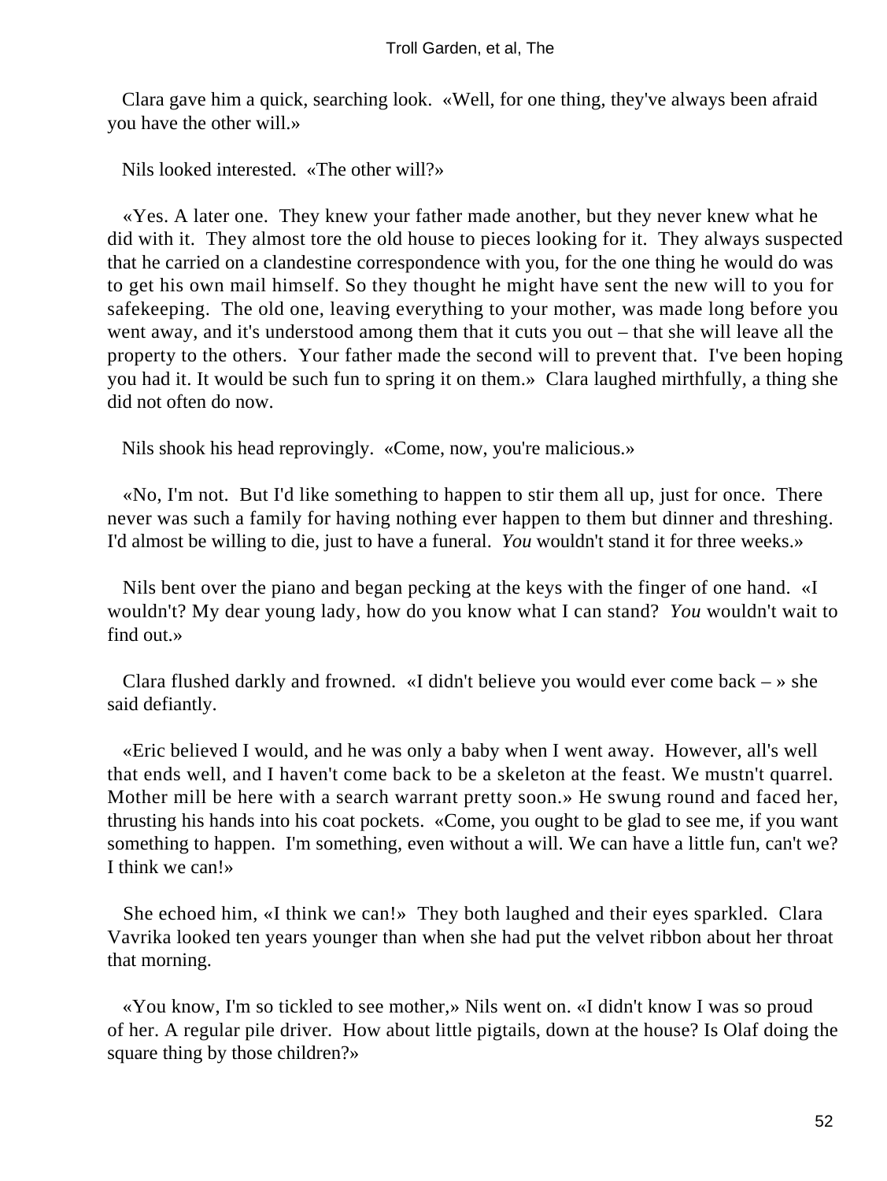Clara gave him a quick, searching look. «Well, for one thing, they've always been afraid you have the other will.»

Nils looked interested. «The other will?»

«Yes. A later one. They knew your father made another, but they never knew what he did with it. They almost tore the old house to pieces looking for it. They always suspected that he carried on a clandestine correspondence with you, for the one thing he would do was to get his own mail himself. So they thought he might have sent the new will to you for safekeeping. The old one, leaving everything to your mother, was made long before you went away, and it's understood among them that it cuts you out – that she will leave all the property to the others. Your father made the second will to prevent that. I've been hoping you had it. It would be such fun to spring it on them.» Clara laughed mirthfully, a thing she did not often do now.

Nils shook his head reprovingly. «Come, now, you're malicious.»

«No, I'm not. But I'd like something to happen to stir them all up, just for once. There never was such a family for having nothing ever happen to them but dinner and threshing. I'd almost be willing to die, just to have a funeral. *You* wouldn't stand it for three weeks.»

Nils bent over the piano and began pecking at the keys with the finger of one hand. «I wouldn't? My dear young lady, how do you know what I can stand? *You* wouldn't wait to find out.»

Clara flushed darkly and frowned. «I didn't believe you would ever come back – » she said defiantly.

«Eric believed I would, and he was only a baby when I went away. However, all's well that ends well, and I haven't come back to be a skeleton at the feast. We mustn't quarrel. Mother mill be here with a search warrant pretty soon.» He swung round and faced her, thrusting his hands into his coat pockets. «Come, you ought to be glad to see me, if you want something to happen. I'm something, even without a will. We can have a little fun, can't we? I think we can!»

She echoed him, «I think we can!» They both laughed and their eyes sparkled. Clara Vavrika looked ten years younger than when she had put the velvet ribbon about her throat that morning.

«You know, I'm so tickled to see mother,» Nils went on. «I didn't know I was so proud of her. A regular pile driver. How about little pigtails, down at the house? Is Olaf doing the square thing by those children?»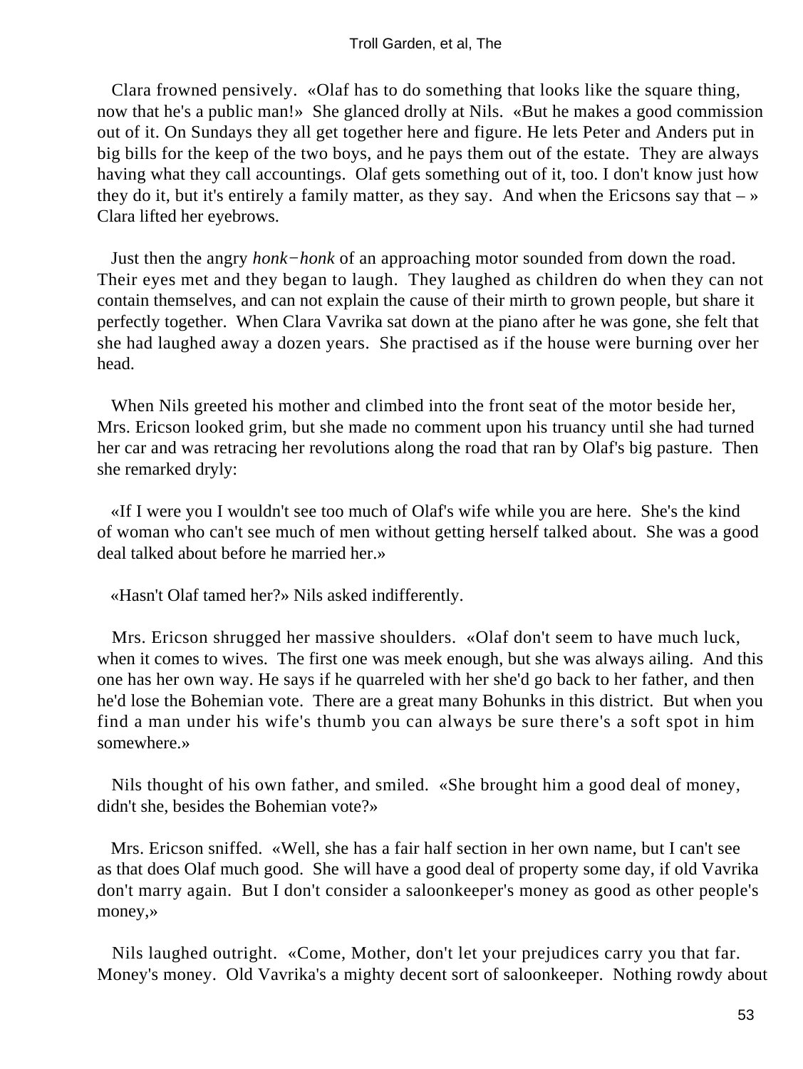Clara frowned pensively. «Olaf has to do something that looks like the square thing, now that he's a public man!» She glanced drolly at Nils. «But he makes a good commission out of it. On Sundays they all get together here and figure. He lets Peter and Anders put in big bills for the keep of the two boys, and he pays them out of the estate. They are always having what they call accountings. Olaf gets something out of it, too. I don't know just how they do it, but it's entirely a family matter, as they say. And when the Ericsons say that – » Clara lifted her eyebrows.

Just then the angry *honk−honk* of an approaching motor sounded from down the road. Their eyes met and they began to laugh. They laughed as children do when they can not contain themselves, and can not explain the cause of their mirth to grown people, but share it perfectly together. When Clara Vavrika sat down at the piano after he was gone, she felt that she had laughed away a dozen years. She practised as if the house were burning over her head.

When Nils greeted his mother and climbed into the front seat of the motor beside her, Mrs. Ericson looked grim, but she made no comment upon his truancy until she had turned her car and was retracing her revolutions along the road that ran by Olaf's big pasture. Then she remarked dryly:

«If I were you I wouldn't see too much of Olaf's wife while you are here. She's the kind of woman who can't see much of men without getting herself talked about. She was a good deal talked about before he married her.»

«Hasn't Olaf tamed her?» Nils asked indifferently.

Mrs. Ericson shrugged her massive shoulders. «Olaf don't seem to have much luck, when it comes to wives. The first one was meek enough, but she was always ailing. And this one has her own way. He says if he quarreled with her she'd go back to her father, and then he'd lose the Bohemian vote. There are a great many Bohunks in this district. But when you find a man under his wife's thumb you can always be sure there's a soft spot in him somewhere.»

Nils thought of his own father, and smiled. «She brought him a good deal of money, didn't she, besides the Bohemian vote?»

Mrs. Ericson sniffed. «Well, she has a fair half section in her own name, but I can't see as that does Olaf much good. She will have a good deal of property some day, if old Vavrika don't marry again. But I don't consider a saloonkeeper's money as good as other people's money,»

Nils laughed outright. «Come, Mother, don't let your prejudices carry you that far. Money's money. Old Vavrika's a mighty decent sort of saloonkeeper. Nothing rowdy about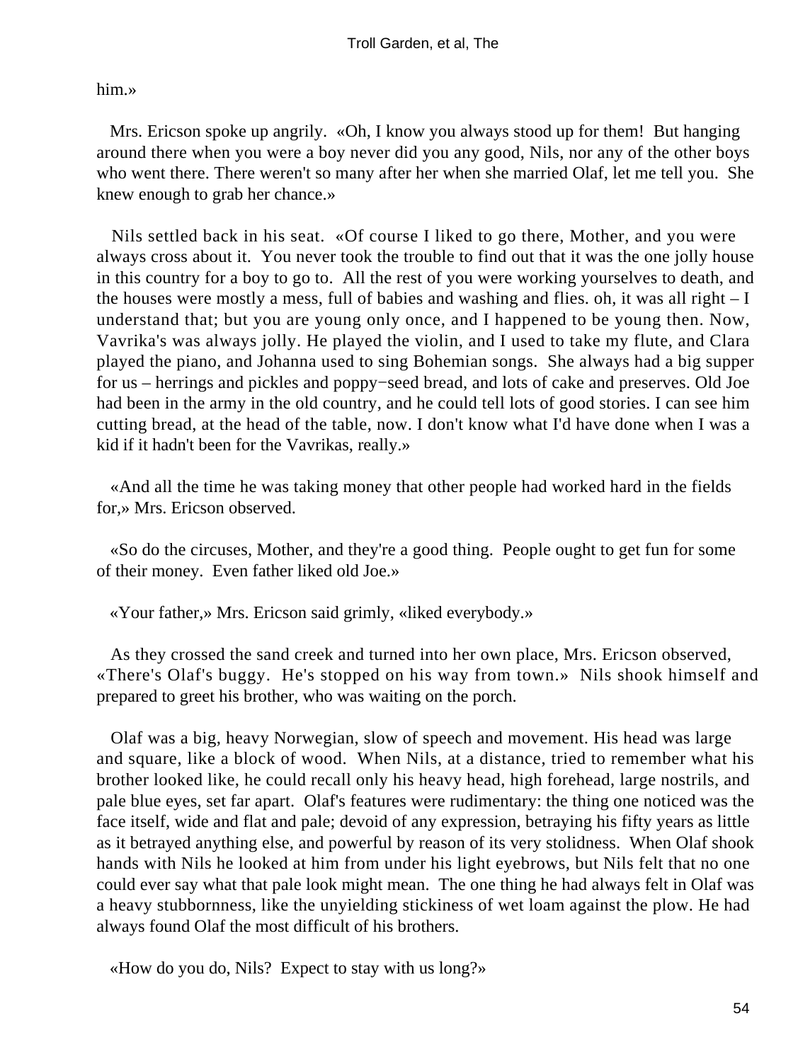him.»

Mrs. Ericson spoke up angrily. «Oh, I know you always stood up for them! But hanging around there when you were a boy never did you any good, Nils, nor any of the other boys who went there. There weren't so many after her when she married Olaf, let me tell you. She knew enough to grab her chance.»

Nils settled back in his seat. «Of course I liked to go there, Mother, and you were always cross about it. You never took the trouble to find out that it was the one jolly house in this country for a boy to go to. All the rest of you were working yourselves to death, and the houses were mostly a mess, full of babies and washing and flies. oh, it was all right – I understand that; but you are young only once, and I happened to be young then. Now, Vavrika's was always jolly. He played the violin, and I used to take my flute, and Clara played the piano, and Johanna used to sing Bohemian songs. She always had a big supper for us – herrings and pickles and poppy−seed bread, and lots of cake and preserves. Old Joe had been in the army in the old country, and he could tell lots of good stories. I can see him cutting bread, at the head of the table, now. I don't know what I'd have done when I was a kid if it hadn't been for the Vavrikas, really.»

«And all the time he was taking money that other people had worked hard in the fields for,» Mrs. Ericson observed.

«So do the circuses, Mother, and they're a good thing. People ought to get fun for some of their money. Even father liked old Joe.»

«Your father,» Mrs. Ericson said grimly, «liked everybody.»

As they crossed the sand creek and turned into her own place, Mrs. Ericson observed, «There's Olaf's buggy. He's stopped on his way from town.» Nils shook himself and prepared to greet his brother, who was waiting on the porch.

Olaf was a big, heavy Norwegian, slow of speech and movement. His head was large and square, like a block of wood. When Nils, at a distance, tried to remember what his brother looked like, he could recall only his heavy head, high forehead, large nostrils, and pale blue eyes, set far apart. Olaf's features were rudimentary: the thing one noticed was the face itself, wide and flat and pale; devoid of any expression, betraying his fifty years as little as it betrayed anything else, and powerful by reason of its very stolidness. When Olaf shook hands with Nils he looked at him from under his light eyebrows, but Nils felt that no one could ever say what that pale look might mean. The one thing he had always felt in Olaf was a heavy stubbornness, like the unyielding stickiness of wet loam against the plow. He had always found Olaf the most difficult of his brothers.

«How do you do, Nils? Expect to stay with us long?»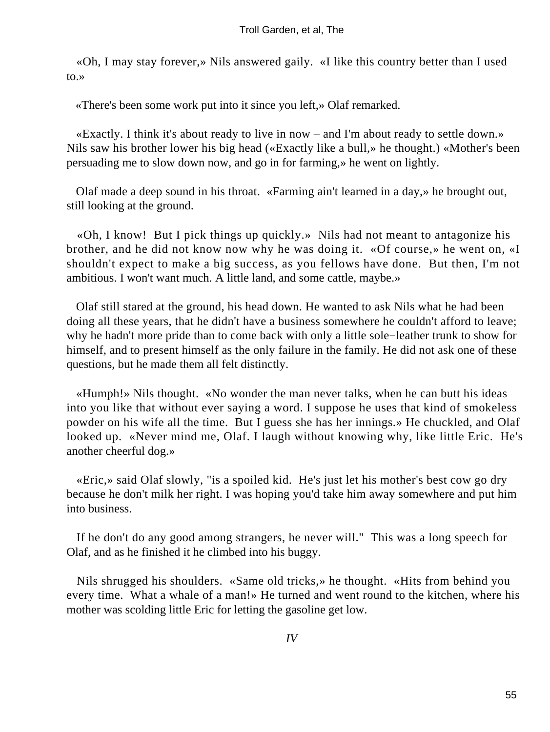«Oh, I may stay forever,» Nils answered gaily. «I like this country better than I used to.»

«There's been some work put into it since you left,» Olaf remarked.

«Exactly. I think it's about ready to live in now – and I'm about ready to settle down.» Nils saw his brother lower his big head («Exactly like a bull,» he thought.) «Mother's been persuading me to slow down now, and go in for farming,» he went on lightly.

Olaf made a deep sound in his throat. «Farming ain't learned in a day,» he brought out, still looking at the ground.

«Oh, I know! But I pick things up quickly.» Nils had not meant to antagonize his brother, and he did not know now why he was doing it. «Of course,» he went on, «I shouldn't expect to make a big success, as you fellows have done. But then, I'm not ambitious. I won't want much. A little land, and some cattle, maybe.»

Olaf still stared at the ground, his head down. He wanted to ask Nils what he had been doing all these years, that he didn't have a business somewhere he couldn't afford to leave; why he hadn't more pride than to come back with only a little sole−leather trunk to show for himself, and to present himself as the only failure in the family. He did not ask one of these questions, but he made them all felt distinctly.

«Humph!» Nils thought. «No wonder the man never talks, when he can butt his ideas into you like that without ever saying a word. I suppose he uses that kind of smokeless powder on his wife all the time. But I guess she has her innings.» He chuckled, and Olaf looked up. «Never mind me, Olaf. I laugh without knowing why, like little Eric. He's another cheerful dog.»

«Eric,» said Olaf slowly, "is a spoiled kid. He's just let his mother's best cow go dry because he don't milk her right. I was hoping you'd take him away somewhere and put him into business.

If he don't do any good among strangers, he never will." This was a long speech for Olaf, and as he finished it he climbed into his buggy.

Nils shrugged his shoulders. «Same old tricks,» he thought. «Hits from behind you every time. What a whale of a man!» He turned and went round to the kitchen, where his mother was scolding little Eric for letting the gasoline get low.

## *IV*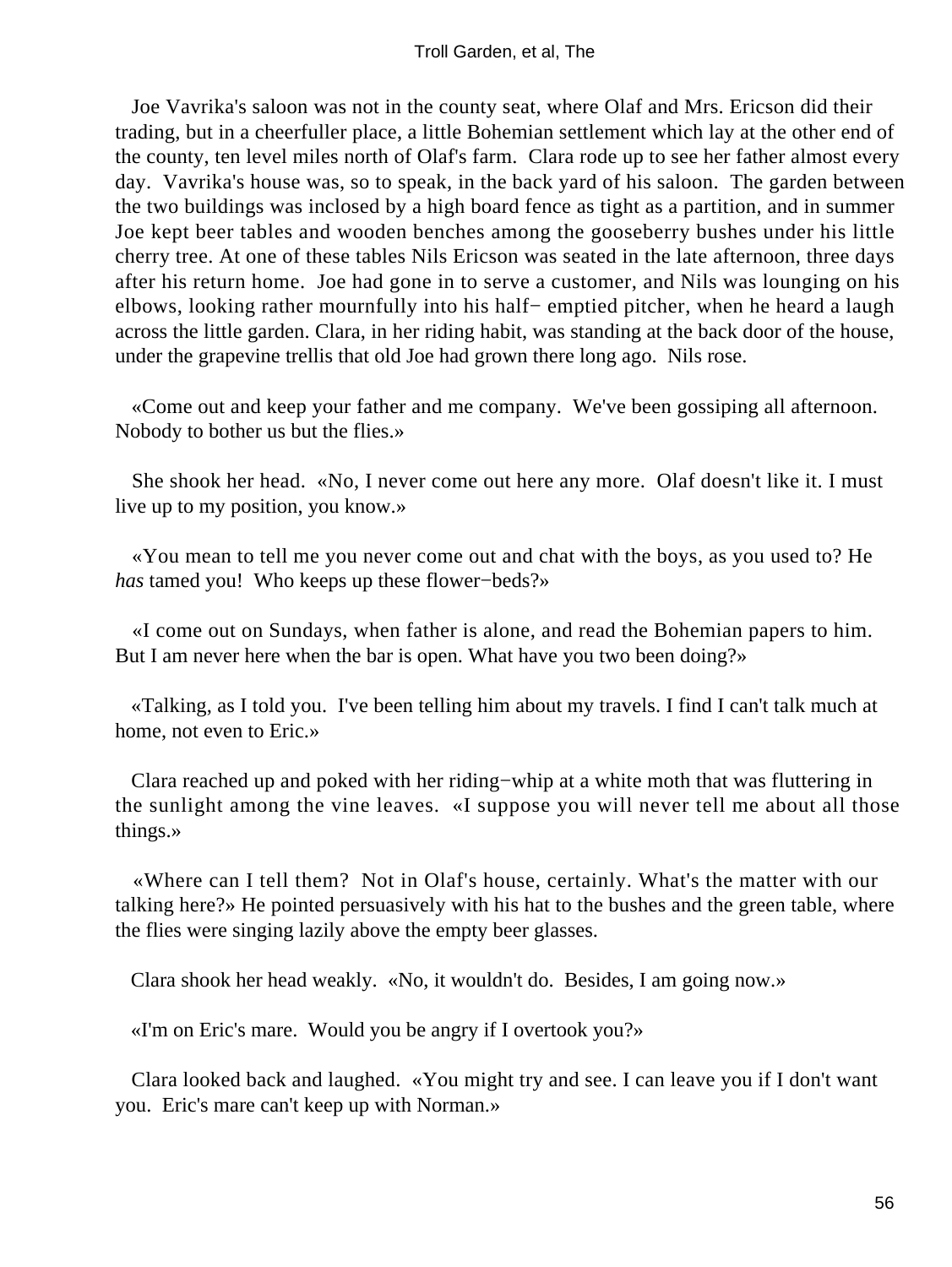Joe Vavrika's saloon was not in the county seat, where Olaf and Mrs. Ericson did their trading, but in a cheerfuller place, a little Bohemian settlement which lay at the other end of the county, ten level miles north of Olaf's farm. Clara rode up to see her father almost every day. Vavrika's house was, so to speak, in the back yard of his saloon. The garden between the two buildings was inclosed by a high board fence as tight as a partition, and in summer Joe kept beer tables and wooden benches among the gooseberry bushes under his little cherry tree. At one of these tables Nils Ericson was seated in the late afternoon, three days after his return home. Joe had gone in to serve a customer, and Nils was lounging on his elbows, looking rather mournfully into his half− emptied pitcher, when he heard a laugh across the little garden. Clara, in her riding habit, was standing at the back door of the house, under the grapevine trellis that old Joe had grown there long ago. Nils rose.

«Come out and keep your father and me company. We've been gossiping all afternoon. Nobody to bother us but the flies.»

She shook her head. «No, I never come out here any more. Olaf doesn't like it. I must live up to my position, you know.»

«You mean to tell me you never come out and chat with the boys, as you used to? He *has* tamed you! Who keeps up these flower−beds?»

«I come out on Sundays, when father is alone, and read the Bohemian papers to him. But I am never here when the bar is open. What have you two been doing?»

«Talking, as I told you. I've been telling him about my travels. I find I can't talk much at home, not even to Eric.»

Clara reached up and poked with her riding−whip at a white moth that was fluttering in the sunlight among the vine leaves. «I suppose you will never tell me about all those things.»

«Where can I tell them? Not in Olaf's house, certainly. What's the matter with our talking here?» He pointed persuasively with his hat to the bushes and the green table, where the flies were singing lazily above the empty beer glasses.

Clara shook her head weakly. «No, it wouldn't do. Besides, I am going now.»

«I'm on Eric's mare. Would you be angry if I overtook you?»

Clara looked back and laughed. «You might try and see. I can leave you if I don't want you. Eric's mare can't keep up with Norman.»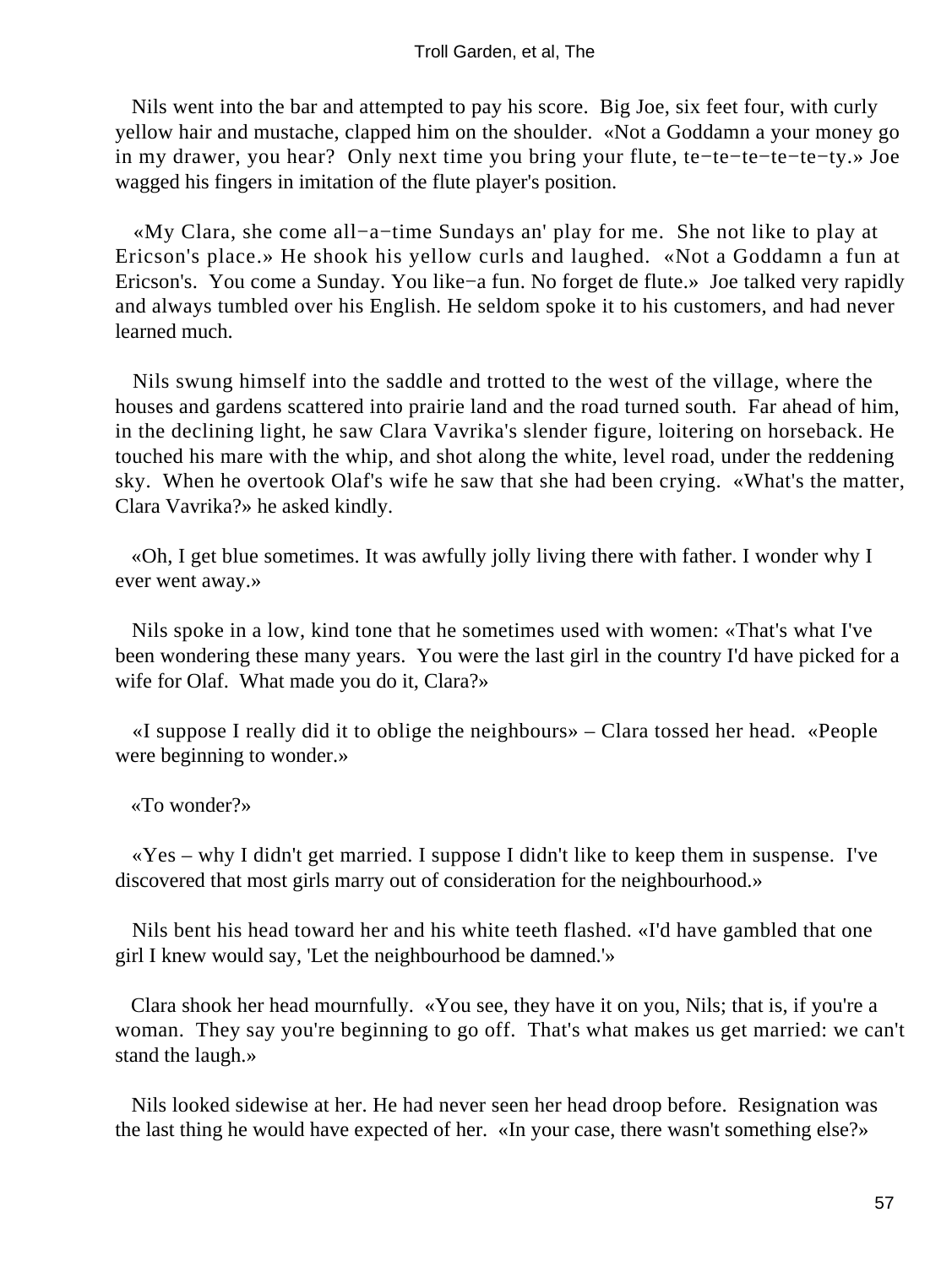Nils went into the bar and attempted to pay his score. Big Joe, six feet four, with curly yellow hair and mustache, clapped him on the shoulder. «Not a Goddamn a your money go in my drawer, you hear? Only next time you bring your flute, te−te−te−te−te−ty.» Joe wagged his fingers in imitation of the flute player's position.

«My Clara, she come all−a−time Sundays an' play for me. She not like to play at Ericson's place.» He shook his yellow curls and laughed. «Not a Goddamn a fun at Ericson's. You come a Sunday. You like−a fun. No forget de flute.» Joe talked very rapidly and always tumbled over his English. He seldom spoke it to his customers, and had never learned much.

Nils swung himself into the saddle and trotted to the west of the village, where the houses and gardens scattered into prairie land and the road turned south. Far ahead of him, in the declining light, he saw Clara Vavrika's slender figure, loitering on horseback. He touched his mare with the whip, and shot along the white, level road, under the reddening sky. When he overtook Olaf's wife he saw that she had been crying. «What's the matter, Clara Vavrika?» he asked kindly.

«Oh, I get blue sometimes. It was awfully jolly living there with father. I wonder why I ever went away.»

Nils spoke in a low, kind tone that he sometimes used with women: «That's what I've been wondering these many years. You were the last girl in the country I'd have picked for a wife for Olaf. What made you do it, Clara?»

«I suppose I really did it to oblige the neighbours» – Clara tossed her head. «People were beginning to wonder.»

«To wonder?»

«Yes – why I didn't get married. I suppose I didn't like to keep them in suspense. I've discovered that most girls marry out of consideration for the neighbourhood.»

Nils bent his head toward her and his white teeth flashed. «I'd have gambled that one girl I knew would say, 'Let the neighbourhood be damned.'»

Clara shook her head mournfully. «You see, they have it on you, Nils; that is, if you're a woman. They say you're beginning to go off. That's what makes us get married: we can't stand the laugh.»

Nils looked sidewise at her. He had never seen her head droop before. Resignation was the last thing he would have expected of her. «In your case, there wasn't something else?»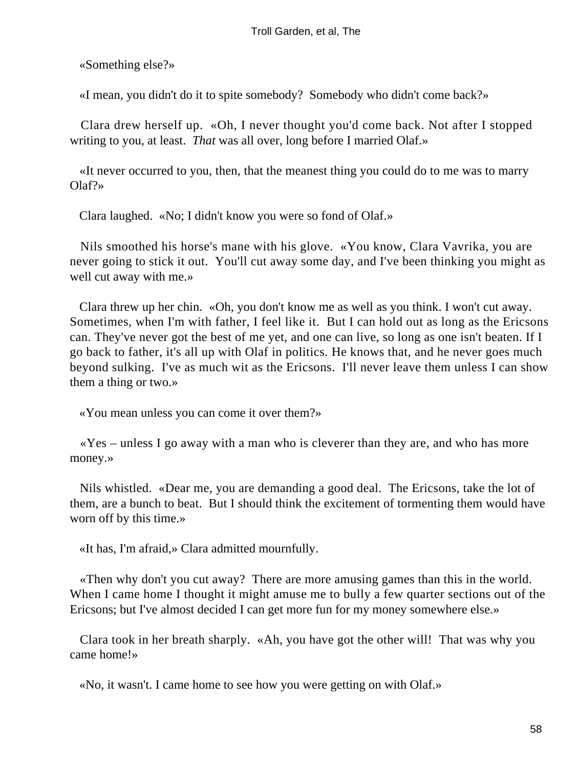«Something else?»

«I mean, you didn't do it to spite somebody? Somebody who didn't come back?»

Clara drew herself up. «Oh, I never thought you'd come back. Not after I stopped writing to you, at least. *That* was all over, long before I married Olaf.»

«It never occurred to you, then, that the meanest thing you could do to me was to marry Olaf?»

Clara laughed. «No; I didn't know you were so fond of Olaf.»

Nils smoothed his horse's mane with his glove. «You know, Clara Vavrika, you are never going to stick it out. You'll cut away some day, and I've been thinking you might as well cut away with me.»

Clara threw up her chin. «Oh, you don't know me as well as you think. I won't cut away. Sometimes, when I'm with father, I feel like it. But I can hold out as long as the Ericsons can. They've never got the best of me yet, and one can live, so long as one isn't beaten. If I go back to father, it's all up with Olaf in politics. He knows that, and he never goes much beyond sulking. I've as much wit as the Ericsons. I'll never leave them unless I can show them a thing or two.»

«You mean unless you can come it over them?»

«Yes – unless I go away with a man who is cleverer than they are, and who has more money.»

Nils whistled. «Dear me, you are demanding a good deal. The Ericsons, take the lot of them, are a bunch to beat. But I should think the excitement of tormenting them would have worn off by this time.»

«It has, I'm afraid,» Clara admitted mournfully.

«Then why don't you cut away? There are more amusing games than this in the world. When I came home I thought it might amuse me to bully a few quarter sections out of the Ericsons; but I've almost decided I can get more fun for my money somewhere else.»

Clara took in her breath sharply. «Ah, you have got the other will! That was why you came home!»

«No, it wasn't. I came home to see how you were getting on with Olaf.»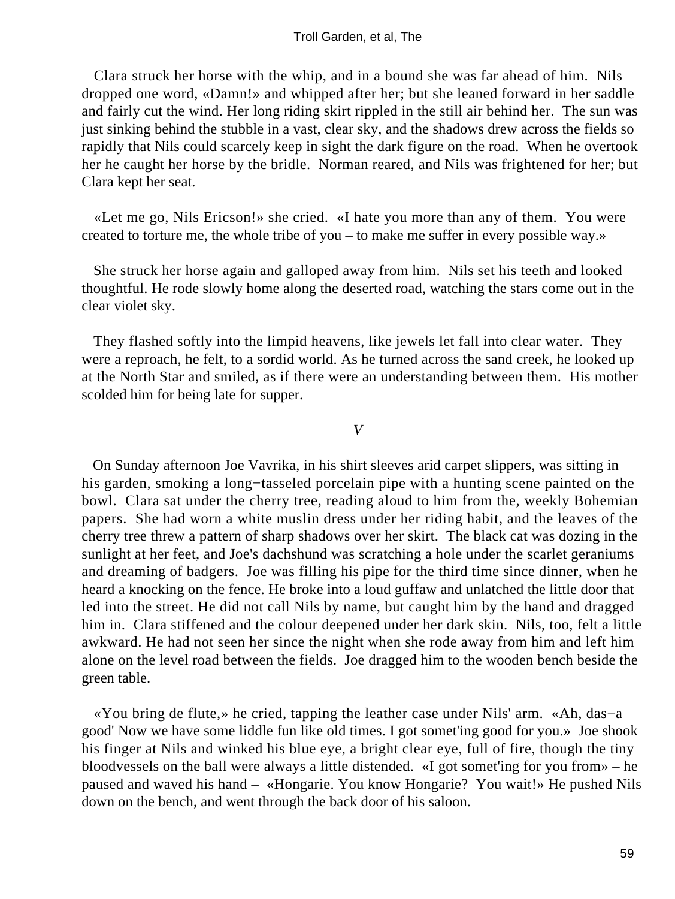Clara struck her horse with the whip, and in a bound she was far ahead of him. Nils dropped one word, «Damn!» and whipped after her; but she leaned forward in her saddle and fairly cut the wind. Her long riding skirt rippled in the still air behind her. The sun was just sinking behind the stubble in a vast, clear sky, and the shadows drew across the fields so rapidly that Nils could scarcely keep in sight the dark figure on the road. When he overtook her he caught her horse by the bridle. Norman reared, and Nils was frightened for her; but Clara kept her seat.

«Let me go, Nils Ericson!» she cried. «I hate you more than any of them. You were created to torture me, the whole tribe of you – to make me suffer in every possible way.»

She struck her horse again and galloped away from him. Nils set his teeth and looked thoughtful. He rode slowly home along the deserted road, watching the stars come out in the clear violet sky.

They flashed softly into the limpid heavens, like jewels let fall into clear water. They were a reproach, he felt, to a sordid world. As he turned across the sand creek, he looked up at the North Star and smiled, as if there were an understanding between them. His mother scolded him for being late for supper.

## *V*

On Sunday afternoon Joe Vavrika, in his shirt sleeves arid carpet slippers, was sitting in his garden, smoking a long−tasseled porcelain pipe with a hunting scene painted on the bowl. Clara sat under the cherry tree, reading aloud to him from the, weekly Bohemian papers. She had worn a white muslin dress under her riding habit, and the leaves of the cherry tree threw a pattern of sharp shadows over her skirt. The black cat was dozing in the sunlight at her feet, and Joe's dachshund was scratching a hole under the scarlet geraniums and dreaming of badgers. Joe was filling his pipe for the third time since dinner, when he heard a knocking on the fence. He broke into a loud guffaw and unlatched the little door that led into the street. He did not call Nils by name, but caught him by the hand and dragged him in. Clara stiffened and the colour deepened under her dark skin. Nils, too, felt a little awkward. He had not seen her since the night when she rode away from him and left him alone on the level road between the fields. Joe dragged him to the wooden bench beside the green table.

«You bring de flute,» he cried, tapping the leather case under Nils' arm. «Ah, das−a good' Now we have some liddle fun like old times. I got somet'ing good for you.» Joe shook his finger at Nils and winked his blue eye, a bright clear eye, full of fire, though the tiny bloodvessels on the ball were always a little distended. «I got somet'ing for you from» – he paused and waved his hand – «Hongarie. You know Hongarie? You wait!» He pushed Nils down on the bench, and went through the back door of his saloon.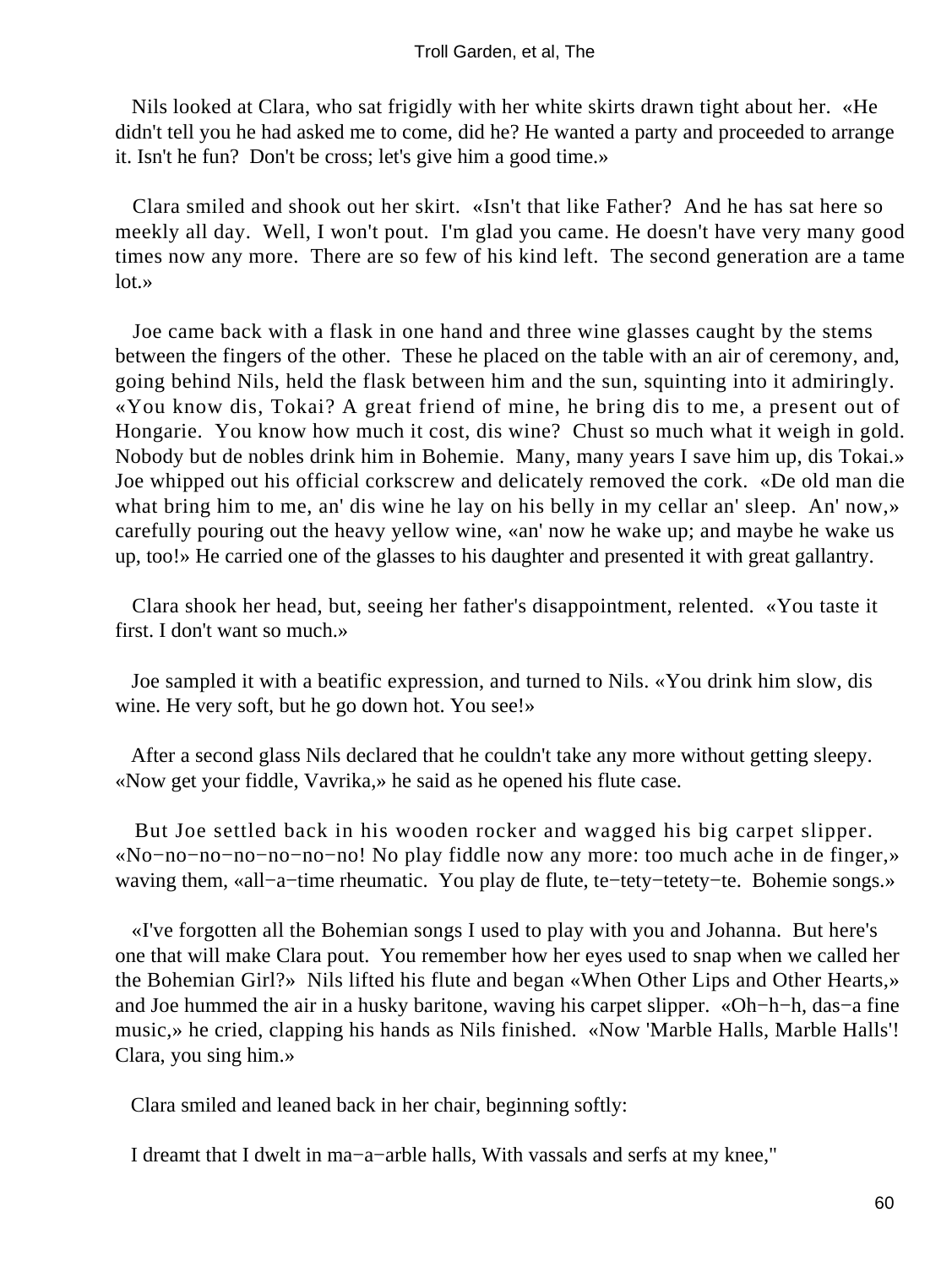Nils looked at Clara, who sat frigidly with her white skirts drawn tight about her. «He didn't tell you he had asked me to come, did he? He wanted a party and proceeded to arrange it. Isn't he fun? Don't be cross; let's give him a good time.»

Clara smiled and shook out her skirt. «Isn't that like Father? And he has sat here so meekly all day. Well, I won't pout. I'm glad you came. He doesn't have very many good times now any more. There are so few of his kind left. The second generation are a tame lot.»

Joe came back with a flask in one hand and three wine glasses caught by the stems between the fingers of the other. These he placed on the table with an air of ceremony, and, going behind Nils, held the flask between him and the sun, squinting into it admiringly. «You know dis, Tokai? A great friend of mine, he bring dis to me, a present out of Hongarie. You know how much it cost, dis wine? Chust so much what it weigh in gold. Nobody but de nobles drink him in Bohemie. Many, many years I save him up, dis Tokai.» Joe whipped out his official corkscrew and delicately removed the cork. «De old man die what bring him to me, an' dis wine he lay on his belly in my cellar an' sleep. An' now,» carefully pouring out the heavy yellow wine, «an' now he wake up; and maybe he wake us up, too!» He carried one of the glasses to his daughter and presented it with great gallantry.

Clara shook her head, but, seeing her father's disappointment, relented. «You taste it first. I don't want so much.»

Joe sampled it with a beatific expression, and turned to Nils. «You drink him slow, dis wine. He very soft, but he go down hot. You see!»

After a second glass Nils declared that he couldn't take any more without getting sleepy. «Now get your fiddle, Vavrika,» he said as he opened his flute case.

But Joe settled back in his wooden rocker and wagged his big carpet slipper. «No−no−no−no−no−no−no! No play fiddle now any more: too much ache in de finger,» waving them, «all−a−time rheumatic. You play de flute, te−tety−tetety−te. Bohemie songs.»

«I've forgotten all the Bohemian songs I used to play with you and Johanna. But here's one that will make Clara pout. You remember how her eyes used to snap when we called her the Bohemian Girl?» Nils lifted his flute and began «When Other Lips and Other Hearts,» and Joe hummed the air in a husky baritone, waving his carpet slipper. «Oh−h−h, das−a fine music,» he cried, clapping his hands as Nils finished. «Now 'Marble Halls, Marble Halls'! Clara, you sing him.»

Clara smiled and leaned back in her chair, beginning softly:

I dreamt that I dwelt in ma−a−arble halls, With vassals and serfs at my knee,"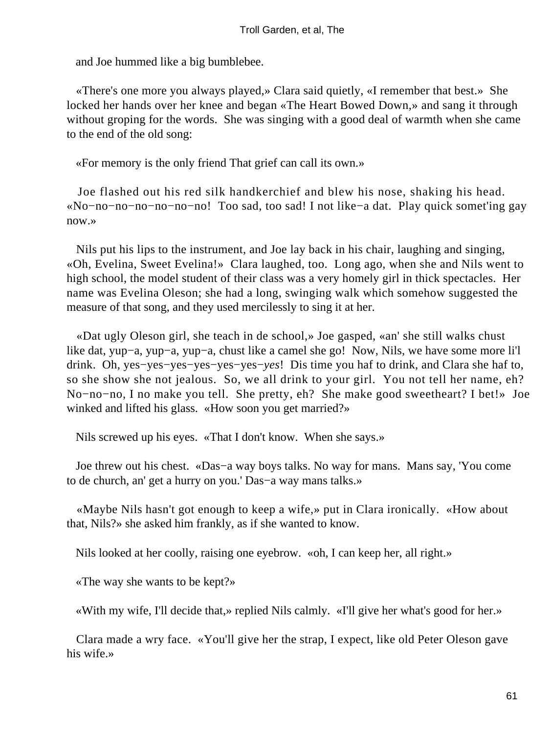and Joe hummed like a big bumblebee.

«There's one more you always played,» Clara said quietly, «I remember that best.» She locked her hands over her knee and began «The Heart Bowed Down,» and sang it through without groping for the words. She was singing with a good deal of warmth when she came to the end of the old song:

«For memory is the only friend That grief can call its own.»

Joe flashed out his red silk handkerchief and blew his nose, shaking his head. «No−no−no−no−no−no−no! Too sad, too sad! I not like−a dat. Play quick somet'ing gay now.»

Nils put his lips to the instrument, and Joe lay back in his chair, laughing and singing, «Oh, Evelina, Sweet Evelina!» Clara laughed, too. Long ago, when she and Nils went to high school, the model student of their class was a very homely girl in thick spectacles. Her name was Evelina Oleson; she had a long, swinging walk which somehow suggested the measure of that song, and they used mercilessly to sing it at her.

«Dat ugly Oleson girl, she teach in de school,» Joe gasped, «an' she still walks chust like dat, yup−a, yup−a, yup−a, chust like a camel she go! Now, Nils, we have some more li'l drink. Oh, yes−yes−yes−yes−yes−yes−*yes*! Dis time you haf to drink, and Clara she haf to, so she show she not jealous. So, we all drink to your girl. You not tell her name, eh? No−no−no, I no make you tell. She pretty, eh? She make good sweetheart? I bet!» Joe winked and lifted his glass. «How soon you get married?»

Nils screwed up his eyes. «That I don't know. When she says.»

Joe threw out his chest. «Das−a way boys talks. No way for mans. Mans say, 'You come to de church, an' get a hurry on you.' Das−a way mans talks.»

«Maybe Nils hasn't got enough to keep a wife,» put in Clara ironically. «How about that, Nils?» she asked him frankly, as if she wanted to know.

Nils looked at her coolly, raising one eyebrow. «oh, I can keep her, all right.»

«The way she wants to be kept?»

«With my wife, I'll decide that,» replied Nils calmly. «I'll give her what's good for her.»

Clara made a wry face. «You'll give her the strap, I expect, like old Peter Oleson gave his wife.»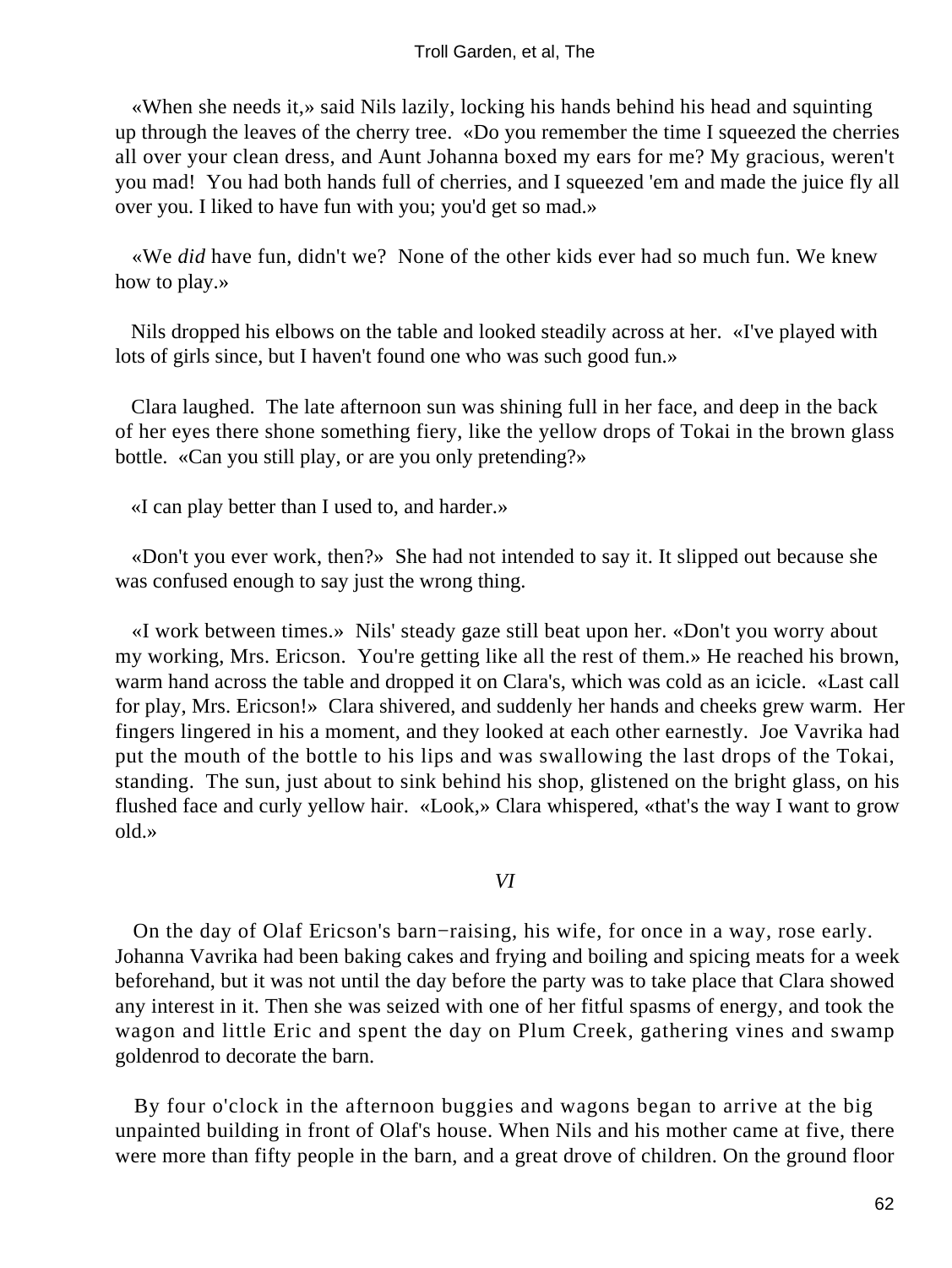«When she needs it,» said Nils lazily, locking his hands behind his head and squinting up through the leaves of the cherry tree. «Do you remember the time I squeezed the cherries all over your clean dress, and Aunt Johanna boxed my ears for me? My gracious, weren't you mad! You had both hands full of cherries, and I squeezed 'em and made the juice fly all over you. I liked to have fun with you; you'd get so mad.»

«We *did* have fun, didn't we? None of the other kids ever had so much fun. We knew how to play.»

Nils dropped his elbows on the table and looked steadily across at her. «I've played with lots of girls since, but I haven't found one who was such good fun.»

Clara laughed. The late afternoon sun was shining full in her face, and deep in the back of her eyes there shone something fiery, like the yellow drops of Tokai in the brown glass bottle. «Can you still play, or are you only pretending?»

«I can play better than I used to, and harder.»

«Don't you ever work, then?» She had not intended to say it. It slipped out because she was confused enough to say just the wrong thing.

«I work between times.» Nils' steady gaze still beat upon her. «Don't you worry about my working, Mrs. Ericson. You're getting like all the rest of them.» He reached his brown, warm hand across the table and dropped it on Clara's, which was cold as an icicle. «Last call for play, Mrs. Ericson!» Clara shivered, and suddenly her hands and cheeks grew warm. Her fingers lingered in his a moment, and they looked at each other earnestly. Joe Vavrika had put the mouth of the bottle to his lips and was swallowing the last drops of the Tokai, standing. The sun, just about to sink behind his shop, glistened on the bright glass, on his flushed face and curly yellow hair. «Look,» Clara whispered, «that's the way I want to grow old.»

## *VI*

On the day of Olaf Ericson's barn−raising, his wife, for once in a way, rose early. Johanna Vavrika had been baking cakes and frying and boiling and spicing meats for a week beforehand, but it was not until the day before the party was to take place that Clara showed any interest in it. Then she was seized with one of her fitful spasms of energy, and took the wagon and little Eric and spent the day on Plum Creek, gathering vines and swamp goldenrod to decorate the barn.

By four o'clock in the afternoon buggies and wagons began to arrive at the big unpainted building in front of Olaf's house. When Nils and his mother came at five, there were more than fifty people in the barn, and a great drove of children. On the ground floor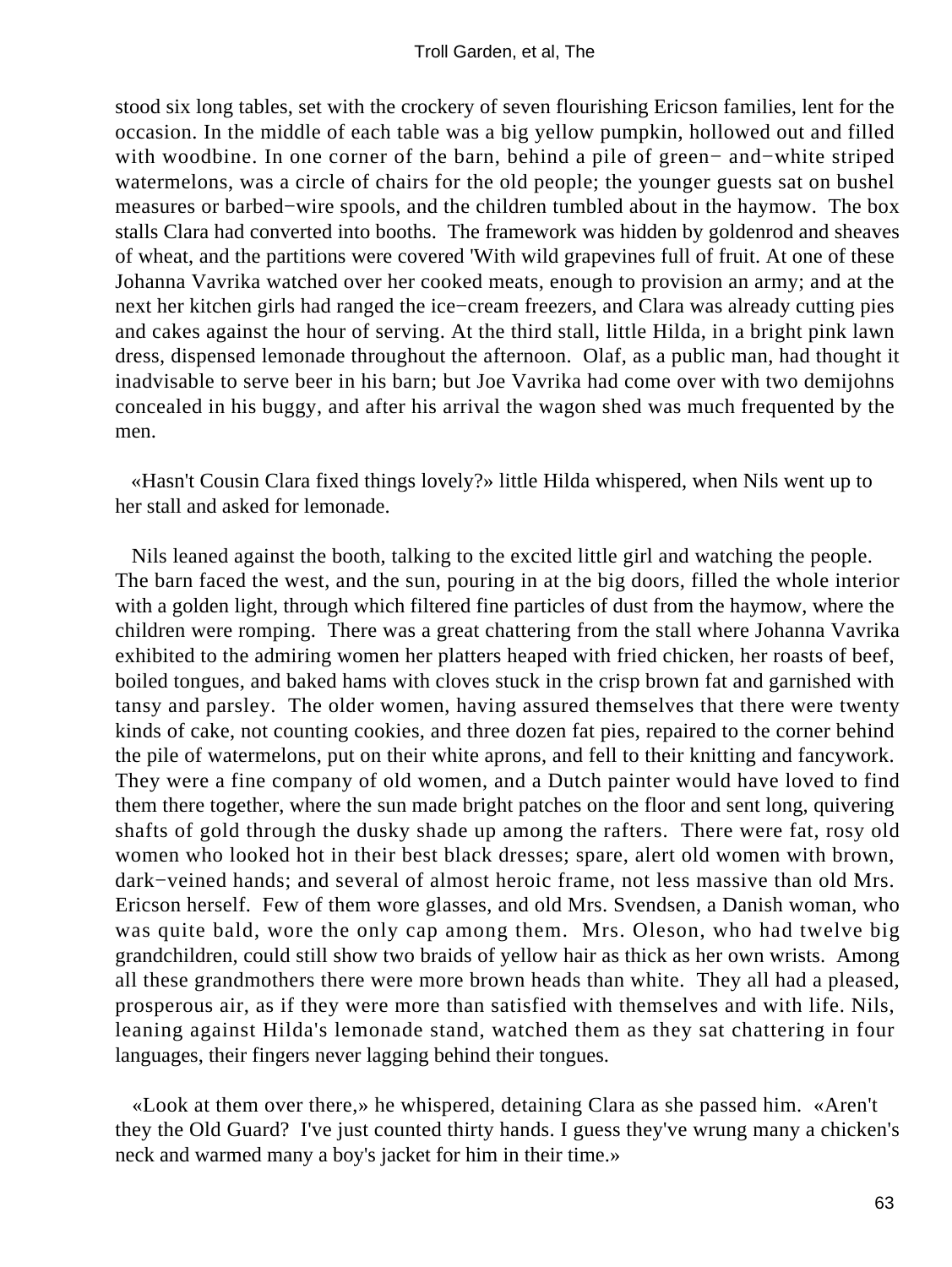stood six long tables, set with the crockery of seven flourishing Ericson families, lent for the occasion. In the middle of each table was a big yellow pumpkin, hollowed out and filled with woodbine. In one corner of the barn, behind a pile of green− and−white striped watermelons, was a circle of chairs for the old people; the younger guests sat on bushel measures or barbed−wire spools, and the children tumbled about in the haymow. The box stalls Clara had converted into booths. The framework was hidden by goldenrod and sheaves of wheat, and the partitions were covered 'With wild grapevines full of fruit. At one of these Johanna Vavrika watched over her cooked meats, enough to provision an army; and at the next her kitchen girls had ranged the ice−cream freezers, and Clara was already cutting pies and cakes against the hour of serving. At the third stall, little Hilda, in a bright pink lawn dress, dispensed lemonade throughout the afternoon. Olaf, as a public man, had thought it inadvisable to serve beer in his barn; but Joe Vavrika had come over with two demijohns concealed in his buggy, and after his arrival the wagon shed was much frequented by the men.

«Hasn't Cousin Clara fixed things lovely?» little Hilda whispered, when Nils went up to her stall and asked for lemonade.

Nils leaned against the booth, talking to the excited little girl and watching the people. The barn faced the west, and the sun, pouring in at the big doors, filled the whole interior with a golden light, through which filtered fine particles of dust from the haymow, where the children were romping. There was a great chattering from the stall where Johanna Vavrika exhibited to the admiring women her platters heaped with fried chicken, her roasts of beef, boiled tongues, and baked hams with cloves stuck in the crisp brown fat and garnished with tansy and parsley. The older women, having assured themselves that there were twenty kinds of cake, not counting cookies, and three dozen fat pies, repaired to the corner behind the pile of watermelons, put on their white aprons, and fell to their knitting and fancywork. They were a fine company of old women, and a Dutch painter would have loved to find them there together, where the sun made bright patches on the floor and sent long, quivering shafts of gold through the dusky shade up among the rafters. There were fat, rosy old women who looked hot in their best black dresses; spare, alert old women with brown, dark−veined hands; and several of almost heroic frame, not less massive than old Mrs. Ericson herself. Few of them wore glasses, and old Mrs. Svendsen, a Danish woman, who was quite bald, wore the only cap among them. Mrs. Oleson, who had twelve big grandchildren, could still show two braids of yellow hair as thick as her own wrists. Among all these grandmothers there were more brown heads than white. They all had a pleased, prosperous air, as if they were more than satisfied with themselves and with life. Nils, leaning against Hilda's lemonade stand, watched them as they sat chattering in four languages, their fingers never lagging behind their tongues.

«Look at them over there,» he whispered, detaining Clara as she passed him. «Aren't they the Old Guard? I've just counted thirty hands. I guess they've wrung many a chicken's neck and warmed many a boy's jacket for him in their time.»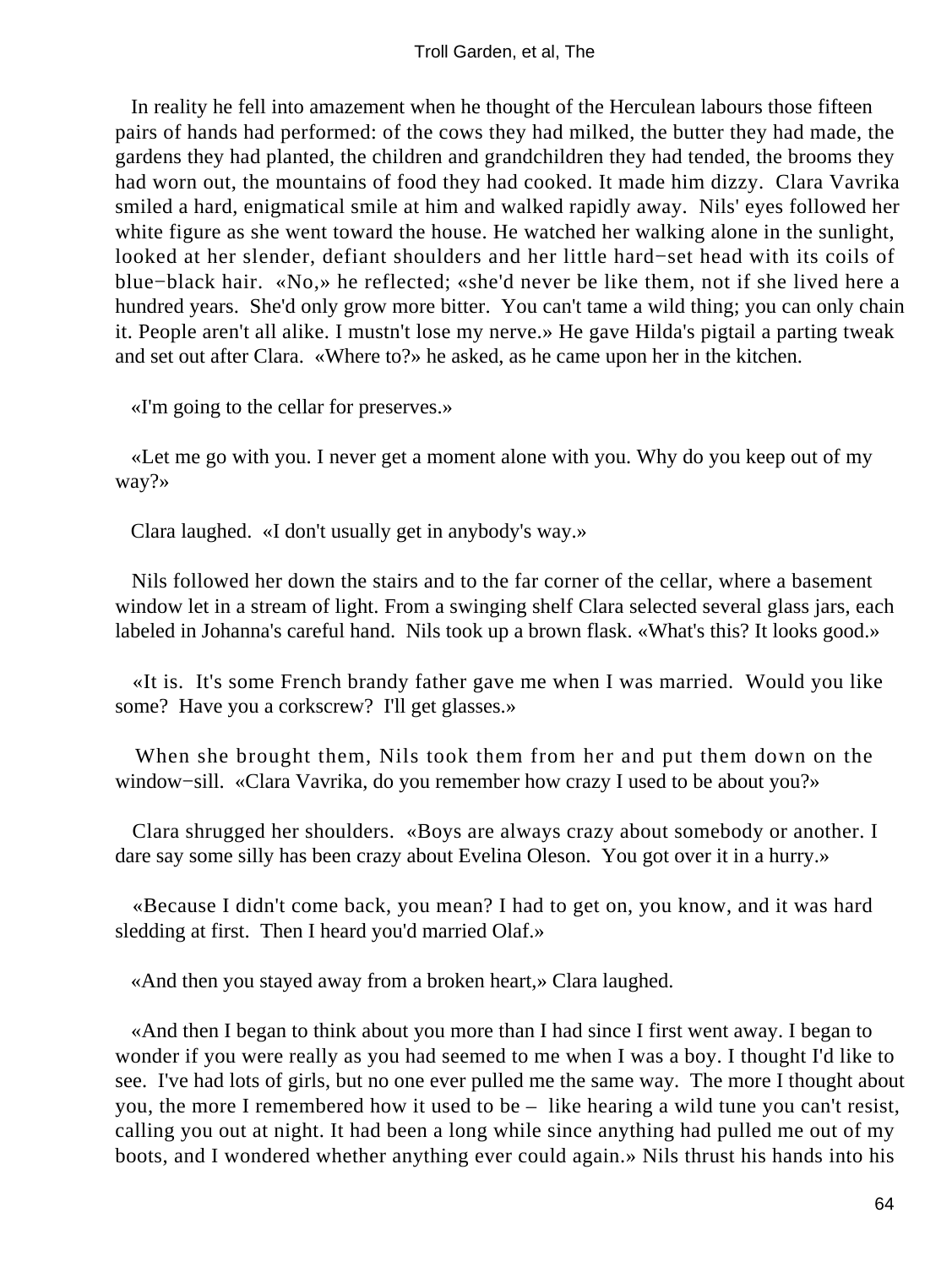In reality he fell into amazement when he thought of the Herculean labours those fifteen pairs of hands had performed: of the cows they had milked, the butter they had made, the gardens they had planted, the children and grandchildren they had tended, the brooms they had worn out, the mountains of food they had cooked. It made him dizzy. Clara Vavrika smiled a hard, enigmatical smile at him and walked rapidly away. Nils' eyes followed her white figure as she went toward the house. He watched her walking alone in the sunlight, looked at her slender, defiant shoulders and her little hard−set head with its coils of blue−black hair. «No,» he reflected; «she'd never be like them, not if she lived here a hundred years. She'd only grow more bitter. You can't tame a wild thing; you can only chain it. People aren't all alike. I mustn't lose my nerve.» He gave Hilda's pigtail a parting tweak and set out after Clara. «Where to?» he asked, as he came upon her in the kitchen.

«I'm going to the cellar for preserves.»

«Let me go with you. I never get a moment alone with you. Why do you keep out of my way?»

Clara laughed. «I don't usually get in anybody's way.»

Nils followed her down the stairs and to the far corner of the cellar, where a basement window let in a stream of light. From a swinging shelf Clara selected several glass jars, each labeled in Johanna's careful hand. Nils took up a brown flask. «What's this? It looks good.»

«It is. It's some French brandy father gave me when I was married. Would you like some? Have you a corkscrew? I'll get glasses.»

When she brought them, Nils took them from her and put them down on the window−sill. «Clara Vavrika, do you remember how crazy I used to be about you?»

Clara shrugged her shoulders. «Boys are always crazy about somebody or another. I dare say some silly has been crazy about Evelina Oleson. You got over it in a hurry.»

«Because I didn't come back, you mean? I had to get on, you know, and it was hard sledding at first. Then I heard you'd married Olaf.»

«And then you stayed away from a broken heart,» Clara laughed.

«And then I began to think about you more than I had since I first went away. I began to wonder if you were really as you had seemed to me when I was a boy. I thought I'd like to see. I've had lots of girls, but no one ever pulled me the same way. The more I thought about you, the more I remembered how it used to be – like hearing a wild tune you can't resist, calling you out at night. It had been a long while since anything had pulled me out of my boots, and I wondered whether anything ever could again.» Nils thrust his hands into his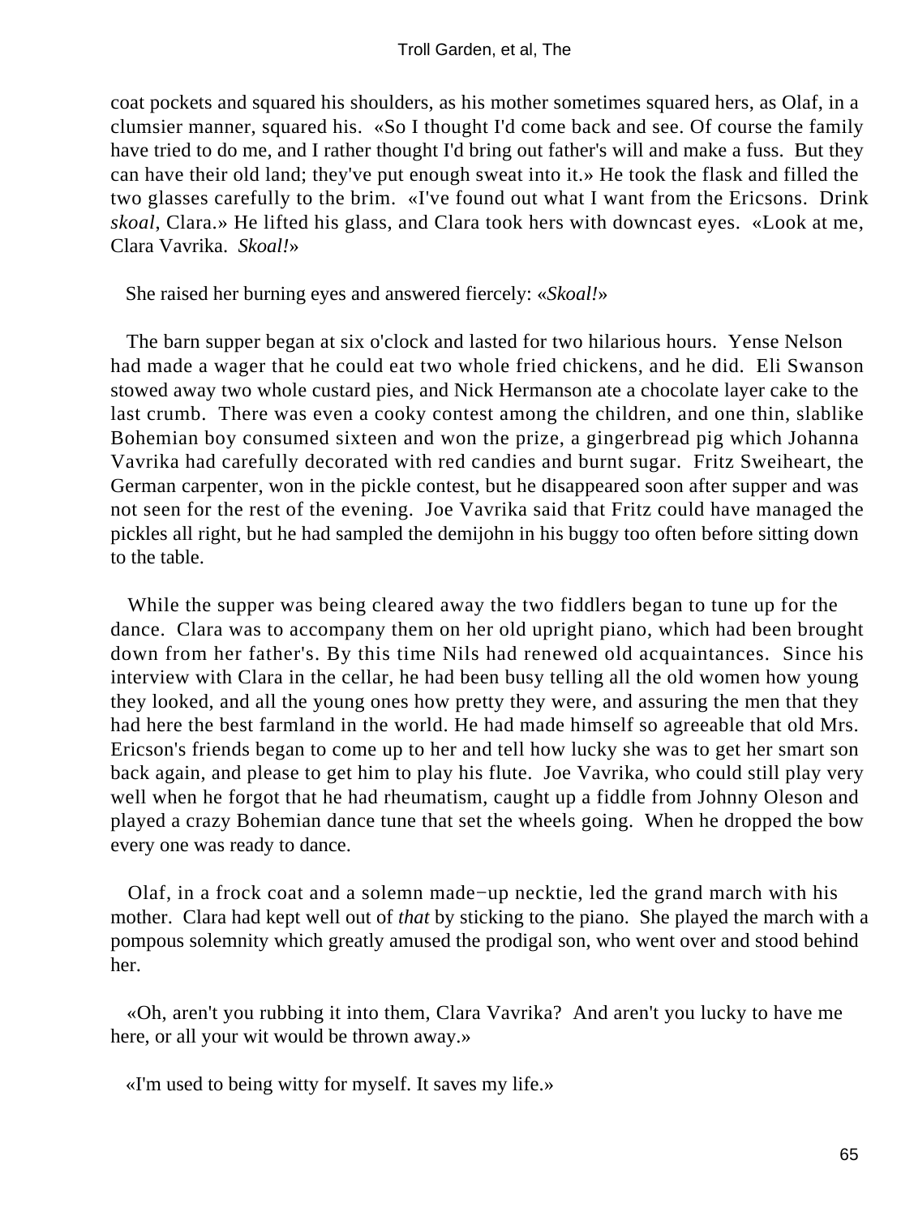coat pockets and squared his shoulders, as his mother sometimes squared hers, as Olaf, in a clumsier manner, squared his. «So I thought I'd come back and see. Of course the family have tried to do me, and I rather thought I'd bring out father's will and make a fuss. But they can have their old land; they've put enough sweat into it.» He took the flask and filled the two glasses carefully to the brim. «I've found out what I want from the Ericsons. Drink *skoal*, Clara.» He lifted his glass, and Clara took hers with downcast eyes. «Look at me, Clara Vavrika. *Skoal!*»

She raised her burning eyes and answered fiercely: «*Skoal!*»

The barn supper began at six o'clock and lasted for two hilarious hours. Yense Nelson had made a wager that he could eat two whole fried chickens, and he did. Eli Swanson stowed away two whole custard pies, and Nick Hermanson ate a chocolate layer cake to the last crumb. There was even a cooky contest among the children, and one thin, slablike Bohemian boy consumed sixteen and won the prize, a gingerbread pig which Johanna Vavrika had carefully decorated with red candies and burnt sugar. Fritz Sweiheart, the German carpenter, won in the pickle contest, but he disappeared soon after supper and was not seen for the rest of the evening. Joe Vavrika said that Fritz could have managed the pickles all right, but he had sampled the demijohn in his buggy too often before sitting down to the table.

While the supper was being cleared away the two fiddlers began to tune up for the dance. Clara was to accompany them on her old upright piano, which had been brought down from her father's. By this time Nils had renewed old acquaintances. Since his interview with Clara in the cellar, he had been busy telling all the old women how young they looked, and all the young ones how pretty they were, and assuring the men that they had here the best farmland in the world. He had made himself so agreeable that old Mrs. Ericson's friends began to come up to her and tell how lucky she was to get her smart son back again, and please to get him to play his flute. Joe Vavrika, who could still play very well when he forgot that he had rheumatism, caught up a fiddle from Johnny Oleson and played a crazy Bohemian dance tune that set the wheels going. When he dropped the bow every one was ready to dance.

Olaf, in a frock coat and a solemn made−up necktie, led the grand march with his mother. Clara had kept well out of *that* by sticking to the piano. She played the march with a pompous solemnity which greatly amused the prodigal son, who went over and stood behind her.

«Oh, aren't you rubbing it into them, Clara Vavrika? And aren't you lucky to have me here, or all your wit would be thrown away.»

«I'm used to being witty for myself. It saves my life.»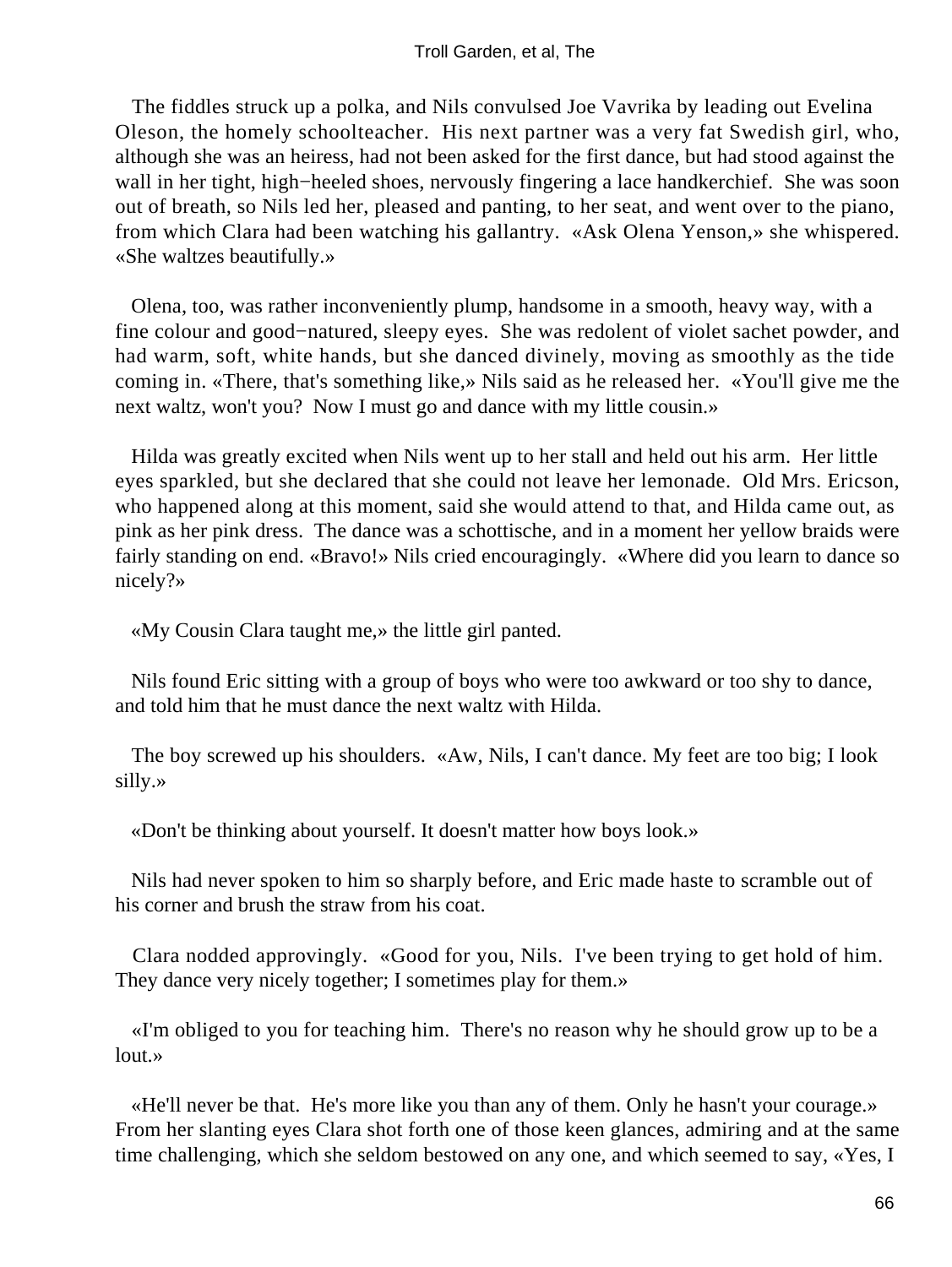The fiddles struck up a polka, and Nils convulsed Joe Vavrika by leading out Evelina Oleson, the homely schoolteacher. His next partner was a very fat Swedish girl, who, although she was an heiress, had not been asked for the first dance, but had stood against the wall in her tight, high−heeled shoes, nervously fingering a lace handkerchief. She was soon out of breath, so Nils led her, pleased and panting, to her seat, and went over to the piano, from which Clara had been watching his gallantry. «Ask Olena Yenson,» she whispered. «She waltzes beautifully.»

Olena, too, was rather inconveniently plump, handsome in a smooth, heavy way, with a fine colour and good−natured, sleepy eyes. She was redolent of violet sachet powder, and had warm, soft, white hands, but she danced divinely, moving as smoothly as the tide coming in. «There, that's something like,» Nils said as he released her. «You'll give me the next waltz, won't you? Now I must go and dance with my little cousin.»

Hilda was greatly excited when Nils went up to her stall and held out his arm. Her little eyes sparkled, but she declared that she could not leave her lemonade. Old Mrs. Ericson, who happened along at this moment, said she would attend to that, and Hilda came out, as pink as her pink dress. The dance was a schottische, and in a moment her yellow braids were fairly standing on end. «Bravo!» Nils cried encouragingly. «Where did you learn to dance so nicely?»

«My Cousin Clara taught me,» the little girl panted.

Nils found Eric sitting with a group of boys who were too awkward or too shy to dance, and told him that he must dance the next waltz with Hilda.

The boy screwed up his shoulders. «Aw, Nils, I can't dance. My feet are too big; I look silly.»

«Don't be thinking about yourself. It doesn't matter how boys look.»

Nils had never spoken to him so sharply before, and Eric made haste to scramble out of his corner and brush the straw from his coat.

Clara nodded approvingly. «Good for you, Nils. I've been trying to get hold of him. They dance very nicely together; I sometimes play for them.»

«I'm obliged to you for teaching him. There's no reason why he should grow up to be a lout.»

«He'll never be that. He's more like you than any of them. Only he hasn't your courage.» From her slanting eyes Clara shot forth one of those keen glances, admiring and at the same time challenging, which she seldom bestowed on any one, and which seemed to say, «Yes, I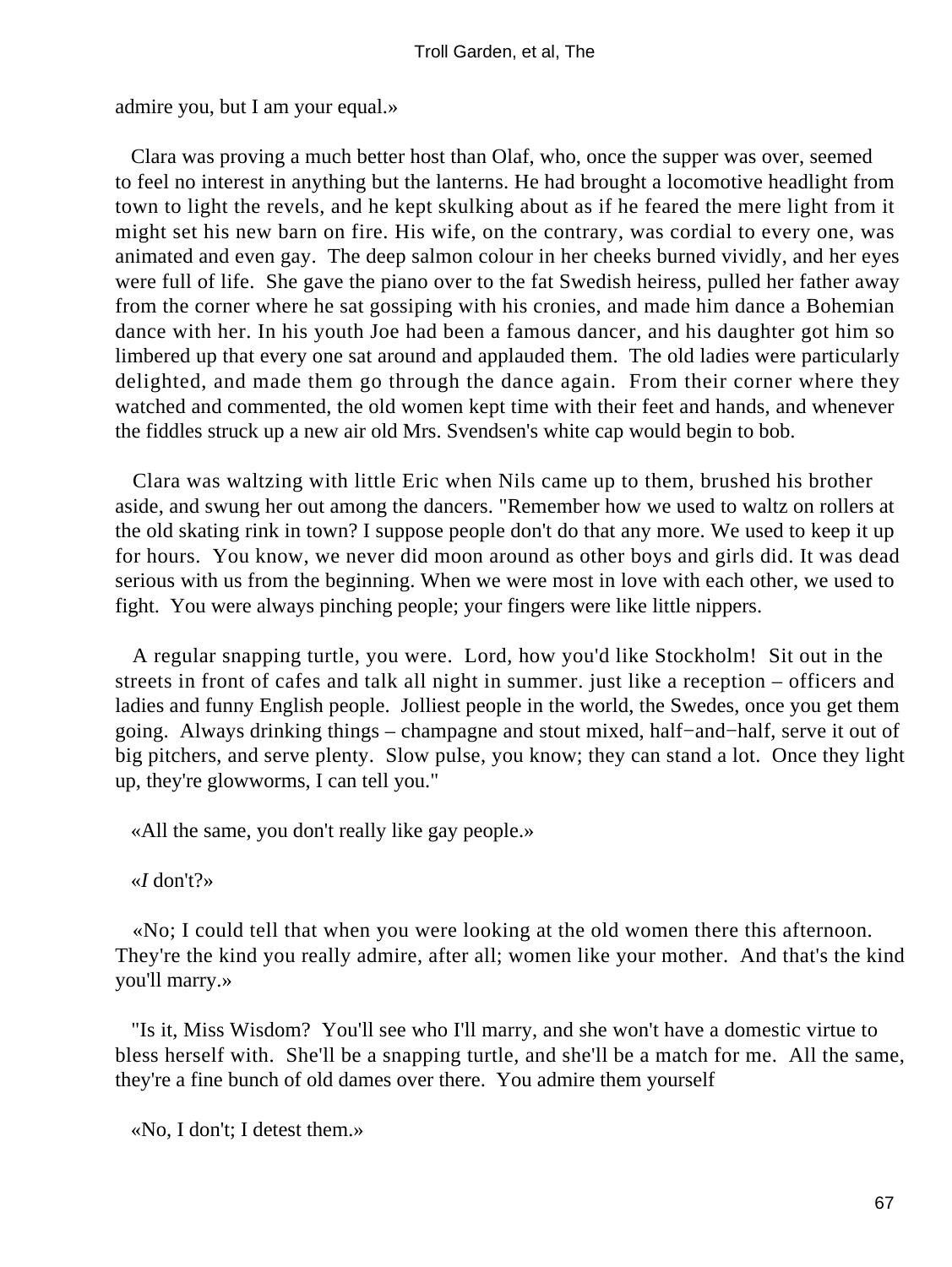admire you, but I am your equal.»

Clara was proving a much better host than Olaf, who, once the supper was over, seemed to feel no interest in anything but the lanterns. He had brought a locomotive headlight from town to light the revels, and he kept skulking about as if he feared the mere light from it might set his new barn on fire. His wife, on the contrary, was cordial to every one, was animated and even gay. The deep salmon colour in her cheeks burned vividly, and her eyes were full of life. She gave the piano over to the fat Swedish heiress, pulled her father away from the corner where he sat gossiping with his cronies, and made him dance a Bohemian dance with her. In his youth Joe had been a famous dancer, and his daughter got him so limbered up that every one sat around and applauded them. The old ladies were particularly delighted, and made them go through the dance again. From their corner where they watched and commented, the old women kept time with their feet and hands, and whenever the fiddles struck up a new air old Mrs. Svendsen's white cap would begin to bob.

Clara was waltzing with little Eric when Nils came up to them, brushed his brother aside, and swung her out among the dancers. "Remember how we used to waltz on rollers at the old skating rink in town? I suppose people don't do that any more. We used to keep it up for hours. You know, we never did moon around as other boys and girls did. It was dead serious with us from the beginning. When we were most in love with each other, we used to fight. You were always pinching people; your fingers were like little nippers.

A regular snapping turtle, you were. Lord, how you'd like Stockholm! Sit out in the streets in front of cafes and talk all night in summer. just like a reception – officers and ladies and funny English people. Jolliest people in the world, the Swedes, once you get them going. Always drinking things – champagne and stout mixed, half−and−half, serve it out of big pitchers, and serve plenty. Slow pulse, you know; they can stand a lot. Once they light up, they're glowworms, I can tell you."

«All the same, you don't really like gay people.»

«*I* don't?»

«No; I could tell that when you were looking at the old women there this afternoon. They're the kind you really admire, after all; women like your mother. And that's the kind you'll marry.»

"Is it, Miss Wisdom? You'll see who I'll marry, and she won't have a domestic virtue to bless herself with. She'll be a snapping turtle, and she'll be a match for me. All the same, they're a fine bunch of old dames over there. You admire them yourself

«No, I don't; I detest them.»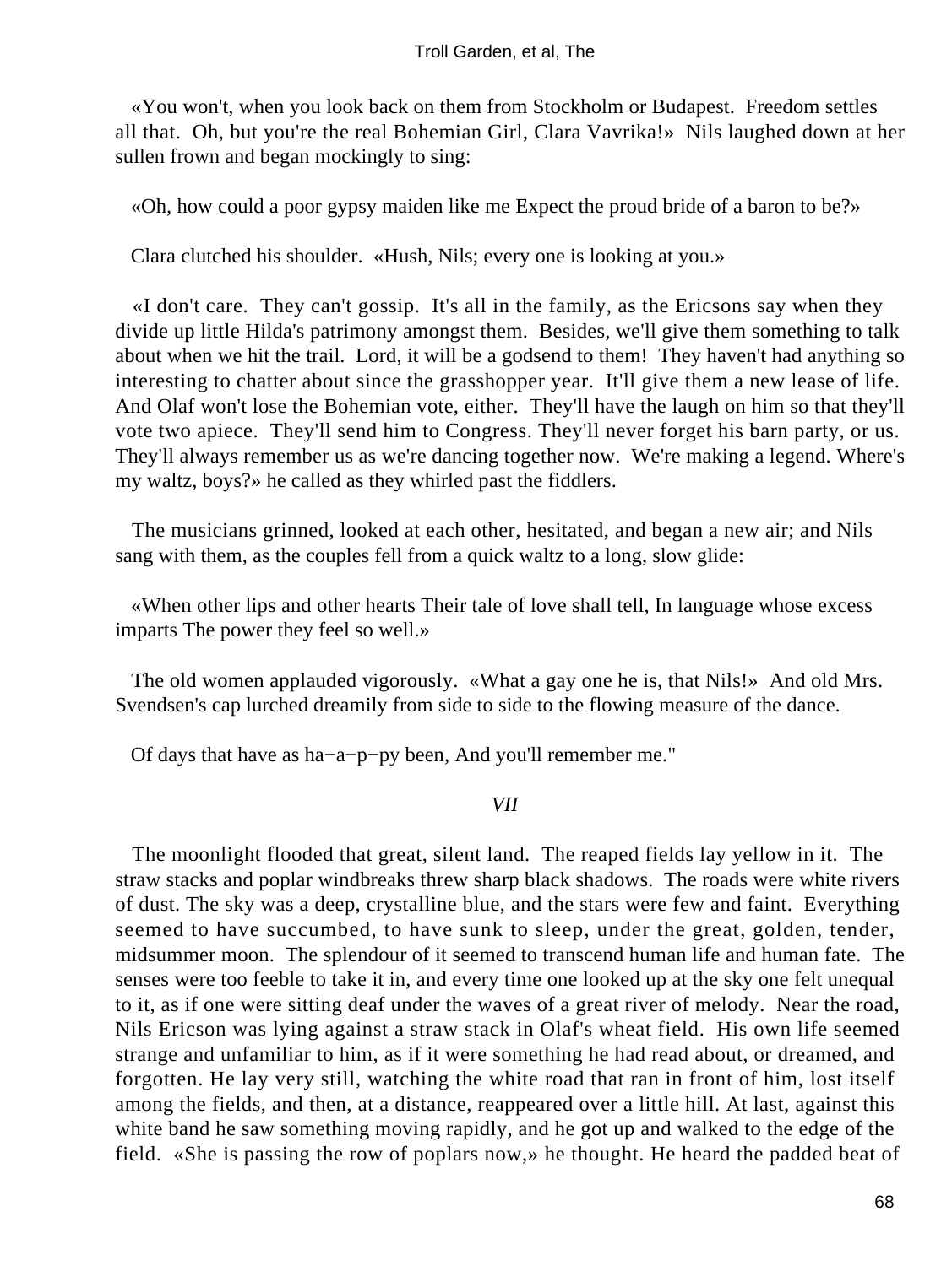«You won't, when you look back on them from Stockholm or Budapest. Freedom settles all that. Oh, but you're the real Bohemian Girl, Clara Vavrika!» Nils laughed down at her sullen frown and began mockingly to sing:

«Oh, how could a poor gypsy maiden like me Expect the proud bride of a baron to be?»

Clara clutched his shoulder. «Hush, Nils; every one is looking at you.»

«I don't care. They can't gossip. It's all in the family, as the Ericsons say when they divide up little Hilda's patrimony amongst them. Besides, we'll give them something to talk about when we hit the trail. Lord, it will be a godsend to them! They haven't had anything so interesting to chatter about since the grasshopper year. It'll give them a new lease of life. And Olaf won't lose the Bohemian vote, either. They'll have the laugh on him so that they'll vote two apiece. They'll send him to Congress. They'll never forget his barn party, or us. They'll always remember us as we're dancing together now. We're making a legend. Where's my waltz, boys?» he called as they whirled past the fiddlers.

The musicians grinned, looked at each other, hesitated, and began a new air; and Nils sang with them, as the couples fell from a quick waltz to a long, slow glide:

«When other lips and other hearts Their tale of love shall tell, In language whose excess imparts The power they feel so well.»

The old women applauded vigorously. «What a gay one he is, that Nils!» And old Mrs. Svendsen's cap lurched dreamily from side to side to the flowing measure of the dance.

Of days that have as ha−a−p−py been, And you'll remember me."

## *VII*

The moonlight flooded that great, silent land. The reaped fields lay yellow in it. The straw stacks and poplar windbreaks threw sharp black shadows. The roads were white rivers of dust. The sky was a deep, crystalline blue, and the stars were few and faint. Everything seemed to have succumbed, to have sunk to sleep, under the great, golden, tender, midsummer moon. The splendour of it seemed to transcend human life and human fate. The senses were too feeble to take it in, and every time one looked up at the sky one felt unequal to it, as if one were sitting deaf under the waves of a great river of melody. Near the road, Nils Ericson was lying against a straw stack in Olaf's wheat field. His own life seemed strange and unfamiliar to him, as if it were something he had read about, or dreamed, and forgotten. He lay very still, watching the white road that ran in front of him, lost itself among the fields, and then, at a distance, reappeared over a little hill. At last, against this white band he saw something moving rapidly, and he got up and walked to the edge of the field. «She is passing the row of poplars now,» he thought. He heard the padded beat of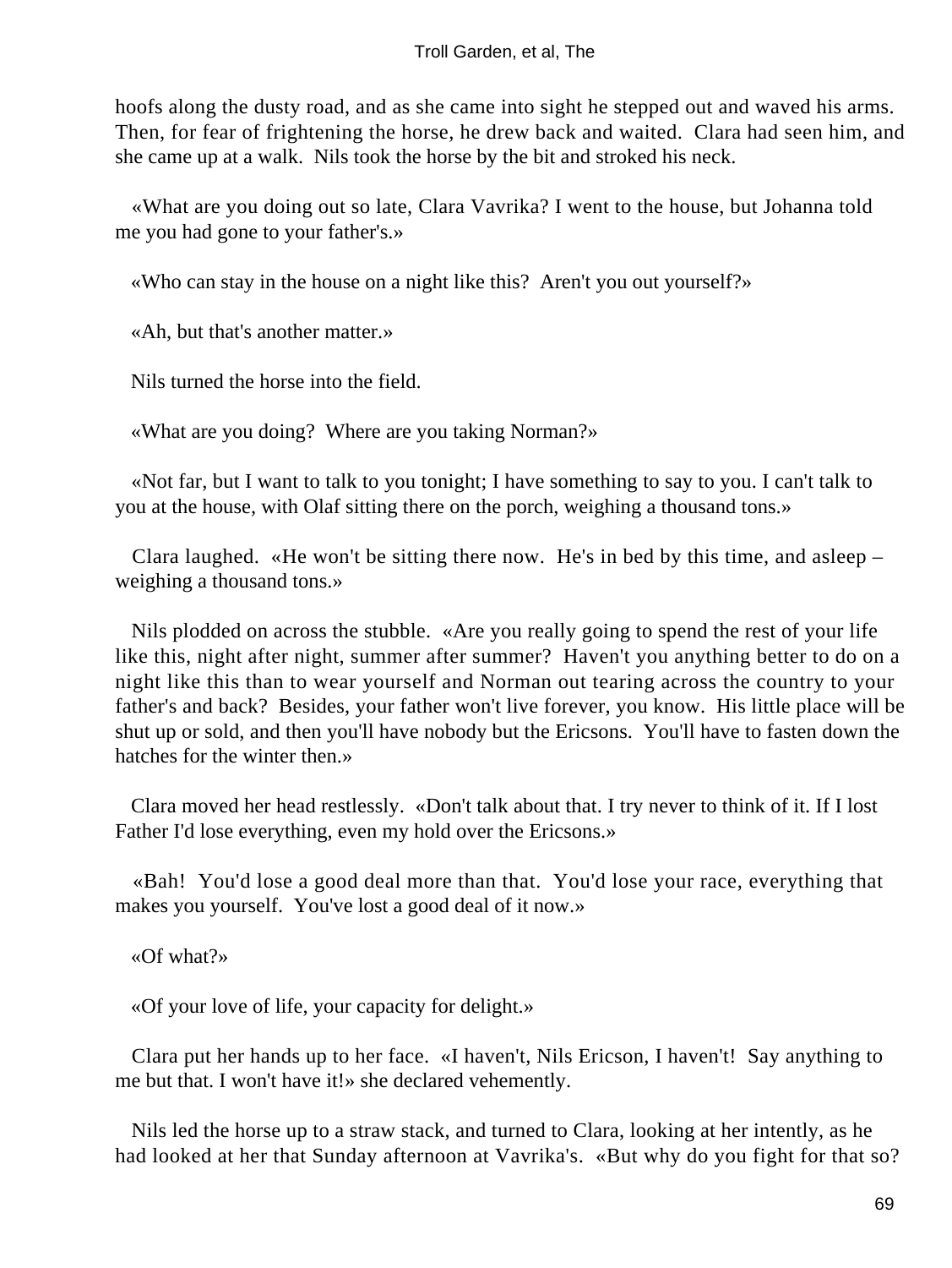hoofs along the dusty road, and as she came into sight he stepped out and waved his arms. Then, for fear of frightening the horse, he drew back and waited. Clara had seen him, and she came up at a walk. Nils took the horse by the bit and stroked his neck.

«What are you doing out so late, Clara Vavrika? I went to the house, but Johanna told me you had gone to your father's.»

«Who can stay in the house on a night like this? Aren't you out yourself?»

«Ah, but that's another matter.»

Nils turned the horse into the field.

«What are you doing? Where are you taking Norman?»

«Not far, but I want to talk to you tonight; I have something to say to you. I can't talk to you at the house, with Olaf sitting there on the porch, weighing a thousand tons.»

Clara laughed. «He won't be sitting there now. He's in bed by this time, and asleep – weighing a thousand tons.»

Nils plodded on across the stubble. «Are you really going to spend the rest of your life like this, night after night, summer after summer? Haven't you anything better to do on a night like this than to wear yourself and Norman out tearing across the country to your father's and back? Besides, your father won't live forever, you know. His little place will be shut up or sold, and then you'll have nobody but the Ericsons. You'll have to fasten down the hatches for the winter then.»

Clara moved her head restlessly. «Don't talk about that. I try never to think of it. If I lost Father I'd lose everything, even my hold over the Ericsons.»

«Bah! You'd lose a good deal more than that. You'd lose your race, everything that makes you yourself. You've lost a good deal of it now.»

«Of what?»

«Of your love of life, your capacity for delight.»

Clara put her hands up to her face. «I haven't, Nils Ericson, I haven't! Say anything to me but that. I won't have it!» she declared vehemently.

Nils led the horse up to a straw stack, and turned to Clara, looking at her intently, as he had looked at her that Sunday afternoon at Vavrika's. «But why do you fight for that so?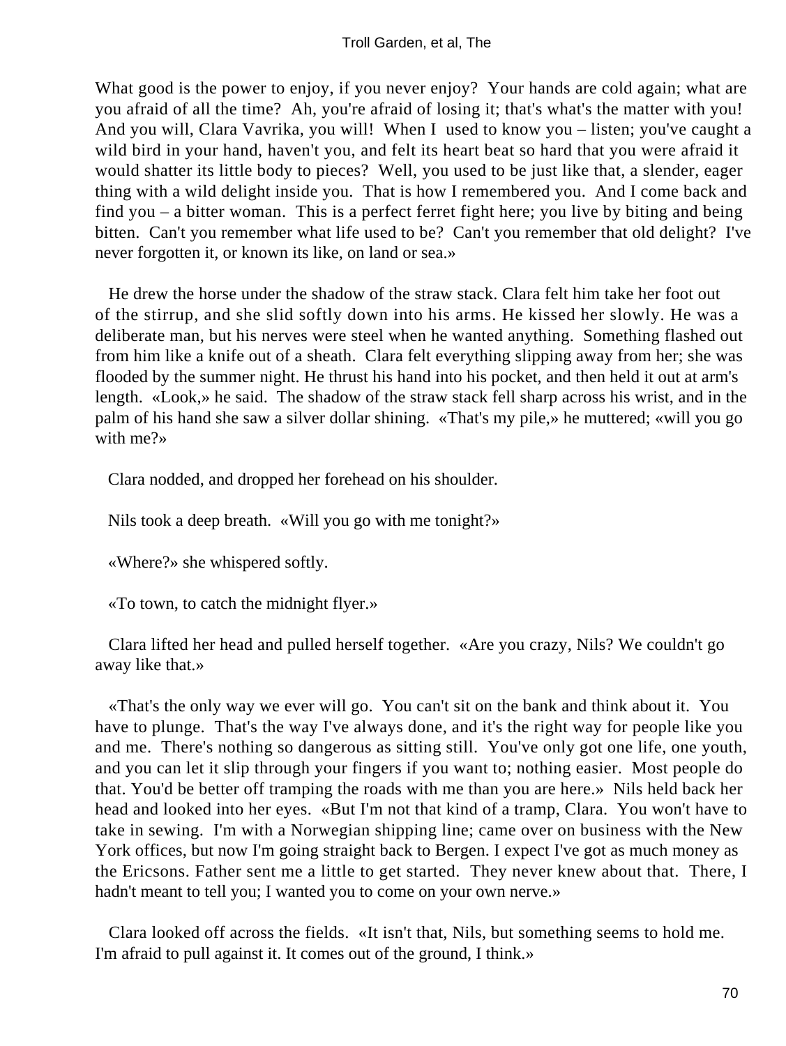What good is the power to enjoy, if you never enjoy? Your hands are cold again; what are you afraid of all the time? Ah, you're afraid of losing it; that's what's the matter with you! And you will, Clara Vavrika, you will! When I used to know you – listen; you've caught a wild bird in your hand, haven't you, and felt its heart beat so hard that you were afraid it would shatter its little body to pieces? Well, you used to be just like that, a slender, eager thing with a wild delight inside you. That is how I remembered you. And I come back and find you – a bitter woman. This is a perfect ferret fight here; you live by biting and being bitten. Can't you remember what life used to be? Can't you remember that old delight? I've never forgotten it, or known its like, on land or sea.»

He drew the horse under the shadow of the straw stack. Clara felt him take her foot out of the stirrup, and she slid softly down into his arms. He kissed her slowly. He was a deliberate man, but his nerves were steel when he wanted anything. Something flashed out from him like a knife out of a sheath. Clara felt everything slipping away from her; she was flooded by the summer night. He thrust his hand into his pocket, and then held it out at arm's length. «Look,» he said. The shadow of the straw stack fell sharp across his wrist, and in the palm of his hand she saw a silver dollar shining. «That's my pile,» he muttered; «will you go with me?»

Clara nodded, and dropped her forehead on his shoulder.

Nils took a deep breath. «Will you go with me tonight?»

«Where?» she whispered softly.

«To town, to catch the midnight flyer.»

Clara lifted her head and pulled herself together. «Are you crazy, Nils? We couldn't go away like that.»

«That's the only way we ever will go. You can't sit on the bank and think about it. You have to plunge. That's the way I've always done, and it's the right way for people like you and me. There's nothing so dangerous as sitting still. You've only got one life, one youth, and you can let it slip through your fingers if you want to; nothing easier. Most people do that. You'd be better off tramping the roads with me than you are here.» Nils held back her head and looked into her eyes. «But I'm not that kind of a tramp, Clara. You won't have to take in sewing. I'm with a Norwegian shipping line; came over on business with the New York offices, but now I'm going straight back to Bergen. I expect I've got as much money as the Ericsons. Father sent me a little to get started. They never knew about that. There, I hadn't meant to tell you; I wanted you to come on your own nerve.»

Clara looked off across the fields. «It isn't that, Nils, but something seems to hold me. I'm afraid to pull against it. It comes out of the ground, I think.»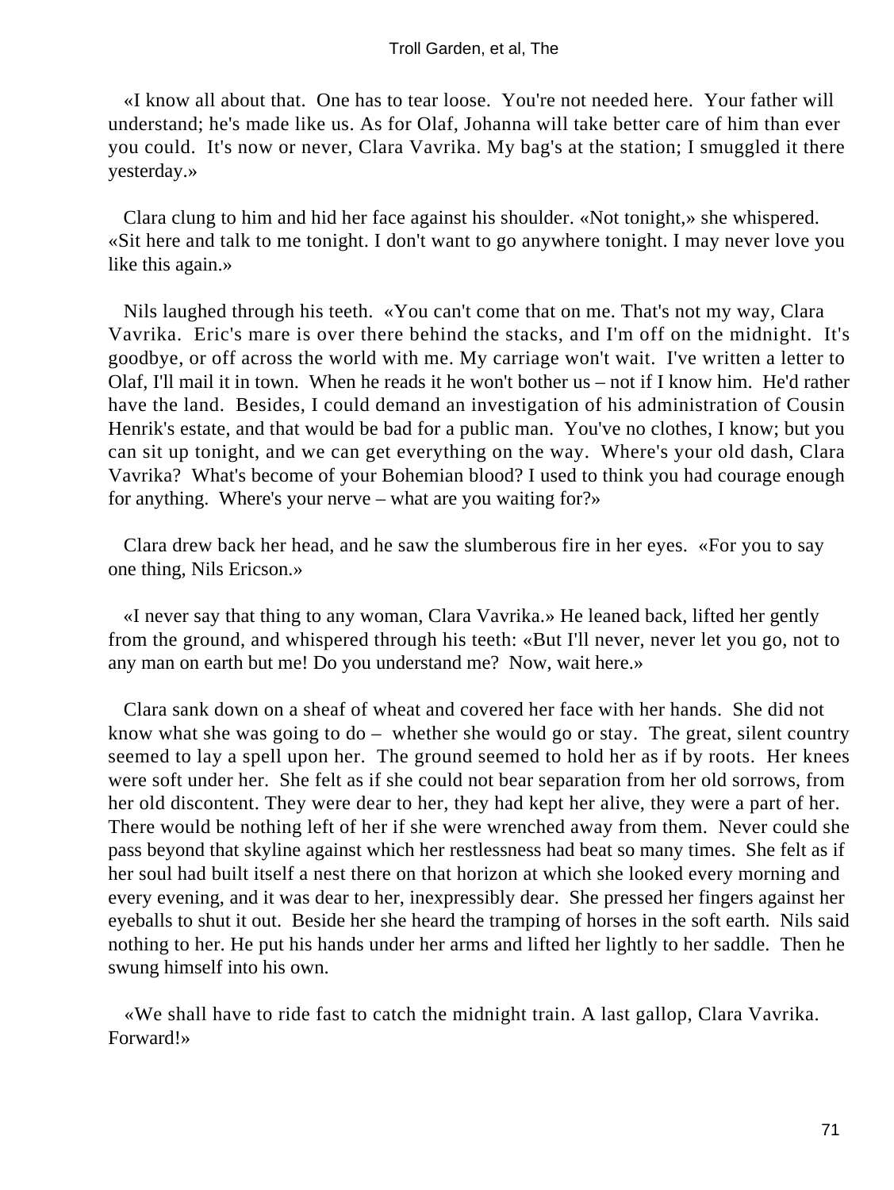«I know all about that. One has to tear loose. You're not needed here. Your father will understand; he's made like us. As for Olaf, Johanna will take better care of him than ever you could. It's now or never, Clara Vavrika. My bag's at the station; I smuggled it there yesterday.»

Clara clung to him and hid her face against his shoulder. «Not tonight,» she whispered. «Sit here and talk to me tonight. I don't want to go anywhere tonight. I may never love you like this again.»

Nils laughed through his teeth. «You can't come that on me. That's not my way, Clara Vavrika. Eric's mare is over there behind the stacks, and I'm off on the midnight. It's goodbye, or off across the world with me. My carriage won't wait. I've written a letter to Olaf, I'll mail it in town. When he reads it he won't bother us – not if I know him. He'd rather have the land. Besides, I could demand an investigation of his administration of Cousin Henrik's estate, and that would be bad for a public man. You've no clothes, I know; but you can sit up tonight, and we can get everything on the way. Where's your old dash, Clara Vavrika? What's become of your Bohemian blood? I used to think you had courage enough for anything. Where's your nerve – what are you waiting for?»

Clara drew back her head, and he saw the slumberous fire in her eyes. «For you to say one thing, Nils Ericson.»

«I never say that thing to any woman, Clara Vavrika.» He leaned back, lifted her gently from the ground, and whispered through his teeth: «But I'll never, never let you go, not to any man on earth but me! Do you understand me? Now, wait here.»

Clara sank down on a sheaf of wheat and covered her face with her hands. She did not know what she was going to do – whether she would go or stay. The great, silent country seemed to lay a spell upon her. The ground seemed to hold her as if by roots. Her knees were soft under her. She felt as if she could not bear separation from her old sorrows, from her old discontent. They were dear to her, they had kept her alive, they were a part of her. There would be nothing left of her if she were wrenched away from them. Never could she pass beyond that skyline against which her restlessness had beat so many times. She felt as if her soul had built itself a nest there on that horizon at which she looked every morning and every evening, and it was dear to her, inexpressibly dear. She pressed her fingers against her eyeballs to shut it out. Beside her she heard the tramping of horses in the soft earth. Nils said nothing to her. He put his hands under her arms and lifted her lightly to her saddle. Then he swung himself into his own.

«We shall have to ride fast to catch the midnight train. A last gallop, Clara Vavrika. Forward!»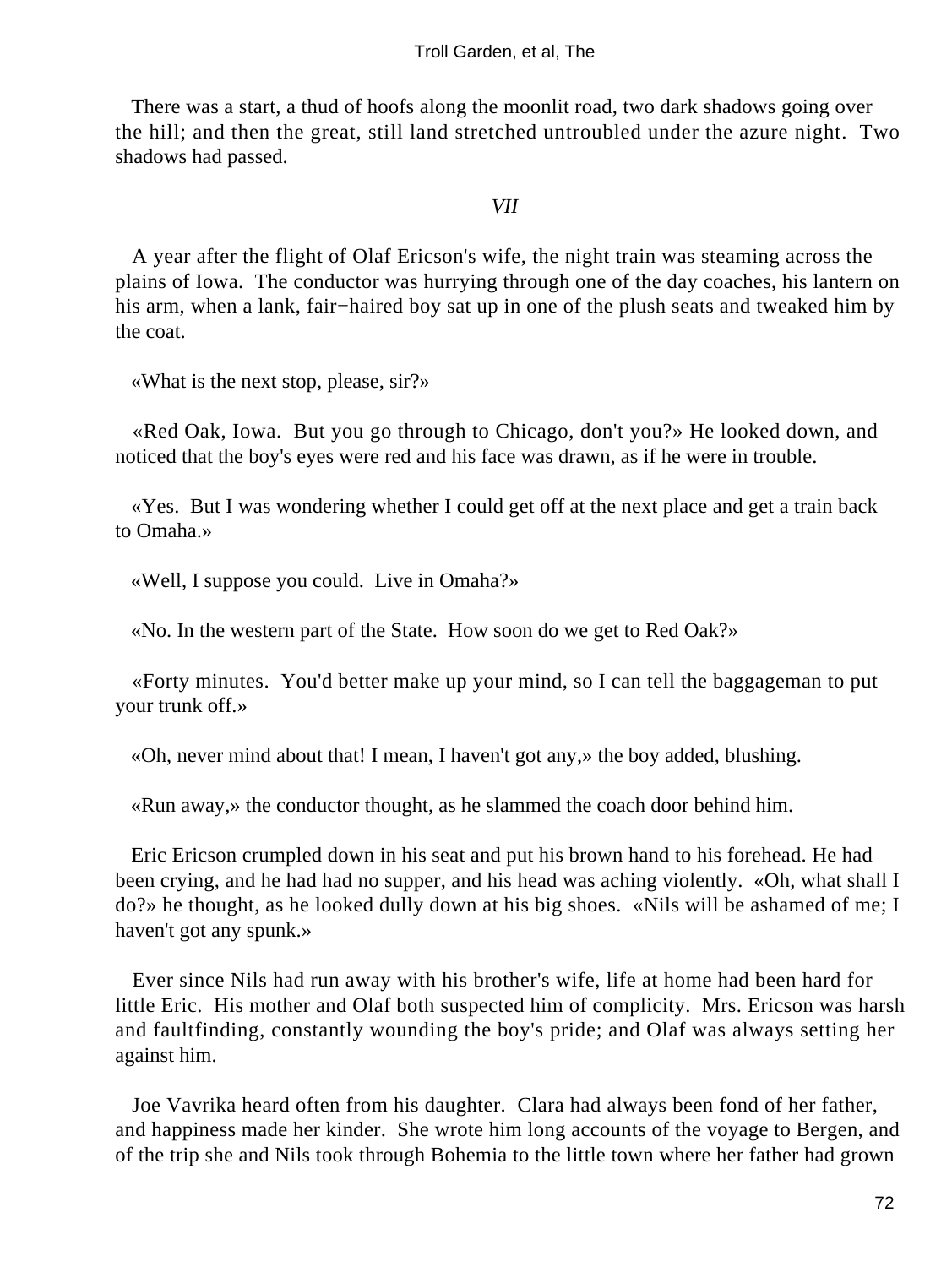There was a start, a thud of hoofs along the moonlit road, two dark shadows going over the hill; and then the great, still land stretched untroubled under the azure night. Two shadows had passed.

*VII*

A year after the flight of Olaf Ericson's wife, the night train was steaming across the plains of Iowa. The conductor was hurrying through one of the day coaches, his lantern on his arm, when a lank, fair−haired boy sat up in one of the plush seats and tweaked him by the coat.

«What is the next stop, please, sir?»

«Red Oak, Iowa. But you go through to Chicago, don't you?» He looked down, and noticed that the boy's eyes were red and his face was drawn, as if he were in trouble.

«Yes. But I was wondering whether I could get off at the next place and get a train back to Omaha.»

«Well, I suppose you could. Live in Omaha?»

«No. In the western part of the State. How soon do we get to Red Oak?»

«Forty minutes. You'd better make up your mind, so I can tell the baggageman to put your trunk off.»

«Oh, never mind about that! I mean, I haven't got any,» the boy added, blushing.

«Run away,» the conductor thought, as he slammed the coach door behind him.

Eric Ericson crumpled down in his seat and put his brown hand to his forehead. He had been crying, and he had had no supper, and his head was aching violently. «Oh, what shall I do?» he thought, as he looked dully down at his big shoes. «Nils will be ashamed of me; I haven't got any spunk.»

Ever since Nils had run away with his brother's wife, life at home had been hard for little Eric. His mother and Olaf both suspected him of complicity. Mrs. Ericson was harsh and faultfinding, constantly wounding the boy's pride; and Olaf was always setting her against him.

Joe Vavrika heard often from his daughter. Clara had always been fond of her father, and happiness made her kinder. She wrote him long accounts of the voyage to Bergen, and of the trip she and Nils took through Bohemia to the little town where her father had grown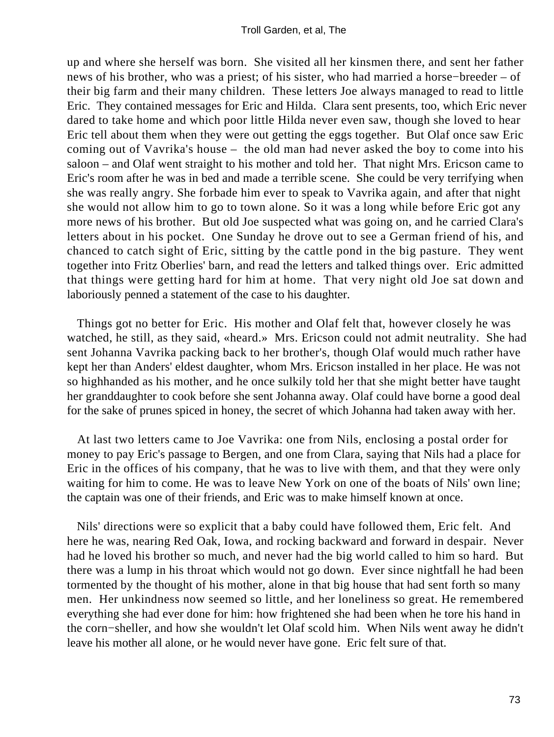up and where she herself was born. She visited all her kinsmen there, and sent her father news of his brother, who was a priest; of his sister, who had married a horse−breeder – of their big farm and their many children. These letters Joe always managed to read to little Eric. They contained messages for Eric and Hilda. Clara sent presents, too, which Eric never dared to take home and which poor little Hilda never even saw, though she loved to hear Eric tell about them when they were out getting the eggs together. But Olaf once saw Eric coming out of Vavrika's house – the old man had never asked the boy to come into his saloon – and Olaf went straight to his mother and told her. That night Mrs. Ericson came to Eric's room after he was in bed and made a terrible scene. She could be very terrifying when she was really angry. She forbade him ever to speak to Vavrika again, and after that night she would not allow him to go to town alone. So it was a long while before Eric got any more news of his brother. But old Joe suspected what was going on, and he carried Clara's letters about in his pocket. One Sunday he drove out to see a German friend of his, and chanced to catch sight of Eric, sitting by the cattle pond in the big pasture. They went together into Fritz Oberlies' barn, and read the letters and talked things over. Eric admitted that things were getting hard for him at home. That very night old Joe sat down and laboriously penned a statement of the case to his daughter.

Things got no better for Eric. His mother and Olaf felt that, however closely he was watched, he still, as they said, «heard.» Mrs. Ericson could not admit neutrality. She had sent Johanna Vavrika packing back to her brother's, though Olaf would much rather have kept her than Anders' eldest daughter, whom Mrs. Ericson installed in her place. He was not so highhanded as his mother, and he once sulkily told her that she might better have taught her granddaughter to cook before she sent Johanna away. Olaf could have borne a good deal for the sake of prunes spiced in honey, the secret of which Johanna had taken away with her.

At last two letters came to Joe Vavrika: one from Nils, enclosing a postal order for money to pay Eric's passage to Bergen, and one from Clara, saying that Nils had a place for Eric in the offices of his company, that he was to live with them, and that they were only waiting for him to come. He was to leave New York on one of the boats of Nils' own line; the captain was one of their friends, and Eric was to make himself known at once.

Nils' directions were so explicit that a baby could have followed them, Eric felt. And here he was, nearing Red Oak, Iowa, and rocking backward and forward in despair. Never had he loved his brother so much, and never had the big world called to him so hard. But there was a lump in his throat which would not go down. Ever since nightfall he had been tormented by the thought of his mother, alone in that big house that had sent forth so many men. Her unkindness now seemed so little, and her loneliness so great. He remembered everything she had ever done for him: how frightened she had been when he tore his hand in the corn−sheller, and how she wouldn't let Olaf scold him. When Nils went away he didn't leave his mother all alone, or he would never have gone. Eric felt sure of that.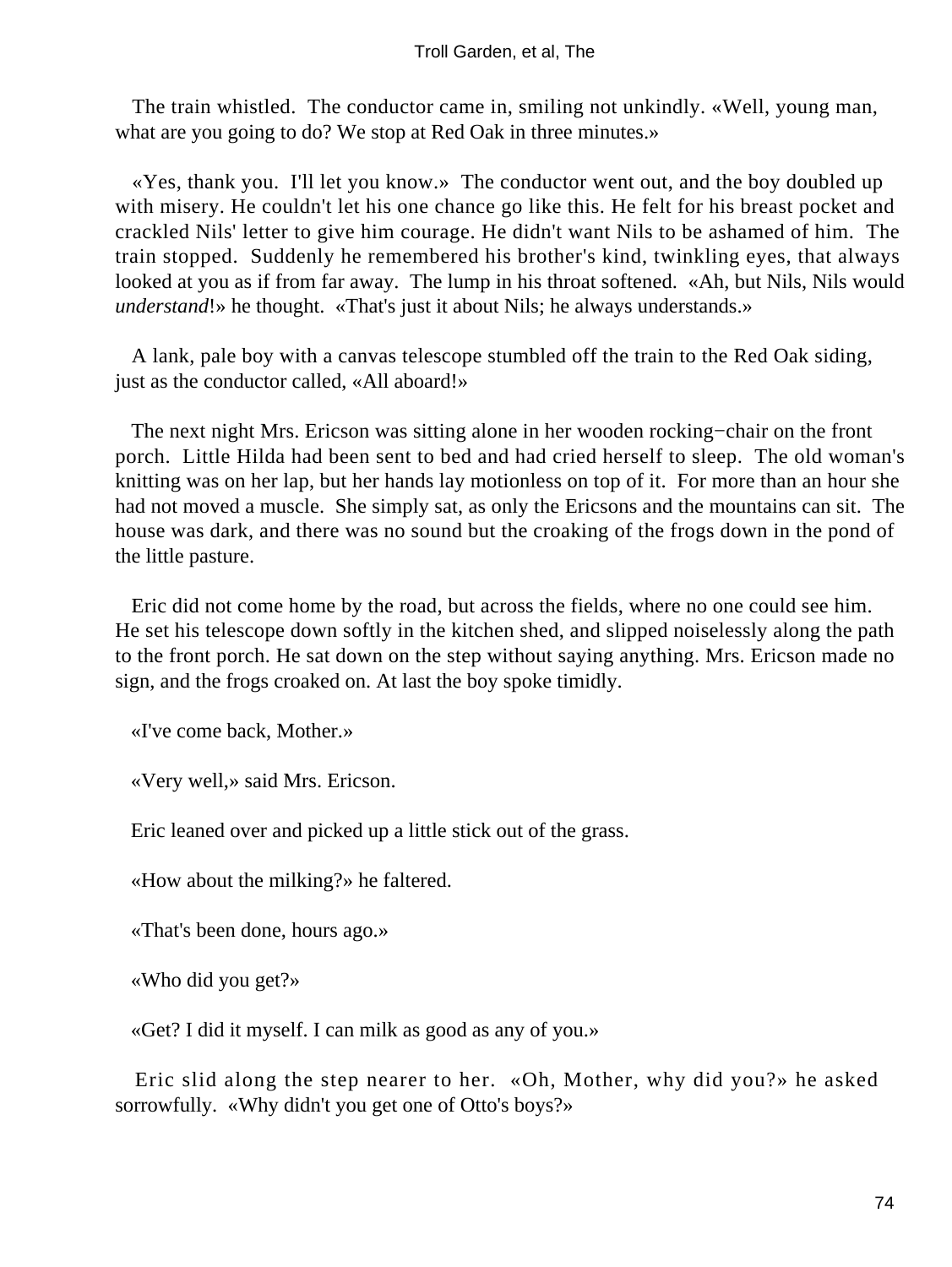The train whistled. The conductor came in, smiling not unkindly. «Well, young man, what are you going to do? We stop at Red Oak in three minutes.»

«Yes, thank you. I'll let you know.» The conductor went out, and the boy doubled up with misery. He couldn't let his one chance go like this. He felt for his breast pocket and crackled Nils' letter to give him courage. He didn't want Nils to be ashamed of him. The train stopped. Suddenly he remembered his brother's kind, twinkling eyes, that always looked at you as if from far away. The lump in his throat softened. «Ah, but Nils, Nils would *understand*!» he thought. «That's just it about Nils; he always understands.»

A lank, pale boy with a canvas telescope stumbled off the train to the Red Oak siding, just as the conductor called, «All aboard!»

The next night Mrs. Ericson was sitting alone in her wooden rocking−chair on the front porch. Little Hilda had been sent to bed and had cried herself to sleep. The old woman's knitting was on her lap, but her hands lay motionless on top of it. For more than an hour she had not moved a muscle. She simply sat, as only the Ericsons and the mountains can sit. The house was dark, and there was no sound but the croaking of the frogs down in the pond of the little pasture.

Eric did not come home by the road, but across the fields, where no one could see him. He set his telescope down softly in the kitchen shed, and slipped noiselessly along the path to the front porch. He sat down on the step without saying anything. Mrs. Ericson made no sign, and the frogs croaked on. At last the boy spoke timidly.

«I've come back, Mother.»

«Very well,» said Mrs. Ericson.

Eric leaned over and picked up a little stick out of the grass.

«How about the milking?» he faltered.

«That's been done, hours ago.»

«Who did you get?»

«Get? I did it myself. I can milk as good as any of you.»

Eric slid along the step nearer to her. «Oh, Mother, why did you?» he asked sorrowfully. «Why didn't you get one of Otto's boys?»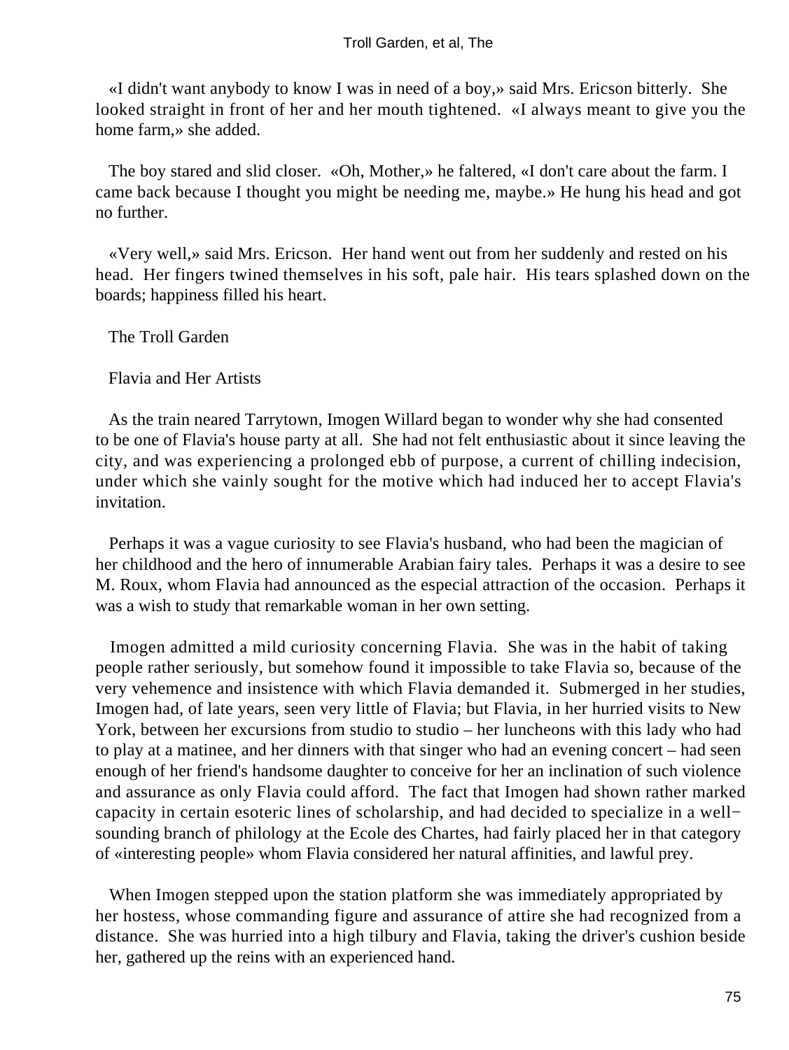«I didn't want anybody to know I was in need of a boy,» said Mrs. Ericson bitterly. She looked straight in front of her and her mouth tightened. «I always meant to give you the home farm,» she added.

The boy stared and slid closer. «Oh, Mother,» he faltered, «I don't care about the farm. I came back because I thought you might be needing me, maybe.» He hung his head and got no further.

«Very well,» said Mrs. Ericson. Her hand went out from her suddenly and rested on his head. Her fingers twined themselves in his soft, pale hair. His tears splashed down on the boards; happiness filled his heart.

# The Troll Garden

## Flavia and Her Artists

As the train neared Tarrytown, Imogen Willard began to wonder why she had consented to be one of Flavia's house party at all. She had not felt enthusiastic about it since leaving the city, and was experiencing a prolonged ebb of purpose, a current of chilling indecision, under which she vainly sought for the motive which had induced her to accept Flavia's invitation.

Perhaps it was a vague curiosity to see Flavia's husband, who had been the magician of her childhood and the hero of innumerable Arabian fairy tales. Perhaps it was a desire to see M. Roux, whom Flavia had announced as the especial attraction of the occasion. Perhaps it was a wish to study that remarkable woman in her own setting.

Imogen admitted a mild curiosity concerning Flavia. She was in the habit of taking people rather seriously, but somehow found it impossible to take Flavia so, because of the very vehemence and insistence with which Flavia demanded it. Submerged in her studies, Imogen had, of late years, seen very little of Flavia; but Flavia, in her hurried visits to New York, between her excursions from studio to studio – her luncheons with this lady who had to play at a matinee, and her dinners with that singer who had an evening concert – had seen enough of her friend's handsome daughter to conceive for her an inclination of such violence and assurance as only Flavia could afford. The fact that Imogen had shown rather marked capacity in certain esoteric lines of scholarship, and had decided to specialize in a well-sounding branch of philology at the Ecole des Chartes, had fairly placed her in that category of «interesting people» whom Flavia considered her natural affinities, and lawful prey.

When Imogen stepped upon the station platform she was immediately appropriated by her hostess, whose commanding figure and assurance of attire she had recognized from a distance. She was hurried into a high tilbury and Flavia, taking the driver's cushion beside her, gathered up the reins with an experienced hand.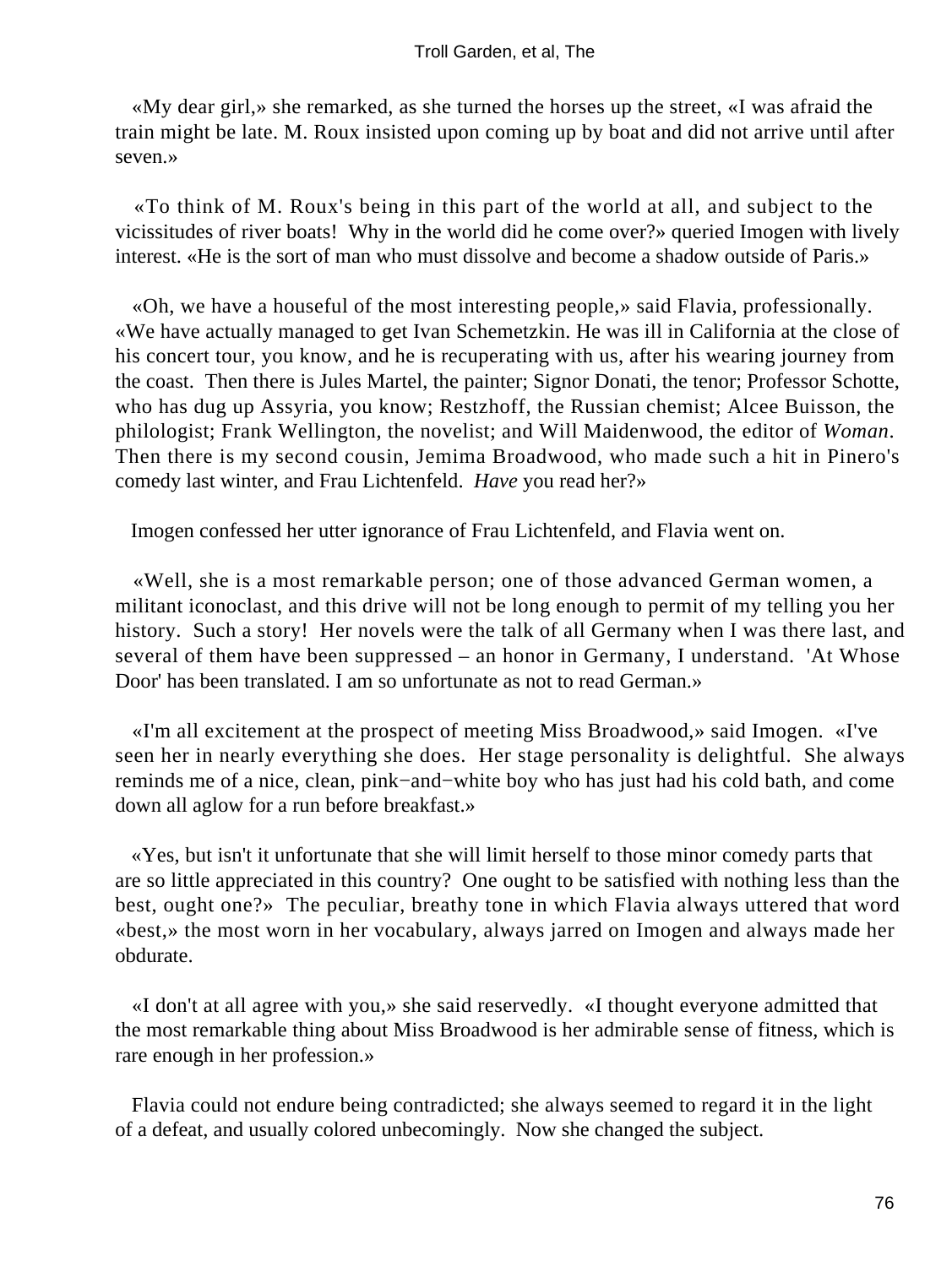«My dear girl,» she remarked, as she turned the horses up the street, «I was afraid the train might be late. M. Roux insisted upon coming up by boat and did not arrive until after seven.»

«To think of M. Roux's being in this part of the world at all, and subject to the vicissitudes of river boats! Why in the world did he come over?» queried Imogen with lively interest. «He is the sort of man who must dissolve and become a shadow outside of Paris.»

«Oh, we have a houseful of the most interesting people,» said Flavia, professionally. «We have actually managed to get Ivan Schemetzkin. He was ill in California at the close of his concert tour, you know, and he is recuperating with us, after his wearing journey from the coast. Then there is Jules Martel, the painter; Signor Donati, the tenor; Professor Schotte, who has dug up Assyria, you know; Restzhoff, the Russian chemist; Alcee Buisson, the philologist; Frank Wellington, the novelist; and Will Maidenwood, the editor of *Woman*. Then there is my second cousin, Jemima Broadwood, who made such a hit in Pinero's comedy last winter, and Frau Lichtenfeld. *Have* you read her?»

Imogen confessed her utter ignorance of Frau Lichtenfeld, and Flavia went on.

«Well, she is a most remarkable person; one of those advanced German women, a militant iconoclast, and this drive will not be long enough to permit of my telling you her history. Such a story! Her novels were the talk of all Germany when I was there last, and several of them have been suppressed – an honor in Germany, I understand. 'At Whose Door' has been translated. I am so unfortunate as not to read German.»

«I'm all excitement at the prospect of meeting Miss Broadwood,» said Imogen. «I've seen her in nearly everything she does. Her stage personality is delightful. She always reminds me of a nice, clean, pink−and−white boy who has just had his cold bath, and come down all aglow for a run before breakfast.»

«Yes, but isn't it unfortunate that she will limit herself to those minor comedy parts that are so little appreciated in this country? One ought to be satisfied with nothing less than the best, ought one?» The peculiar, breathy tone in which Flavia always uttered that word «best,» the most worn in her vocabulary, always jarred on Imogen and always made her obdurate.

«I don't at all agree with you,» she said reservedly. «I thought everyone admitted that the most remarkable thing about Miss Broadwood is her admirable sense of fitness, which is rare enough in her profession.»

Flavia could not endure being contradicted; she always seemed to regard it in the light of a defeat, and usually colored unbecomingly. Now she changed the subject.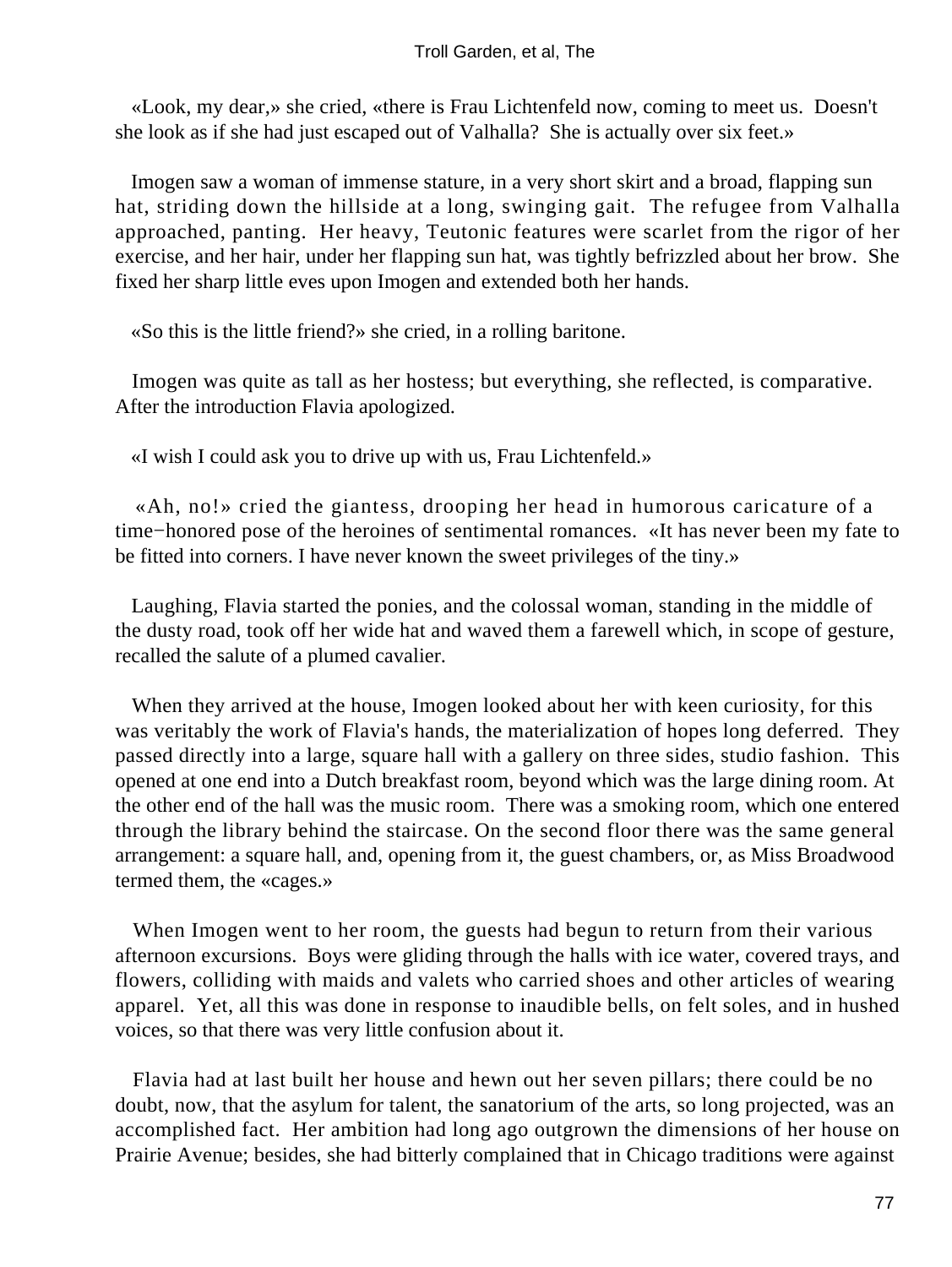«Look, my dear,» she cried, «there is Frau Lichtenfeld now, coming to meet us. Doesn't she look as if she had just escaped out of Valhalla? She is actually over six feet.»

Imogen saw a woman of immense stature, in a very short skirt and a broad, flapping sun hat, striding down the hillside at a long, swinging gait. The refugee from Valhalla approached, panting. Her heavy, Teutonic features were scarlet from the rigor of her exercise, and her hair, under her flapping sun hat, was tightly befrizzled about her brow. She fixed her sharp little eves upon Imogen and extended both her hands.

«So this is the little friend?» she cried, in a rolling baritone.

Imogen was quite as tall as her hostess; but everything, she reflected, is comparative. After the introduction Flavia apologized.

«I wish I could ask you to drive up with us, Frau Lichtenfeld.»

«Ah, no!» cried the giantess, drooping her head in humorous caricature of a time−honored pose of the heroines of sentimental romances. «It has never been my fate to be fitted into corners. I have never known the sweet privileges of the tiny.»

Laughing, Flavia started the ponies, and the colossal woman, standing in the middle of the dusty road, took off her wide hat and waved them a farewell which, in scope of gesture, recalled the salute of a plumed cavalier.

When they arrived at the house, Imogen looked about her with keen curiosity, for this was veritably the work of Flavia's hands, the materialization of hopes long deferred. They passed directly into a large, square hall with a gallery on three sides, studio fashion. This opened at one end into a Dutch breakfast room, beyond which was the large dining room. At the other end of the hall was the music room. There was a smoking room, which one entered through the library behind the staircase. On the second floor there was the same general arrangement: a square hall, and, opening from it, the guest chambers, or, as Miss Broadwood termed them, the «cages.»

When Imogen went to her room, the guests had begun to return from their various afternoon excursions. Boys were gliding through the halls with ice water, covered trays, and flowers, colliding with maids and valets who carried shoes and other articles of wearing apparel. Yet, all this was done in response to inaudible bells, on felt soles, and in hushed voices, so that there was very little confusion about it.

Flavia had at last built her house and hewn out her seven pillars; there could be no doubt, now, that the asylum for talent, the sanatorium of the arts, so long projected, was an accomplished fact. Her ambition had long ago outgrown the dimensions of her house on Prairie Avenue; besides, she had bitterly complained that in Chicago traditions were against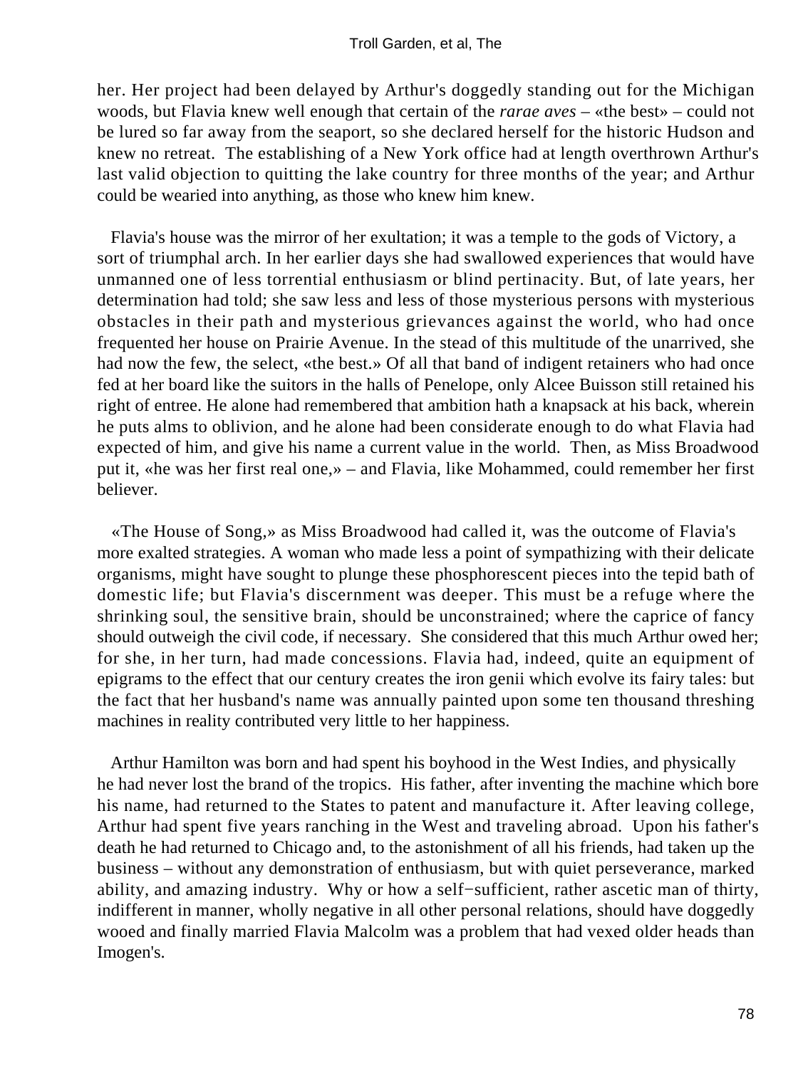her. Her project had been delayed by Arthur's doggedly standing out for the Michigan woods, but Flavia knew well enough that certain of the *rarae aves* – «the best» – could not be lured so far away from the seaport, so she declared herself for the historic Hudson and knew no retreat. The establishing of a New York office had at length overthrown Arthur's last valid objection to quitting the lake country for three months of the year; and Arthur could be wearied into anything, as those who knew him knew.

Flavia's house was the mirror of her exultation; it was a temple to the gods of Victory, a sort of triumphal arch. In her earlier days she had swallowed experiences that would have unmanned one of less torrential enthusiasm or blind pertinacity. But, of late years, her determination had told; she saw less and less of those mysterious persons with mysterious obstacles in their path and mysterious grievances against the world, who had once frequented her house on Prairie Avenue. In the stead of this multitude of the unarrived, she had now the few, the select, «the best.» Of all that band of indigent retainers who had once fed at her board like the suitors in the halls of Penelope, only Alcee Buisson still retained his right of entree. He alone had remembered that ambition hath a knapsack at his back, wherein he puts alms to oblivion, and he alone had been considerate enough to do what Flavia had expected of him, and give his name a current value in the world. Then, as Miss Broadwood put it, «he was her first real one,» – and Flavia, like Mohammed, could remember her first believer.

«The House of Song,» as Miss Broadwood had called it, was the outcome of Flavia's more exalted strategies. A woman who made less a point of sympathizing with their delicate organisms, might have sought to plunge these phosphorescent pieces into the tepid bath of domestic life; but Flavia's discernment was deeper. This must be a refuge where the shrinking soul, the sensitive brain, should be unconstrained; where the caprice of fancy should outweigh the civil code, if necessary. She considered that this much Arthur owed her; for she, in her turn, had made concessions. Flavia had, indeed, quite an equipment of epigrams to the effect that our century creates the iron genii which evolve its fairy tales: but the fact that her husband's name was annually painted upon some ten thousand threshing machines in reality contributed very little to her happiness.

Arthur Hamilton was born and had spent his boyhood in the West Indies, and physically he had never lost the brand of the tropics. His father, after inventing the machine which bore his name, had returned to the States to patent and manufacture it. After leaving college, Arthur had spent five years ranching in the West and traveling abroad. Upon his father's death he had returned to Chicago and, to the astonishment of all his friends, had taken up the business – without any demonstration of enthusiasm, but with quiet perseverance, marked ability, and amazing industry. Why or how a self−sufficient, rather ascetic man of thirty, indifferent in manner, wholly negative in all other personal relations, should have doggedly wooed and finally married Flavia Malcolm was a problem that had vexed older heads than Imogen's.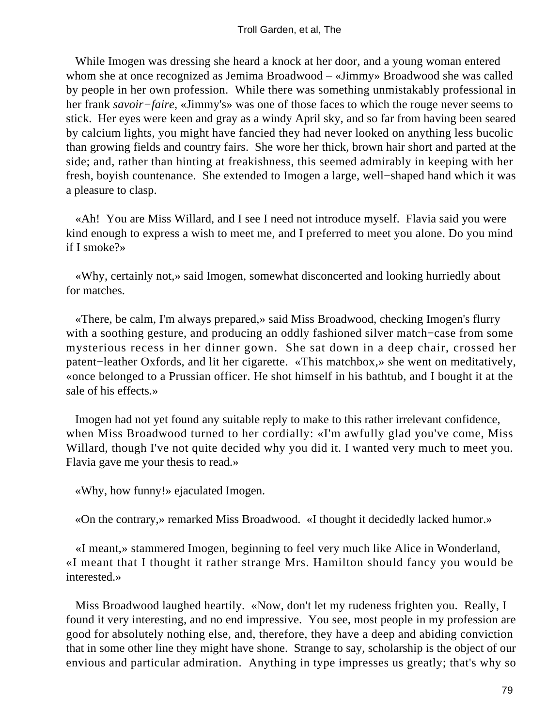While Imogen was dressing she heard a knock at her door, and a young woman entered whom she at once recognized as Jemima Broadwood – «Jimmy» Broadwood she was called by people in her own profession. While there was something unmistakably professional in her frank *savoir−faire*, «Jimmy's» was one of those faces to which the rouge never seems to stick. Her eyes were keen and gray as a windy April sky, and so far from having been seared by calcium lights, you might have fancied they had never looked on anything less bucolic than growing fields and country fairs. She wore her thick, brown hair short and parted at the side; and, rather than hinting at freakishness, this seemed admirably in keeping with her fresh, boyish countenance. She extended to Imogen a large, well−shaped hand which it was a pleasure to clasp.

«Ah! You are Miss Willard, and I see I need not introduce myself. Flavia said you were kind enough to express a wish to meet me, and I preferred to meet you alone. Do you mind if I smoke?»

«Why, certainly not,» said Imogen, somewhat disconcerted and looking hurriedly about for matches.

«There, be calm, I'm always prepared,» said Miss Broadwood, checking Imogen's flurry with a soothing gesture, and producing an oddly fashioned silver match−case from some mysterious recess in her dinner gown. She sat down in a deep chair, crossed her patent−leather Oxfords, and lit her cigarette. «This matchbox,» she went on meditatively, «once belonged to a Prussian officer. He shot himself in his bathtub, and I bought it at the sale of his effects.»

Imogen had not yet found any suitable reply to make to this rather irrelevant confidence, when Miss Broadwood turned to her cordially: «I'm awfully glad you've come, Miss Willard, though I've not quite decided why you did it. I wanted very much to meet you. Flavia gave me your thesis to read.»

«Why, how funny!» ejaculated Imogen.

«On the contrary,» remarked Miss Broadwood. «I thought it decidedly lacked humor.»

«I meant,» stammered Imogen, beginning to feel very much like Alice in Wonderland, «I meant that I thought it rather strange Mrs. Hamilton should fancy you would be interested.»

Miss Broadwood laughed heartily. «Now, don't let my rudeness frighten you. Really, I found it very interesting, and no end impressive. You see, most people in my profession are good for absolutely nothing else, and, therefore, they have a deep and abiding conviction that in some other line they might have shone. Strange to say, scholarship is the object of our envious and particular admiration. Anything in type impresses us greatly; that's why so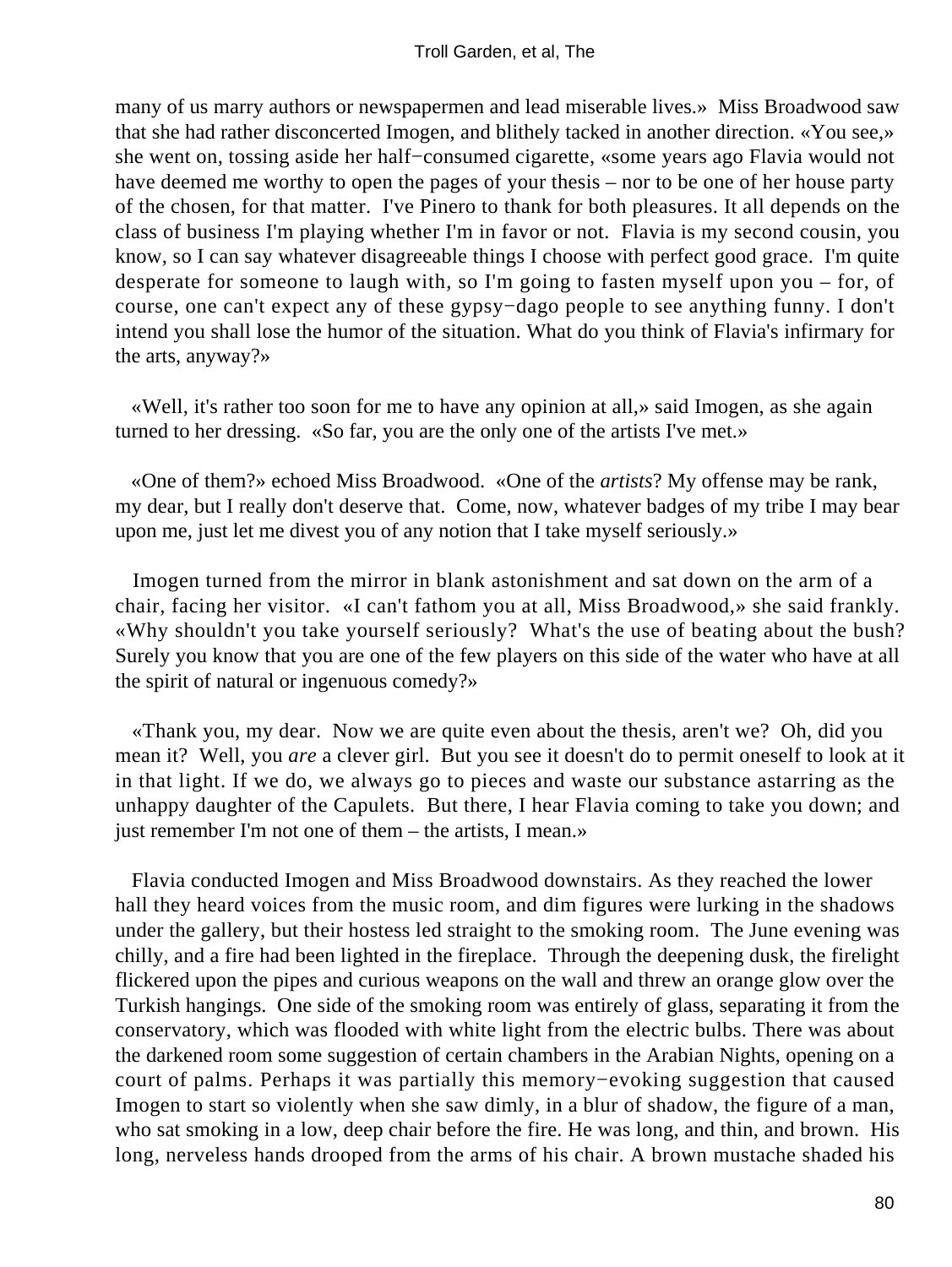many of us marry authors or newspapermen and lead miserable lives.» Miss Broadwood saw that she had rather disconcerted Imogen, and blithely tacked in another direction. «You see,» she went on, tossing aside her half−consumed cigarette, «some years ago Flavia would not have deemed me worthy to open the pages of your thesis – nor to be one of her house party of the chosen, for that matter. I've Pinero to thank for both pleasures. It all depends on the class of business I'm playing whether I'm in favor or not. Flavia is my second cousin, you know, so I can say whatever disagreeable things I choose with perfect good grace. I'm quite desperate for someone to laugh with, so I'm going to fasten myself upon you – for, of course, one can't expect any of these gypsy−dago people to see anything funny. I don't intend you shall lose the humor of the situation. What do you think of Flavia's infirmary for the arts, anyway?»

«Well, it's rather too soon for me to have any opinion at all,» said Imogen, as she again turned to her dressing. «So far, you are the only one of the artists I've met.»

«One of them?» echoed Miss Broadwood. «One of the *artists*? My offense may be rank, my dear, but I really don't deserve that. Come, now, whatever badges of my tribe I may bear upon me, just let me divest you of any notion that I take myself seriously.»

Imogen turned from the mirror in blank astonishment and sat down on the arm of a chair, facing her visitor. «I can't fathom you at all, Miss Broadwood,» she said frankly. «Why shouldn't you take yourself seriously? What's the use of beating about the bush? Surely you know that you are one of the few players on this side of the water who have at all the spirit of natural or ingenuous comedy?»

«Thank you, my dear. Now we are quite even about the thesis, aren't we? Oh, did you mean it? Well, you *are* a clever girl. But you see it doesn't do to permit oneself to look at it in that light. If we do, we always go to pieces and waste our substance astarring as the unhappy daughter of the Capulets. But there, I hear Flavia coming to take you down; and just remember I'm not one of them – the artists, I mean.»

Flavia conducted Imogen and Miss Broadwood downstairs. As they reached the lower hall they heard voices from the music room, and dim figures were lurking in the shadows under the gallery, but their hostess led straight to the smoking room. The June evening was chilly, and a fire had been lighted in the fireplace. Through the deepening dusk, the firelight flickered upon the pipes and curious weapons on the wall and threw an orange glow over the Turkish hangings. One side of the smoking room was entirely of glass, separating it from the conservatory, which was flooded with white light from the electric bulbs. There was about the darkened room some suggestion of certain chambers in the Arabian Nights, opening on a court of palms. Perhaps it was partially this memory−evoking suggestion that caused Imogen to start so violently when she saw dimly, in a blur of shadow, the figure of a man, who sat smoking in a low, deep chair before the fire. He was long, and thin, and brown. His long, nerveless hands drooped from the arms of his chair. A brown mustache shaded his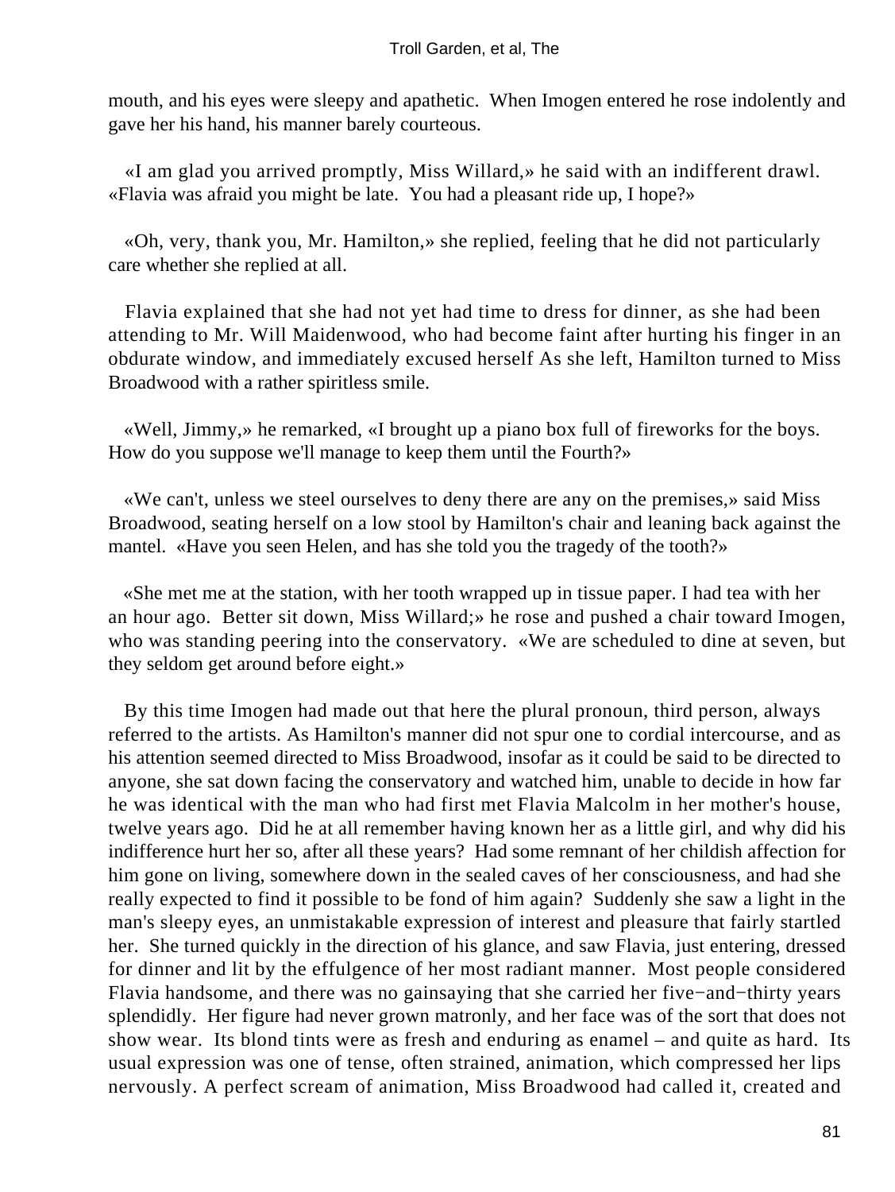mouth, and his eyes were sleepy and apathetic. When Imogen entered he rose indolently and gave her his hand, his manner barely courteous.

«I am glad you arrived promptly, Miss Willard,» he said with an indifferent drawl. «Flavia was afraid you might be late. You had a pleasant ride up, I hope?»

«Oh, very, thank you, Mr. Hamilton,» she replied, feeling that he did not particularly care whether she replied at all.

Flavia explained that she had not yet had time to dress for dinner, as she had been attending to Mr. Will Maidenwood, who had become faint after hurting his finger in an obdurate window, and immediately excused herself As she left, Hamilton turned to Miss Broadwood with a rather spiritless smile.

«Well, Jimmy,» he remarked, «I brought up a piano box full of fireworks for the boys. How do you suppose we'll manage to keep them until the Fourth?»

«We can't, unless we steel ourselves to deny there are any on the premises,» said Miss Broadwood, seating herself on a low stool by Hamilton's chair and leaning back against the mantel. «Have you seen Helen, and has she told you the tragedy of the tooth?»

«She met me at the station, with her tooth wrapped up in tissue paper. I had tea with her an hour ago. Better sit down, Miss Willard;» he rose and pushed a chair toward Imogen, who was standing peering into the conservatory. «We are scheduled to dine at seven, but they seldom get around before eight.»

By this time Imogen had made out that here the plural pronoun, third person, always referred to the artists. As Hamilton's manner did not spur one to cordial intercourse, and as his attention seemed directed to Miss Broadwood, insofar as it could be said to be directed to anyone, she sat down facing the conservatory and watched him, unable to decide in how far he was identical with the man who had first met Flavia Malcolm in her mother's house, twelve years ago. Did he at all remember having known her as a little girl, and why did his indifference hurt her so, after all these years? Had some remnant of her childish affection for him gone on living, somewhere down in the sealed caves of her consciousness, and had she really expected to find it possible to be fond of him again? Suddenly she saw a light in the man's sleepy eyes, an unmistakable expression of interest and pleasure that fairly startled her. She turned quickly in the direction of his glance, and saw Flavia, just entering, dressed for dinner and lit by the effulgence of her most radiant manner. Most people considered Flavia handsome, and there was no gainsaying that she carried her five−and−thirty years splendidly. Her figure had never grown matronly, and her face was of the sort that does not show wear. Its blond tints were as fresh and enduring as enamel – and quite as hard. Its usual expression was one of tense, often strained, animation, which compressed her lips nervously. A perfect scream of animation, Miss Broadwood had called it, created and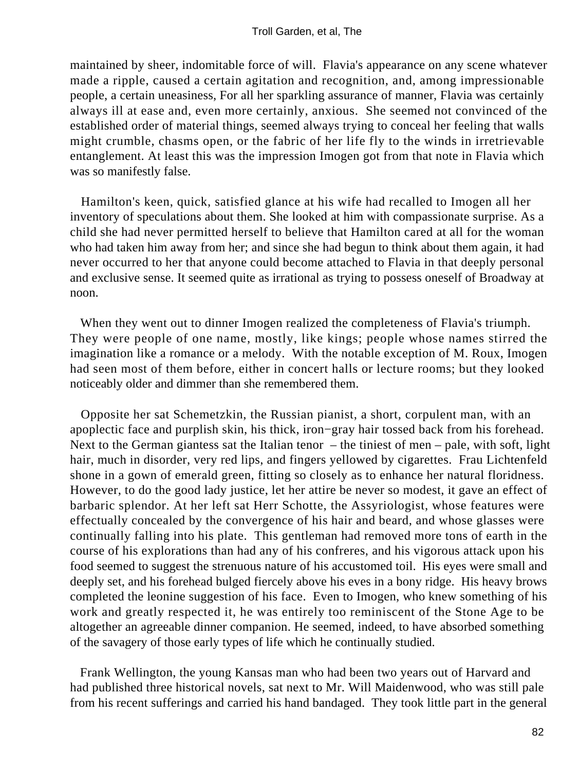maintained by sheer, indomitable force of will. Flavia's appearance on any scene whatever made a ripple, caused a certain agitation and recognition, and, among impressionable people, a certain uneasiness, For all her sparkling assurance of manner, Flavia was certainly always ill at ease and, even more certainly, anxious. She seemed not convinced of the established order of material things, seemed always trying to conceal her feeling that walls might crumble, chasms open, or the fabric of her life fly to the winds in irretrievable entanglement. At least this was the impression Imogen got from that note in Flavia which was so manifestly false.

Hamilton's keen, quick, satisfied glance at his wife had recalled to Imogen all her inventory of speculations about them. She looked at him with compassionate surprise. As a child she had never permitted herself to believe that Hamilton cared at all for the woman who had taken him away from her; and since she had begun to think about them again, it had never occurred to her that anyone could become attached to Flavia in that deeply personal and exclusive sense. It seemed quite as irrational as trying to possess oneself of Broadway at noon.

When they went out to dinner Imogen realized the completeness of Flavia's triumph. They were people of one name, mostly, like kings; people whose names stirred the imagination like a romance or a melody. With the notable exception of M. Roux, Imogen had seen most of them before, either in concert halls or lecture rooms; but they looked noticeably older and dimmer than she remembered them.

Opposite her sat Schemetzkin, the Russian pianist, a short, corpulent man, with an apoplectic face and purplish skin, his thick, iron−gray hair tossed back from his forehead. Next to the German giantess sat the Italian tenor – the tiniest of men – pale, with soft, light hair, much in disorder, very red lips, and fingers yellowed by cigarettes. Frau Lichtenfeld shone in a gown of emerald green, fitting so closely as to enhance her natural floridness. However, to do the good lady justice, let her attire be never so modest, it gave an effect of barbaric splendor. At her left sat Herr Schotte, the Assyriologist, whose features were effectually concealed by the convergence of his hair and beard, and whose glasses were continually falling into his plate. This gentleman had removed more tons of earth in the course of his explorations than had any of his confreres, and his vigorous attack upon his food seemed to suggest the strenuous nature of his accustomed toil. His eyes were small and deeply set, and his forehead bulged fiercely above his eves in a bony ridge. His heavy brows completed the leonine suggestion of his face. Even to Imogen, who knew something of his work and greatly respected it, he was entirely too reminiscent of the Stone Age to be altogether an agreeable dinner companion. He seemed, indeed, to have absorbed something of the savagery of those early types of life which he continually studied.

Frank Wellington, the young Kansas man who had been two years out of Harvard and had published three historical novels, sat next to Mr. Will Maidenwood, who was still pale from his recent sufferings and carried his hand bandaged. They took little part in the general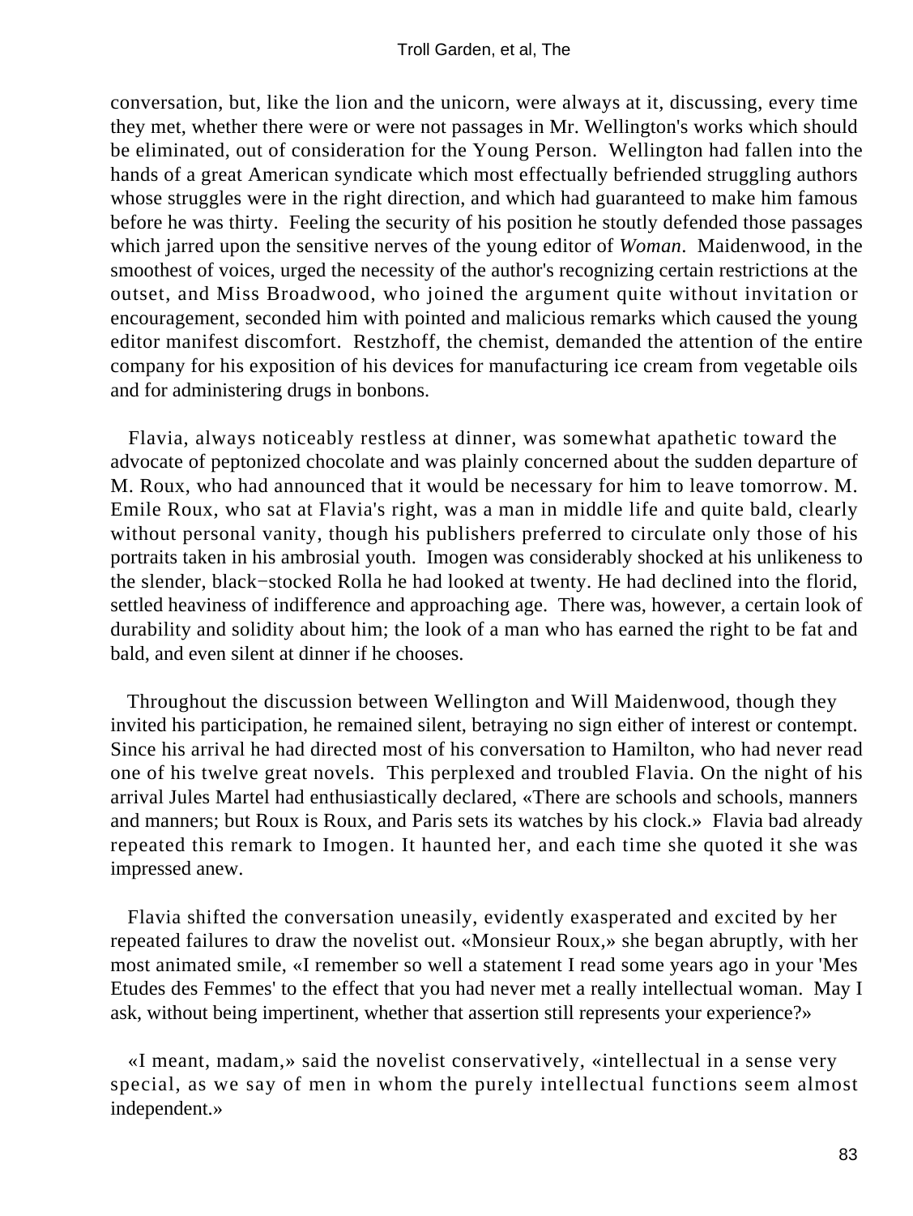conversation, but, like the lion and the unicorn, were always at it, discussing, every time they met, whether there were or were not passages in Mr. Wellington's works which should be eliminated, out of consideration for the Young Person. Wellington had fallen into the hands of a great American syndicate which most effectually befriended struggling authors whose struggles were in the right direction, and which had guaranteed to make him famous before he was thirty. Feeling the security of his position he stoutly defended those passages which jarred upon the sensitive nerves of the young editor of *Woman*. Maidenwood, in the smoothest of voices, urged the necessity of the author's recognizing certain restrictions at the outset, and Miss Broadwood, who joined the argument quite without invitation or encouragement, seconded him with pointed and malicious remarks which caused the young editor manifest discomfort. Restzhoff, the chemist, demanded the attention of the entire company for his exposition of his devices for manufacturing ice cream from vegetable oils and for administering drugs in bonbons.

Flavia, always noticeably restless at dinner, was somewhat apathetic toward the advocate of peptonized chocolate and was plainly concerned about the sudden departure of M. Roux, who had announced that it would be necessary for him to leave tomorrow. M. Emile Roux, who sat at Flavia's right, was a man in middle life and quite bald, clearly without personal vanity, though his publishers preferred to circulate only those of his portraits taken in his ambrosial youth. Imogen was considerably shocked at his unlikeness to the slender, black−stocked Rolla he had looked at twenty. He had declined into the florid, settled heaviness of indifference and approaching age. There was, however, a certain look of durability and solidity about him; the look of a man who has earned the right to be fat and bald, and even silent at dinner if he chooses.

Throughout the discussion between Wellington and Will Maidenwood, though they invited his participation, he remained silent, betraying no sign either of interest or contempt. Since his arrival he had directed most of his conversation to Hamilton, who had never read one of his twelve great novels. This perplexed and troubled Flavia. On the night of his arrival Jules Martel had enthusiastically declared, «There are schools and schools, manners and manners; but Roux is Roux, and Paris sets its watches by his clock.» Flavia bad already repeated this remark to Imogen. It haunted her, and each time she quoted it she was impressed anew.

Flavia shifted the conversation uneasily, evidently exasperated and excited by her repeated failures to draw the novelist out. «Monsieur Roux,» she began abruptly, with her most animated smile, «I remember so well a statement I read some years ago in your 'Mes Etudes des Femmes' to the effect that you had never met a really intellectual woman. May I ask, without being impertinent, whether that assertion still represents your experience?»

«I meant, madam,» said the novelist conservatively, «intellectual in a sense very special, as we say of men in whom the purely intellectual functions seem almost independent.»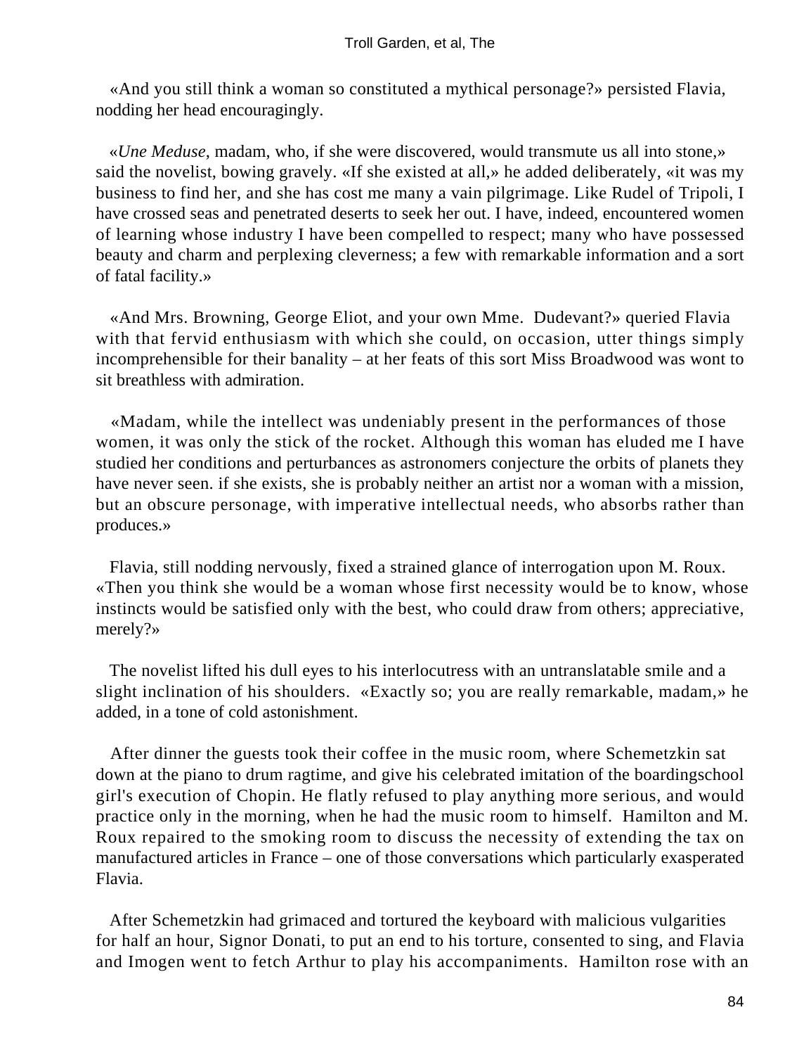«And you still think a woman so constituted a mythical personage?» persisted Flavia, nodding her head encouragingly.

«*Une Meduse*, madam, who, if she were discovered, would transmute us all into stone,» said the novelist, bowing gravely. «If she existed at all,» he added deliberately, «it was my business to find her, and she has cost me many a vain pilgrimage. Like Rudel of Tripoli, I have crossed seas and penetrated deserts to seek her out. I have, indeed, encountered women of learning whose industry I have been compelled to respect; many who have possessed beauty and charm and perplexing cleverness; a few with remarkable information and a sort of fatal facility.»

«And Mrs. Browning, George Eliot, and your own Mme. Dudevant?» queried Flavia with that fervid enthusiasm with which she could, on occasion, utter things simply incomprehensible for their banality – at her feats of this sort Miss Broadwood was wont to sit breathless with admiration.

«Madam, while the intellect was undeniably present in the performances of those women, it was only the stick of the rocket. Although this woman has eluded me I have studied her conditions and perturbances as astronomers conjecture the orbits of planets they have never seen. if she exists, she is probably neither an artist nor a woman with a mission, but an obscure personage, with imperative intellectual needs, who absorbs rather than produces.»

Flavia, still nodding nervously, fixed a strained glance of interrogation upon M. Roux. «Then you think she would be a woman whose first necessity would be to know, whose instincts would be satisfied only with the best, who could draw from others; appreciative, merely?»

The novelist lifted his dull eyes to his interlocutress with an untranslatable smile and a slight inclination of his shoulders. «Exactly so; you are really remarkable, madam,» he added, in a tone of cold astonishment.

After dinner the guests took their coffee in the music room, where Schemetzkin sat down at the piano to drum ragtime, and give his celebrated imitation of the boardingschool girl's execution of Chopin. He flatly refused to play anything more serious, and would practice only in the morning, when he had the music room to himself. Hamilton and M. Roux repaired to the smoking room to discuss the necessity of extending the tax on manufactured articles in France – one of those conversations which particularly exasperated Flavia.

After Schemetzkin had grimaced and tortured the keyboard with malicious vulgarities for half an hour, Signor Donati, to put an end to his torture, consented to sing, and Flavia and Imogen went to fetch Arthur to play his accompaniments. Hamilton rose with an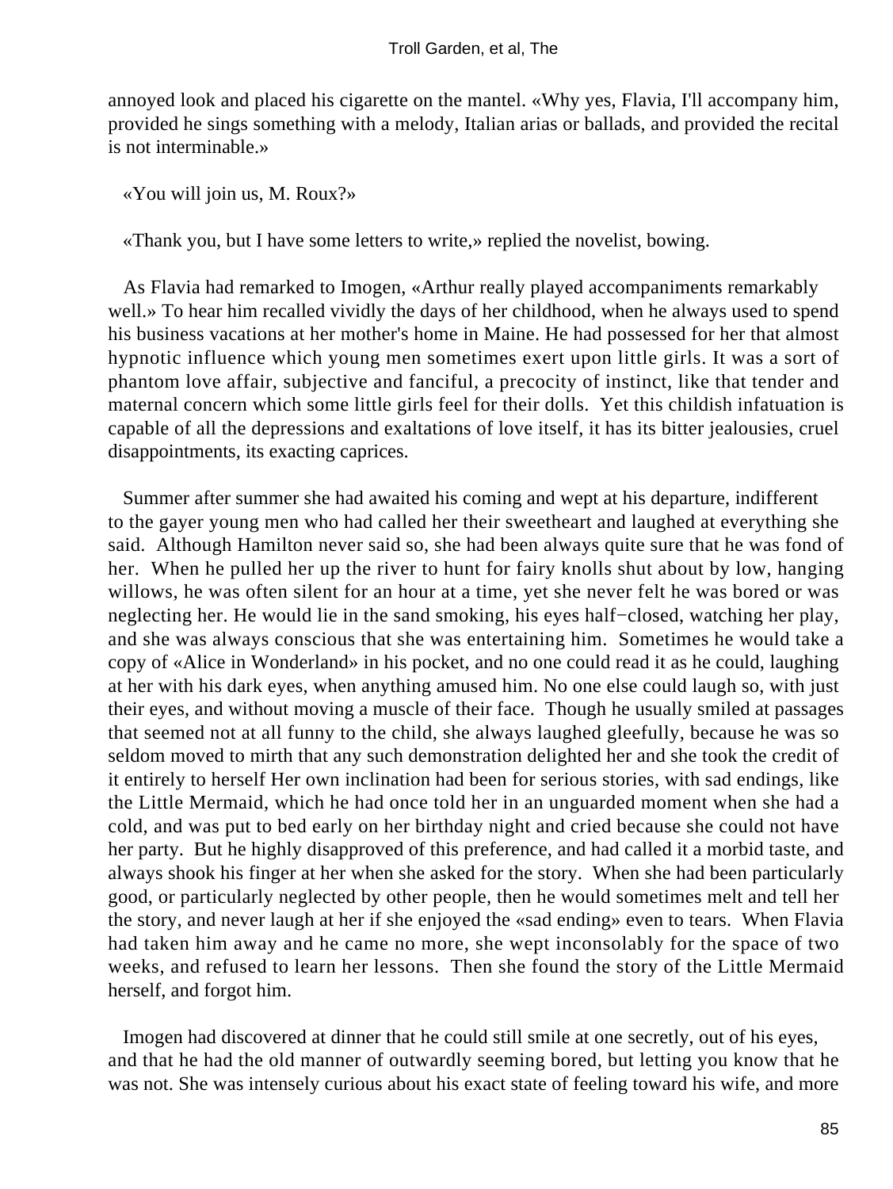annoyed look and placed his cigarette on the mantel. «Why yes, Flavia, I'll accompany him, provided he sings something with a melody, Italian arias or ballads, and provided the recital is not interminable.»

«You will join us, M. Roux?»

«Thank you, but I have some letters to write,» replied the novelist, bowing.

As Flavia had remarked to Imogen, «Arthur really played accompaniments remarkably well.» To hear him recalled vividly the days of her childhood, when he always used to spend his business vacations at her mother's home in Maine. He had possessed for her that almost hypnotic influence which young men sometimes exert upon little girls. It was a sort of phantom love affair, subjective and fanciful, a precocity of instinct, like that tender and maternal concern which some little girls feel for their dolls. Yet this childish infatuation is capable of all the depressions and exaltations of love itself, it has its bitter jealousies, cruel disappointments, its exacting caprices.

Summer after summer she had awaited his coming and wept at his departure, indifferent to the gayer young men who had called her their sweetheart and laughed at everything she said. Although Hamilton never said so, she had been always quite sure that he was fond of her. When he pulled her up the river to hunt for fairy knolls shut about by low, hanging willows, he was often silent for an hour at a time, yet she never felt he was bored or was neglecting her. He would lie in the sand smoking, his eyes half−closed, watching her play, and she was always conscious that she was entertaining him. Sometimes he would take a copy of «Alice in Wonderland» in his pocket, and no one could read it as he could, laughing at her with his dark eyes, when anything amused him. No one else could laugh so, with just their eyes, and without moving a muscle of their face. Though he usually smiled at passages that seemed not at all funny to the child, she always laughed gleefully, because he was so seldom moved to mirth that any such demonstration delighted her and she took the credit of it entirely to herself Her own inclination had been for serious stories, with sad endings, like the Little Mermaid, which he had once told her in an unguarded moment when she had a cold, and was put to bed early on her birthday night and cried because she could not have her party. But he highly disapproved of this preference, and had called it a morbid taste, and always shook his finger at her when she asked for the story. When she had been particularly good, or particularly neglected by other people, then he would sometimes melt and tell her the story, and never laugh at her if she enjoyed the «sad ending» even to tears. When Flavia had taken him away and he came no more, she wept inconsolably for the space of two weeks, and refused to learn her lessons. Then she found the story of the Little Mermaid herself, and forgot him.

Imogen had discovered at dinner that he could still smile at one secretly, out of his eyes, and that he had the old manner of outwardly seeming bored, but letting you know that he was not. She was intensely curious about his exact state of feeling toward his wife, and more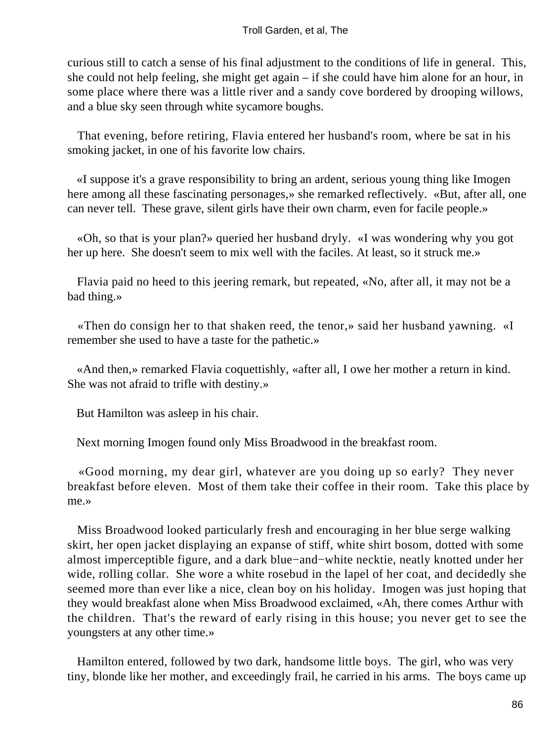curious still to catch a sense of his final adjustment to the conditions of life in general. This, she could not help feeling, she might get again – if she could have him alone for an hour, in some place where there was a little river and a sandy cove bordered by drooping willows, and a blue sky seen through white sycamore boughs.

That evening, before retiring, Flavia entered her husband's room, where be sat in his smoking jacket, in one of his favorite low chairs.

«I suppose it's a grave responsibility to bring an ardent, serious young thing like Imogen here among all these fascinating personages,» she remarked reflectively. «But, after all, one can never tell. These grave, silent girls have their own charm, even for facile people.»

«Oh, so that is your plan?» queried her husband dryly. «I was wondering why you got her up here. She doesn't seem to mix well with the faciles. At least, so it struck me.»

Flavia paid no heed to this jeering remark, but repeated, «No, after all, it may not be a bad thing.»

«Then do consign her to that shaken reed, the tenor,» said her husband yawning. «I remember she used to have a taste for the pathetic.»

«And then,» remarked Flavia coquettishly, «after all, I owe her mother a return in kind. She was not afraid to trifle with destiny.»

But Hamilton was asleep in his chair.

Next morning Imogen found only Miss Broadwood in the breakfast room.

«Good morning, my dear girl, whatever are you doing up so early? They never breakfast before eleven. Most of them take their coffee in their room. Take this place by me.»

Miss Broadwood looked particularly fresh and encouraging in her blue serge walking skirt, her open jacket displaying an expanse of stiff, white shirt bosom, dotted with some almost imperceptible figure, and a dark blue−and−white necktie, neatly knotted under her wide, rolling collar. She wore a white rosebud in the lapel of her coat, and decidedly she seemed more than ever like a nice, clean boy on his holiday. Imogen was just hoping that they would breakfast alone when Miss Broadwood exclaimed, «Ah, there comes Arthur with the children. That's the reward of early rising in this house; you never get to see the youngsters at any other time.»

Hamilton entered, followed by two dark, handsome little boys. The girl, who was very tiny, blonde like her mother, and exceedingly frail, he carried in his arms. The boys came up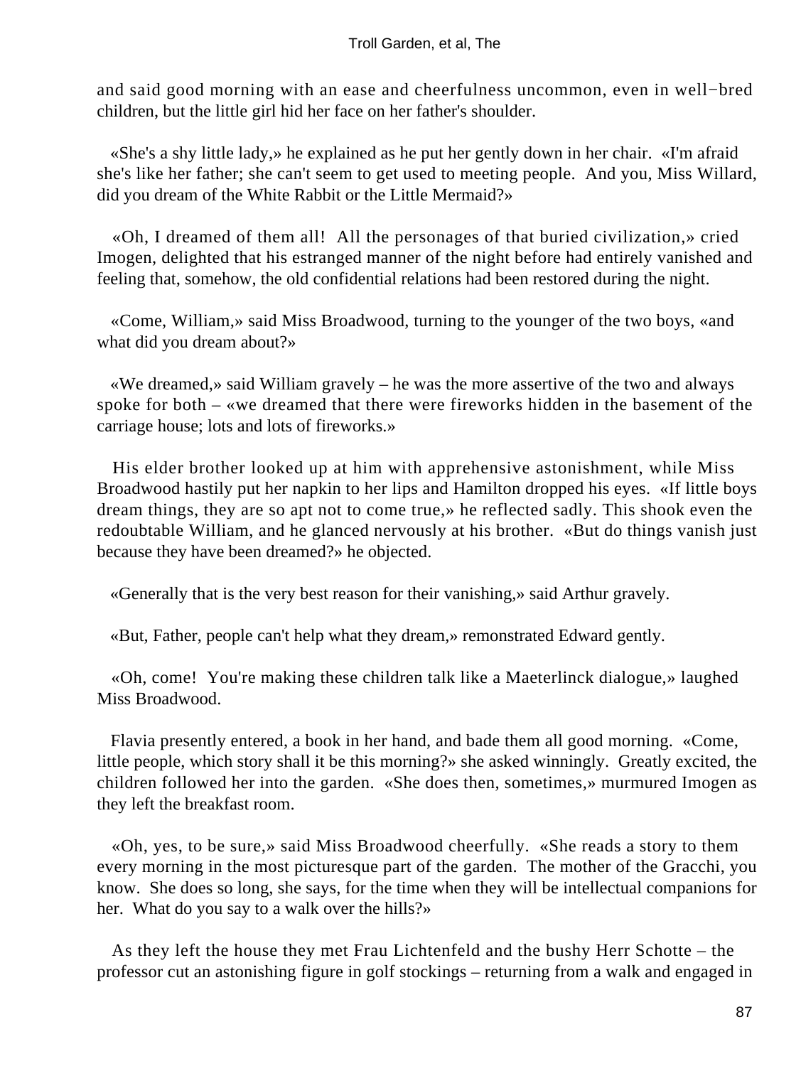and said good morning with an ease and cheerfulness uncommon, even in well−bred children, but the little girl hid her face on her father's shoulder.

«She's a shy little lady,» he explained as he put her gently down in her chair. «I'm afraid she's like her father; she can't seem to get used to meeting people. And you, Miss Willard, did you dream of the White Rabbit or the Little Mermaid?»

«Oh, I dreamed of them all! All the personages of that buried civilization,» cried Imogen, delighted that his estranged manner of the night before had entirely vanished and feeling that, somehow, the old confidential relations had been restored during the night.

«Come, William,» said Miss Broadwood, turning to the younger of the two boys, «and what did you dream about?»

«We dreamed,» said William gravely – he was the more assertive of the two and always spoke for both – «we dreamed that there were fireworks hidden in the basement of the carriage house; lots and lots of fireworks.»

His elder brother looked up at him with apprehensive astonishment, while Miss Broadwood hastily put her napkin to her lips and Hamilton dropped his eyes. «If little boys dream things, they are so apt not to come true,» he reflected sadly. This shook even the redoubtable William, and he glanced nervously at his brother. «But do things vanish just because they have been dreamed?» he objected.

«Generally that is the very best reason for their vanishing,» said Arthur gravely.

«But, Father, people can't help what they dream,» remonstrated Edward gently.

«Oh, come! You're making these children talk like a Maeterlinck dialogue,» laughed Miss Broadwood.

Flavia presently entered, a book in her hand, and bade them all good morning. «Come, little people, which story shall it be this morning?» she asked winningly. Greatly excited, the children followed her into the garden. «She does then, sometimes,» murmured Imogen as they left the breakfast room.

«Oh, yes, to be sure,» said Miss Broadwood cheerfully. «She reads a story to them every morning in the most picturesque part of the garden. The mother of the Gracchi, you know. She does so long, she says, for the time when they will be intellectual companions for her. What do you say to a walk over the hills?»

As they left the house they met Frau Lichtenfeld and the bushy Herr Schotte – the professor cut an astonishing figure in golf stockings – returning from a walk and engaged in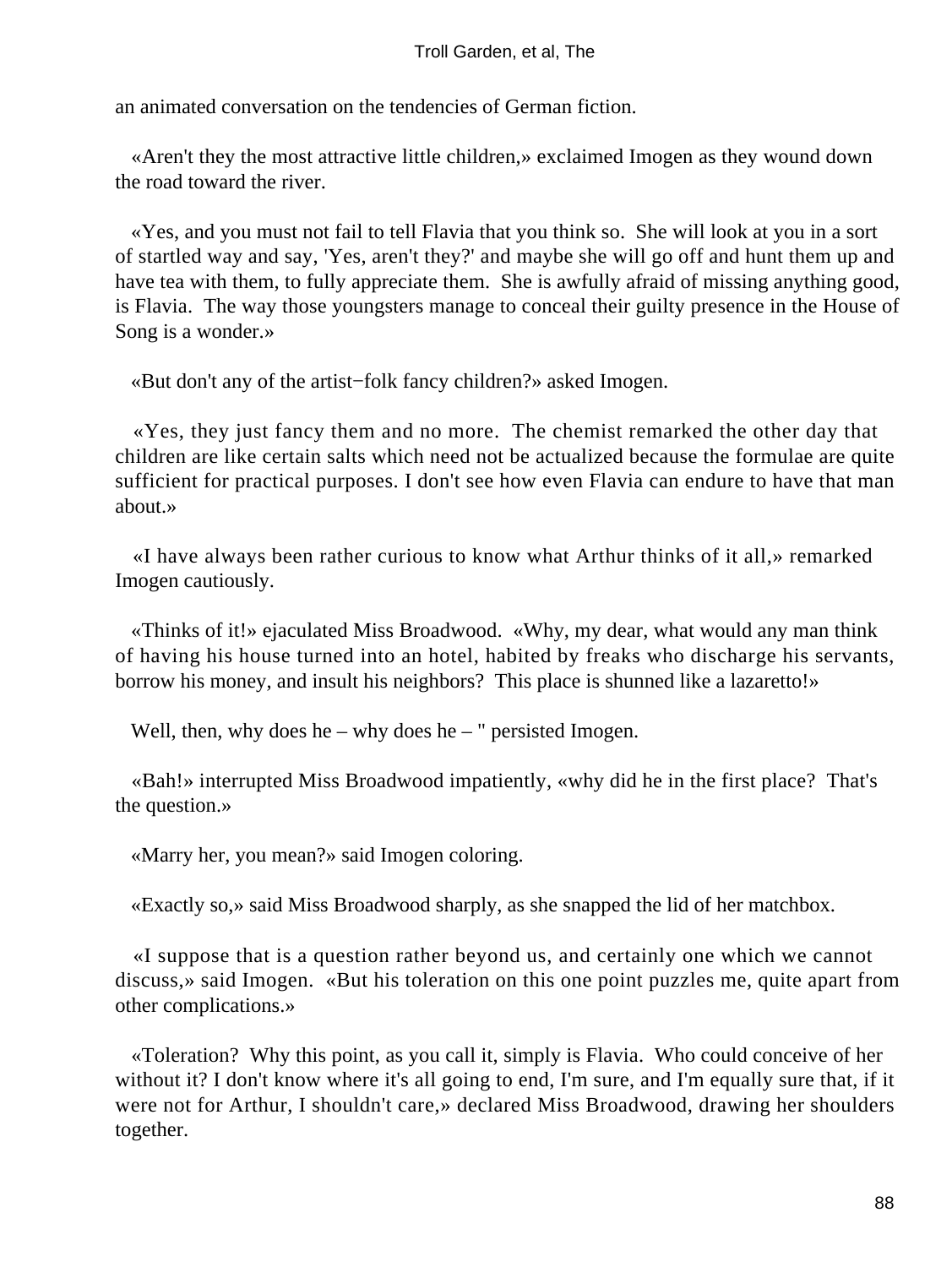an animated conversation on the tendencies of German fiction.

«Aren't they the most attractive little children,» exclaimed Imogen as they wound down the road toward the river.

«Yes, and you must not fail to tell Flavia that you think so. She will look at you in a sort of startled way and say, 'Yes, aren't they?' and maybe she will go off and hunt them up and have tea with them, to fully appreciate them. She is awfully afraid of missing anything good, is Flavia. The way those youngsters manage to conceal their guilty presence in the House of Song is a wonder.»

«But don't any of the artist−folk fancy children?» asked Imogen.

«Yes, they just fancy them and no more. The chemist remarked the other day that children are like certain salts which need not be actualized because the formulae are quite sufficient for practical purposes. I don't see how even Flavia can endure to have that man about.»

«I have always been rather curious to know what Arthur thinks of it all,» remarked Imogen cautiously.

«Thinks of it!» ejaculated Miss Broadwood. «Why, my dear, what would any man think of having his house turned into an hotel, habited by freaks who discharge his servants, borrow his money, and insult his neighbors? This place is shunned like a lazaretto!»

Well, then, why does he – why does he – " persisted Imogen.

«Bah!» interrupted Miss Broadwood impatiently, «why did he in the first place? That's the question.»

«Marry her, you mean?» said Imogen coloring.

«Exactly so,» said Miss Broadwood sharply, as she snapped the lid of her matchbox.

«I suppose that is a question rather beyond us, and certainly one which we cannot discuss,» said Imogen. «But his toleration on this one point puzzles me, quite apart from other complications.»

«Toleration? Why this point, as you call it, simply is Flavia. Who could conceive of her without it? I don't know where it's all going to end, I'm sure, and I'm equally sure that, if it were not for Arthur, I shouldn't care,» declared Miss Broadwood, drawing her shoulders together.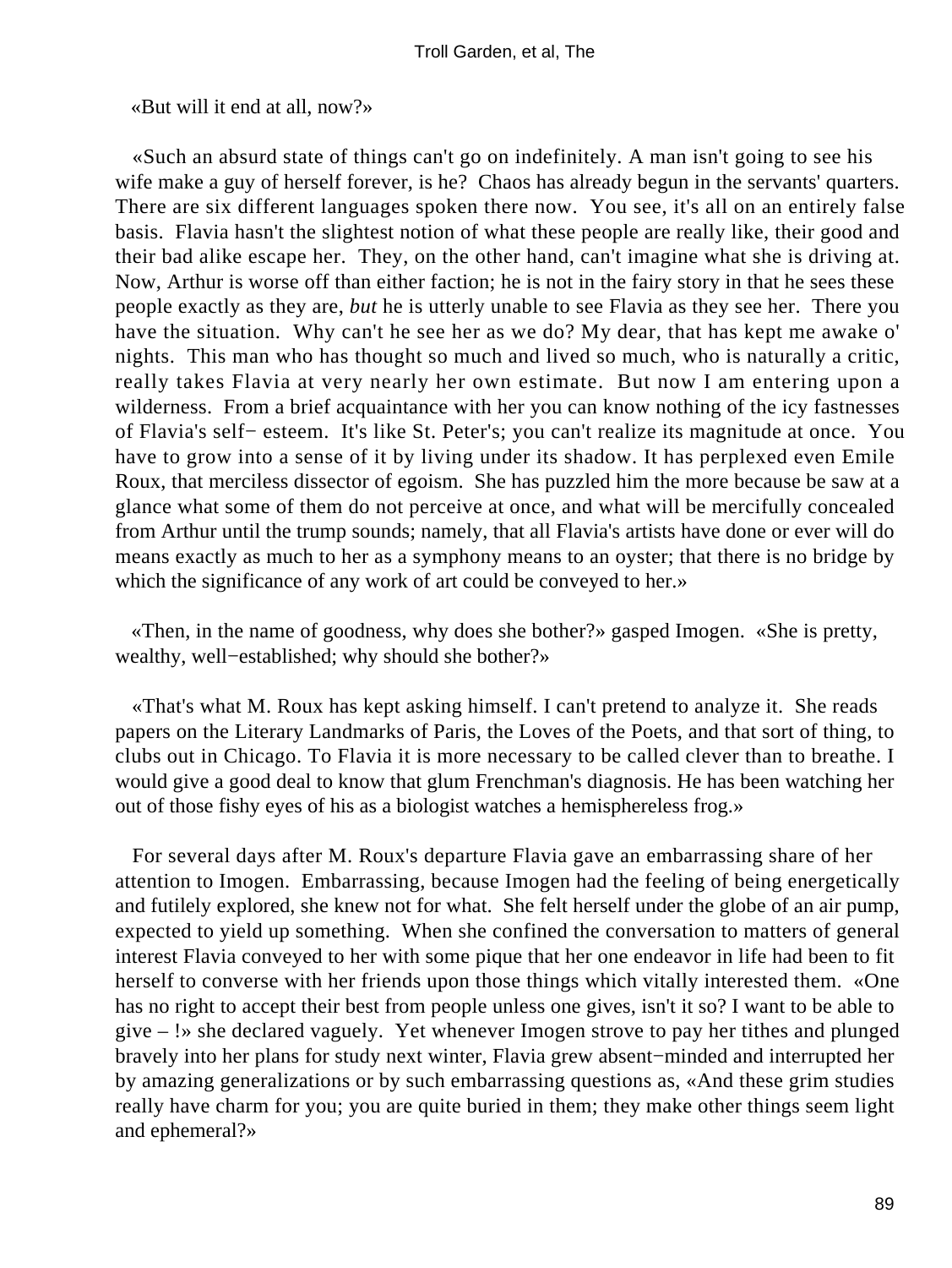«But will it end at all, now?»

«Such an absurd state of things can't go on indefinitely. A man isn't going to see his wife make a guy of herself forever, is he? Chaos has already begun in the servants' quarters. There are six different languages spoken there now. You see, it's all on an entirely false basis. Flavia hasn't the slightest notion of what these people are really like, their good and their bad alike escape her. They, on the other hand, can't imagine what she is driving at. Now, Arthur is worse off than either faction; he is not in the fairy story in that he sees these people exactly as they are, *but* he is utterly unable to see Flavia as they see her. There you have the situation. Why can't he see her as we do? My dear, that has kept me awake o' nights. This man who has thought so much and lived so much, who is naturally a critic, really takes Flavia at very nearly her own estimate. But now I am entering upon a wilderness. From a brief acquaintance with her you can know nothing of the icy fastnesses of Flavia's self− esteem. It's like St. Peter's; you can't realize its magnitude at once. You have to grow into a sense of it by living under its shadow. It has perplexed even Emile Roux, that merciless dissector of egoism. She has puzzled him the more because be saw at a glance what some of them do not perceive at once, and what will be mercifully concealed from Arthur until the trump sounds; namely, that all Flavia's artists have done or ever will do means exactly as much to her as a symphony means to an oyster; that there is no bridge by which the significance of any work of art could be conveyed to her.»

«Then, in the name of goodness, why does she bother?» gasped Imogen. «She is pretty, wealthy, well−established; why should she bother?»

«That's what M. Roux has kept asking himself. I can't pretend to analyze it. She reads papers on the Literary Landmarks of Paris, the Loves of the Poets, and that sort of thing, to clubs out in Chicago. To Flavia it is more necessary to be called clever than to breathe. I would give a good deal to know that glum Frenchman's diagnosis. He has been watching her out of those fishy eyes of his as a biologist watches a hemisphereless frog.»

For several days after M. Roux's departure Flavia gave an embarrassing share of her attention to Imogen. Embarrassing, because Imogen had the feeling of being energetically and futilely explored, she knew not for what. She felt herself under the globe of an air pump, expected to yield up something. When she confined the conversation to matters of general interest Flavia conveyed to her with some pique that her one endeavor in life had been to fit herself to converse with her friends upon those things which vitally interested them. «One has no right to accept their best from people unless one gives, isn't it so? I want to be able to give – !» she declared vaguely. Yet whenever Imogen strove to pay her tithes and plunged bravely into her plans for study next winter, Flavia grew absent−minded and interrupted her by amazing generalizations or by such embarrassing questions as, «And these grim studies really have charm for you; you are quite buried in them; they make other things seem light and ephemeral?»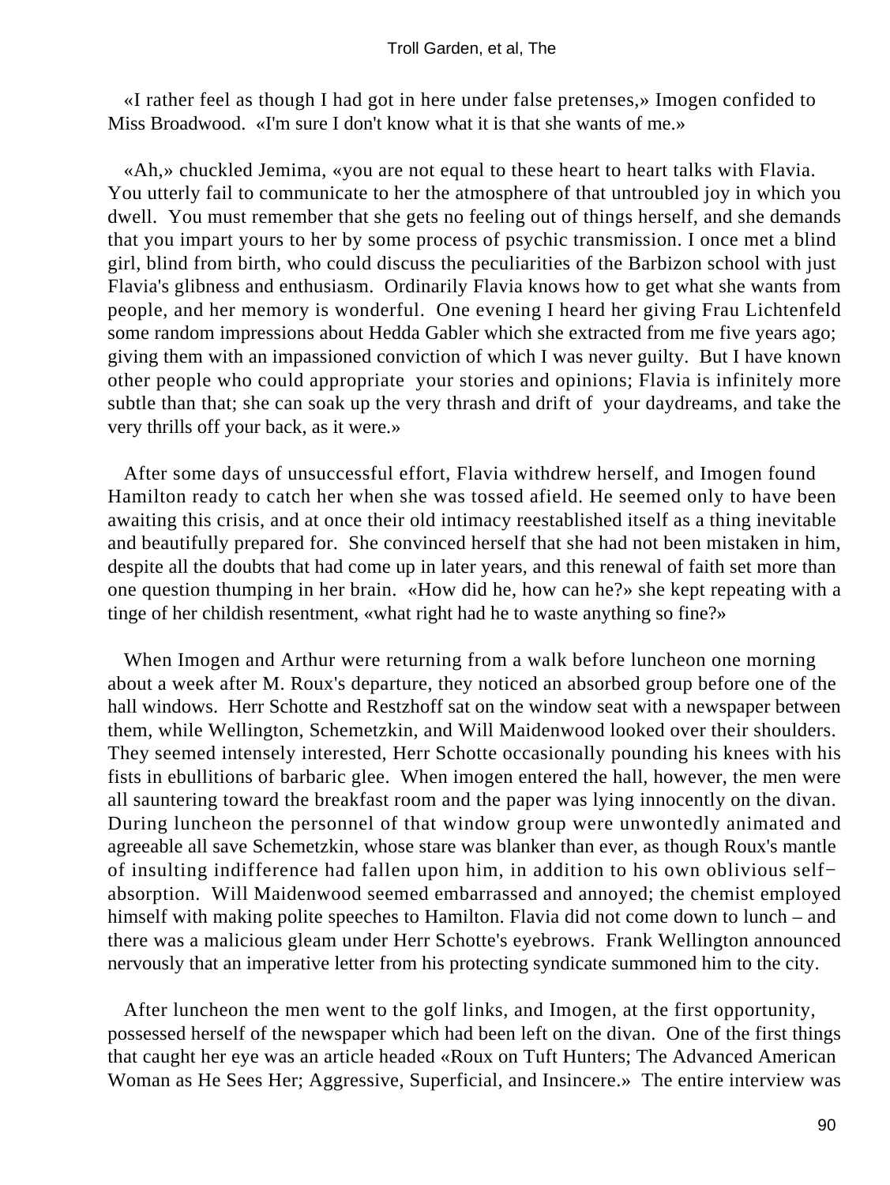«I rather feel as though I had got in here under false pretenses,» Imogen confided to Miss Broadwood. «I'm sure I don't know what it is that she wants of me.»

«Ah,» chuckled Jemima, «you are not equal to these heart to heart talks with Flavia. You utterly fail to communicate to her the atmosphere of that untroubled joy in which you dwell. You must remember that she gets no feeling out of things herself, and she demands that you impart yours to her by some process of psychic transmission. I once met a blind girl, blind from birth, who could discuss the peculiarities of the Barbizon school with just Flavia's glibness and enthusiasm. Ordinarily Flavia knows how to get what she wants from people, and her memory is wonderful. One evening I heard her giving Frau Lichtenfeld some random impressions about Hedda Gabler which she extracted from me five years ago; giving them with an impassioned conviction of which I was never guilty. But I have known other people who could appropriate your stories and opinions; Flavia is infinitely more subtle than that; she can soak up the very thrash and drift of your daydreams, and take the very thrills off your back, as it were.»

After some days of unsuccessful effort, Flavia withdrew herself, and Imogen found Hamilton ready to catch her when she was tossed afield. He seemed only to have been awaiting this crisis, and at once their old intimacy reestablished itself as a thing inevitable and beautifully prepared for. She convinced herself that she had not been mistaken in him, despite all the doubts that had come up in later years, and this renewal of faith set more than one question thumping in her brain. «How did he, how can he?» she kept repeating with a tinge of her childish resentment, «what right had he to waste anything so fine?»

When Imogen and Arthur were returning from a walk before luncheon one morning about a week after M. Roux's departure, they noticed an absorbed group before one of the hall windows. Herr Schotte and Restzhoff sat on the window seat with a newspaper between them, while Wellington, Schemetzkin, and Will Maidenwood looked over their shoulders. They seemed intensely interested, Herr Schotte occasionally pounding his knees with his fists in ebullitions of barbaric glee. When imogen entered the hall, however, the men were all sauntering toward the breakfast room and the paper was lying innocently on the divan. During luncheon the personnel of that window group were unwontedly animated and agreeable all save Schemetzkin, whose stare was blanker than ever, as though Roux's mantle of insulting indifference had fallen upon him, in addition to his own oblivious self-absorption. Will Maidenwood seemed embarrassed and annoyed; the chemist employed himself with making polite speeches to Hamilton. Flavia did not come down to lunch – and there was a malicious gleam under Herr Schotte's eyebrows. Frank Wellington announced nervously that an imperative letter from his protecting syndicate summoned him to the city.

After luncheon the men went to the golf links, and Imogen, at the first opportunity, possessed herself of the newspaper which had been left on the divan. One of the first things that caught her eye was an article headed «Roux on Tuft Hunters; The Advanced American Woman as He Sees Her; Aggressive, Superficial, and Insincere.» The entire interview was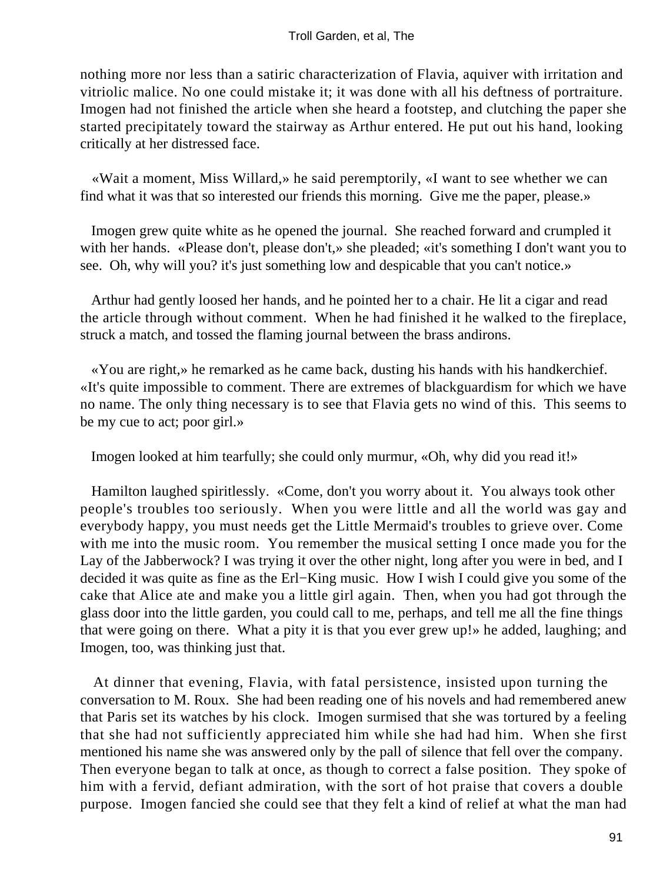nothing more nor less than a satiric characterization of Flavia, aquiver with irritation and vitriolic malice. No one could mistake it; it was done with all his deftness of portraiture. Imogen had not finished the article when she heard a footstep, and clutching the paper she started precipitately toward the stairway as Arthur entered. He put out his hand, looking critically at her distressed face.

«Wait a moment, Miss Willard,» he said peremptorily, «I want to see whether we can find what it was that so interested our friends this morning. Give me the paper, please.»

Imogen grew quite white as he opened the journal. She reached forward and crumpled it with her hands. «Please don't, please don't,» she pleaded; «it's something I don't want you to see. Oh, why will you? it's just something low and despicable that you can't notice.»

Arthur had gently loosed her hands, and he pointed her to a chair. He lit a cigar and read the article through without comment. When he had finished it he walked to the fireplace, struck a match, and tossed the flaming journal between the brass andirons.

«You are right,» he remarked as he came back, dusting his hands with his handkerchief. «It's quite impossible to comment. There are extremes of blackguardism for which we have no name. The only thing necessary is to see that Flavia gets no wind of this. This seems to be my cue to act; poor girl.»

Imogen looked at him tearfully; she could only murmur, «Oh, why did you read it!»

Hamilton laughed spiritlessly. «Come, don't you worry about it. You always took other people's troubles too seriously. When you were little and all the world was gay and everybody happy, you must needs get the Little Mermaid's troubles to grieve over. Come with me into the music room. You remember the musical setting I once made you for the Lay of the Jabberwock? I was trying it over the other night, long after you were in bed, and I decided it was quite as fine as the Erl−King music. How I wish I could give you some of the cake that Alice ate and make you a little girl again. Then, when you had got through the glass door into the little garden, you could call to me, perhaps, and tell me all the fine things that were going on there. What a pity it is that you ever grew up!» he added, laughing; and Imogen, too, was thinking just that.

At dinner that evening, Flavia, with fatal persistence, insisted upon turning the conversation to M. Roux. She had been reading one of his novels and had remembered anew that Paris set its watches by his clock. Imogen surmised that she was tortured by a feeling that she had not sufficiently appreciated him while she had had him. When she first mentioned his name she was answered only by the pall of silence that fell over the company. Then everyone began to talk at once, as though to correct a false position. They spoke of him with a fervid, defiant admiration, with the sort of hot praise that covers a double purpose. Imogen fancied she could see that they felt a kind of relief at what the man had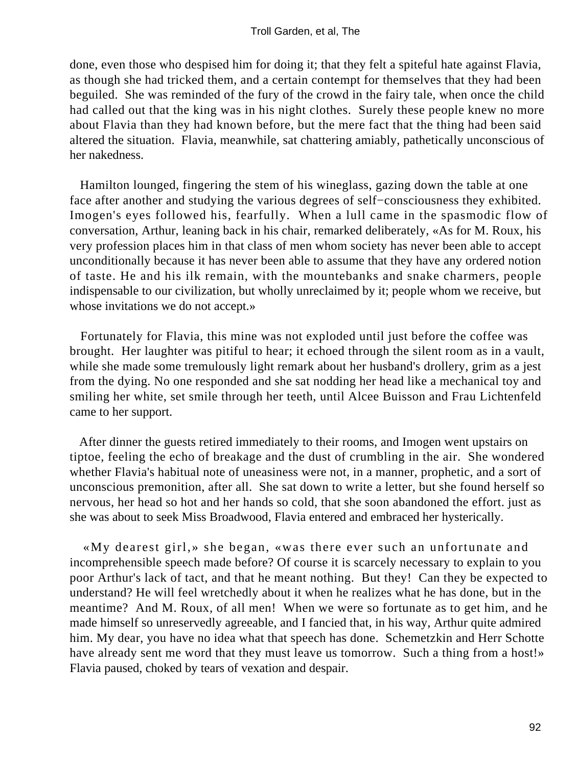done, even those who despised him for doing it; that they felt a spiteful hate against Flavia, as though she had tricked them, and a certain contempt for themselves that they had been beguiled. She was reminded of the fury of the crowd in the fairy tale, when once the child had called out that the king was in his night clothes. Surely these people knew no more about Flavia than they had known before, but the mere fact that the thing had been said altered the situation. Flavia, meanwhile, sat chattering amiably, pathetically unconscious of her nakedness.

Hamilton lounged, fingering the stem of his wineglass, gazing down the table at one face after another and studying the various degrees of self−consciousness they exhibited. Imogen's eyes followed his, fearfully. When a lull came in the spasmodic flow of conversation, Arthur, leaning back in his chair, remarked deliberately, «As for M. Roux, his very profession places him in that class of men whom society has never been able to accept unconditionally because it has never been able to assume that they have any ordered notion of taste. He and his ilk remain, with the mountebanks and snake charmers, people indispensable to our civilization, but wholly unreclaimed by it; people whom we receive, but whose invitations we do not accept.»

Fortunately for Flavia, this mine was not exploded until just before the coffee was brought. Her laughter was pitiful to hear; it echoed through the silent room as in a vault, while she made some tremulously light remark about her husband's drollery, grim as a jest from the dying. No one responded and she sat nodding her head like a mechanical toy and smiling her white, set smile through her teeth, until Alcee Buisson and Frau Lichtenfeld came to her support.

After dinner the guests retired immediately to their rooms, and Imogen went upstairs on tiptoe, feeling the echo of breakage and the dust of crumbling in the air. She wondered whether Flavia's habitual note of uneasiness were not, in a manner, prophetic, and a sort of unconscious premonition, after all. She sat down to write a letter, but she found herself so nervous, her head so hot and her hands so cold, that she soon abandoned the effort. just as she was about to seek Miss Broadwood, Flavia entered and embraced her hysterically.

«My dearest girl,» she began, «was there ever such an unfortunate and incomprehensible speech made before? Of course it is scarcely necessary to explain to you poor Arthur's lack of tact, and that he meant nothing. But they! Can they be expected to understand? He will feel wretchedly about it when he realizes what he has done, but in the meantime? And M. Roux, of all men! When we were so fortunate as to get him, and he made himself so unreservedly agreeable, and I fancied that, in his way, Arthur quite admired him. My dear, you have no idea what that speech has done. Schemetzkin and Herr Schotte have already sent me word that they must leave us tomorrow. Such a thing from a host!» Flavia paused, choked by tears of vexation and despair.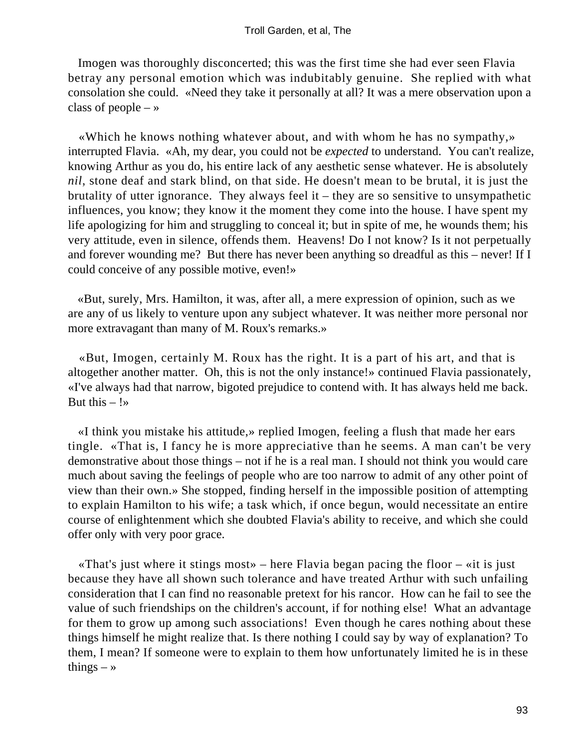Imogen was thoroughly disconcerted; this was the first time she had ever seen Flavia betray any personal emotion which was indubitably genuine. She replied with what consolation she could. «Need they take it personally at all? It was a mere observation upon a class of people – »

«Which he knows nothing whatever about, and with whom he has no sympathy,» interrupted Flavia. «Ah, my dear, you could not be *expected* to understand. You can't realize, knowing Arthur as you do, his entire lack of any aesthetic sense whatever. He is absolutely *nil*, stone deaf and stark blind, on that side. He doesn't mean to be brutal, it is just the brutality of utter ignorance. They always feel it – they are so sensitive to unsympathetic influences, you know; they know it the moment they come into the house. I have spent my life apologizing for him and struggling to conceal it; but in spite of me, he wounds them; his very attitude, even in silence, offends them. Heavens! Do I not know? Is it not perpetually and forever wounding me? But there has never been anything so dreadful as this – never! If I could conceive of any possible motive, even!»

«But, surely, Mrs. Hamilton, it was, after all, a mere expression of opinion, such as we are any of us likely to venture upon any subject whatever. It was neither more personal nor more extravagant than many of M. Roux's remarks.»

«But, Imogen, certainly M. Roux has the right. It is a part of his art, and that is altogether another matter. Oh, this is not the only instance!» continued Flavia passionately, «I've always had that narrow, bigoted prejudice to contend with. It has always held me back. But this – !»

«I think you mistake his attitude,» replied Imogen, feeling a flush that made her ears tingle. «That is, I fancy he is more appreciative than he seems. A man can't be very demonstrative about those things – not if he is a real man. I should not think you would care much about saving the feelings of people who are too narrow to admit of any other point of view than their own.» She stopped, finding herself in the impossible position of attempting to explain Hamilton to his wife; a task which, if once begun, would necessitate an entire course of enlightenment which she doubted Flavia's ability to receive, and which she could offer only with very poor grace.

«That's just where it stings most» – here Flavia began pacing the floor – «it is just because they have all shown such tolerance and have treated Arthur with such unfailing consideration that I can find no reasonable pretext for his rancor. How can he fail to see the value of such friendships on the children's account, if for nothing else! What an advantage for them to grow up among such associations! Even though he cares nothing about these things himself he might realize that. Is there nothing I could say by way of explanation? To them, I mean? If someone were to explain to them how unfortunately limited he is in these things – »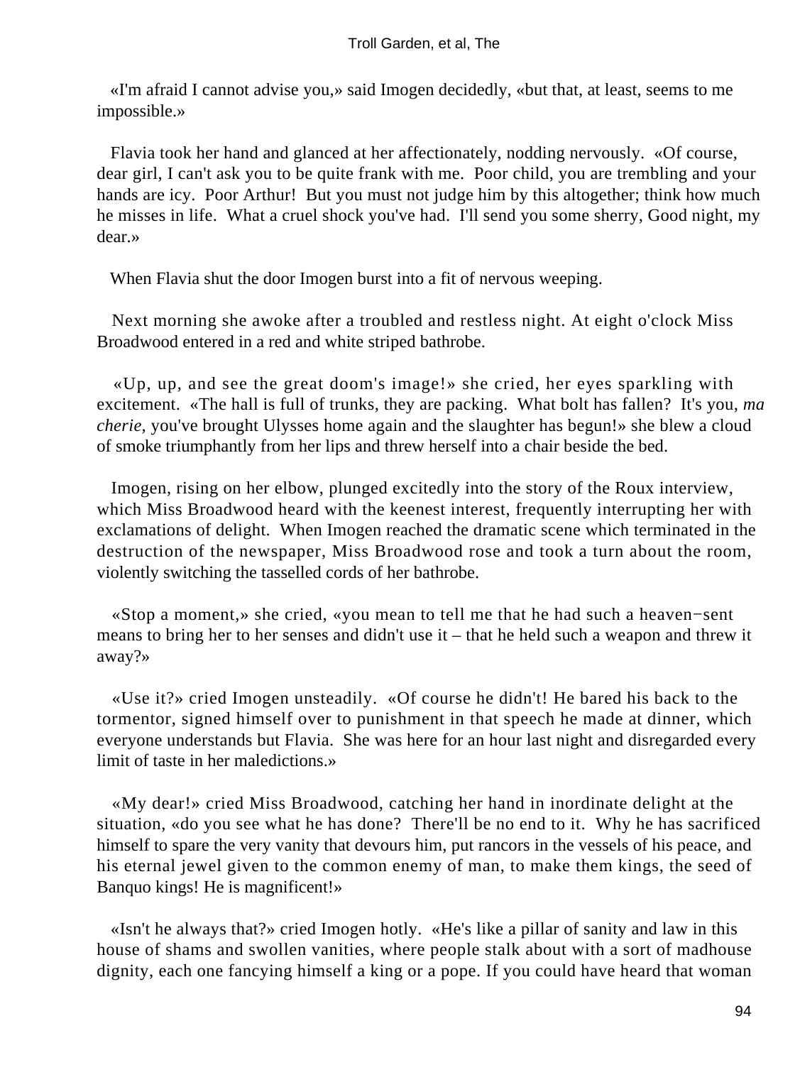«I'm afraid I cannot advise you,» said Imogen decidedly, «but that, at least, seems to me impossible.»

Flavia took her hand and glanced at her affectionately, nodding nervously. «Of course, dear girl, I can't ask you to be quite frank with me. Poor child, you are trembling and your hands are icy. Poor Arthur! But you must not judge him by this altogether; think how much he misses in life. What a cruel shock you've had. I'll send you some sherry, Good night, my dear.»

When Flavia shut the door Imogen burst into a fit of nervous weeping.

Next morning she awoke after a troubled and restless night. At eight o'clock Miss Broadwood entered in a red and white striped bathrobe.

«Up, up, and see the great doom's image!» she cried, her eyes sparkling with excitement. «The hall is full of trunks, they are packing. What bolt has fallen? It's you, *ma cherie*, you've brought Ulysses home again and the slaughter has begun!» she blew a cloud of smoke triumphantly from her lips and threw herself into a chair beside the bed.

Imogen, rising on her elbow, plunged excitedly into the story of the Roux interview, which Miss Broadwood heard with the keenest interest, frequently interrupting her with exclamations of delight. When Imogen reached the dramatic scene which terminated in the destruction of the newspaper, Miss Broadwood rose and took a turn about the room, violently switching the tasselled cords of her bathrobe.

«Stop a moment,» she cried, «you mean to tell me that he had such a heaven−sent means to bring her to her senses and didn't use it – that he held such a weapon and threw it away?»

«Use it?» cried Imogen unsteadily. «Of course he didn't! He bared his back to the tormentor, signed himself over to punishment in that speech he made at dinner, which everyone understands but Flavia. She was here for an hour last night and disregarded every limit of taste in her maledictions.»

«My dear!» cried Miss Broadwood, catching her hand in inordinate delight at the situation, «do you see what he has done? There'll be no end to it. Why he has sacrificed himself to spare the very vanity that devours him, put rancors in the vessels of his peace, and his eternal jewel given to the common enemy of man, to make them kings, the seed of Banquo kings! He is magnificent!»

«Isn't he always that?» cried Imogen hotly. «He's like a pillar of sanity and law in this house of shams and swollen vanities, where people stalk about with a sort of madhouse dignity, each one fancying himself a king or a pope. If you could have heard that woman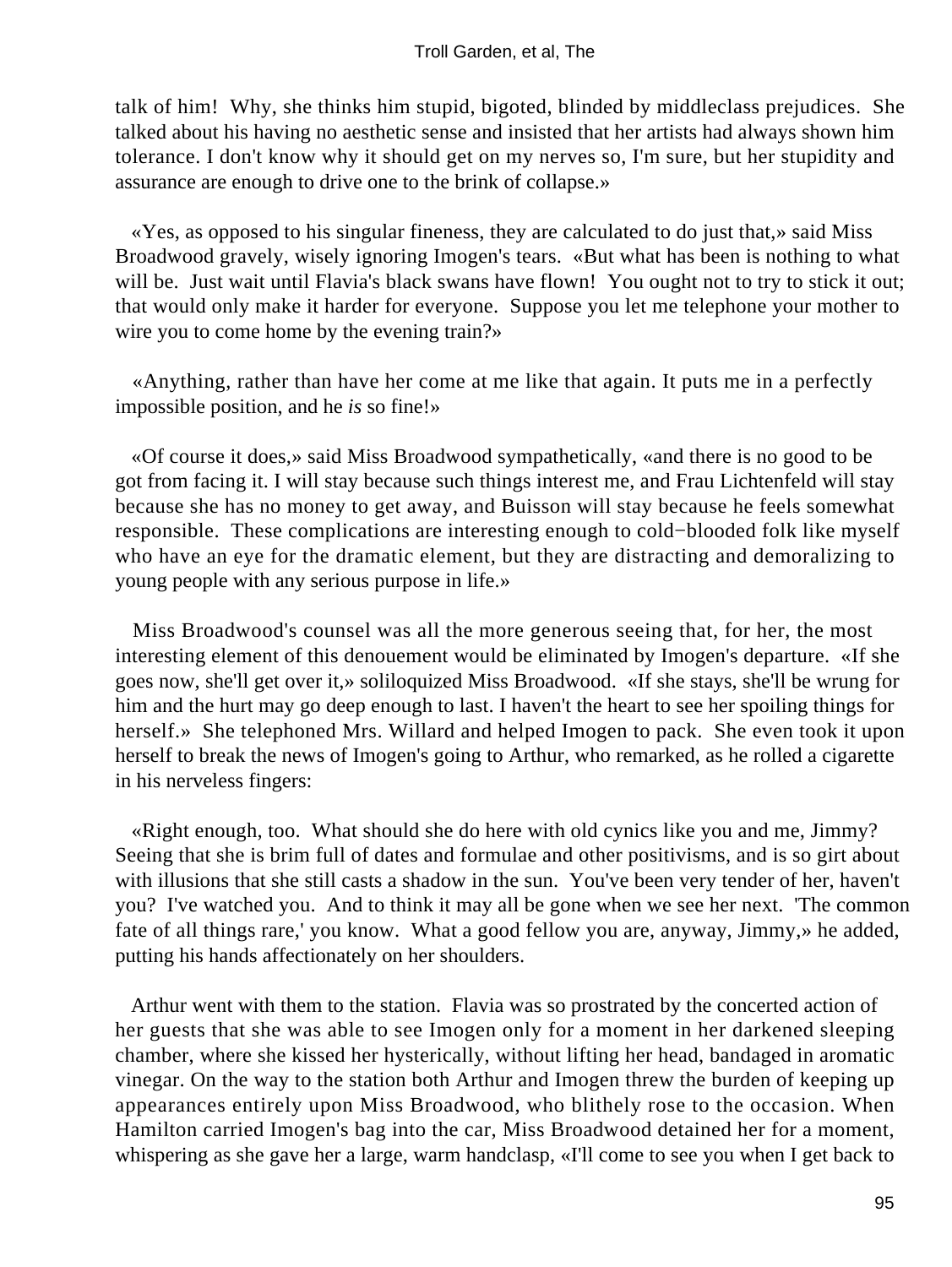talk of him! Why, she thinks him stupid, bigoted, blinded by middleclass prejudices. She talked about his having no aesthetic sense and insisted that her artists had always shown him tolerance. I don't know why it should get on my nerves so, I'm sure, but her stupidity and assurance are enough to drive one to the brink of collapse.»

«Yes, as opposed to his singular fineness, they are calculated to do just that,» said Miss Broadwood gravely, wisely ignoring Imogen's tears. «But what has been is nothing to what will be. Just wait until Flavia's black swans have flown! You ought not to try to stick it out; that would only make it harder for everyone. Suppose you let me telephone your mother to wire you to come home by the evening train?»

«Anything, rather than have her come at me like that again. It puts me in a perfectly impossible position, and he *is* so fine!»

«Of course it does,» said Miss Broadwood sympathetically, «and there is no good to be got from facing it. I will stay because such things interest me, and Frau Lichtenfeld will stay because she has no money to get away, and Buisson will stay because he feels somewhat responsible. These complications are interesting enough to cold−blooded folk like myself who have an eye for the dramatic element, but they are distracting and demoralizing to young people with any serious purpose in life.»

Miss Broadwood's counsel was all the more generous seeing that, for her, the most interesting element of this denouement would be eliminated by Imogen's departure. «If she goes now, she'll get over it,» soliloquized Miss Broadwood. «If she stays, she'll be wrung for him and the hurt may go deep enough to last. I haven't the heart to see her spoiling things for herself.» She telephoned Mrs. Willard and helped Imogen to pack. She even took it upon herself to break the news of Imogen's going to Arthur, who remarked, as he rolled a cigarette in his nerveless fingers:

«Right enough, too. What should she do here with old cynics like you and me, Jimmy? Seeing that she is brim full of dates and formulae and other positivisms, and is so girt about with illusions that she still casts a shadow in the sun. You've been very tender of her, haven't you? I've watched you. And to think it may all be gone when we see her next. 'The common fate of all things rare,' you know. What a good fellow you are, anyway, Jimmy,» he added, putting his hands affectionately on her shoulders.

Arthur went with them to the station. Flavia was so prostrated by the concerted action of her guests that she was able to see Imogen only for a moment in her darkened sleeping chamber, where she kissed her hysterically, without lifting her head, bandaged in aromatic vinegar. On the way to the station both Arthur and Imogen threw the burden of keeping up appearances entirely upon Miss Broadwood, who blithely rose to the occasion. When Hamilton carried Imogen's bag into the car, Miss Broadwood detained her for a moment, whispering as she gave her a large, warm handclasp, «I'll come to see you when I get back to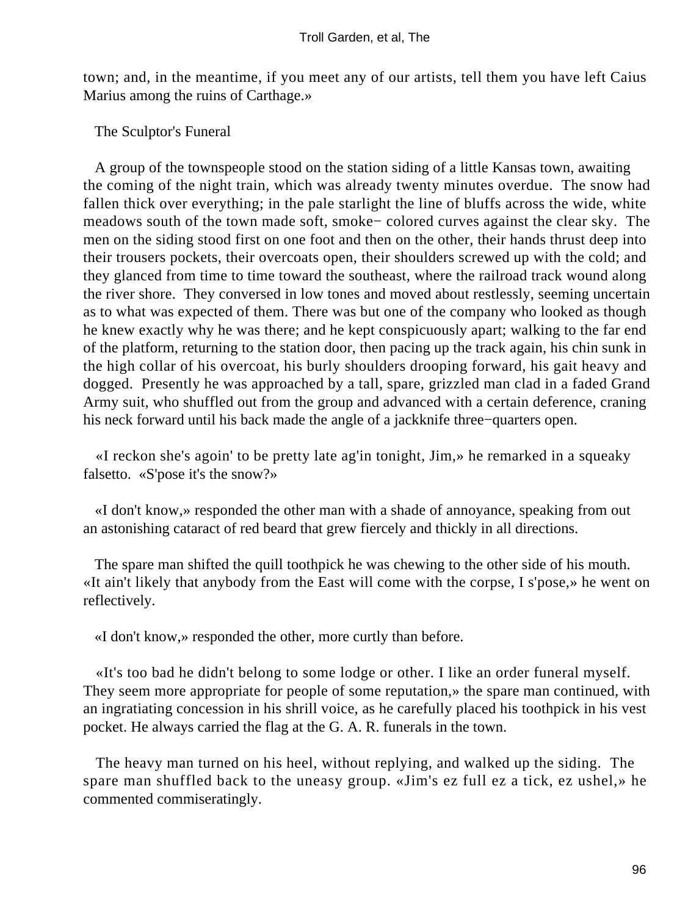town; and, in the meantime, if you meet any of our artists, tell them you have left Caius Marius among the ruins of Carthage.»

## The Sculptor's Funeral

A group of the townspeople stood on the station siding of a little Kansas town, awaiting the coming of the night train, which was already twenty minutes overdue. The snow had fallen thick over everything; in the pale starlight the line of bluffs across the wide, white meadows south of the town made soft, smoke− colored curves against the clear sky. The men on the siding stood first on one foot and then on the other, their hands thrust deep into their trousers pockets, their overcoats open, their shoulders screwed up with the cold; and they glanced from time to time toward the southeast, where the railroad track wound along the river shore. They conversed in low tones and moved about restlessly, seeming uncertain as to what was expected of them. There was but one of the company who looked as though he knew exactly why he was there; and he kept conspicuously apart; walking to the far end of the platform, returning to the station door, then pacing up the track again, his chin sunk in the high collar of his overcoat, his burly shoulders drooping forward, his gait heavy and dogged. Presently he was approached by a tall, spare, grizzled man clad in a faded Grand Army suit, who shuffled out from the group and advanced with a certain deference, craning his neck forward until his back made the angle of a jackknife three−quarters open.

«I reckon she's agoin' to be pretty late ag'in tonight, Jim,» he remarked in a squeaky falsetto. «S'pose it's the snow?»

«I don't know,» responded the other man with a shade of annoyance, speaking from out an astonishing cataract of red beard that grew fiercely and thickly in all directions.

The spare man shifted the quill toothpick he was chewing to the other side of his mouth. «It ain't likely that anybody from the East will come with the corpse, I s'pose,» he went on reflectively.

«I don't know,» responded the other, more curtly than before.

«It's too bad he didn't belong to some lodge or other. I like an order funeral myself. They seem more appropriate for people of some reputation,» the spare man continued, with an ingratiating concession in his shrill voice, as he carefully placed his toothpick in his vest pocket. He always carried the flag at the G. A. R. funerals in the town.

The heavy man turned on his heel, without replying, and walked up the siding. The spare man shuffled back to the uneasy group. «Jim's ez full ez a tick, ez ushel,» he commented commiseratingly.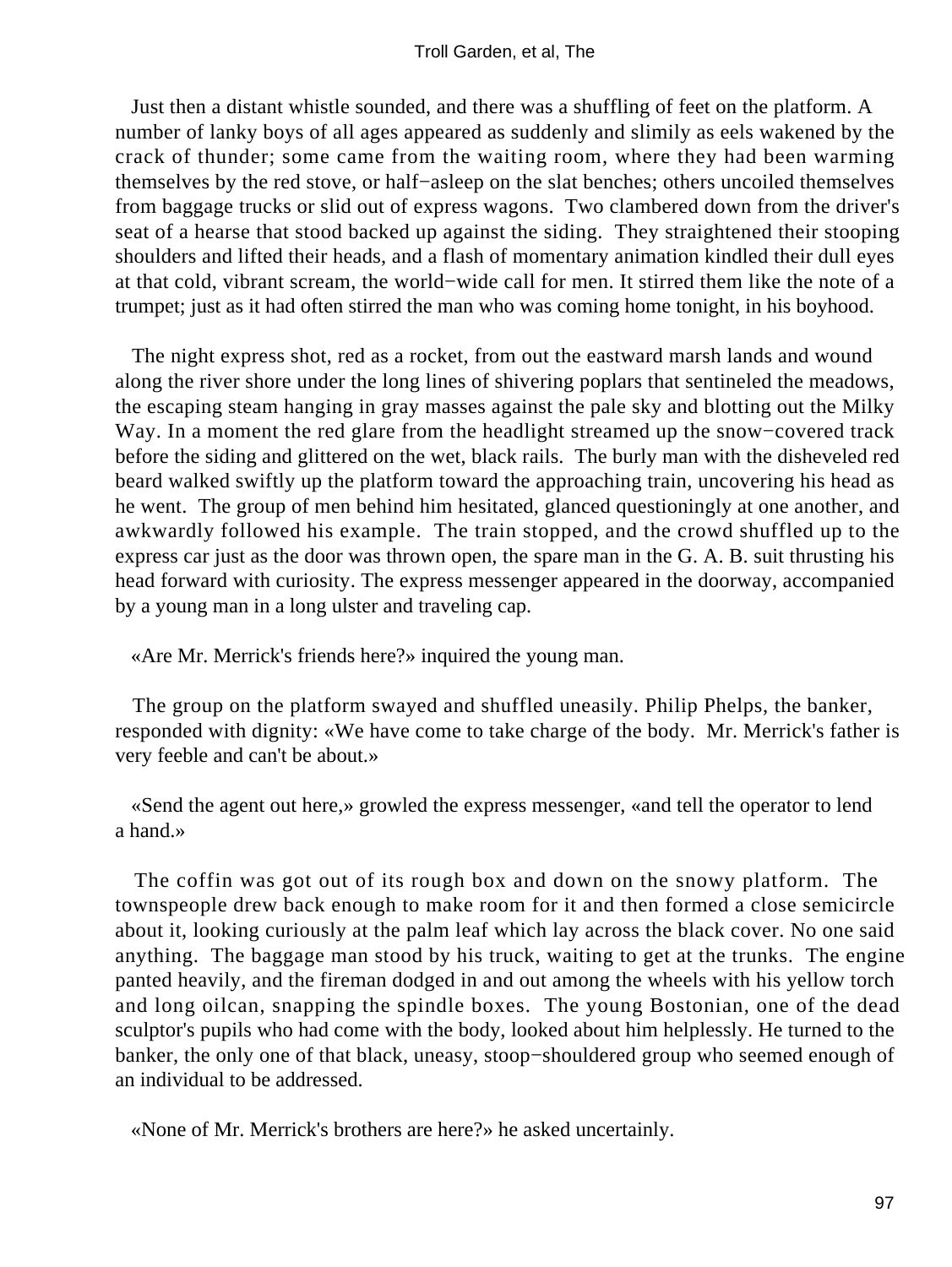Just then a distant whistle sounded, and there was a shuffling of feet on the platform. A number of lanky boys of all ages appeared as suddenly and slimily as eels wakened by the crack of thunder; some came from the waiting room, where they had been warming themselves by the red stove, or half−asleep on the slat benches; others uncoiled themselves from baggage trucks or slid out of express wagons. Two clambered down from the driver's seat of a hearse that stood backed up against the siding. They straightened their stooping shoulders and lifted their heads, and a flash of momentary animation kindled their dull eyes at that cold, vibrant scream, the world−wide call for men. It stirred them like the note of a trumpet; just as it had often stirred the man who was coming home tonight, in his boyhood.

The night express shot, red as a rocket, from out the eastward marsh lands and wound along the river shore under the long lines of shivering poplars that sentineled the meadows, the escaping steam hanging in gray masses against the pale sky and blotting out the Milky Way. In a moment the red glare from the headlight streamed up the snow−covered track before the siding and glittered on the wet, black rails. The burly man with the disheveled red beard walked swiftly up the platform toward the approaching train, uncovering his head as he went. The group of men behind him hesitated, glanced questioningly at one another, and awkwardly followed his example. The train stopped, and the crowd shuffled up to the express car just as the door was thrown open, the spare man in the G. A. B. suit thrusting his head forward with curiosity. The express messenger appeared in the doorway, accompanied by a young man in a long ulster and traveling cap.

«Are Mr. Merrick's friends here?» inquired the young man.

The group on the platform swayed and shuffled uneasily. Philip Phelps, the banker, responded with dignity: «We have come to take charge of the body. Mr. Merrick's father is very feeble and can't be about.»

«Send the agent out here,» growled the express messenger, «and tell the operator to lend a hand.»

The coffin was got out of its rough box and down on the snowy platform. The townspeople drew back enough to make room for it and then formed a close semicircle about it, looking curiously at the palm leaf which lay across the black cover. No one said anything. The baggage man stood by his truck, waiting to get at the trunks. The engine panted heavily, and the fireman dodged in and out among the wheels with his yellow torch and long oilcan, snapping the spindle boxes. The young Bostonian, one of the dead sculptor's pupils who had come with the body, looked about him helplessly. He turned to the banker, the only one of that black, uneasy, stoop−shouldered group who seemed enough of an individual to be addressed.

«None of Mr. Merrick's brothers are here?» he asked uncertainly.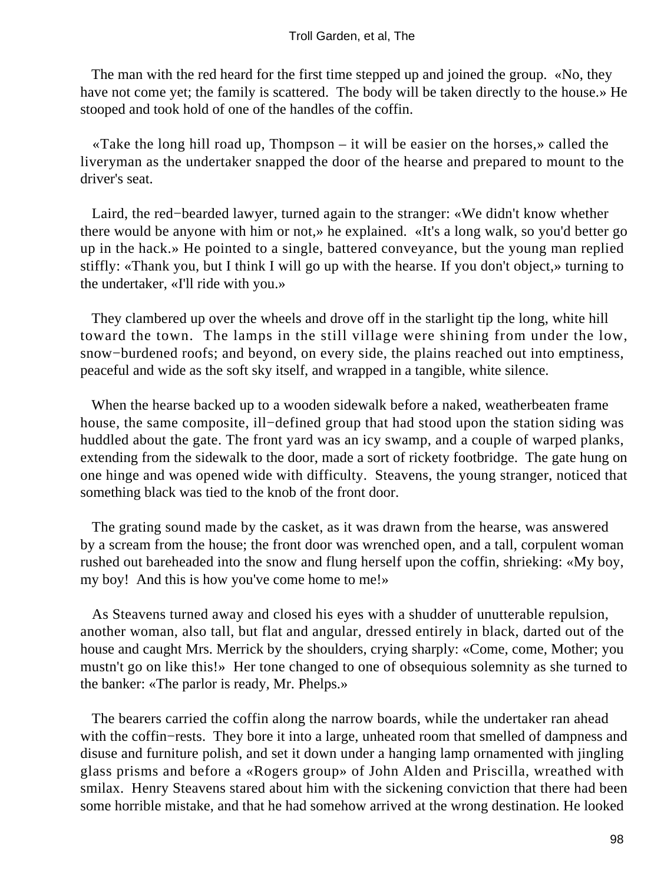The man with the red heard for the first time stepped up and joined the group. «No, they have not come yet; the family is scattered. The body will be taken directly to the house.» He stooped and took hold of one of the handles of the coffin.

«Take the long hill road up, Thompson – it will be easier on the horses,» called the liveryman as the undertaker snapped the door of the hearse and prepared to mount to the driver's seat.

Laird, the red−bearded lawyer, turned again to the stranger: «We didn't know whether there would be anyone with him or not,» he explained. «It's a long walk, so you'd better go up in the hack.» He pointed to a single, battered conveyance, but the young man replied stiffly: «Thank you, but I think I will go up with the hearse. If you don't object,» turning to the undertaker, «I'll ride with you.»

They clambered up over the wheels and drove off in the starlight tip the long, white hill toward the town. The lamps in the still village were shining from under the low, snow−burdened roofs; and beyond, on every side, the plains reached out into emptiness, peaceful and wide as the soft sky itself, and wrapped in a tangible, white silence.

When the hearse backed up to a wooden sidewalk before a naked, weatherbeaten frame house, the same composite, ill−defined group that had stood upon the station siding was huddled about the gate. The front yard was an icy swamp, and a couple of warped planks, extending from the sidewalk to the door, made a sort of rickety footbridge. The gate hung on one hinge and was opened wide with difficulty. Steavens, the young stranger, noticed that something black was tied to the knob of the front door.

The grating sound made by the casket, as it was drawn from the hearse, was answered by a scream from the house; the front door was wrenched open, and a tall, corpulent woman rushed out bareheaded into the snow and flung herself upon the coffin, shrieking: «My boy, my boy! And this is how you've come home to me!»

As Steavens turned away and closed his eyes with a shudder of unutterable repulsion, another woman, also tall, but flat and angular, dressed entirely in black, darted out of the house and caught Mrs. Merrick by the shoulders, crying sharply: «Come, come, Mother; you mustn't go on like this!» Her tone changed to one of obsequious solemnity as she turned to the banker: «The parlor is ready, Mr. Phelps.»

The bearers carried the coffin along the narrow boards, while the undertaker ran ahead with the coffin−rests. They bore it into a large, unheated room that smelled of dampness and disuse and furniture polish, and set it down under a hanging lamp ornamented with jingling glass prisms and before a «Rogers group» of John Alden and Priscilla, wreathed with smilax. Henry Steavens stared about him with the sickening conviction that there had been some horrible mistake, and that he had somehow arrived at the wrong destination. He looked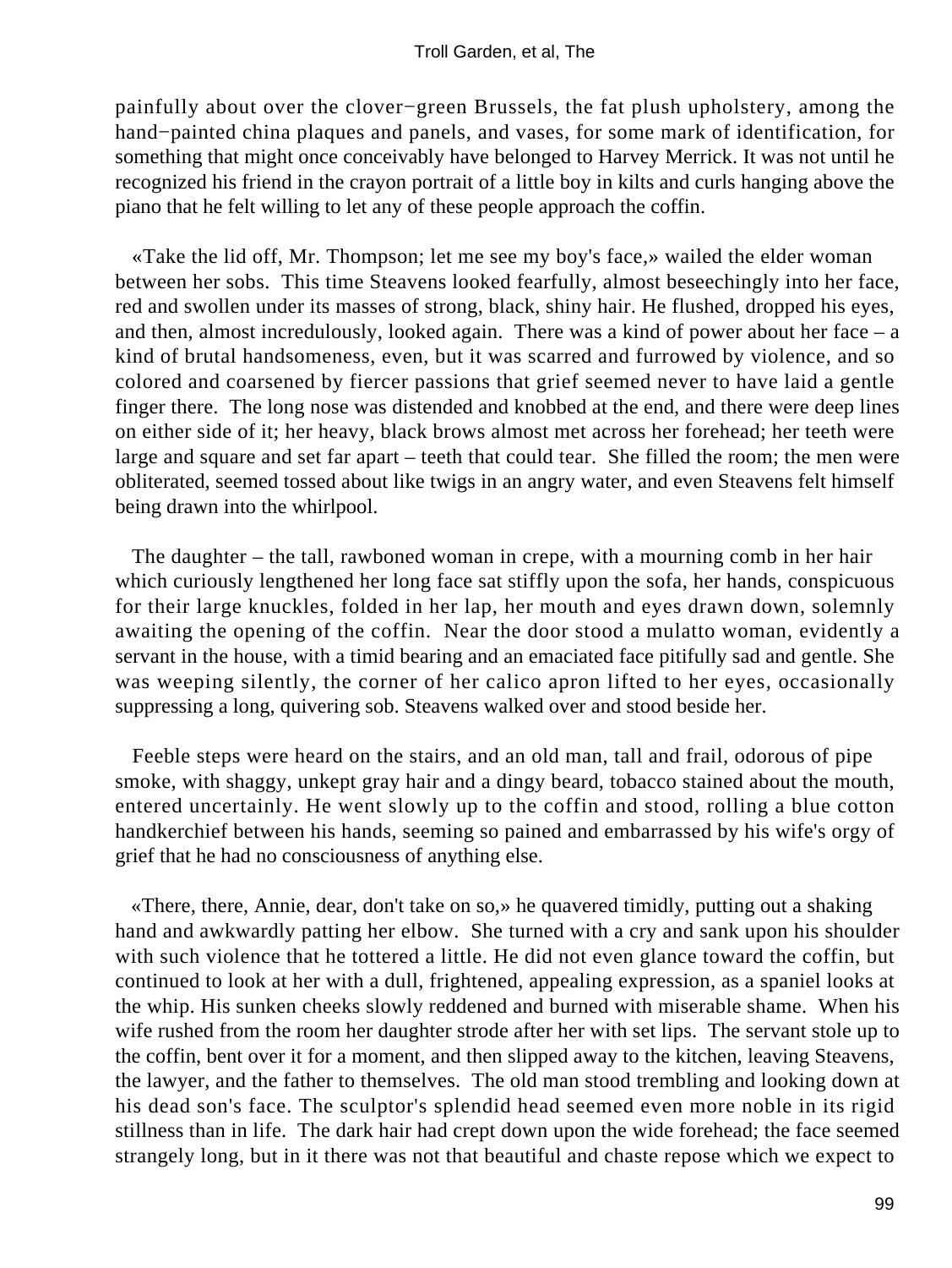painfully about over the clover−green Brussels, the fat plush upholstery, among the hand−painted china plaques and panels, and vases, for some mark of identification, for something that might once conceivably have belonged to Harvey Merrick. It was not until he recognized his friend in the crayon portrait of a little boy in kilts and curls hanging above the piano that he felt willing to let any of these people approach the coffin.

«Take the lid off, Mr. Thompson; let me see my boy's face,» wailed the elder woman between her sobs. This time Steavens looked fearfully, almost beseechingly into her face, red and swollen under its masses of strong, black, shiny hair. He flushed, dropped his eyes, and then, almost incredulously, looked again. There was a kind of power about her face – a kind of brutal handsomeness, even, but it was scarred and furrowed by violence, and so colored and coarsened by fiercer passions that grief seemed never to have laid a gentle finger there. The long nose was distended and knobbed at the end, and there were deep lines on either side of it; her heavy, black brows almost met across her forehead; her teeth were large and square and set far apart – teeth that could tear. She filled the room; the men were obliterated, seemed tossed about like twigs in an angry water, and even Steavens felt himself being drawn into the whirlpool.

The daughter – the tall, rawboned woman in crepe, with a mourning comb in her hair which curiously lengthened her long face sat stiffly upon the sofa, her hands, conspicuous for their large knuckles, folded in her lap, her mouth and eyes drawn down, solemnly awaiting the opening of the coffin. Near the door stood a mulatto woman, evidently a servant in the house, with a timid bearing and an emaciated face pitifully sad and gentle. She was weeping silently, the corner of her calico apron lifted to her eyes, occasionally suppressing a long, quivering sob. Steavens walked over and stood beside her.

Feeble steps were heard on the stairs, and an old man, tall and frail, odorous of pipe smoke, with shaggy, unkept gray hair and a dingy beard, tobacco stained about the mouth, entered uncertainly. He went slowly up to the coffin and stood, rolling a blue cotton handkerchief between his hands, seeming so pained and embarrassed by his wife's orgy of grief that he had no consciousness of anything else.

«There, there, Annie, dear, don't take on so,» he quavered timidly, putting out a shaking hand and awkwardly patting her elbow. She turned with a cry and sank upon his shoulder with such violence that he tottered a little. He did not even glance toward the coffin, but continued to look at her with a dull, frightened, appealing expression, as a spaniel looks at the whip. His sunken cheeks slowly reddened and burned with miserable shame. When his wife rushed from the room her daughter strode after her with set lips. The servant stole up to the coffin, bent over it for a moment, and then slipped away to the kitchen, leaving Steavens, the lawyer, and the father to themselves. The old man stood trembling and looking down at his dead son's face. The sculptor's splendid head seemed even more noble in its rigid stillness than in life. The dark hair had crept down upon the wide forehead; the face seemed strangely long, but in it there was not that beautiful and chaste repose which we expect to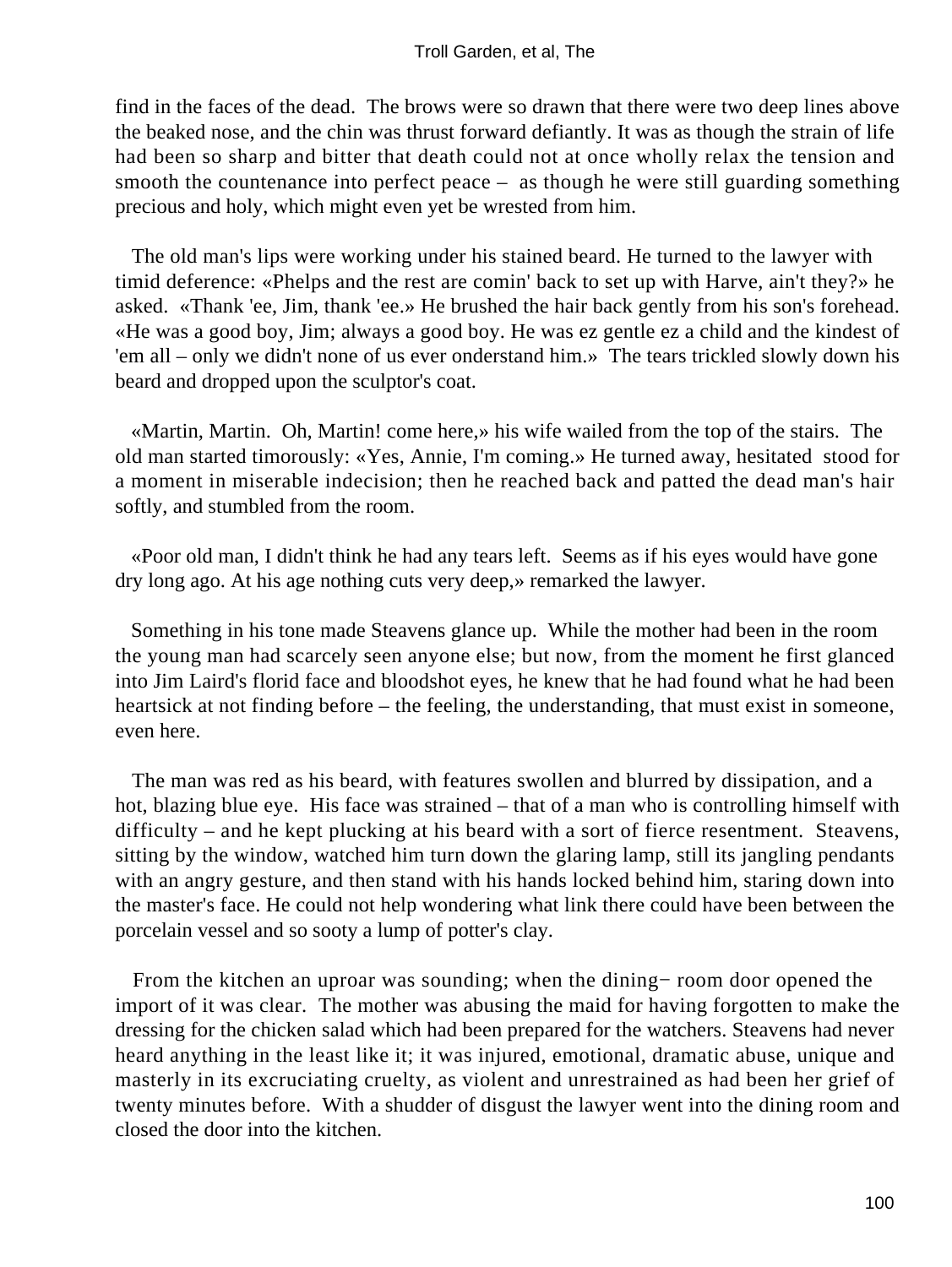find in the faces of the dead. The brows were so drawn that there were two deep lines above the beaked nose, and the chin was thrust forward defiantly. It was as though the strain of life had been so sharp and bitter that death could not at once wholly relax the tension and smooth the countenance into perfect peace – as though he were still guarding something precious and holy, which might even yet be wrested from him.

The old man's lips were working under his stained beard. He turned to the lawyer with timid deference: «Phelps and the rest are comin' back to set up with Harve, ain't they?» he asked. «Thank 'ee, Jim, thank 'ee.» He brushed the hair back gently from his son's forehead. «He was a good boy, Jim; always a good boy. He was ez gentle ez a child and the kindest of 'em all – only we didn't none of us ever onderstand him.» The tears trickled slowly down his beard and dropped upon the sculptor's coat.

«Martin, Martin. Oh, Martin! come here,» his wife wailed from the top of the stairs. The old man started timorously: «Yes, Annie, I'm coming.» He turned away, hesitated stood for a moment in miserable indecision; then he reached back and patted the dead man's hair softly, and stumbled from the room.

«Poor old man, I didn't think he had any tears left. Seems as if his eyes would have gone dry long ago. At his age nothing cuts very deep,» remarked the lawyer.

Something in his tone made Steavens glance up. While the mother had been in the room the young man had scarcely seen anyone else; but now, from the moment he first glanced into Jim Laird's florid face and bloodshot eyes, he knew that he had found what he had been heartsick at not finding before – the feeling, the understanding, that must exist in someone, even here.

The man was red as his beard, with features swollen and blurred by dissipation, and a hot, blazing blue eye. His face was strained – that of a man who is controlling himself with difficulty – and he kept plucking at his beard with a sort of fierce resentment. Steavens, sitting by the window, watched him turn down the glaring lamp, still its jangling pendants with an angry gesture, and then stand with his hands locked behind him, staring down into the master's face. He could not help wondering what link there could have been between the porcelain vessel and so sooty a lump of potter's clay.

From the kitchen an uproar was sounding; when the dining− room door opened the import of it was clear. The mother was abusing the maid for having forgotten to make the dressing for the chicken salad which had been prepared for the watchers. Steavens had never heard anything in the least like it; it was injured, emotional, dramatic abuse, unique and masterly in its excruciating cruelty, as violent and unrestrained as had been her grief of twenty minutes before. With a shudder of disgust the lawyer went into the dining room and closed the door into the kitchen.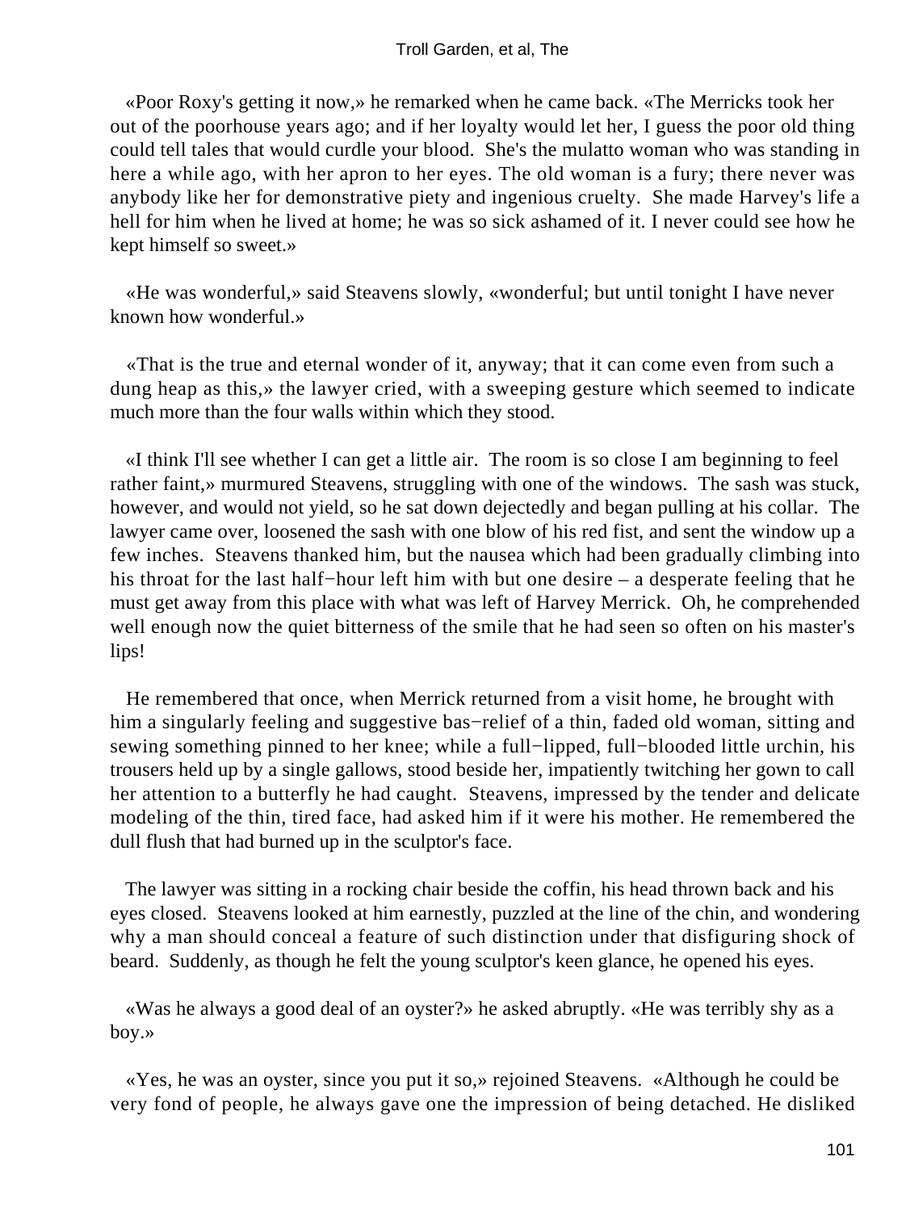«Poor Roxy's getting it now,» he remarked when he came back. «The Merricks took her out of the poorhouse years ago; and if her loyalty would let her, I guess the poor old thing could tell tales that would curdle your blood. She's the mulatto woman who was standing in here a while ago, with her apron to her eyes. The old woman is a fury; there never was anybody like her for demonstrative piety and ingenious cruelty. She made Harvey's life a hell for him when he lived at home; he was so sick ashamed of it. I never could see how he kept himself so sweet.»

«He was wonderful,» said Steavens slowly, «wonderful; but until tonight I have never known how wonderful.»

«That is the true and eternal wonder of it, anyway; that it can come even from such a dung heap as this,» the lawyer cried, with a sweeping gesture which seemed to indicate much more than the four walls within which they stood.

«I think I'll see whether I can get a little air. The room is so close I am beginning to feel rather faint,» murmured Steavens, struggling with one of the windows. The sash was stuck, however, and would not yield, so he sat down dejectedly and began pulling at his collar. The lawyer came over, loosened the sash with one blow of his red fist, and sent the window up a few inches. Steavens thanked him, but the nausea which had been gradually climbing into his throat for the last half−hour left him with but one desire – a desperate feeling that he must get away from this place with what was left of Harvey Merrick. Oh, he comprehended well enough now the quiet bitterness of the smile that he had seen so often on his master's lips!

He remembered that once, when Merrick returned from a visit home, he brought with him a singularly feeling and suggestive bas−relief of a thin, faded old woman, sitting and sewing something pinned to her knee; while a full−lipped, full−blooded little urchin, his trousers held up by a single gallows, stood beside her, impatiently twitching her gown to call her attention to a butterfly he had caught. Steavens, impressed by the tender and delicate modeling of the thin, tired face, had asked him if it were his mother. He remembered the dull flush that had burned up in the sculptor's face.

The lawyer was sitting in a rocking chair beside the coffin, his head thrown back and his eyes closed. Steavens looked at him earnestly, puzzled at the line of the chin, and wondering why a man should conceal a feature of such distinction under that disfiguring shock of beard. Suddenly, as though he felt the young sculptor's keen glance, he opened his eyes.

«Was he always a good deal of an oyster?» he asked abruptly. «He was terribly shy as a boy.»

«Yes, he was an oyster, since you put it so,» rejoined Steavens. «Although he could be very fond of people, he always gave one the impression of being detached. He disliked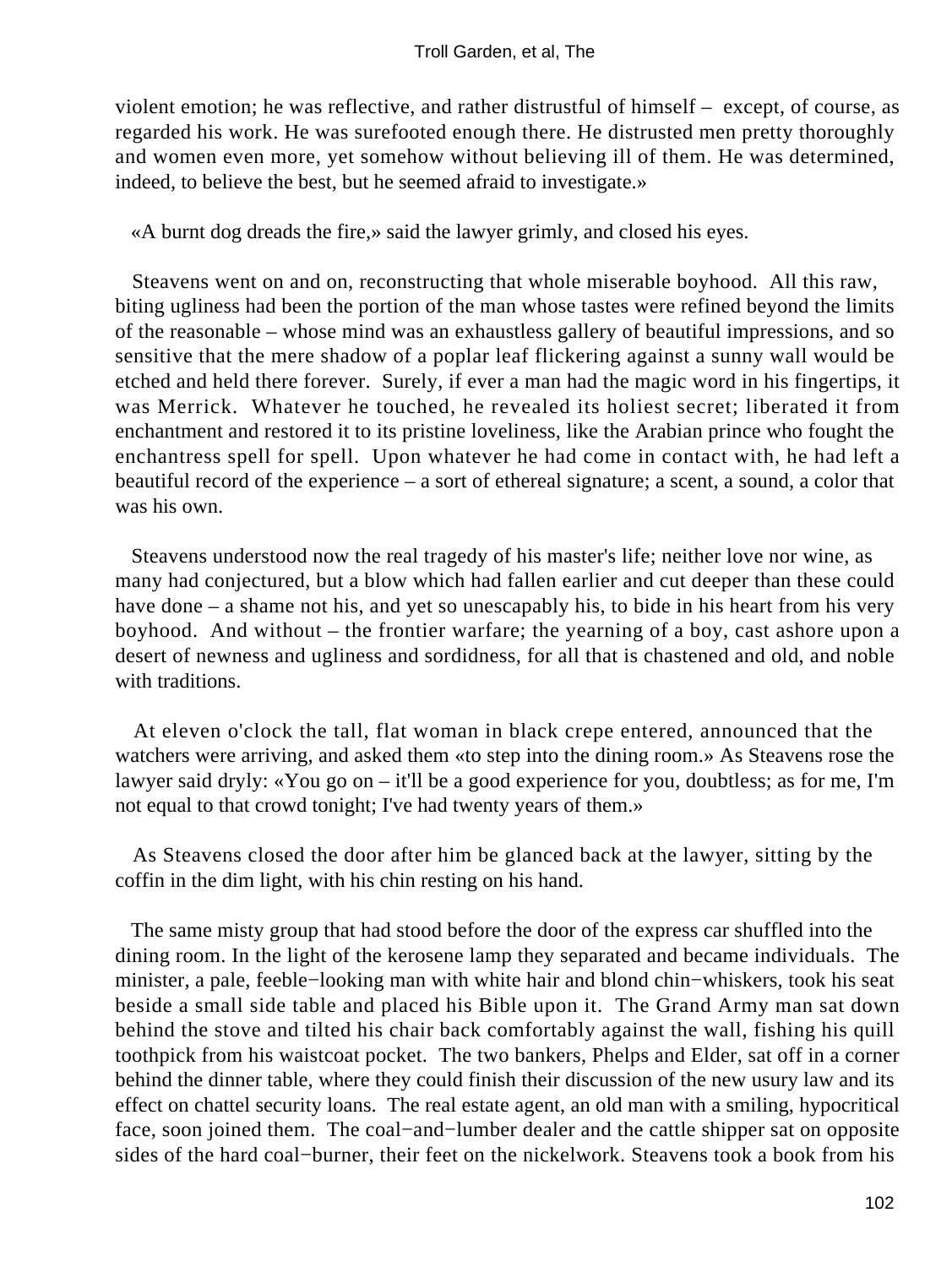violent emotion; he was reflective, and rather distrustful of himself – except, of course, as regarded his work. He was surefooted enough there. He distrusted men pretty thoroughly and women even more, yet somehow without believing ill of them. He was determined, indeed, to believe the best, but he seemed afraid to investigate.»

«A burnt dog dreads the fire,» said the lawyer grimly, and closed his eyes.

Steavens went on and on, reconstructing that whole miserable boyhood. All this raw, biting ugliness had been the portion of the man whose tastes were refined beyond the limits of the reasonable – whose mind was an exhaustless gallery of beautiful impressions, and so sensitive that the mere shadow of a poplar leaf flickering against a sunny wall would be etched and held there forever. Surely, if ever a man had the magic word in his fingertips, it was Merrick. Whatever he touched, he revealed its holiest secret; liberated it from enchantment and restored it to its pristine loveliness, like the Arabian prince who fought the enchantress spell for spell. Upon whatever he had come in contact with, he had left a beautiful record of the experience – a sort of ethereal signature; a scent, a sound, a color that was his own.

Steavens understood now the real tragedy of his master's life; neither love nor wine, as many had conjectured, but a blow which had fallen earlier and cut deeper than these could have done – a shame not his, and yet so unescapably his, to bide in his heart from his very boyhood. And without – the frontier warfare; the yearning of a boy, cast ashore upon a desert of newness and ugliness and sordidness, for all that is chastened and old, and noble with traditions.

At eleven o'clock the tall, flat woman in black crepe entered, announced that the watchers were arriving, and asked them «to step into the dining room.» As Steavens rose the lawyer said dryly: «You go on – it'll be a good experience for you, doubtless; as for me, I'm not equal to that crowd tonight; I've had twenty years of them.»

As Steavens closed the door after him be glanced back at the lawyer, sitting by the coffin in the dim light, with his chin resting on his hand.

The same misty group that had stood before the door of the express car shuffled into the dining room. In the light of the kerosene lamp they separated and became individuals. The minister, a pale, feeble−looking man with white hair and blond chin−whiskers, took his seat beside a small side table and placed his Bible upon it. The Grand Army man sat down behind the stove and tilted his chair back comfortably against the wall, fishing his quill toothpick from his waistcoat pocket. The two bankers, Phelps and Elder, sat off in a corner behind the dinner table, where they could finish their discussion of the new usury law and its effect on chattel security loans. The real estate agent, an old man with a smiling, hypocritical face, soon joined them. The coal−and−lumber dealer and the cattle shipper sat on opposite sides of the hard coal−burner, their feet on the nickelwork. Steavens took a book from his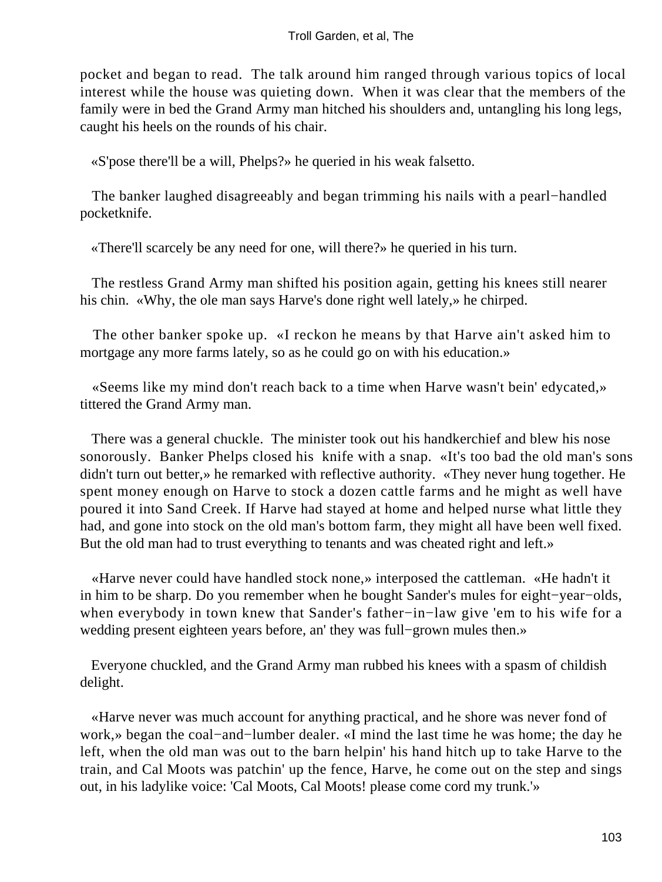pocket and began to read. The talk around him ranged through various topics of local interest while the house was quieting down. When it was clear that the members of the family were in bed the Grand Army man hitched his shoulders and, untangling his long legs, caught his heels on the rounds of his chair.

«S'pose there'll be a will, Phelps?» he queried in his weak falsetto.

The banker laughed disagreeably and began trimming his nails with a pearl−handled pocketknife.

«There'll scarcely be any need for one, will there?» he queried in his turn.

The restless Grand Army man shifted his position again, getting his knees still nearer his chin. «Why, the ole man says Harve's done right well lately,» he chirped.

The other banker spoke up. «I reckon he means by that Harve ain't asked him to mortgage any more farms lately, so as he could go on with his education.»

«Seems like my mind don't reach back to a time when Harve wasn't bein' edycated,» tittered the Grand Army man.

There was a general chuckle. The minister took out his handkerchief and blew his nose sonorously. Banker Phelps closed his knife with a snap. «It's too bad the old man's sons didn't turn out better,» he remarked with reflective authority. «They never hung together. He spent money enough on Harve to stock a dozen cattle farms and he might as well have poured it into Sand Creek. If Harve had stayed at home and helped nurse what little they had, and gone into stock on the old man's bottom farm, they might all have been well fixed. But the old man had to trust everything to tenants and was cheated right and left.»

«Harve never could have handled stock none,» interposed the cattleman. «He hadn't it in him to be sharp. Do you remember when he bought Sander's mules for eight−year−olds, when everybody in town knew that Sander's father−in−law give 'em to his wife for a wedding present eighteen years before, an' they was full−grown mules then.»

Everyone chuckled, and the Grand Army man rubbed his knees with a spasm of childish delight.

«Harve never was much account for anything practical, and he shore was never fond of work,» began the coal−and−lumber dealer. «I mind the last time he was home; the day he left, when the old man was out to the barn helpin' his hand hitch up to take Harve to the train, and Cal Moots was patchin' up the fence, Harve, he come out on the step and sings out, in his ladylike voice: 'Cal Moots, Cal Moots! please come cord my trunk.'»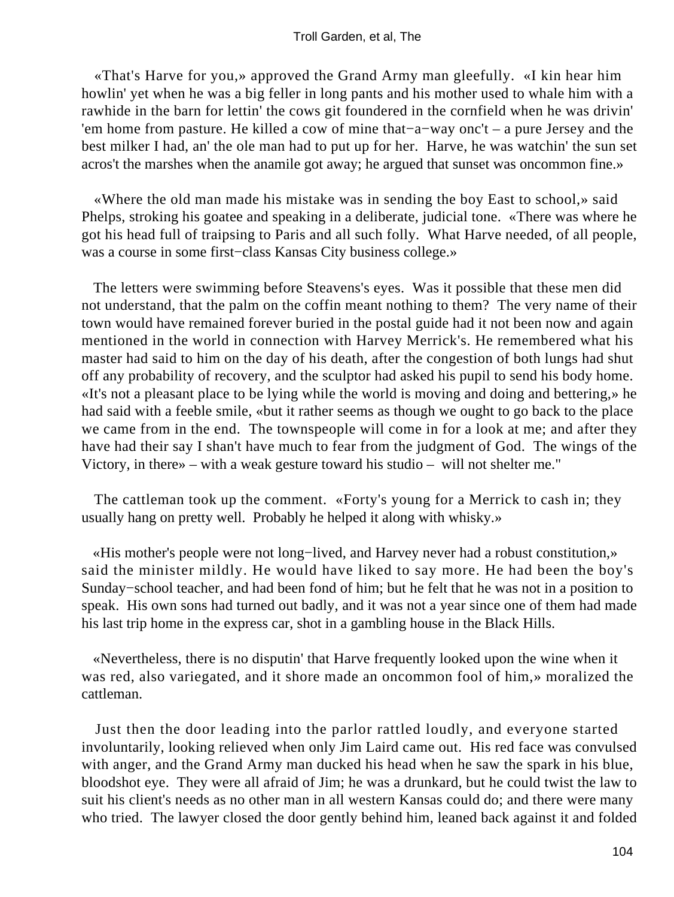«That's Harve for you,» approved the Grand Army man gleefully. «I kin hear him howlin' yet when he was a big feller in long pants and his mother used to whale him with a rawhide in the barn for lettin' the cows git foundered in the cornfield when he was drivin' 'em home from pasture. He killed a cow of mine that−a−way onc't – a pure Jersey and the best milker I had, an' the ole man had to put up for her. Harve, he was watchin' the sun set acros't the marshes when the anamile got away; he argued that sunset was oncommon fine.»

«Where the old man made his mistake was in sending the boy East to school,» said Phelps, stroking his goatee and speaking in a deliberate, judicial tone. «There was where he got his head full of traipsing to Paris and all such folly. What Harve needed, of all people, was a course in some first−class Kansas City business college.»

The letters were swimming before Steavens's eyes. Was it possible that these men did not understand, that the palm on the coffin meant nothing to them? The very name of their town would have remained forever buried in the postal guide had it not been now and again mentioned in the world in connection with Harvey Merrick's. He remembered what his master had said to him on the day of his death, after the congestion of both lungs had shut off any probability of recovery, and the sculptor had asked his pupil to send his body home. «It's not a pleasant place to be lying while the world is moving and doing and bettering,» he had said with a feeble smile, «but it rather seems as though we ought to go back to the place we came from in the end. The townspeople will come in for a look at me; and after they have had their say I shan't have much to fear from the judgment of God. The wings of the Victory, in there» – with a weak gesture toward his studio – will not shelter me."

The cattleman took up the comment. «Forty's young for a Merrick to cash in; they usually hang on pretty well. Probably he helped it along with whisky.»

«His mother's people were not long−lived, and Harvey never had a robust constitution,» said the minister mildly. He would have liked to say more. He had been the boy's Sunday−school teacher, and had been fond of him; but he felt that he was not in a position to speak. His own sons had turned out badly, and it was not a year since one of them had made his last trip home in the express car, shot in a gambling house in the Black Hills.

«Nevertheless, there is no disputin' that Harve frequently looked upon the wine when it was red, also variegated, and it shore made an oncommon fool of him,» moralized the cattleman.

Just then the door leading into the parlor rattled loudly, and everyone started involuntarily, looking relieved when only Jim Laird came out. His red face was convulsed with anger, and the Grand Army man ducked his head when he saw the spark in his blue, bloodshot eye. They were all afraid of Jim; he was a drunkard, but he could twist the law to suit his client's needs as no other man in all western Kansas could do; and there were many who tried. The lawyer closed the door gently behind him, leaned back against it and folded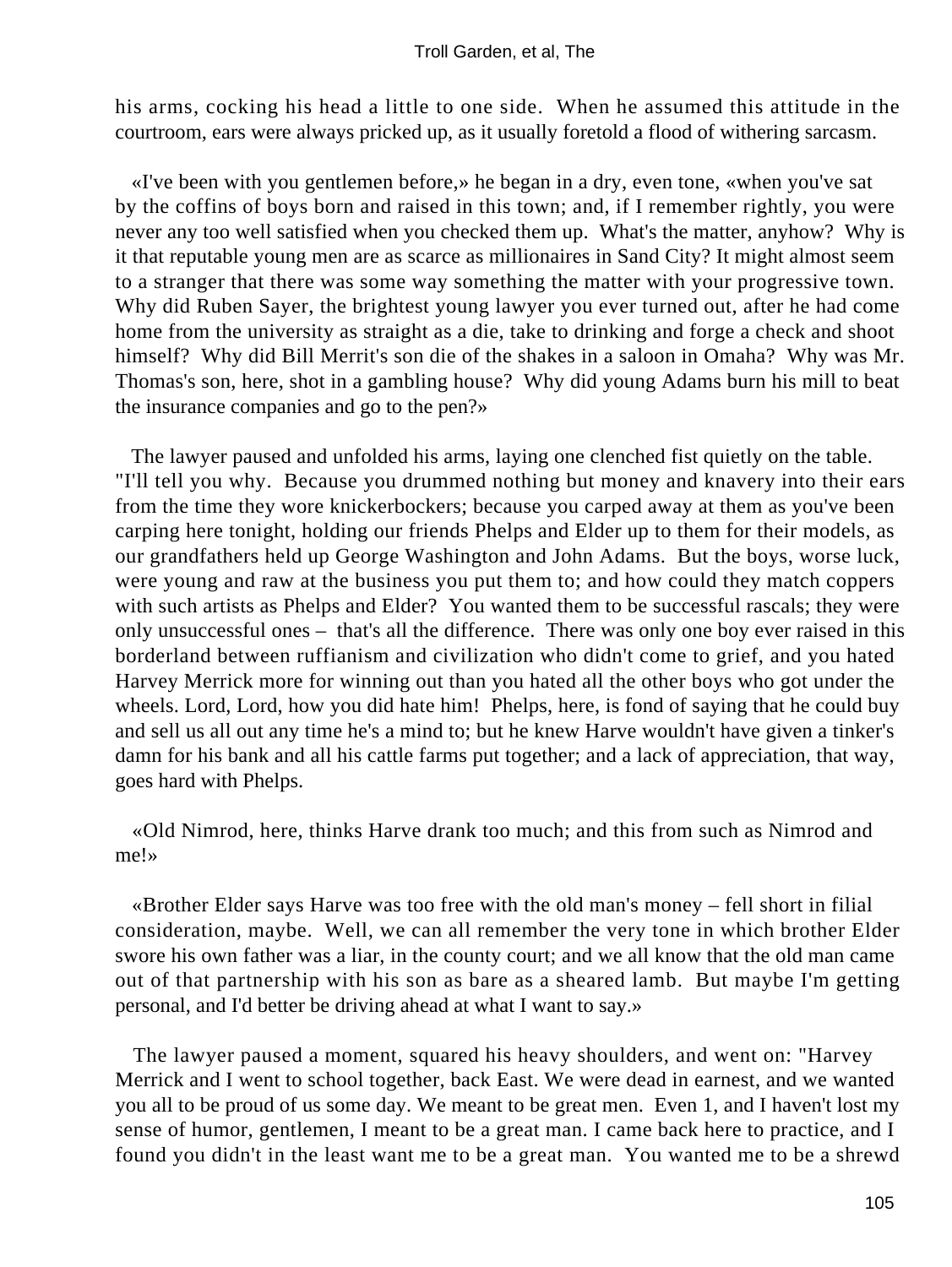his arms, cocking his head a little to one side. When he assumed this attitude in the courtroom, ears were always pricked up, as it usually foretold a flood of withering sarcasm.

«I've been with you gentlemen before,» he began in a dry, even tone, «when you've sat by the coffins of boys born and raised in this town; and, if I remember rightly, you were never any too well satisfied when you checked them up. What's the matter, anyhow? Why is it that reputable young men are as scarce as millionaires in Sand City? It might almost seem to a stranger that there was some way something the matter with your progressive town. Why did Ruben Sayer, the brightest young lawyer you ever turned out, after he had come home from the university as straight as a die, take to drinking and forge a check and shoot himself? Why did Bill Merrit's son die of the shakes in a saloon in Omaha? Why was Mr. Thomas's son, here, shot in a gambling house? Why did young Adams burn his mill to beat the insurance companies and go to the pen?»

The lawyer paused and unfolded his arms, laying one clenched fist quietly on the table. "I'll tell you why. Because you drummed nothing but money and knavery into their ears from the time they wore knickerbockers; because you carped away at them as you've been carping here tonight, holding our friends Phelps and Elder up to them for their models, as our grandfathers held up George Washington and John Adams. But the boys, worse luck, were young and raw at the business you put them to; and how could they match coppers with such artists as Phelps and Elder? You wanted them to be successful rascals; they were only unsuccessful ones – that's all the difference. There was only one boy ever raised in this borderland between ruffianism and civilization who didn't come to grief, and you hated Harvey Merrick more for winning out than you hated all the other boys who got under the wheels. Lord, Lord, how you did hate him! Phelps, here, is fond of saying that he could buy and sell us all out any time he's a mind to; but he knew Harve wouldn't have given a tinker's damn for his bank and all his cattle farms put together; and a lack of appreciation, that way, goes hard with Phelps.

«Old Nimrod, here, thinks Harve drank too much; and this from such as Nimrod and me!»

«Brother Elder says Harve was too free with the old man's money – fell short in filial consideration, maybe. Well, we can all remember the very tone in which brother Elder swore his own father was a liar, in the county court; and we all know that the old man came out of that partnership with his son as bare as a sheared lamb. But maybe I'm getting personal, and I'd better be driving ahead at what I want to say.»

The lawyer paused a moment, squared his heavy shoulders, and went on: "Harvey Merrick and I went to school together, back East. We were dead in earnest, and we wanted you all to be proud of us some day. We meant to be great men. Even 1, and I haven't lost my sense of humor, gentlemen, I meant to be a great man. I came back here to practice, and I found you didn't in the least want me to be a great man. You wanted me to be a shrewd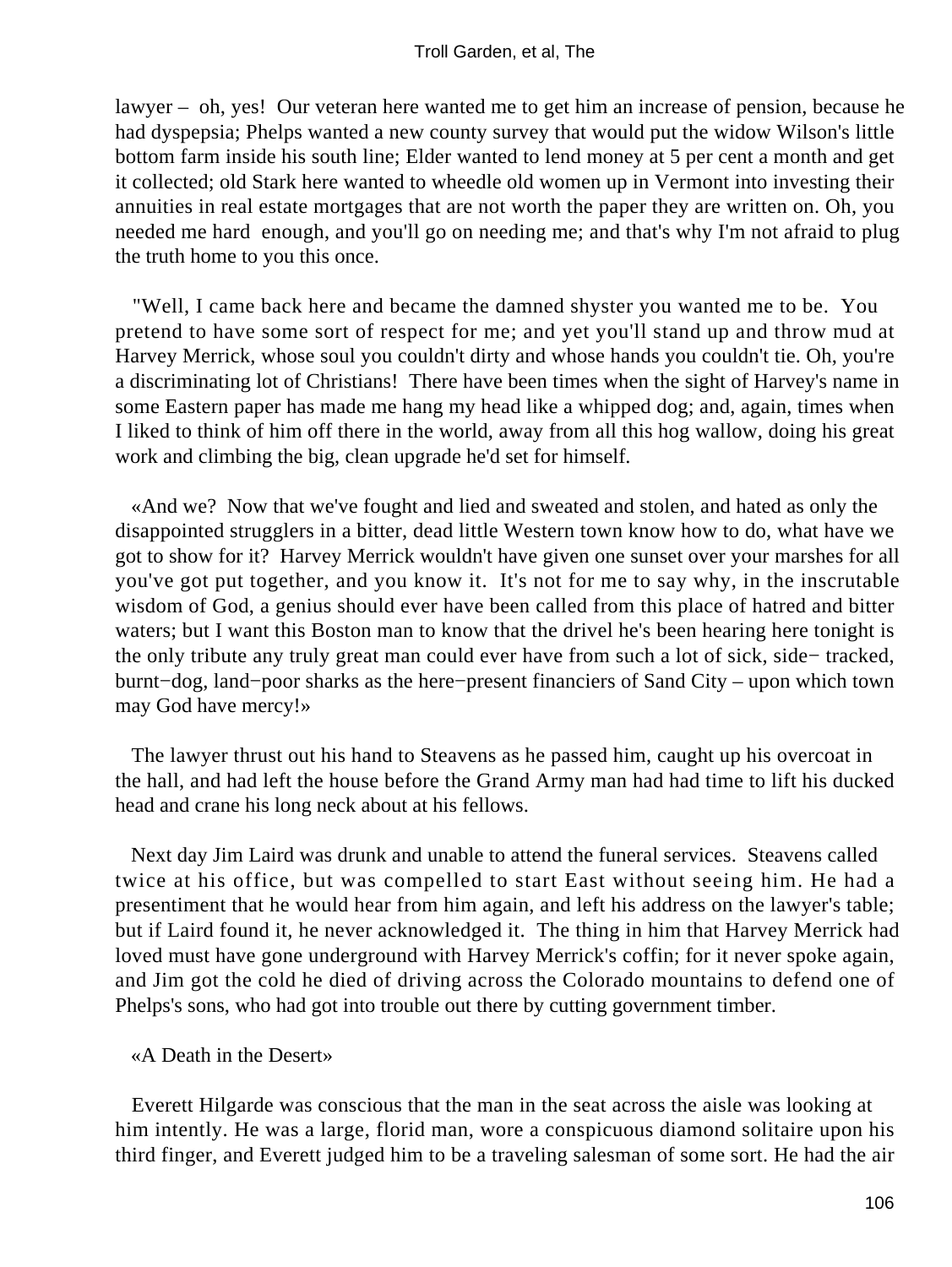lawyer – oh, yes! Our veteran here wanted me to get him an increase of pension, because he had dyspepsia; Phelps wanted a new county survey that would put the widow Wilson's little bottom farm inside his south line; Elder wanted to lend money at 5 per cent a month and get it collected; old Stark here wanted to wheedle old women up in Vermont into investing their annuities in real estate mortgages that are not worth the paper they are written on. Oh, you needed me hard enough, and you'll go on needing me; and that's why I'm not afraid to plug the truth home to you this once.

"Well, I came back here and became the damned shyster you wanted me to be. You pretend to have some sort of respect for me; and yet you'll stand up and throw mud at Harvey Merrick, whose soul you couldn't dirty and whose hands you couldn't tie. Oh, you're a discriminating lot of Christians! There have been times when the sight of Harvey's name in some Eastern paper has made me hang my head like a whipped dog; and, again, times when I liked to think of him off there in the world, away from all this hog wallow, doing his great work and climbing the big, clean upgrade he'd set for himself.

«And we? Now that we've fought and lied and sweated and stolen, and hated as only the disappointed strugglers in a bitter, dead little Western town know how to do, what have we got to show for it? Harvey Merrick wouldn't have given one sunset over your marshes for all you've got put together, and you know it. It's not for me to say why, in the inscrutable wisdom of God, a genius should ever have been called from this place of hatred and bitter waters; but I want this Boston man to know that the drivel he's been hearing here tonight is the only tribute any truly great man could ever have from such a lot of sick, side− tracked, burnt−dog, land−poor sharks as the here−present financiers of Sand City – upon which town may God have mercy!»

The lawyer thrust out his hand to Steavens as he passed him, caught up his overcoat in the hall, and had left the house before the Grand Army man had had time to lift his ducked head and crane his long neck about at his fellows.

Next day Jim Laird was drunk and unable to attend the funeral services. Steavens called twice at his office, but was compelled to start East without seeing him. He had a presentiment that he would hear from him again, and left his address on the lawyer's table; but if Laird found it, he never acknowledged it. The thing in him that Harvey Merrick had loved must have gone underground with Harvey Merrick's coffin; for it never spoke again, and Jim got the cold he died of driving across the Colorado mountains to defend one of Phelps's sons, who had got into trouble out there by cutting government timber.

«A Death in the Desert»

Everett Hilgarde was conscious that the man in the seat across the aisle was looking at him intently. He was a large, florid man, wore a conspicuous diamond solitaire upon his third finger, and Everett judged him to be a traveling salesman of some sort. He had the air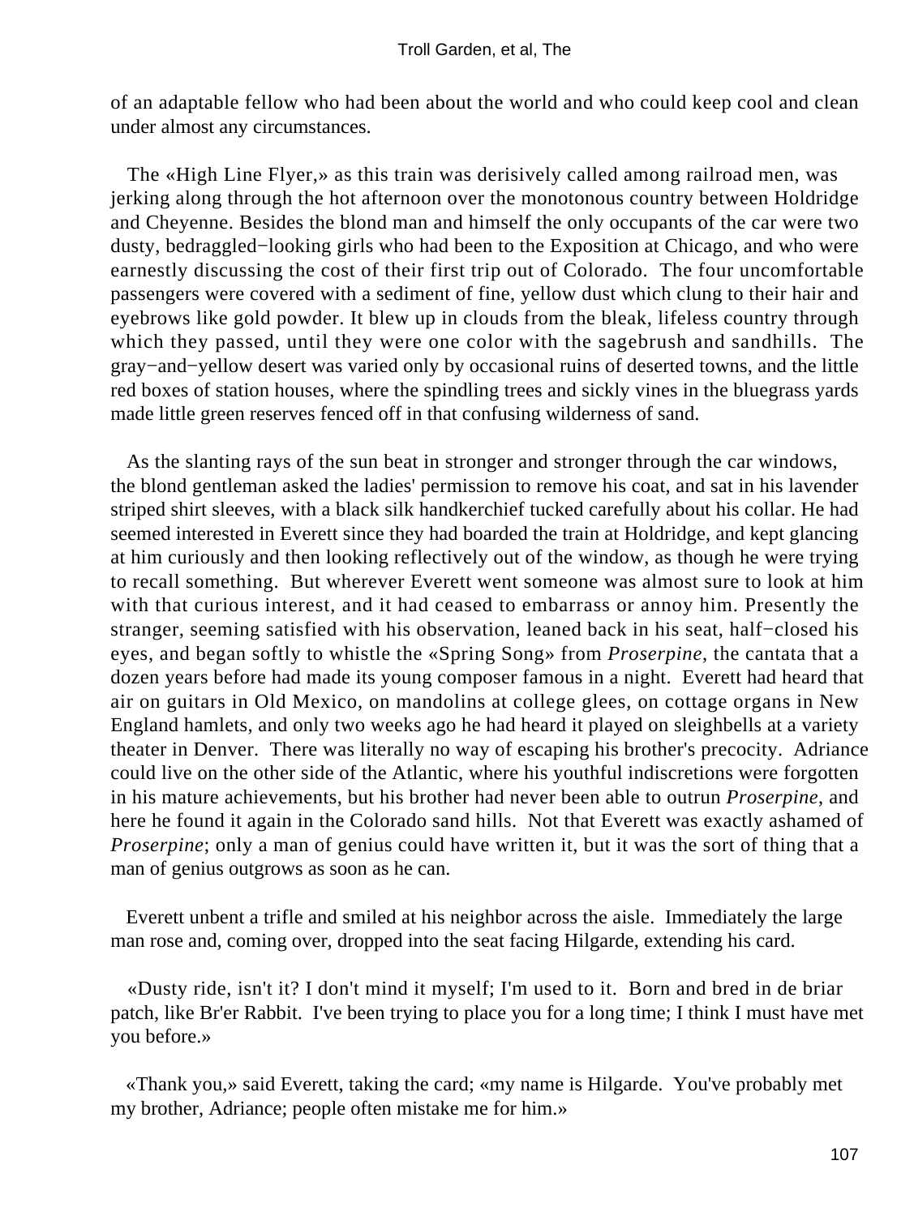of an adaptable fellow who had been about the world and who could keep cool and clean under almost any circumstances.

The «High Line Flyer,» as this train was derisively called among railroad men, was jerking along through the hot afternoon over the monotonous country between Holdridge and Cheyenne. Besides the blond man and himself the only occupants of the car were two dusty, bedraggled−looking girls who had been to the Exposition at Chicago, and who were earnestly discussing the cost of their first trip out of Colorado. The four uncomfortable passengers were covered with a sediment of fine, yellow dust which clung to their hair and eyebrows like gold powder. It blew up in clouds from the bleak, lifeless country through which they passed, until they were one color with the sagebrush and sandhills. The gray−and−yellow desert was varied only by occasional ruins of deserted towns, and the little red boxes of station houses, where the spindling trees and sickly vines in the bluegrass yards made little green reserves fenced off in that confusing wilderness of sand.

As the slanting rays of the sun beat in stronger and stronger through the car windows, the blond gentleman asked the ladies' permission to remove his coat, and sat in his lavender striped shirt sleeves, with a black silk handkerchief tucked carefully about his collar. He had seemed interested in Everett since they had boarded the train at Holdridge, and kept glancing at him curiously and then looking reflectively out of the window, as though he were trying to recall something. But wherever Everett went someone was almost sure to look at him with that curious interest, and it had ceased to embarrass or annoy him. Presently the stranger, seeming satisfied with his observation, leaned back in his seat, half−closed his eyes, and began softly to whistle the «Spring Song» from *Proserpine*, the cantata that a dozen years before had made its young composer famous in a night. Everett had heard that air on guitars in Old Mexico, on mandolins at college glees, on cottage organs in New England hamlets, and only two weeks ago he had heard it played on sleighbells at a variety theater in Denver. There was literally no way of escaping his brother's precocity. Adriance could live on the other side of the Atlantic, where his youthful indiscretions were forgotten in his mature achievements, but his brother had never been able to outrun *Proserpine*, and here he found it again in the Colorado sand hills. Not that Everett was exactly ashamed of *Proserpine*; only a man of genius could have written it, but it was the sort of thing that a man of genius outgrows as soon as he can.

Everett unbent a trifle and smiled at his neighbor across the aisle. Immediately the large man rose and, coming over, dropped into the seat facing Hilgarde, extending his card.

«Dusty ride, isn't it? I don't mind it myself; I'm used to it. Born and bred in de briar patch, like Br'er Rabbit. I've been trying to place you for a long time; I think I must have met you before.»

«Thank you,» said Everett, taking the card; «my name is Hilgarde. You've probably met my brother, Adriance; people often mistake me for him.»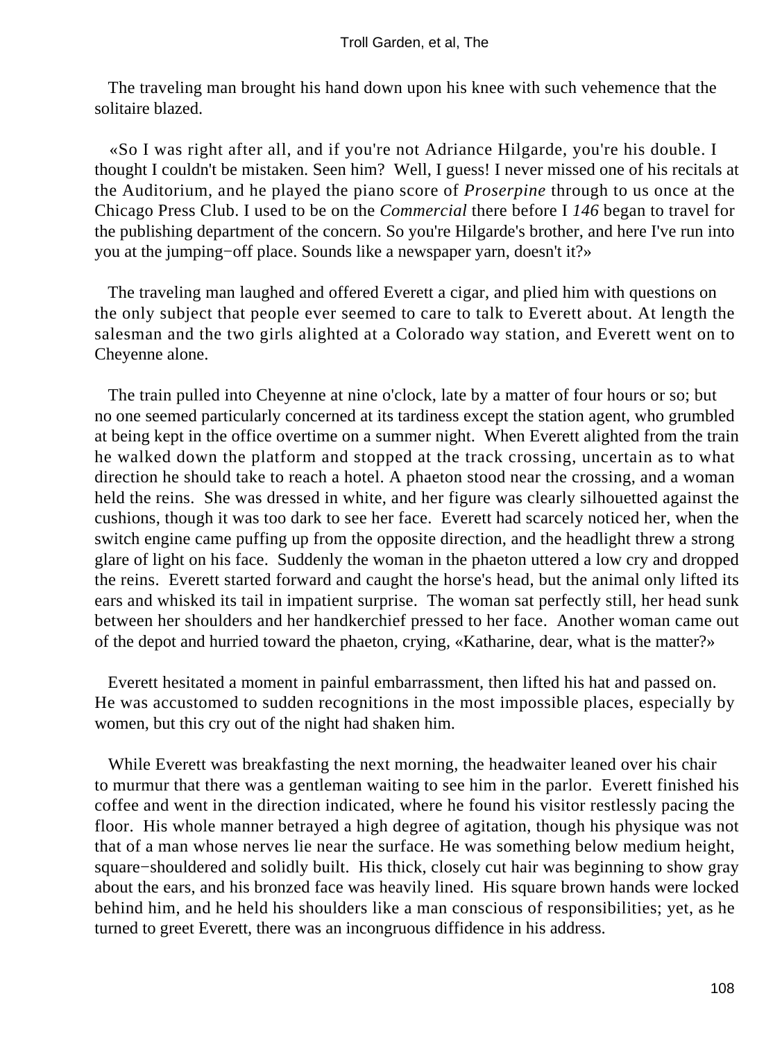The traveling man brought his hand down upon his knee with such vehemence that the solitaire blazed.

«So I was right after all, and if you're not Adriance Hilgarde, you're his double. I thought I couldn't be mistaken. Seen him? Well, I guess! I never missed one of his recitals at the Auditorium, and he played the piano score of *Proserpine* through to us once at the Chicago Press Club. I used to be on the *Commercial* there before I *146* began to travel for the publishing department of the concern. So you're Hilgarde's brother, and here I've run into you at the jumping−off place. Sounds like a newspaper yarn, doesn't it?»

The traveling man laughed and offered Everett a cigar, and plied him with questions on the only subject that people ever seemed to care to talk to Everett about. At length the salesman and the two girls alighted at a Colorado way station, and Everett went on to Cheyenne alone.

The train pulled into Cheyenne at nine o'clock, late by a matter of four hours or so; but no one seemed particularly concerned at its tardiness except the station agent, who grumbled at being kept in the office overtime on a summer night. When Everett alighted from the train he walked down the platform and stopped at the track crossing, uncertain as to what direction he should take to reach a hotel. A phaeton stood near the crossing, and a woman held the reins. She was dressed in white, and her figure was clearly silhouetted against the cushions, though it was too dark to see her face. Everett had scarcely noticed her, when the switch engine came puffing up from the opposite direction, and the headlight threw a strong glare of light on his face. Suddenly the woman in the phaeton uttered a low cry and dropped the reins. Everett started forward and caught the horse's head, but the animal only lifted its ears and whisked its tail in impatient surprise. The woman sat perfectly still, her head sunk between her shoulders and her handkerchief pressed to her face. Another woman came out of the depot and hurried toward the phaeton, crying, «Katharine, dear, what is the matter?»

Everett hesitated a moment in painful embarrassment, then lifted his hat and passed on. He was accustomed to sudden recognitions in the most impossible places, especially by women, but this cry out of the night had shaken him.

While Everett was breakfasting the next morning, the headwaiter leaned over his chair to murmur that there was a gentleman waiting to see him in the parlor. Everett finished his coffee and went in the direction indicated, where he found his visitor restlessly pacing the floor. His whole manner betrayed a high degree of agitation, though his physique was not that of a man whose nerves lie near the surface. He was something below medium height, square−shouldered and solidly built. His thick, closely cut hair was beginning to show gray about the ears, and his bronzed face was heavily lined. His square brown hands were locked behind him, and he held his shoulders like a man conscious of responsibilities; yet, as he turned to greet Everett, there was an incongruous diffidence in his address.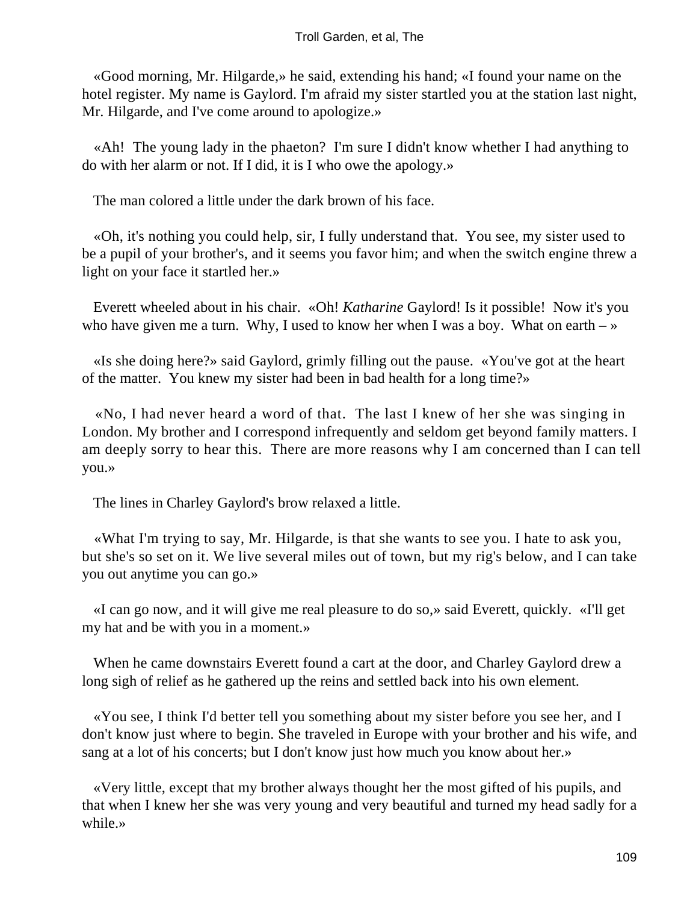«Good morning, Mr. Hilgarde,» he said, extending his hand; «I found your name on the hotel register. My name is Gaylord. I'm afraid my sister startled you at the station last night, Mr. Hilgarde, and I've come around to apologize.»

«Ah! The young lady in the phaeton? I'm sure I didn't know whether I had anything to do with her alarm or not. If I did, it is I who owe the apology.»

The man colored a little under the dark brown of his face.

«Oh, it's nothing you could help, sir, I fully understand that. You see, my sister used to be a pupil of your brother's, and it seems you favor him; and when the switch engine threw a light on your face it startled her.»

Everett wheeled about in his chair. «Oh! *Katharine* Gaylord! Is it possible! Now it's you who have given me a turn. Why, I used to know her when I was a boy. What on earth – »

«Is she doing here?» said Gaylord, grimly filling out the pause. «You've got at the heart of the matter. You knew my sister had been in bad health for a long time?»

«No, I had never heard a word of that. The last I knew of her she was singing in London. My brother and I correspond infrequently and seldom get beyond family matters. I am deeply sorry to hear this. There are more reasons why I am concerned than I can tell you.»

The lines in Charley Gaylord's brow relaxed a little.

«What I'm trying to say, Mr. Hilgarde, is that she wants to see you. I hate to ask you, but she's so set on it. We live several miles out of town, but my rig's below, and I can take you out anytime you can go.»

«I can go now, and it will give me real pleasure to do so,» said Everett, quickly. «I'll get my hat and be with you in a moment.»

When he came downstairs Everett found a cart at the door, and Charley Gaylord drew a long sigh of relief as he gathered up the reins and settled back into his own element.

«You see, I think I'd better tell you something about my sister before you see her, and I don't know just where to begin. She traveled in Europe with your brother and his wife, and sang at a lot of his concerts; but I don't know just how much you know about her.»

«Very little, except that my brother always thought her the most gifted of his pupils, and that when I knew her she was very young and very beautiful and turned my head sadly for a while.»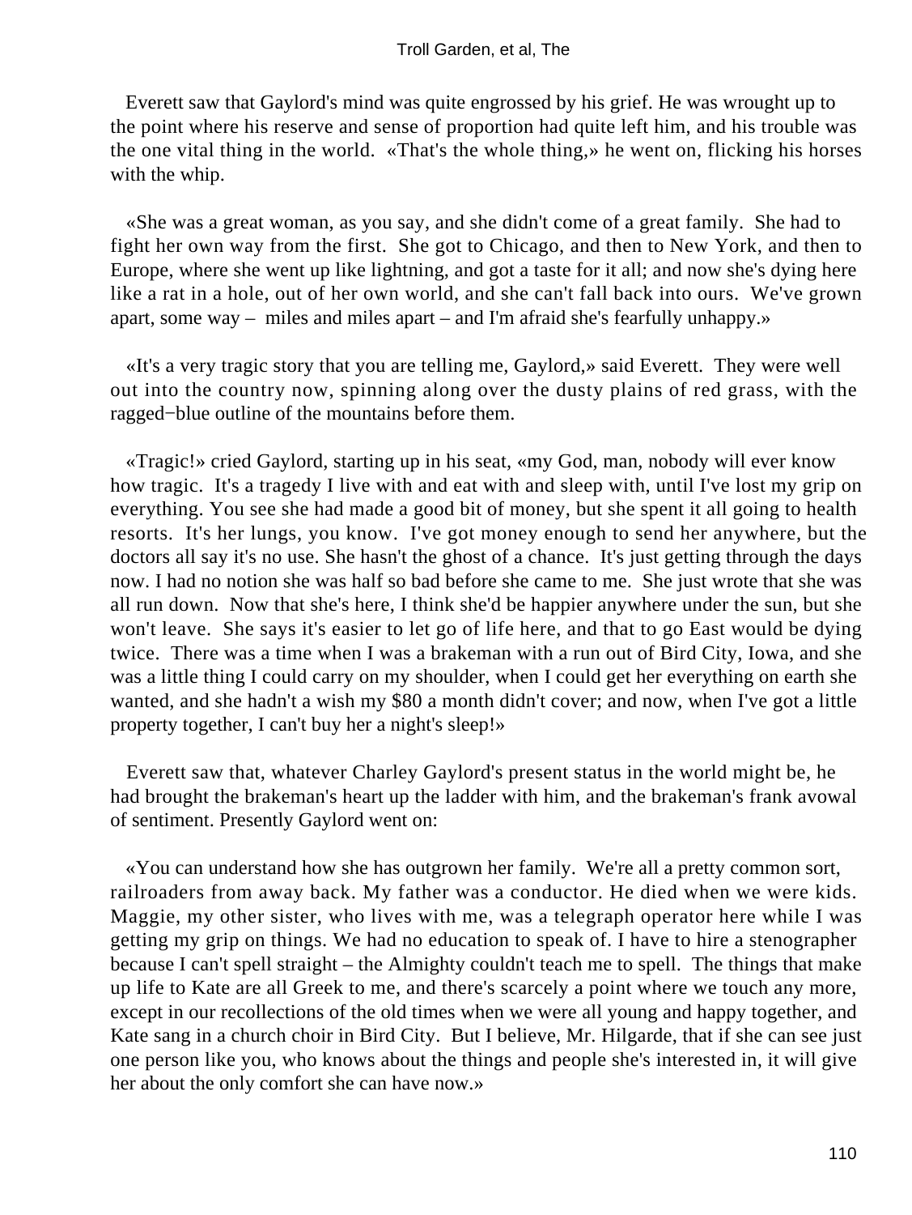Everett saw that Gaylord's mind was quite engrossed by his grief. He was wrought up to the point where his reserve and sense of proportion had quite left him, and his trouble was the one vital thing in the world. «That's the whole thing,» he went on, flicking his horses with the whip.

«She was a great woman, as you say, and she didn't come of a great family. She had to fight her own way from the first. She got to Chicago, and then to New York, and then to Europe, where she went up like lightning, and got a taste for it all; and now she's dying here like a rat in a hole, out of her own world, and she can't fall back into ours. We've grown apart, some way – miles and miles apart – and I'm afraid she's fearfully unhappy.»

«It's a very tragic story that you are telling me, Gaylord,» said Everett. They were well out into the country now, spinning along over the dusty plains of red grass, with the ragged−blue outline of the mountains before them.

«Tragic!» cried Gaylord, starting up in his seat, «my God, man, nobody will ever know how tragic. It's a tragedy I live with and eat with and sleep with, until I've lost my grip on everything. You see she had made a good bit of money, but she spent it all going to health resorts. It's her lungs, you know. I've got money enough to send her anywhere, but the doctors all say it's no use. She hasn't the ghost of a chance. It's just getting through the days now. I had no notion she was half so bad before she came to me. She just wrote that she was all run down. Now that she's here, I think she'd be happier anywhere under the sun, but she won't leave. She says it's easier to let go of life here, and that to go East would be dying twice. There was a time when I was a brakeman with a run out of Bird City, Iowa, and she was a little thing I could carry on my shoulder, when I could get her everything on earth she wanted, and she hadn't a wish my $80 a month didn't cover; and now, when I've got a little property together, I can't buy her a night's sleep!»

Everett saw that, whatever Charley Gaylord's present status in the world might be, he had brought the brakeman's heart up the ladder with him, and the brakeman's frank avowal of sentiment. Presently Gaylord went on:

«You can understand how she has outgrown her family. We're all a pretty common sort, railroaders from away back. My father was a conductor. He died when we were kids. Maggie, my other sister, who lives with me, was a telegraph operator here while I was getting my grip on things. We had no education to speak of. I have to hire a stenographer because I can't spell straight – the Almighty couldn't teach me to spell. The things that make up life to Kate are all Greek to me, and there's scarcely a point where we touch any more, except in our recollections of the old times when we were all young and happy together, and Kate sang in a church choir in Bird City. But I believe, Mr. Hilgarde, that if she can see just one person like you, who knows about the things and people she's interested in, it will give her about the only comfort she can have now.»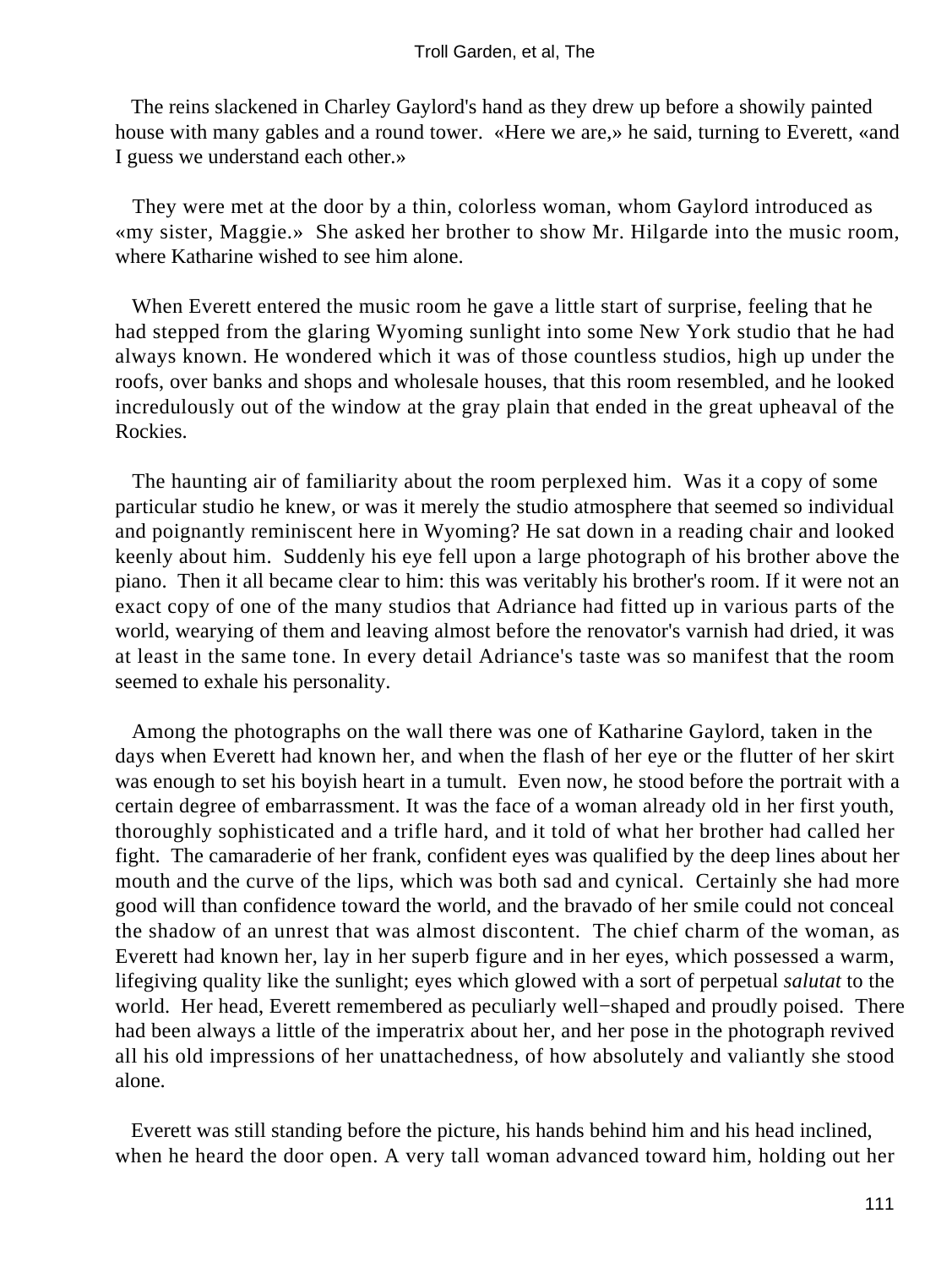The reins slackened in Charley Gaylord's hand as they drew up before a showily painted house with many gables and a round tower. «Here we are,» he said, turning to Everett, «and I guess we understand each other.»

They were met at the door by a thin, colorless woman, whom Gaylord introduced as «my sister, Maggie.» She asked her brother to show Mr. Hilgarde into the music room, where Katharine wished to see him alone.

When Everett entered the music room he gave a little start of surprise, feeling that he had stepped from the glaring Wyoming sunlight into some New York studio that he had always known. He wondered which it was of those countless studios, high up under the roofs, over banks and shops and wholesale houses, that this room resembled, and he looked incredulously out of the window at the gray plain that ended in the great upheaval of the Rockies.

The haunting air of familiarity about the room perplexed him. Was it a copy of some particular studio he knew, or was it merely the studio atmosphere that seemed so individual and poignantly reminiscent here in Wyoming? He sat down in a reading chair and looked keenly about him. Suddenly his eye fell upon a large photograph of his brother above the piano. Then it all became clear to him: this was veritably his brother's room. If it were not an exact copy of one of the many studios that Adriance had fitted up in various parts of the world, wearying of them and leaving almost before the renovator's varnish had dried, it was at least in the same tone. In every detail Adriance's taste was so manifest that the room seemed to exhale his personality.

Among the photographs on the wall there was one of Katharine Gaylord, taken in the days when Everett had known her, and when the flash of her eye or the flutter of her skirt was enough to set his boyish heart in a tumult. Even now, he stood before the portrait with a certain degree of embarrassment. It was the face of a woman already old in her first youth, thoroughly sophisticated and a trifle hard, and it told of what her brother had called her fight. The camaraderie of her frank, confident eyes was qualified by the deep lines about her mouth and the curve of the lips, which was both sad and cynical. Certainly she had more good will than confidence toward the world, and the bravado of her smile could not conceal the shadow of an unrest that was almost discontent. The chief charm of the woman, as Everett had known her, lay in her superb figure and in her eyes, which possessed a warm, lifegiving quality like the sunlight; eyes which glowed with a sort of perpetual *salutat* to the world. Her head, Everett remembered as peculiarly well−shaped and proudly poised. There had been always a little of the imperatrix about her, and her pose in the photograph revived all his old impressions of her unattachedness, of how absolutely and valiantly she stood alone.

Everett was still standing before the picture, his hands behind him and his head inclined, when he heard the door open. A very tall woman advanced toward him, holding out her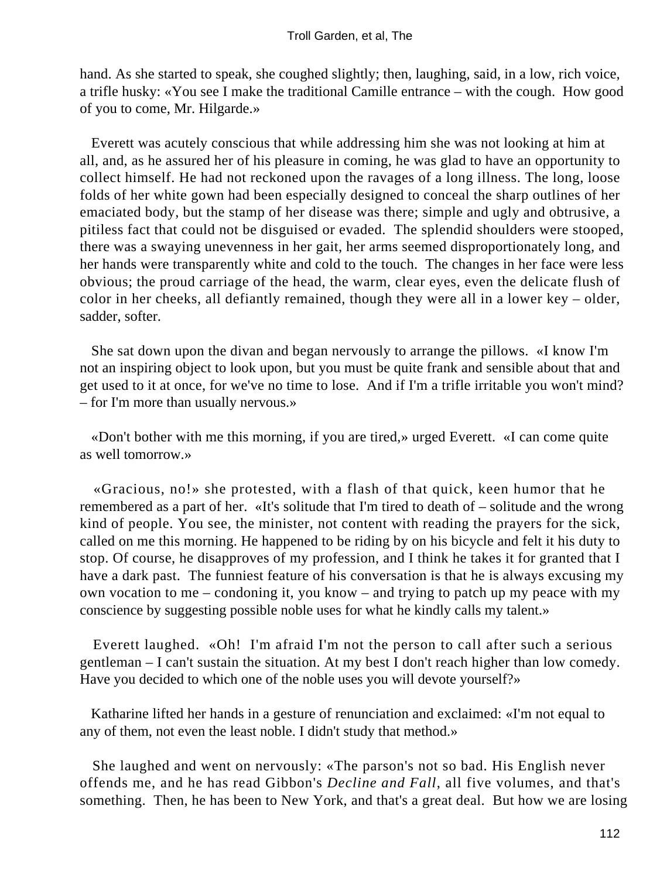hand. As she started to speak, she coughed slightly; then, laughing, said, in a low, rich voice, a trifle husky: «You see I make the traditional Camille entrance – with the cough. How good of you to come, Mr. Hilgarde.»

Everett was acutely conscious that while addressing him she was not looking at him at all, and, as he assured her of his pleasure in coming, he was glad to have an opportunity to collect himself. He had not reckoned upon the ravages of a long illness. The long, loose folds of her white gown had been especially designed to conceal the sharp outlines of her emaciated body, but the stamp of her disease was there; simple and ugly and obtrusive, a pitiless fact that could not be disguised or evaded. The splendid shoulders were stooped, there was a swaying unevenness in her gait, her arms seemed disproportionately long, and her hands were transparently white and cold to the touch. The changes in her face were less obvious; the proud carriage of the head, the warm, clear eyes, even the delicate flush of color in her cheeks, all defiantly remained, though they were all in a lower key – older, sadder, softer.

She sat down upon the divan and began nervously to arrange the pillows. «I know I'm not an inspiring object to look upon, but you must be quite frank and sensible about that and get used to it at once, for we've no time to lose. And if I'm a trifle irritable you won't mind? – for I'm more than usually nervous.»

«Don't bother with me this morning, if you are tired,» urged Everett. «I can come quite as well tomorrow.»

«Gracious, no!» she protested, with a flash of that quick, keen humor that he remembered as a part of her. «It's solitude that I'm tired to death of – solitude and the wrong kind of people. You see, the minister, not content with reading the prayers for the sick, called on me this morning. He happened to be riding by on his bicycle and felt it his duty to stop. Of course, he disapproves of my profession, and I think he takes it for granted that I have a dark past. The funniest feature of his conversation is that he is always excusing my own vocation to me – condoning it, you know – and trying to patch up my peace with my conscience by suggesting possible noble uses for what he kindly calls my talent.»

Everett laughed. «Oh! I'm afraid I'm not the person to call after such a serious gentleman – I can't sustain the situation. At my best I don't reach higher than low comedy. Have you decided to which one of the noble uses you will devote yourself?»

Katharine lifted her hands in a gesture of renunciation and exclaimed: «I'm not equal to any of them, not even the least noble. I didn't study that method.»

She laughed and went on nervously: «The parson's not so bad. His English never offends me, and he has read Gibbon's *Decline and Fall*, all five volumes, and that's something. Then, he has been to New York, and that's a great deal. But how we are losing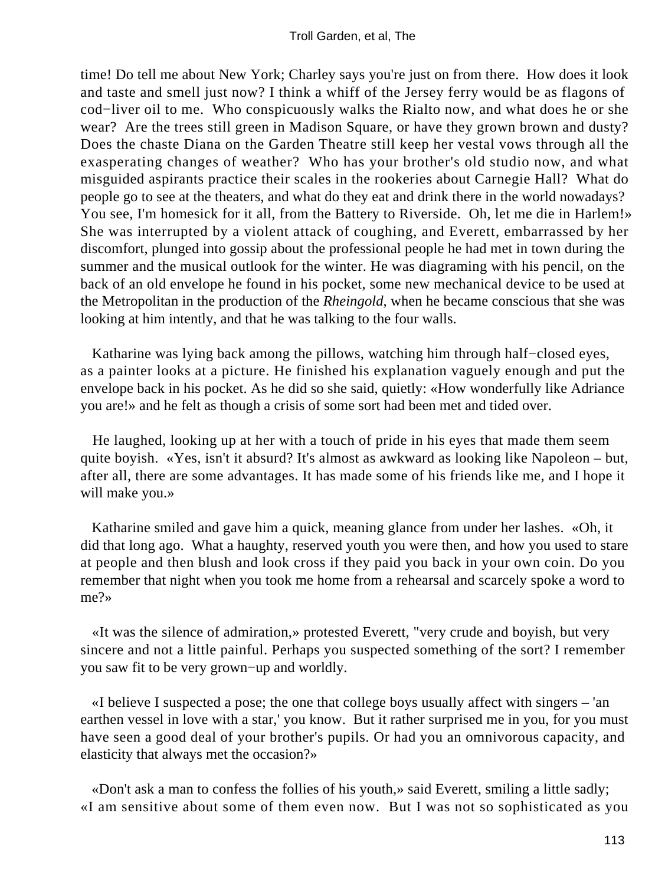time! Do tell me about New York; Charley says you're just on from there. How does it look and taste and smell just now? I think a whiff of the Jersey ferry would be as flagons of cod−liver oil to me. Who conspicuously walks the Rialto now, and what does he or she wear? Are the trees still green in Madison Square, or have they grown brown and dusty? Does the chaste Diana on the Garden Theatre still keep her vestal vows through all the exasperating changes of weather? Who has your brother's old studio now, and what misguided aspirants practice their scales in the rookeries about Carnegie Hall? What do people go to see at the theaters, and what do they eat and drink there in the world nowadays? You see, I'm homesick for it all, from the Battery to Riverside. Oh, let me die in Harlem!» She was interrupted by a violent attack of coughing, and Everett, embarrassed by her discomfort, plunged into gossip about the professional people he had met in town during the summer and the musical outlook for the winter. He was diagraming with his pencil, on the back of an old envelope he found in his pocket, some new mechanical device to be used at the Metropolitan in the production of the *Rheingold*, when he became conscious that she was looking at him intently, and that he was talking to the four walls.

Katharine was lying back among the pillows, watching him through half−closed eyes, as a painter looks at a picture. He finished his explanation vaguely enough and put the envelope back in his pocket. As he did so she said, quietly: «How wonderfully like Adriance you are!» and he felt as though a crisis of some sort had been met and tided over.

He laughed, looking up at her with a touch of pride in his eyes that made them seem quite boyish. «Yes, isn't it absurd? It's almost as awkward as looking like Napoleon – but, after all, there are some advantages. It has made some of his friends like me, and I hope it will make you.»

Katharine smiled and gave him a quick, meaning glance from under her lashes. «Oh, it did that long ago. What a haughty, reserved youth you were then, and how you used to stare at people and then blush and look cross if they paid you back in your own coin. Do you remember that night when you took me home from a rehearsal and scarcely spoke a word to me?»

«It was the silence of admiration,» protested Everett, "very crude and boyish, but very sincere and not a little painful. Perhaps you suspected something of the sort? I remember you saw fit to be very grown−up and worldly.

«I believe I suspected a pose; the one that college boys usually affect with singers – 'an earthen vessel in love with a star,' you know. But it rather surprised me in you, for you must have seen a good deal of your brother's pupils. Or had you an omnivorous capacity, and elasticity that always met the occasion?»

«Don't ask a man to confess the follies of his youth,» said Everett, smiling a little sadly; «I am sensitive about some of them even now. But I was not so sophisticated as you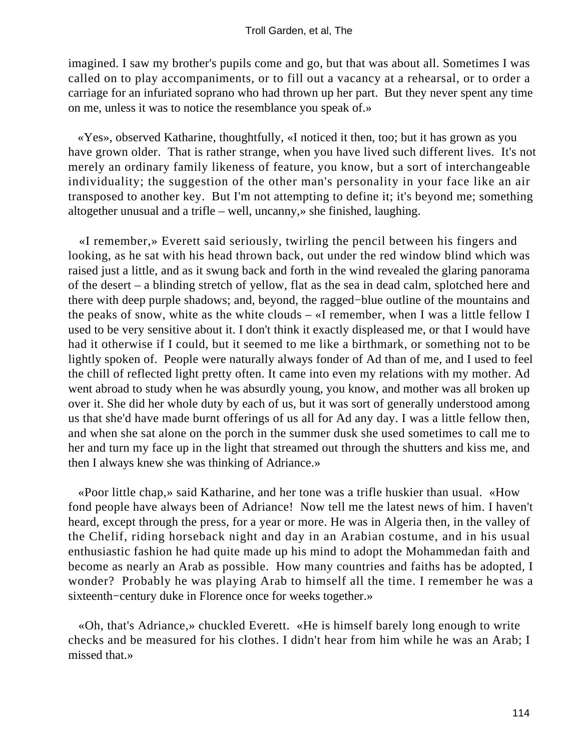imagined. I saw my brother's pupils come and go, but that was about all. Sometimes I was called on to play accompaniments, or to fill out a vacancy at a rehearsal, or to order a carriage for an infuriated soprano who had thrown up her part. But they never spent any time on me, unless it was to notice the resemblance you speak of.»

«Yes», observed Katharine, thoughtfully, «I noticed it then, too; but it has grown as you have grown older. That is rather strange, when you have lived such different lives. It's not merely an ordinary family likeness of feature, you know, but a sort of interchangeable individuality; the suggestion of the other man's personality in your face like an air transposed to another key. But I'm not attempting to define it; it's beyond me; something altogether unusual and a trifle – well, uncanny,» she finished, laughing.

«I remember,» Everett said seriously, twirling the pencil between his fingers and looking, as he sat with his head thrown back, out under the red window blind which was raised just a little, and as it swung back and forth in the wind revealed the glaring panorama of the desert – a blinding stretch of yellow, flat as the sea in dead calm, splotched here and there with deep purple shadows; and, beyond, the ragged−blue outline of the mountains and the peaks of snow, white as the white clouds – «I remember, when I was a little fellow I used to be very sensitive about it. I don't think it exactly displeased me, or that I would have had it otherwise if I could, but it seemed to me like a birthmark, or something not to be lightly spoken of. People were naturally always fonder of Ad than of me, and I used to feel the chill of reflected light pretty often. It came into even my relations with my mother. Ad went abroad to study when he was absurdly young, you know, and mother was all broken up over it. She did her whole duty by each of us, but it was sort of generally understood among us that she'd have made burnt offerings of us all for Ad any day. I was a little fellow then, and when she sat alone on the porch in the summer dusk she used sometimes to call me to her and turn my face up in the light that streamed out through the shutters and kiss me, and then I always knew she was thinking of Adriance.»

«Poor little chap,» said Katharine, and her tone was a trifle huskier than usual. «How fond people have always been of Adriance! Now tell me the latest news of him. I haven't heard, except through the press, for a year or more. He was in Algeria then, in the valley of the Chelif, riding horseback night and day in an Arabian costume, and in his usual enthusiastic fashion he had quite made up his mind to adopt the Mohammedan faith and become as nearly an Arab as possible. How many countries and faiths has be adopted, I wonder? Probably he was playing Arab to himself all the time. I remember he was a sixteenth−century duke in Florence once for weeks together.»

«Oh, that's Adriance,» chuckled Everett. «He is himself barely long enough to write checks and be measured for his clothes. I didn't hear from him while he was an Arab; I missed that.»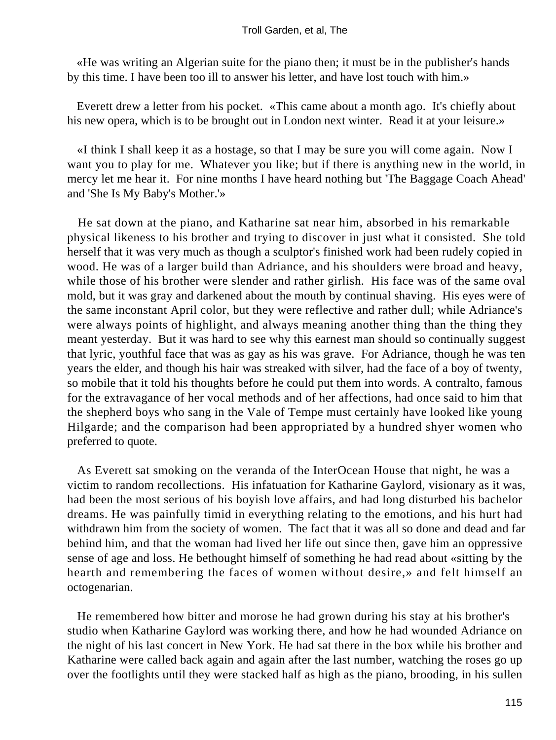«He was writing an Algerian suite for the piano then; it must be in the publisher's hands by this time. I have been too ill to answer his letter, and have lost touch with him.»

Everett drew a letter from his pocket. «This came about a month ago. It's chiefly about his new opera, which is to be brought out in London next winter. Read it at your leisure.»

«I think I shall keep it as a hostage, so that I may be sure you will come again. Now I want you to play for me. Whatever you like; but if there is anything new in the world, in mercy let me hear it. For nine months I have heard nothing but 'The Baggage Coach Ahead' and 'She Is My Baby's Mother.'»

He sat down at the piano, and Katharine sat near him, absorbed in his remarkable physical likeness to his brother and trying to discover in just what it consisted. She told herself that it was very much as though a sculptor's finished work had been rudely copied in wood. He was of a larger build than Adriance, and his shoulders were broad and heavy, while those of his brother were slender and rather girlish. His face was of the same oval mold, but it was gray and darkened about the mouth by continual shaving. His eyes were of the same inconstant April color, but they were reflective and rather dull; while Adriance's were always points of highlight, and always meaning another thing than the thing they meant yesterday. But it was hard to see why this earnest man should so continually suggest that lyric, youthful face that was as gay as his was grave. For Adriance, though he was ten years the elder, and though his hair was streaked with silver, had the face of a boy of twenty, so mobile that it told his thoughts before he could put them into words. A contralto, famous for the extravagance of her vocal methods and of her affections, had once said to him that the shepherd boys who sang in the Vale of Tempe must certainly have looked like young Hilgarde; and the comparison had been appropriated by a hundred shyer women who preferred to quote.

As Everett sat smoking on the veranda of the InterOcean House that night, he was a victim to random recollections. His infatuation for Katharine Gaylord, visionary as it was, had been the most serious of his boyish love affairs, and had long disturbed his bachelor dreams. He was painfully timid in everything relating to the emotions, and his hurt had withdrawn him from the society of women. The fact that it was all so done and dead and far behind him, and that the woman had lived her life out since then, gave him an oppressive sense of age and loss. He bethought himself of something he had read about «sitting by the hearth and remembering the faces of women without desire,» and felt himself an octogenarian.

He remembered how bitter and morose he had grown during his stay at his brother's studio when Katharine Gaylord was working there, and how he had wounded Adriance on the night of his last concert in New York. He had sat there in the box while his brother and Katharine were called back again and again after the last number, watching the roses go up over the footlights until they were stacked half as high as the piano, brooding, in his sullen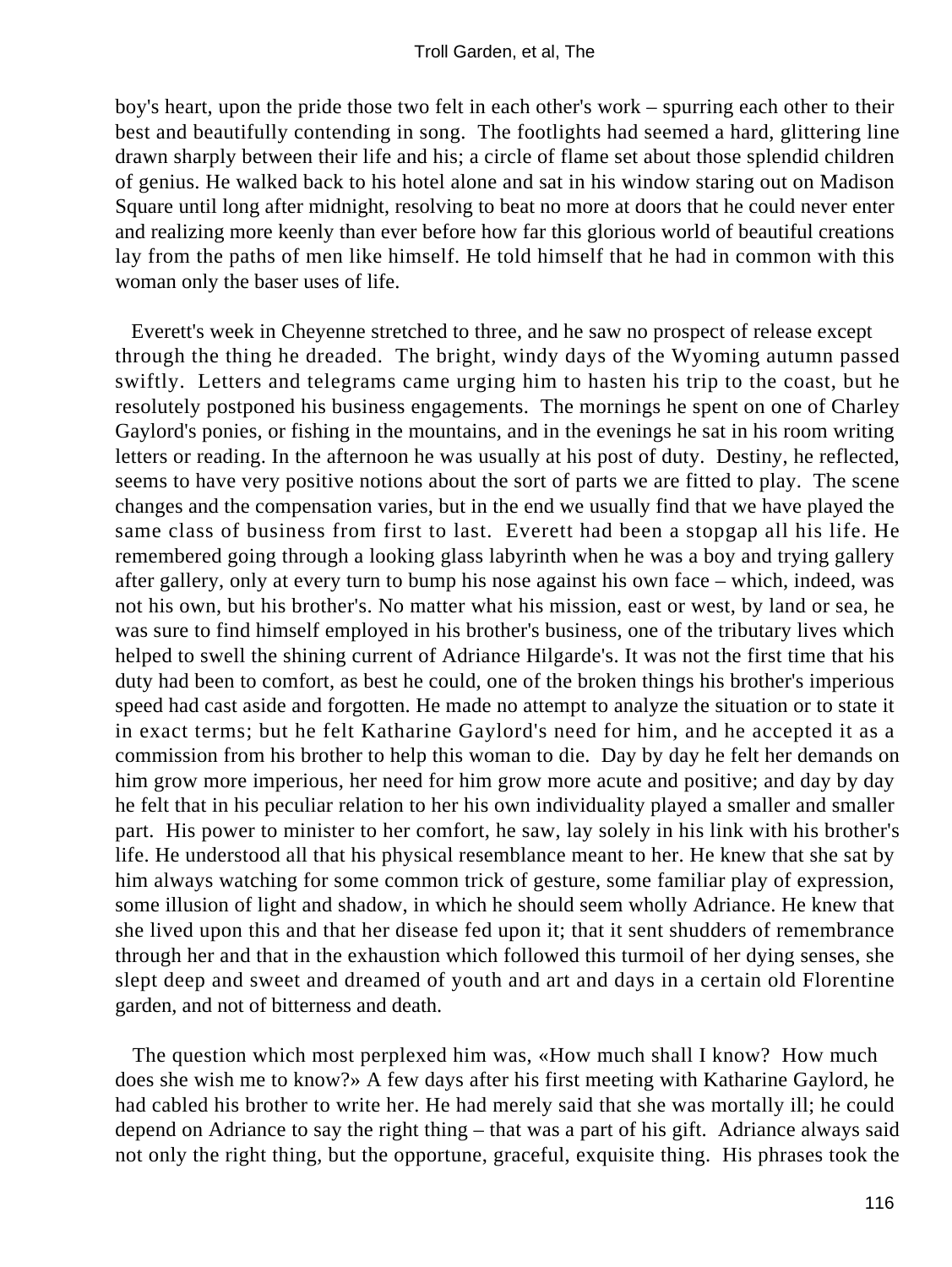boy's heart, upon the pride those two felt in each other's work – spurring each other to their best and beautifully contending in song. The footlights had seemed a hard, glittering line drawn sharply between their life and his; a circle of flame set about those splendid children of genius. He walked back to his hotel alone and sat in his window staring out on Madison Square until long after midnight, resolving to beat no more at doors that he could never enter and realizing more keenly than ever before how far this glorious world of beautiful creations lay from the paths of men like himself. He told himself that he had in common with this woman only the baser uses of life.

Everett's week in Cheyenne stretched to three, and he saw no prospect of release except through the thing he dreaded. The bright, windy days of the Wyoming autumn passed swiftly. Letters and telegrams came urging him to hasten his trip to the coast, but he resolutely postponed his business engagements. The mornings he spent on one of Charley Gaylord's ponies, or fishing in the mountains, and in the evenings he sat in his room writing letters or reading. In the afternoon he was usually at his post of duty. Destiny, he reflected, seems to have very positive notions about the sort of parts we are fitted to play. The scene changes and the compensation varies, but in the end we usually find that we have played the same class of business from first to last. Everett had been a stopgap all his life. He remembered going through a looking glass labyrinth when he was a boy and trying gallery after gallery, only at every turn to bump his nose against his own face – which, indeed, was not his own, but his brother's. No matter what his mission, east or west, by land or sea, he was sure to find himself employed in his brother's business, one of the tributary lives which helped to swell the shining current of Adriance Hilgarde's. It was not the first time that his duty had been to comfort, as best he could, one of the broken things his brother's imperious speed had cast aside and forgotten. He made no attempt to analyze the situation or to state it in exact terms; but he felt Katharine Gaylord's need for him, and he accepted it as a commission from his brother to help this woman to die. Day by day he felt her demands on him grow more imperious, her need for him grow more acute and positive; and day by day he felt that in his peculiar relation to her his own individuality played a smaller and smaller part. His power to minister to her comfort, he saw, lay solely in his link with his brother's life. He understood all that his physical resemblance meant to her. He knew that she sat by him always watching for some common trick of gesture, some familiar play of expression, some illusion of light and shadow, in which he should seem wholly Adriance. He knew that she lived upon this and that her disease fed upon it; that it sent shudders of remembrance through her and that in the exhaustion which followed this turmoil of her dying senses, she slept deep and sweet and dreamed of youth and art and days in a certain old Florentine garden, and not of bitterness and death.

The question which most perplexed him was, «How much shall I know? How much does she wish me to know?» A few days after his first meeting with Katharine Gaylord, he had cabled his brother to write her. He had merely said that she was mortally ill; he could depend on Adriance to say the right thing – that was a part of his gift. Adriance always said not only the right thing, but the opportune, graceful, exquisite thing. His phrases took the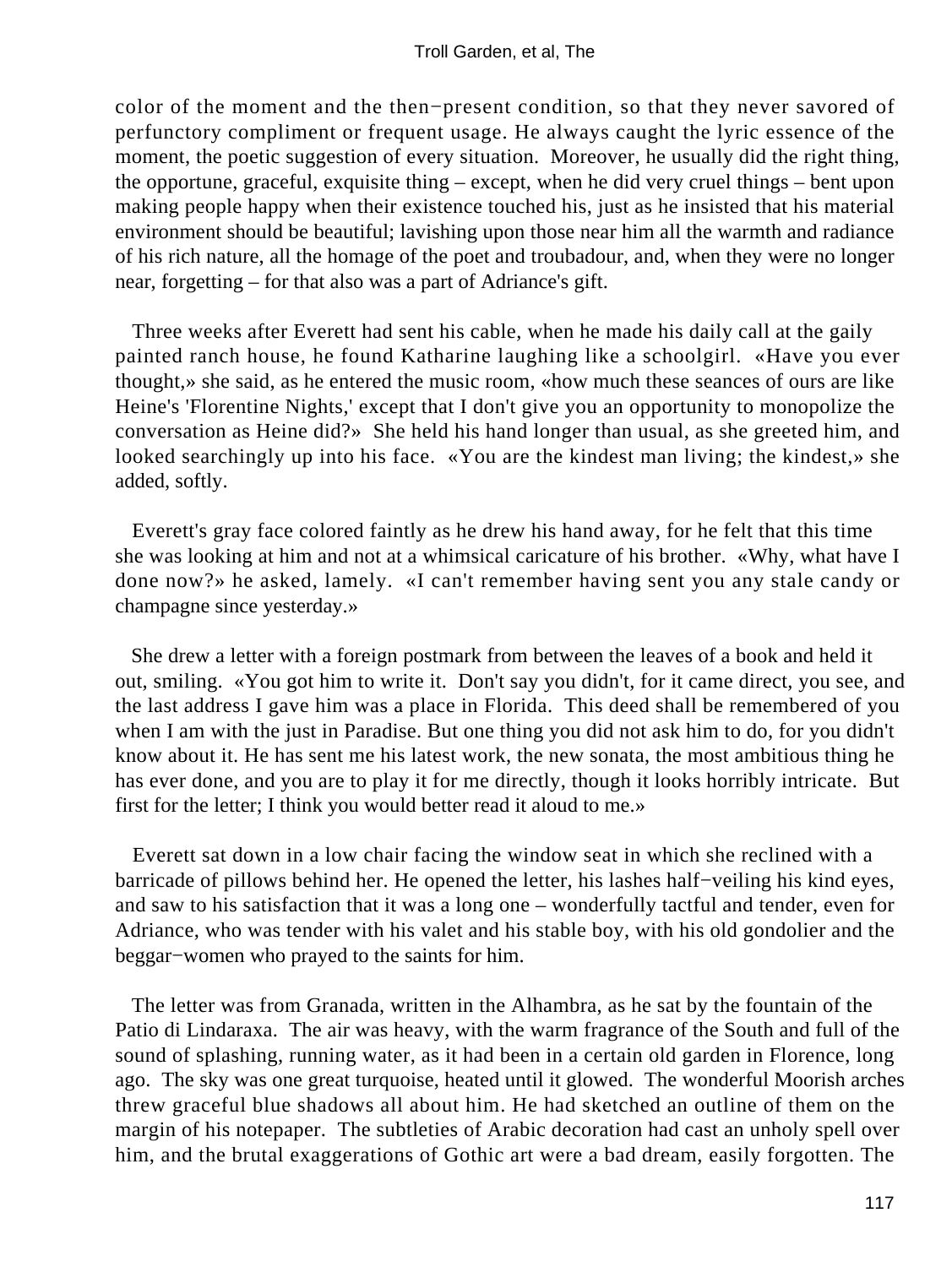color of the moment and the then−present condition, so that they never savored of perfunctory compliment or frequent usage. He always caught the lyric essence of the moment, the poetic suggestion of every situation. Moreover, he usually did the right thing, the opportune, graceful, exquisite thing – except, when he did very cruel things – bent upon making people happy when their existence touched his, just as he insisted that his material environment should be beautiful; lavishing upon those near him all the warmth and radiance of his rich nature, all the homage of the poet and troubadour, and, when they were no longer near, forgetting – for that also was a part of Adriance's gift.

Three weeks after Everett had sent his cable, when he made his daily call at the gaily painted ranch house, he found Katharine laughing like a schoolgirl. «Have you ever thought,» she said, as he entered the music room, «how much these seances of ours are like Heine's 'Florentine Nights,' except that I don't give you an opportunity to monopolize the conversation as Heine did?» She held his hand longer than usual, as she greeted him, and looked searchingly up into his face. «You are the kindest man living; the kindest,» she added, softly.

Everett's gray face colored faintly as he drew his hand away, for he felt that this time she was looking at him and not at a whimsical caricature of his brother. «Why, what have I done now?» he asked, lamely. «I can't remember having sent you any stale candy or champagne since yesterday.»

She drew a letter with a foreign postmark from between the leaves of a book and held it out, smiling. «You got him to write it. Don't say you didn't, for it came direct, you see, and the last address I gave him was a place in Florida. This deed shall be remembered of you when I am with the just in Paradise. But one thing you did not ask him to do, for you didn't know about it. He has sent me his latest work, the new sonata, the most ambitious thing he has ever done, and you are to play it for me directly, though it looks horribly intricate. But first for the letter; I think you would better read it aloud to me.»

Everett sat down in a low chair facing the window seat in which she reclined with a barricade of pillows behind her. He opened the letter, his lashes half−veiling his kind eyes, and saw to his satisfaction that it was a long one – wonderfully tactful and tender, even for Adriance, who was tender with his valet and his stable boy, with his old gondolier and the beggar−women who prayed to the saints for him.

The letter was from Granada, written in the Alhambra, as he sat by the fountain of the Patio di Lindaraxa. The air was heavy, with the warm fragrance of the South and full of the sound of splashing, running water, as it had been in a certain old garden in Florence, long ago. The sky was one great turquoise, heated until it glowed. The wonderful Moorish arches threw graceful blue shadows all about him. He had sketched an outline of them on the margin of his notepaper. The subtleties of Arabic decoration had cast an unholy spell over him, and the brutal exaggerations of Gothic art were a bad dream, easily forgotten. The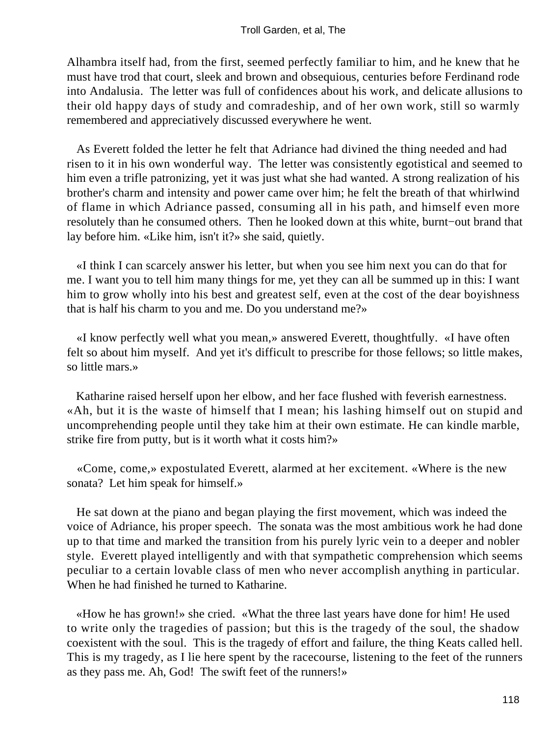Alhambra itself had, from the first, seemed perfectly familiar to him, and he knew that he must have trod that court, sleek and brown and obsequious, centuries before Ferdinand rode into Andalusia. The letter was full of confidences about his work, and delicate allusions to their old happy days of study and comradeship, and of her own work, still so warmly remembered and appreciatively discussed everywhere he went.

As Everett folded the letter he felt that Adriance had divined the thing needed and had risen to it in his own wonderful way. The letter was consistently egotistical and seemed to him even a trifle patronizing, yet it was just what she had wanted. A strong realization of his brother's charm and intensity and power came over him; he felt the breath of that whirlwind of flame in which Adriance passed, consuming all in his path, and himself even more resolutely than he consumed others. Then he looked down at this white, burnt−out brand that lay before him. «Like him, isn't it?» she said, quietly.

«I think I can scarcely answer his letter, but when you see him next you can do that for me. I want you to tell him many things for me, yet they can all be summed up in this: I want him to grow wholly into his best and greatest self, even at the cost of the dear boyishness that is half his charm to you and me. Do you understand me?»

«I know perfectly well what you mean,» answered Everett, thoughtfully. «I have often felt so about him myself. And yet it's difficult to prescribe for those fellows; so little makes, so little mars.»

Katharine raised herself upon her elbow, and her face flushed with feverish earnestness. «Ah, but it is the waste of himself that I mean; his lashing himself out on stupid and uncomprehending people until they take him at their own estimate. He can kindle marble, strike fire from putty, but is it worth what it costs him?»

«Come, come,» expostulated Everett, alarmed at her excitement. «Where is the new sonata? Let him speak for himself.»

He sat down at the piano and began playing the first movement, which was indeed the voice of Adriance, his proper speech. The sonata was the most ambitious work he had done up to that time and marked the transition from his purely lyric vein to a deeper and nobler style. Everett played intelligently and with that sympathetic comprehension which seems peculiar to a certain lovable class of men who never accomplish anything in particular. When he had finished he turned to Katharine.

«How he has grown!» she cried. «What the three last years have done for him! He used to write only the tragedies of passion; but this is the tragedy of the soul, the shadow coexistent with the soul. This is the tragedy of effort and failure, the thing Keats called hell. This is my tragedy, as I lie here spent by the racecourse, listening to the feet of the runners as they pass me. Ah, God! The swift feet of the runners!»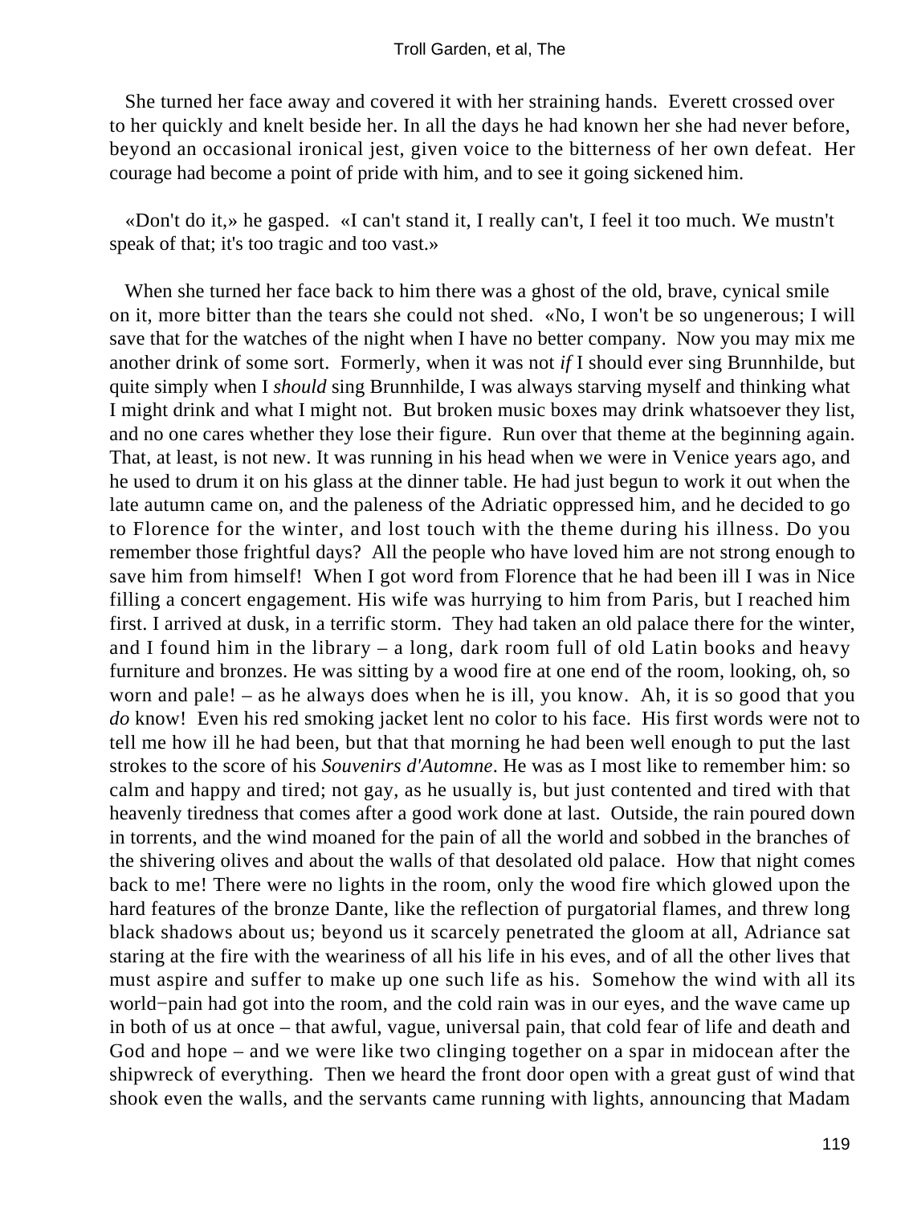She turned her face away and covered it with her straining hands. Everett crossed over to her quickly and knelt beside her. In all the days he had known her she had never before, beyond an occasional ironical jest, given voice to the bitterness of her own defeat. Her courage had become a point of pride with him, and to see it going sickened him.

«Don't do it,» he gasped. «I can't stand it, I really can't, I feel it too much. We mustn't speak of that; it's too tragic and too vast.»

When she turned her face back to him there was a ghost of the old, brave, cynical smile on it, more bitter than the tears she could not shed. «No, I won't be so ungenerous; I will save that for the watches of the night when I have no better company. Now you may mix me another drink of some sort. Formerly, when it was not *if* I should ever sing Brunnhilde, but quite simply when I *should* sing Brunnhilde, I was always starving myself and thinking what I might drink and what I might not. But broken music boxes may drink whatsoever they list, and no one cares whether they lose their figure. Run over that theme at the beginning again. That, at least, is not new. It was running in his head when we were in Venice years ago, and he used to drum it on his glass at the dinner table. He had just begun to work it out when the late autumn came on, and the paleness of the Adriatic oppressed him, and he decided to go to Florence for the winter, and lost touch with the theme during his illness. Do you remember those frightful days? All the people who have loved him are not strong enough to save him from himself! When I got word from Florence that he had been ill I was in Nice filling a concert engagement. His wife was hurrying to him from Paris, but I reached him first. I arrived at dusk, in a terrific storm. They had taken an old palace there for the winter, and I found him in the library – a long, dark room full of old Latin books and heavy furniture and bronzes. He was sitting by a wood fire at one end of the room, looking, oh, so worn and pale! – as he always does when he is ill, you know. Ah, it is so good that you *do* know! Even his red smoking jacket lent no color to his face. His first words were not to tell me how ill he had been, but that that morning he had been well enough to put the last strokes to the score of his *Souvenirs d'Automne*. He was as I most like to remember him: so calm and happy and tired; not gay, as he usually is, but just contented and tired with that heavenly tiredness that comes after a good work done at last. Outside, the rain poured down in torrents, and the wind moaned for the pain of all the world and sobbed in the branches of the shivering olives and about the walls of that desolated old palace. How that night comes back to me! There were no lights in the room, only the wood fire which glowed upon the hard features of the bronze Dante, like the reflection of purgatorial flames, and threw long black shadows about us; beyond us it scarcely penetrated the gloom at all, Adriance sat staring at the fire with the weariness of all his life in his eves, and of all the other lives that must aspire and suffer to make up one such life as his. Somehow the wind with all its world−pain had got into the room, and the cold rain was in our eyes, and the wave came up in both of us at once – that awful, vague, universal pain, that cold fear of life and death and God and hope – and we were like two clinging together on a spar in midocean after the shipwreck of everything. Then we heard the front door open with a great gust of wind that shook even the walls, and the servants came running with lights, announcing that Madam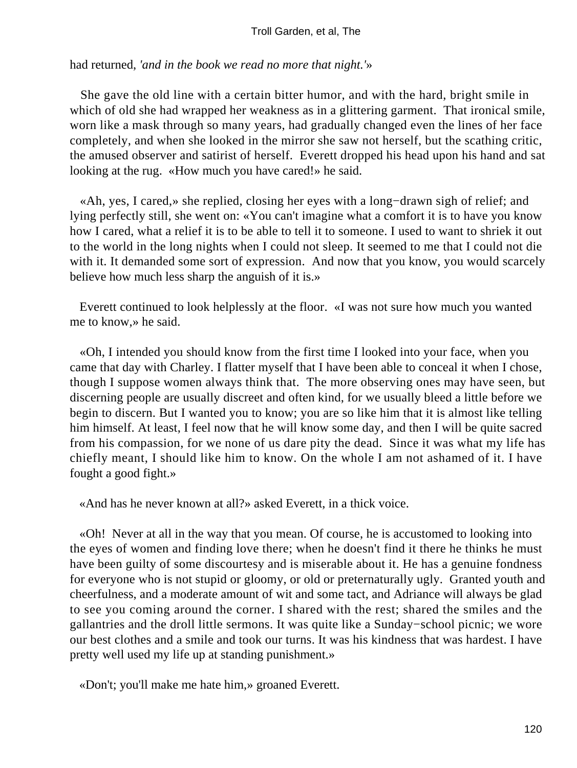had returned, *'and in the book we read no more that night.'*»

She gave the old line with a certain bitter humor, and with the hard, bright smile in which of old she had wrapped her weakness as in a glittering garment. That ironical smile, worn like a mask through so many years, had gradually changed even the lines of her face completely, and when she looked in the mirror she saw not herself, but the scathing critic, the amused observer and satirist of herself. Everett dropped his head upon his hand and sat looking at the rug. «How much you have cared!» he said.

«Ah, yes, I cared,» she replied, closing her eyes with a long−drawn sigh of relief; and lying perfectly still, she went on: «You can't imagine what a comfort it is to have you know how I cared, what a relief it is to be able to tell it to someone. I used to want to shriek it out to the world in the long nights when I could not sleep. It seemed to me that I could not die with it. It demanded some sort of expression. And now that you know, you would scarcely believe how much less sharp the anguish of it is.»

Everett continued to look helplessly at the floor. «I was not sure how much you wanted me to know,» he said.

«Oh, I intended you should know from the first time I looked into your face, when you came that day with Charley. I flatter myself that I have been able to conceal it when I chose, though I suppose women always think that. The more observing ones may have seen, but discerning people are usually discreet and often kind, for we usually bleed a little before we begin to discern. But I wanted you to know; you are so like him that it is almost like telling him himself. At least, I feel now that he will know some day, and then I will be quite sacred from his compassion, for we none of us dare pity the dead. Since it was what my life has chiefly meant, I should like him to know. On the whole I am not ashamed of it. I have fought a good fight.»

«And has he never known at all?» asked Everett, in a thick voice.

«Oh! Never at all in the way that you mean. Of course, he is accustomed to looking into the eyes of women and finding love there; when he doesn't find it there he thinks he must have been guilty of some discourtesy and is miserable about it. He has a genuine fondness for everyone who is not stupid or gloomy, or old or preternaturally ugly. Granted youth and cheerfulness, and a moderate amount of wit and some tact, and Adriance will always be glad to see you coming around the corner. I shared with the rest; shared the smiles and the gallantries and the droll little sermons. It was quite like a Sunday−school picnic; we wore our best clothes and a smile and took our turns. It was his kindness that was hardest. I have pretty well used my life up at standing punishment.»

«Don't; you'll make me hate him,» groaned Everett.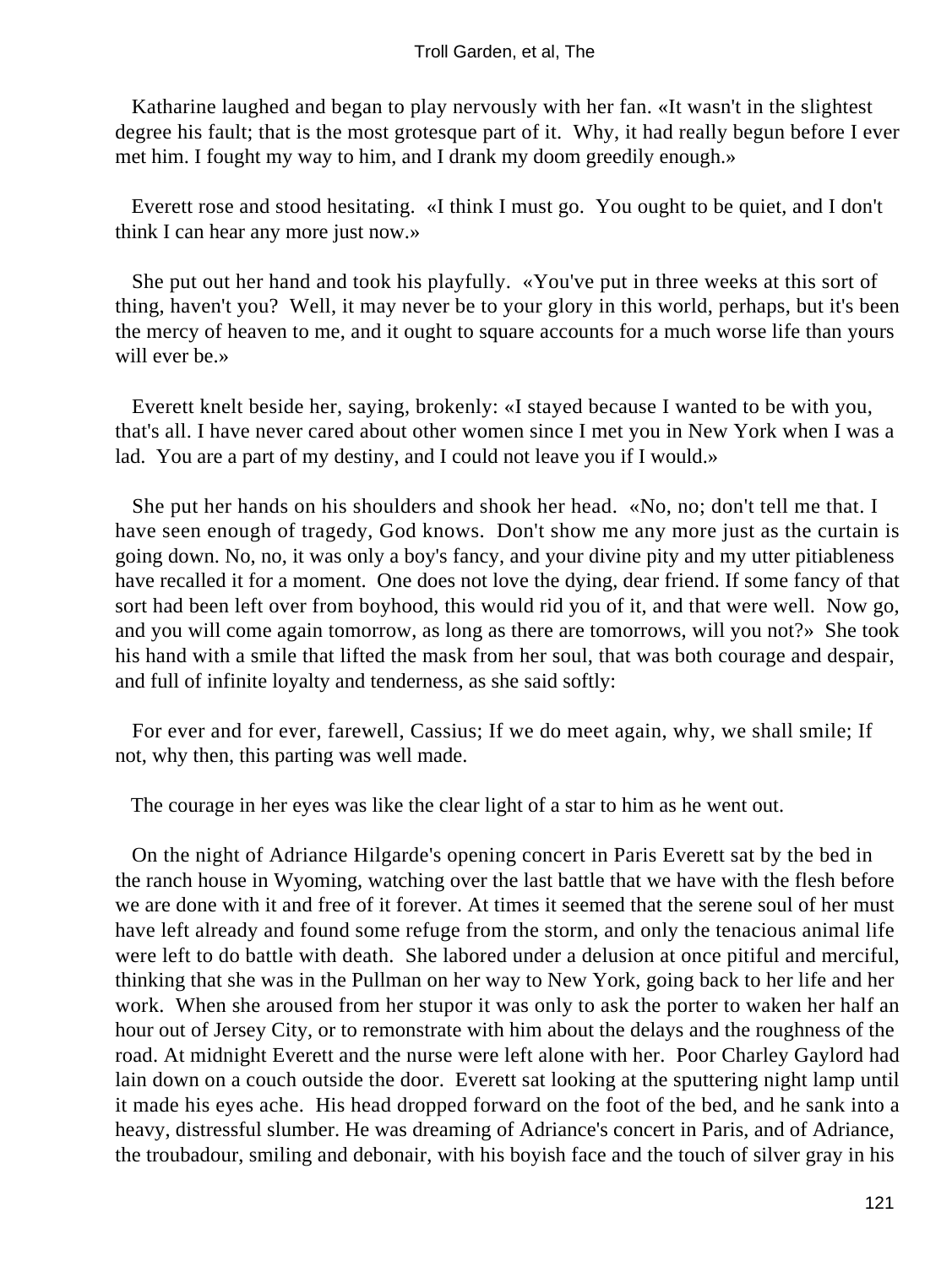Katharine laughed and began to play nervously with her fan. «It wasn't in the slightest degree his fault; that is the most grotesque part of it. Why, it had really begun before I ever met him. I fought my way to him, and I drank my doom greedily enough.»

Everett rose and stood hesitating. «I think I must go. You ought to be quiet, and I don't think I can hear any more just now.»

She put out her hand and took his playfully. «You've put in three weeks at this sort of thing, haven't you? Well, it may never be to your glory in this world, perhaps, but it's been the mercy of heaven to me, and it ought to square accounts for a much worse life than yours will ever be.»

Everett knelt beside her, saying, brokenly: «I stayed because I wanted to be with you, that's all. I have never cared about other women since I met you in New York when I was a lad. You are a part of my destiny, and I could not leave you if I would.»

She put her hands on his shoulders and shook her head. «No, no; don't tell me that. I have seen enough of tragedy, God knows. Don't show me any more just as the curtain is going down. No, no, it was only a boy's fancy, and your divine pity and my utter pitiableness have recalled it for a moment. One does not love the dying, dear friend. If some fancy of that sort had been left over from boyhood, this would rid you of it, and that were well. Now go, and you will come again tomorrow, as long as there are tomorrows, will you not?» She took his hand with a smile that lifted the mask from her soul, that was both courage and despair, and full of infinite loyalty and tenderness, as she said softly:

For ever and for ever, farewell, Cassius; If we do meet again, why, we shall smile; If not, why then, this parting was well made.

The courage in her eyes was like the clear light of a star to him as he went out.

On the night of Adriance Hilgarde's opening concert in Paris Everett sat by the bed in the ranch house in Wyoming, watching over the last battle that we have with the flesh before we are done with it and free of it forever. At times it seemed that the serene soul of her must have left already and found some refuge from the storm, and only the tenacious animal life were left to do battle with death. She labored under a delusion at once pitiful and merciful, thinking that she was in the Pullman on her way to New York, going back to her life and her work. When she aroused from her stupor it was only to ask the porter to waken her half an hour out of Jersey City, or to remonstrate with him about the delays and the roughness of the road. At midnight Everett and the nurse were left alone with her. Poor Charley Gaylord had lain down on a couch outside the door. Everett sat looking at the sputtering night lamp until it made his eyes ache. His head dropped forward on the foot of the bed, and he sank into a heavy, distressful slumber. He was dreaming of Adriance's concert in Paris, and of Adriance, the troubadour, smiling and debonair, with his boyish face and the touch of silver gray in his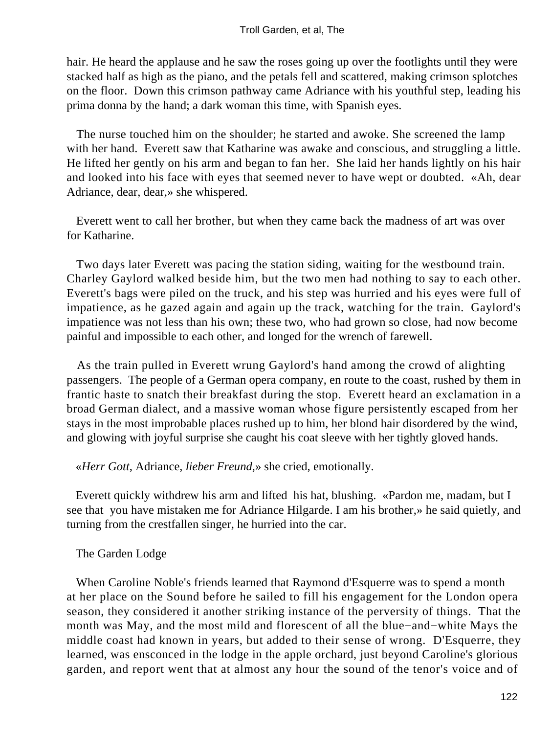hair. He heard the applause and he saw the roses going up over the footlights until they were stacked half as high as the piano, and the petals fell and scattered, making crimson splotches on the floor. Down this crimson pathway came Adriance with his youthful step, leading his prima donna by the hand; a dark woman this time, with Spanish eyes.

The nurse touched him on the shoulder; he started and awoke. She screened the lamp with her hand. Everett saw that Katharine was awake and conscious, and struggling a little. He lifted her gently on his arm and began to fan her. She laid her hands lightly on his hair and looked into his face with eyes that seemed never to have wept or doubted. «Ah, dear Adriance, dear, dear,» she whispered.

Everett went to call her brother, but when they came back the madness of art was over for Katharine.

Two days later Everett was pacing the station siding, waiting for the westbound train. Charley Gaylord walked beside him, but the two men had nothing to say to each other. Everett's bags were piled on the truck, and his step was hurried and his eyes were full of impatience, as he gazed again and again up the track, watching for the train. Gaylord's impatience was not less than his own; these two, who had grown so close, had now become painful and impossible to each other, and longed for the wrench of farewell.

As the train pulled in Everett wrung Gaylord's hand among the crowd of alighting passengers. The people of a German opera company, en route to the coast, rushed by them in frantic haste to snatch their breakfast during the stop. Everett heard an exclamation in a broad German dialect, and a massive woman whose figure persistently escaped from her stays in the most improbable places rushed up to him, her blond hair disordered by the wind, and glowing with joyful surprise she caught his coat sleeve with her tightly gloved hands.

«*Herr Gott*, Adriance, *lieber Freund*,» she cried, emotionally.

Everett quickly withdrew his arm and lifted his hat, blushing. «Pardon me, madam, but I see that you have mistaken me for Adriance Hilgarde. I am his brother,» he said quietly, and turning from the crestfallen singer, he hurried into the car.

## The Garden Lodge

When Caroline Noble's friends learned that Raymond d'Esquerre was to spend a month at her place on the Sound before he sailed to fill his engagement for the London opera season, they considered it another striking instance of the perversity of things. That the month was May, and the most mild and florescent of all the blue−and−white Mays the middle coast had known in years, but added to their sense of wrong. D'Esquerre, they learned, was ensconced in the lodge in the apple orchard, just beyond Caroline's glorious garden, and report went that at almost any hour the sound of the tenor's voice and of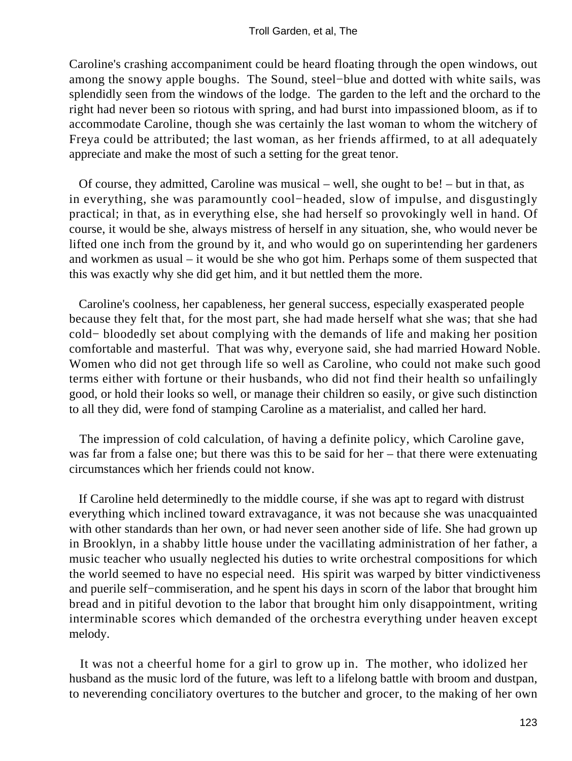Caroline's crashing accompaniment could be heard floating through the open windows, out among the snowy apple boughs. The Sound, steel−blue and dotted with white sails, was splendidly seen from the windows of the lodge. The garden to the left and the orchard to the right had never been so riotous with spring, and had burst into impassioned bloom, as if to accommodate Caroline, though she was certainly the last woman to whom the witchery of Freya could be attributed; the last woman, as her friends affirmed, to at all adequately appreciate and make the most of such a setting for the great tenor.

Of course, they admitted, Caroline was musical – well, she ought to be! – but in that, as in everything, she was paramountly cool−headed, slow of impulse, and disgustingly practical; in that, as in everything else, she had herself so provokingly well in hand. Of course, it would be she, always mistress of herself in any situation, she, who would never be lifted one inch from the ground by it, and who would go on superintending her gardeners and workmen as usual – it would be she who got him. Perhaps some of them suspected that this was exactly why she did get him, and it but nettled them the more.

Caroline's coolness, her capableness, her general success, especially exasperated people because they felt that, for the most part, she had made herself what she was; that she had cold− bloodedly set about complying with the demands of life and making her position comfortable and masterful. That was why, everyone said, she had married Howard Noble. Women who did not get through life so well as Caroline, who could not make such good terms either with fortune or their husbands, who did not find their health so unfailingly good, or hold their looks so well, or manage their children so easily, or give such distinction to all they did, were fond of stamping Caroline as a materialist, and called her hard.

The impression of cold calculation, of having a definite policy, which Caroline gave, was far from a false one; but there was this to be said for her – that there were extenuating circumstances which her friends could not know.

If Caroline held determinedly to the middle course, if she was apt to regard with distrust everything which inclined toward extravagance, it was not because she was unacquainted with other standards than her own, or had never seen another side of life. She had grown up in Brooklyn, in a shabby little house under the vacillating administration of her father, a music teacher who usually neglected his duties to write orchestral compositions for which the world seemed to have no especial need. His spirit was warped by bitter vindictiveness and puerile self−commiseration, and he spent his days in scorn of the labor that brought him bread and in pitiful devotion to the labor that brought him only disappointment, writing interminable scores which demanded of the orchestra everything under heaven except melody.

It was not a cheerful home for a girl to grow up in. The mother, who idolized her husband as the music lord of the future, was left to a lifelong battle with broom and dustpan, to neverending conciliatory overtures to the butcher and grocer, to the making of her own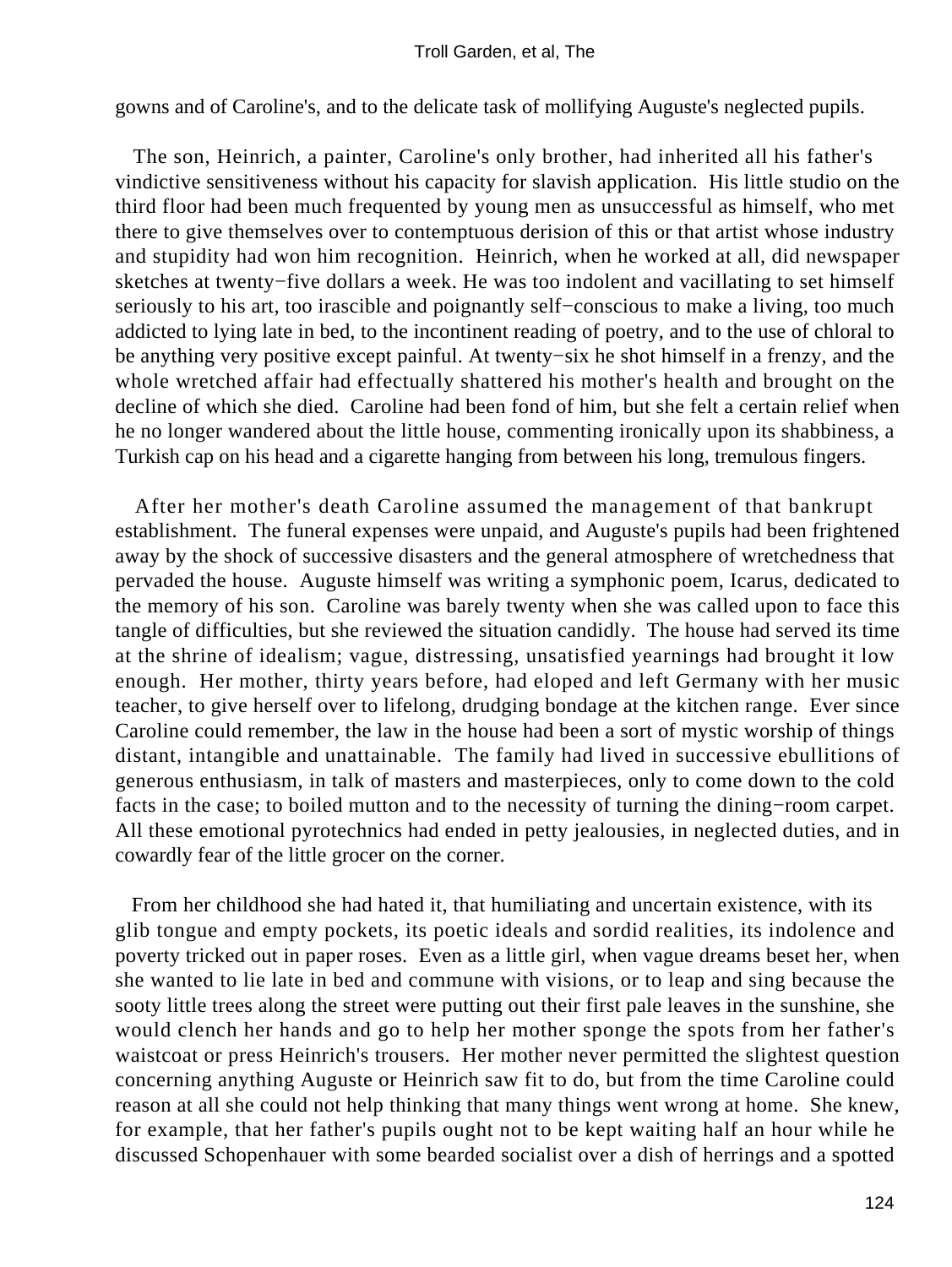gowns and of Caroline's, and to the delicate task of mollifying Auguste's neglected pupils.

The son, Heinrich, a painter, Caroline's only brother, had inherited all his father's vindictive sensitiveness without his capacity for slavish application. His little studio on the third floor had been much frequented by young men as unsuccessful as himself, who met there to give themselves over to contemptuous derision of this or that artist whose industry and stupidity had won him recognition. Heinrich, when he worked at all, did newspaper sketches at twenty−five dollars a week. He was too indolent and vacillating to set himself seriously to his art, too irascible and poignantly self−conscious to make a living, too much addicted to lying late in bed, to the incontinent reading of poetry, and to the use of chloral to be anything very positive except painful. At twenty−six he shot himself in a frenzy, and the whole wretched affair had effectually shattered his mother's health and brought on the decline of which she died. Caroline had been fond of him, but she felt a certain relief when he no longer wandered about the little house, commenting ironically upon its shabbiness, a Turkish cap on his head and a cigarette hanging from between his long, tremulous fingers.

After her mother's death Caroline assumed the management of that bankrupt establishment. The funeral expenses were unpaid, and Auguste's pupils had been frightened away by the shock of successive disasters and the general atmosphere of wretchedness that pervaded the house. Auguste himself was writing a symphonic poem, Icarus, dedicated to the memory of his son. Caroline was barely twenty when she was called upon to face this tangle of difficulties, but she reviewed the situation candidly. The house had served its time at the shrine of idealism; vague, distressing, unsatisfied yearnings had brought it low enough. Her mother, thirty years before, had eloped and left Germany with her music teacher, to give herself over to lifelong, drudging bondage at the kitchen range. Ever since Caroline could remember, the law in the house had been a sort of mystic worship of things distant, intangible and unattainable. The family had lived in successive ebullitions of generous enthusiasm, in talk of masters and masterpieces, only to come down to the cold facts in the case; to boiled mutton and to the necessity of turning the dining−room carpet. All these emotional pyrotechnics had ended in petty jealousies, in neglected duties, and in cowardly fear of the little grocer on the corner.

From her childhood she had hated it, that humiliating and uncertain existence, with its glib tongue and empty pockets, its poetic ideals and sordid realities, its indolence and poverty tricked out in paper roses. Even as a little girl, when vague dreams beset her, when she wanted to lie late in bed and commune with visions, or to leap and sing because the sooty little trees along the street were putting out their first pale leaves in the sunshine, she would clench her hands and go to help her mother sponge the spots from her father's waistcoat or press Heinrich's trousers. Her mother never permitted the slightest question concerning anything Auguste or Heinrich saw fit to do, but from the time Caroline could reason at all she could not help thinking that many things went wrong at home. She knew, for example, that her father's pupils ought not to be kept waiting half an hour while he discussed Schopenhauer with some bearded socialist over a dish of herrings and a spotted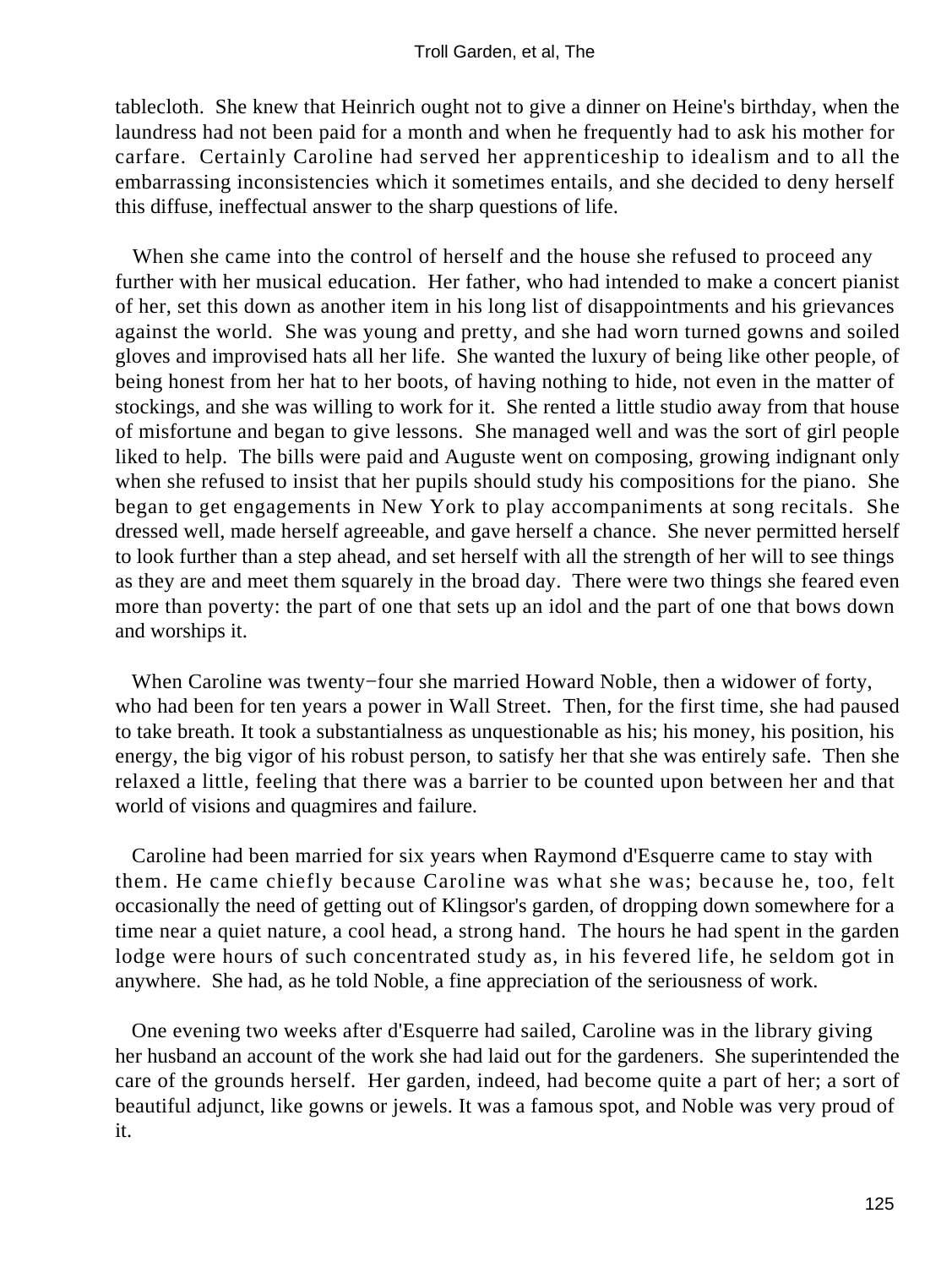tablecloth. She knew that Heinrich ought not to give a dinner on Heine's birthday, when the laundress had not been paid for a month and when he frequently had to ask his mother for carfare. Certainly Caroline had served her apprenticeship to idealism and to all the embarrassing inconsistencies which it sometimes entails, and she decided to deny herself this diffuse, ineffectual answer to the sharp questions of life.

When she came into the control of herself and the house she refused to proceed any further with her musical education. Her father, who had intended to make a concert pianist of her, set this down as another item in his long list of disappointments and his grievances against the world. She was young and pretty, and she had worn turned gowns and soiled gloves and improvised hats all her life. She wanted the luxury of being like other people, of being honest from her hat to her boots, of having nothing to hide, not even in the matter of stockings, and she was willing to work for it. She rented a little studio away from that house of misfortune and began to give lessons. She managed well and was the sort of girl people liked to help. The bills were paid and Auguste went on composing, growing indignant only when she refused to insist that her pupils should study his compositions for the piano. She began to get engagements in New York to play accompaniments at song recitals. She dressed well, made herself agreeable, and gave herself a chance. She never permitted herself to look further than a step ahead, and set herself with all the strength of her will to see things as they are and meet them squarely in the broad day. There were two things she feared even more than poverty: the part of one that sets up an idol and the part of one that bows down and worships it.

When Caroline was twenty−four she married Howard Noble, then a widower of forty, who had been for ten years a power in Wall Street. Then, for the first time, she had paused to take breath. It took a substantialness as unquestionable as his; his money, his position, his energy, the big vigor of his robust person, to satisfy her that she was entirely safe. Then she relaxed a little, feeling that there was a barrier to be counted upon between her and that world of visions and quagmires and failure.

Caroline had been married for six years when Raymond d'Esquerre came to stay with them. He came chiefly because Caroline was what she was; because he, too, felt occasionally the need of getting out of Klingsor's garden, of dropping down somewhere for a time near a quiet nature, a cool head, a strong hand. The hours he had spent in the garden lodge were hours of such concentrated study as, in his fevered life, he seldom got in anywhere. She had, as he told Noble, a fine appreciation of the seriousness of work.

One evening two weeks after d'Esquerre had sailed, Caroline was in the library giving her husband an account of the work she had laid out for the gardeners. She superintended the care of the grounds herself. Her garden, indeed, had become quite a part of her; a sort of beautiful adjunct, like gowns or jewels. It was a famous spot, and Noble was very proud of it.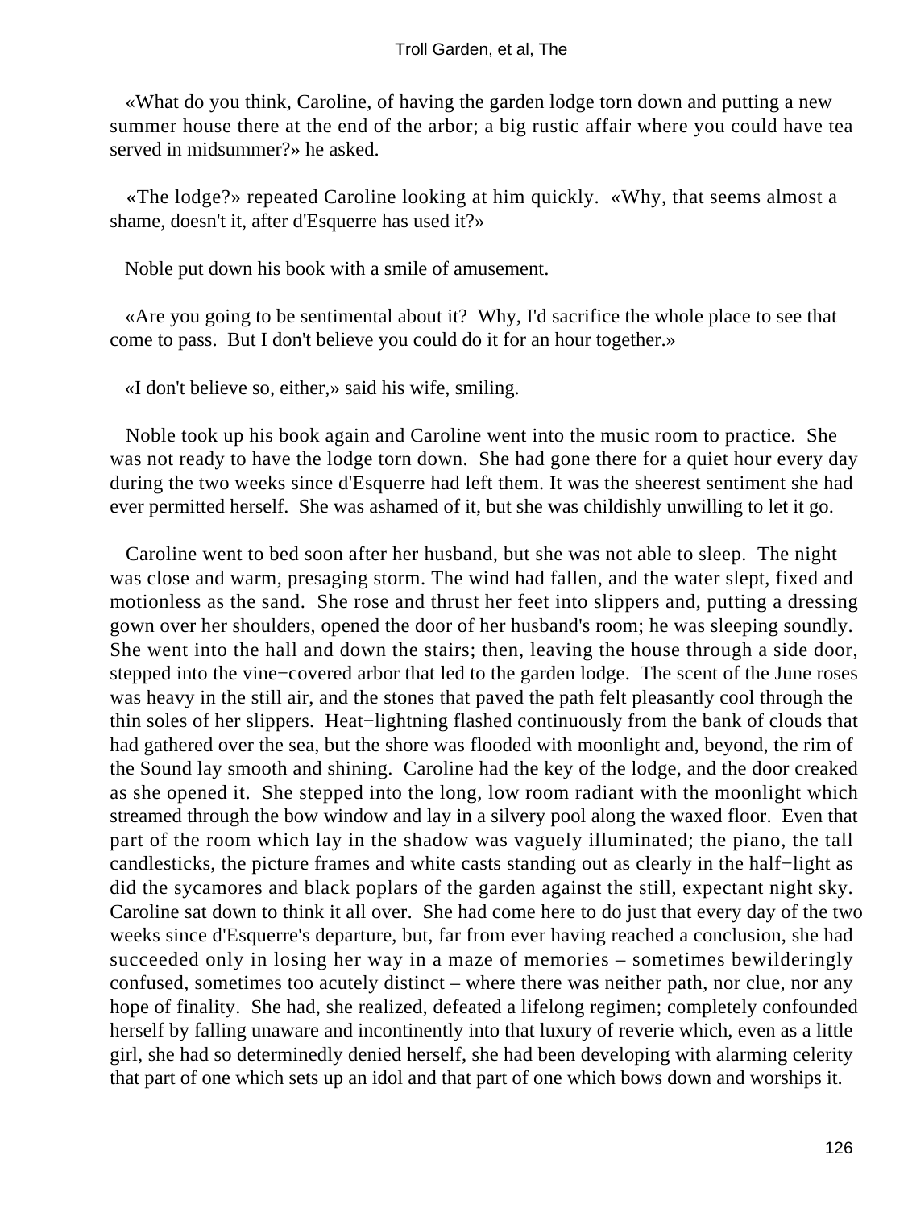«What do you think, Caroline, of having the garden lodge torn down and putting a new summer house there at the end of the arbor; a big rustic affair where you could have tea served in midsummer?» he asked.

«The lodge?» repeated Caroline looking at him quickly. «Why, that seems almost a shame, doesn't it, after d'Esquerre has used it?»

Noble put down his book with a smile of amusement.

«Are you going to be sentimental about it? Why, I'd sacrifice the whole place to see that come to pass. But I don't believe you could do it for an hour together.»

«I don't believe so, either,» said his wife, smiling.

Noble took up his book again and Caroline went into the music room to practice. She was not ready to have the lodge torn down. She had gone there for a quiet hour every day during the two weeks since d'Esquerre had left them. It was the sheerest sentiment she had ever permitted herself. She was ashamed of it, but she was childishly unwilling to let it go.

Caroline went to bed soon after her husband, but she was not able to sleep. The night was close and warm, presaging storm. The wind had fallen, and the water slept, fixed and motionless as the sand. She rose and thrust her feet into slippers and, putting a dressing gown over her shoulders, opened the door of her husband's room; he was sleeping soundly. She went into the hall and down the stairs; then, leaving the house through a side door, stepped into the vine−covered arbor that led to the garden lodge. The scent of the June roses was heavy in the still air, and the stones that paved the path felt pleasantly cool through the thin soles of her slippers. Heat−lightning flashed continuously from the bank of clouds that had gathered over the sea, but the shore was flooded with moonlight and, beyond, the rim of the Sound lay smooth and shining. Caroline had the key of the lodge, and the door creaked as she opened it. She stepped into the long, low room radiant with the moonlight which streamed through the bow window and lay in a silvery pool along the waxed floor. Even that part of the room which lay in the shadow was vaguely illuminated; the piano, the tall candlesticks, the picture frames and white casts standing out as clearly in the half−light as did the sycamores and black poplars of the garden against the still, expectant night sky. Caroline sat down to think it all over. She had come here to do just that every day of the two weeks since d'Esquerre's departure, but, far from ever having reached a conclusion, she had succeeded only in losing her way in a maze of memories – sometimes bewilderingly confused, sometimes too acutely distinct – where there was neither path, nor clue, nor any hope of finality. She had, she realized, defeated a lifelong regimen; completely confounded herself by falling unaware and incontinently into that luxury of reverie which, even as a little girl, she had so determinedly denied herself, she had been developing with alarming celerity that part of one which sets up an idol and that part of one which bows down and worships it.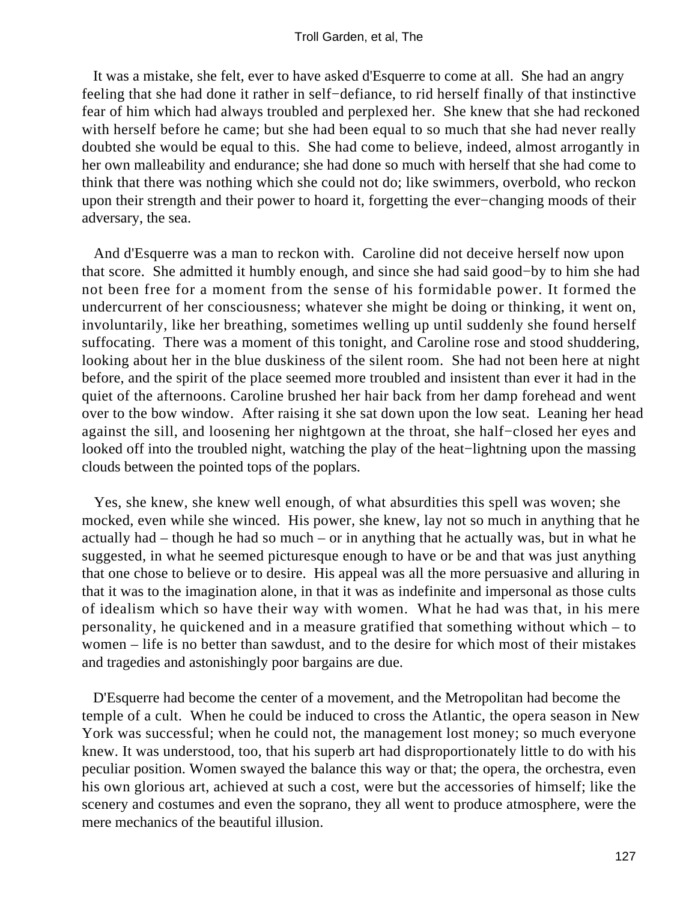It was a mistake, she felt, ever to have asked d'Esquerre to come at all. She had an angry feeling that she had done it rather in self−defiance, to rid herself finally of that instinctive fear of him which had always troubled and perplexed her. She knew that she had reckoned with herself before he came; but she had been equal to so much that she had never really doubted she would be equal to this. She had come to believe, indeed, almost arrogantly in her own malleability and endurance; she had done so much with herself that she had come to think that there was nothing which she could not do; like swimmers, overbold, who reckon upon their strength and their power to hoard it, forgetting the ever−changing moods of their adversary, the sea.

And d'Esquerre was a man to reckon with. Caroline did not deceive herself now upon that score. She admitted it humbly enough, and since she had said good−by to him she had not been free for a moment from the sense of his formidable power. It formed the undercurrent of her consciousness; whatever she might be doing or thinking, it went on, involuntarily, like her breathing, sometimes welling up until suddenly she found herself suffocating. There was a moment of this tonight, and Caroline rose and stood shuddering, looking about her in the blue duskiness of the silent room. She had not been here at night before, and the spirit of the place seemed more troubled and insistent than ever it had in the quiet of the afternoons. Caroline brushed her hair back from her damp forehead and went over to the bow window. After raising it she sat down upon the low seat. Leaning her head against the sill, and loosening her nightgown at the throat, she half−closed her eyes and looked off into the troubled night, watching the play of the heat−lightning upon the massing clouds between the pointed tops of the poplars.

Yes, she knew, she knew well enough, of what absurdities this spell was woven; she mocked, even while she winced. His power, she knew, lay not so much in anything that he actually had – though he had so much – or in anything that he actually was, but in what he suggested, in what he seemed picturesque enough to have or be and that was just anything that one chose to believe or to desire. His appeal was all the more persuasive and alluring in that it was to the imagination alone, in that it was as indefinite and impersonal as those cults of idealism which so have their way with women. What he had was that, in his mere personality, he quickened and in a measure gratified that something without which – to women – life is no better than sawdust, and to the desire for which most of their mistakes and tragedies and astonishingly poor bargains are due.

D'Esquerre had become the center of a movement, and the Metropolitan had become the temple of a cult. When he could be induced to cross the Atlantic, the opera season in New York was successful; when he could not, the management lost money; so much everyone knew. It was understood, too, that his superb art had disproportionately little to do with his peculiar position. Women swayed the balance this way or that; the opera, the orchestra, even his own glorious art, achieved at such a cost, were but the accessories of himself; like the scenery and costumes and even the soprano, they all went to produce atmosphere, were the mere mechanics of the beautiful illusion.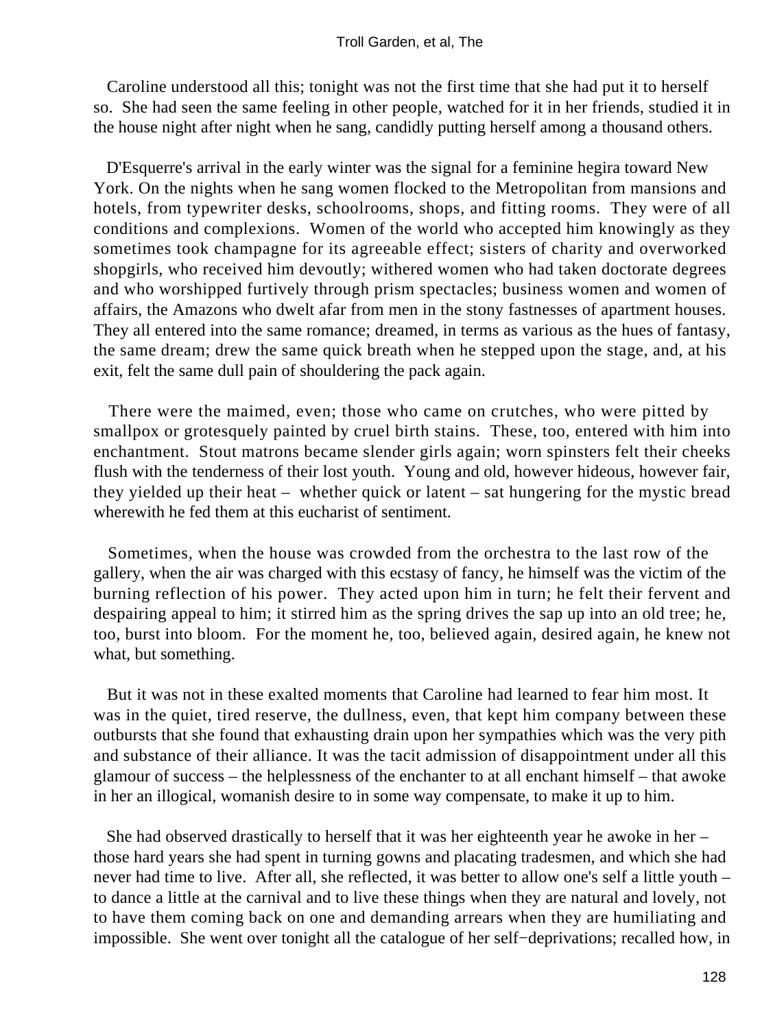Caroline understood all this; tonight was not the first time that she had put it to herself so. She had seen the same feeling in other people, watched for it in her friends, studied it in the house night after night when he sang, candidly putting herself among a thousand others.

D'Esquerre's arrival in the early winter was the signal for a feminine hegira toward New York. On the nights when he sang women flocked to the Metropolitan from mansions and hotels, from typewriter desks, schoolrooms, shops, and fitting rooms. They were of all conditions and complexions. Women of the world who accepted him knowingly as they sometimes took champagne for its agreeable effect; sisters of charity and overworked shopgirls, who received him devoutly; withered women who had taken doctorate degrees and who worshipped furtively through prism spectacles; business women and women of affairs, the Amazons who dwelt afar from men in the stony fastnesses of apartment houses. They all entered into the same romance; dreamed, in terms as various as the hues of fantasy, the same dream; drew the same quick breath when he stepped upon the stage, and, at his exit, felt the same dull pain of shouldering the pack again.

There were the maimed, even; those who came on crutches, who were pitted by smallpox or grotesquely painted by cruel birth stains. These, too, entered with him into enchantment. Stout matrons became slender girls again; worn spinsters felt their cheeks flush with the tenderness of their lost youth. Young and old, however hideous, however fair, they yielded up their heat – whether quick or latent – sat hungering for the mystic bread wherewith he fed them at this eucharist of sentiment.

Sometimes, when the house was crowded from the orchestra to the last row of the gallery, when the air was charged with this ecstasy of fancy, he himself was the victim of the burning reflection of his power. They acted upon him in turn; he felt their fervent and despairing appeal to him; it stirred him as the spring drives the sap up into an old tree; he, too, burst into bloom. For the moment he, too, believed again, desired again, he knew not what, but something.

But it was not in these exalted moments that Caroline had learned to fear him most. It was in the quiet, tired reserve, the dullness, even, that kept him company between these outbursts that she found that exhausting drain upon her sympathies which was the very pith and substance of their alliance. It was the tacit admission of disappointment under all this glamour of success – the helplessness of the enchanter to at all enchant himself – that awoke in her an illogical, womanish desire to in some way compensate, to make it up to him.

She had observed drastically to herself that it was her eighteenth year he awoke in her – those hard years she had spent in turning gowns and placating tradesmen, and which she had never had time to live. After all, she reflected, it was better to allow one's self a little youth – to dance a little at the carnival and to live these things when they are natural and lovely, not to have them coming back on one and demanding arrears when they are humiliating and impossible. She went over tonight all the catalogue of her self−deprivations; recalled how, in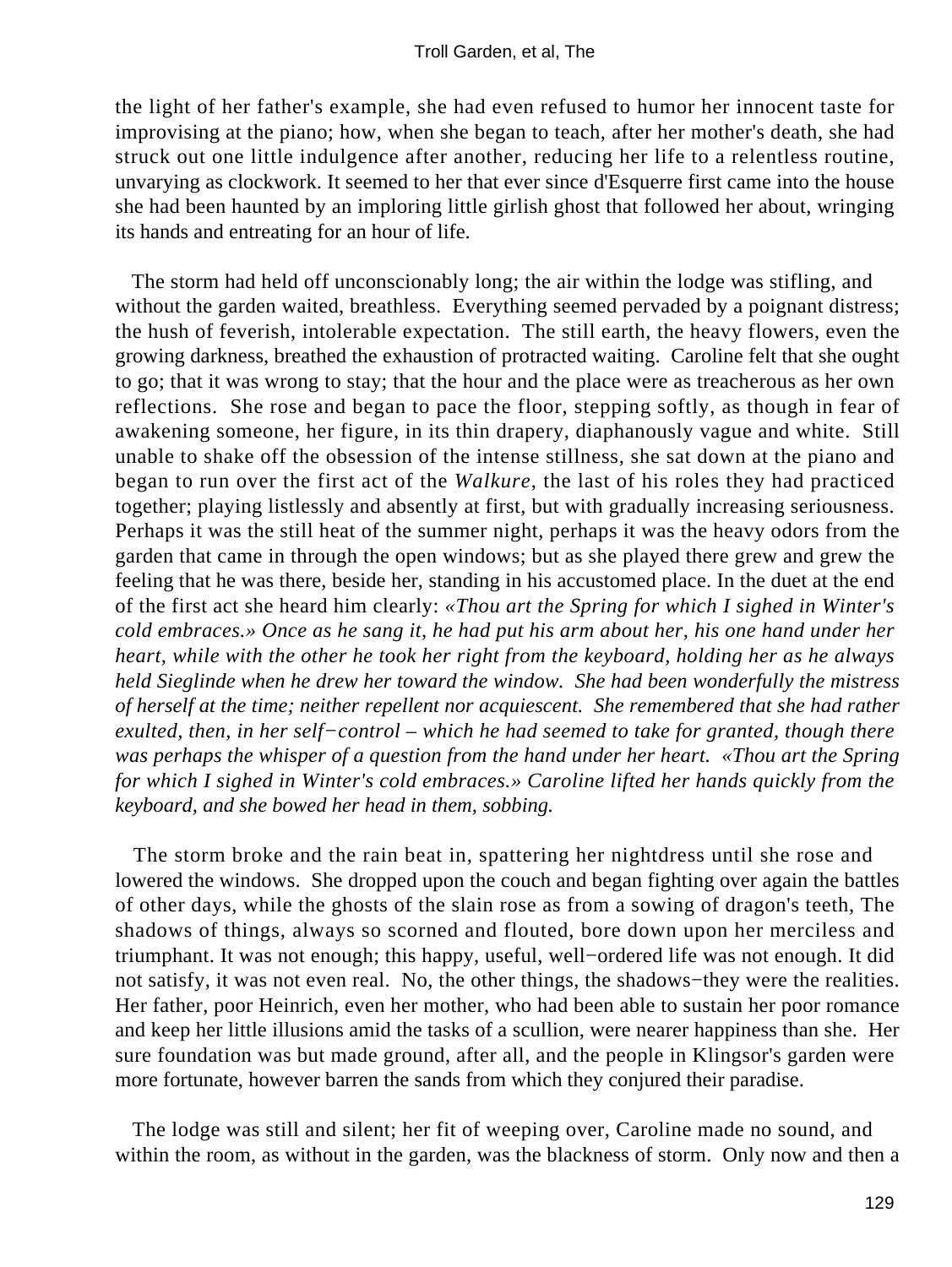the light of her father's example, she had even refused to humor her innocent taste for improvising at the piano; how, when she began to teach, after her mother's death, she had struck out one little indulgence after another, reducing her life to a relentless routine, unvarying as clockwork. It seemed to her that ever since d'Esquerre first came into the house she had been haunted by an imploring little girlish ghost that followed her about, wringing its hands and entreating for an hour of life.

The storm had held off unconscionably long; the air within the lodge was stifling, and without the garden waited, breathless. Everything seemed pervaded by a poignant distress; the hush of feverish, intolerable expectation. The still earth, the heavy flowers, even the growing darkness, breathed the exhaustion of protracted waiting. Caroline felt that she ought to go; that it was wrong to stay; that the hour and the place were as treacherous as her own reflections. She rose and began to pace the floor, stepping softly, as though in fear of awakening someone, her figure, in its thin drapery, diaphanously vague and white. Still unable to shake off the obsession of the intense stillness, she sat down at the piano and began to run over the first act of the *Walkure*, the last of his roles they had practiced together; playing listlessly and absently at first, but with gradually increasing seriousness. Perhaps it was the still heat of the summer night, perhaps it was the heavy odors from the garden that came in through the open windows; but as she played there grew and grew the feeling that he was there, beside her, standing in his accustomed place. In the duet at the end of the first act she heard him clearly: *«Thou art the Spring for which I sighed in Winter's cold embraces.» Once as he sang it, he had put his arm about her, his one hand under her heart, while with the other he took her right from the keyboard, holding her as he always held Sieglinde when he drew her toward the window. She had been wonderfully the mistress of herself at the time; neither repellent nor acquiescent. She remembered that she had rather exulted, then, in her self−control – which he had seemed to take for granted, though there was perhaps the whisper of a question from the hand under her heart. «Thou art the Spring for which I sighed in Winter's cold embraces.» Caroline lifted her hands quickly from the keyboard, and she bowed her head in them, sobbing.*

The storm broke and the rain beat in, spattering her nightdress until she rose and lowered the windows. She dropped upon the couch and began fighting over again the battles of other days, while the ghosts of the slain rose as from a sowing of dragon's teeth, The shadows of things, always so scorned and flouted, bore down upon her merciless and triumphant. It was not enough; this happy, useful, well−ordered life was not enough. It did not satisfy, it was not even real. No, the other things, the shadows−they were the realities. Her father, poor Heinrich, even her mother, who had been able to sustain her poor romance and keep her little illusions amid the tasks of a scullion, were nearer happiness than she. Her sure foundation was but made ground, after all, and the people in Klingsor's garden were more fortunate, however barren the sands from which they conjured their paradise.

The lodge was still and silent; her fit of weeping over, Caroline made no sound, and within the room, as without in the garden, was the blackness of storm. Only now and then a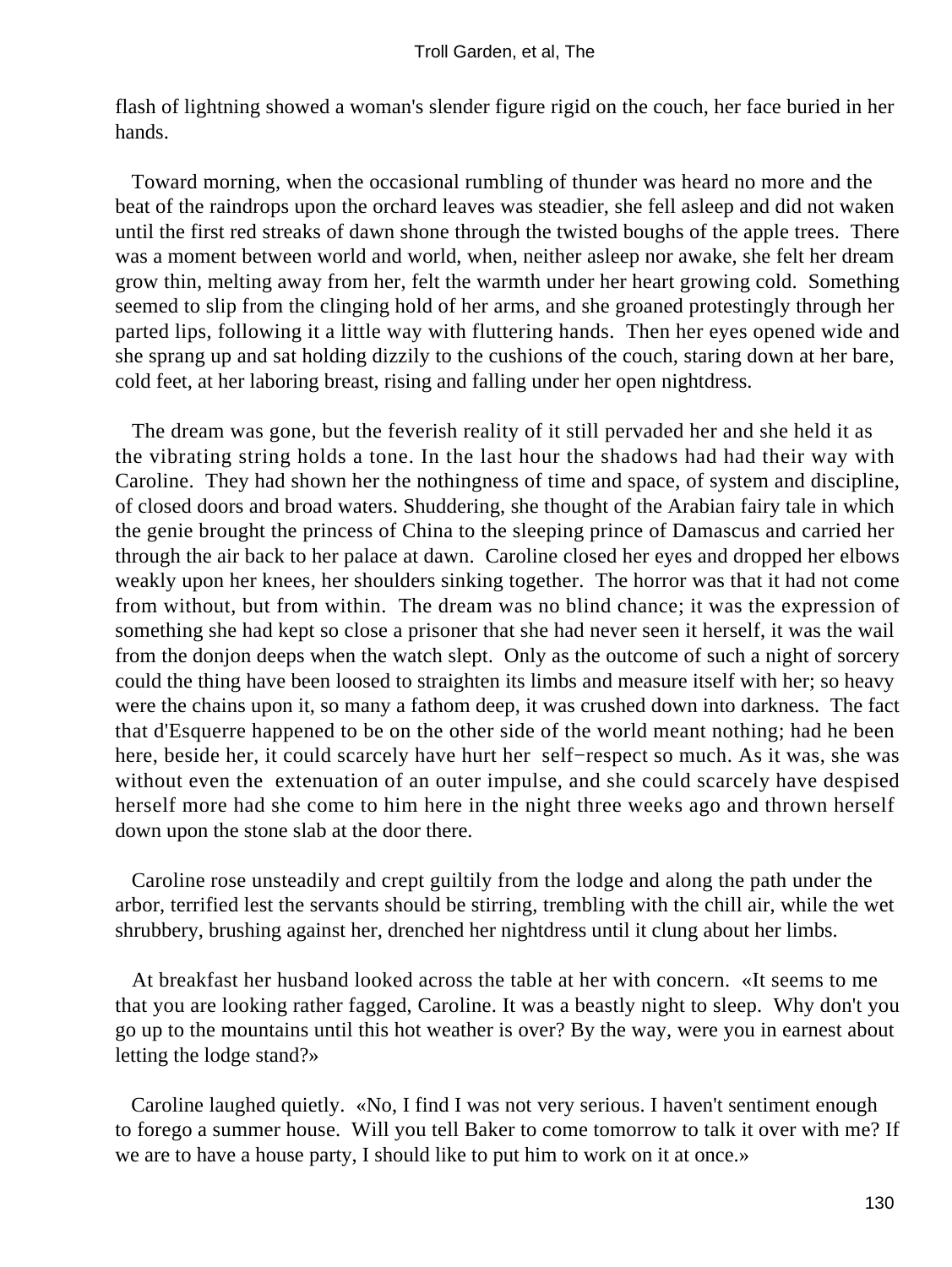flash of lightning showed a woman's slender figure rigid on the couch, her face buried in her hands.

Toward morning, when the occasional rumbling of thunder was heard no more and the beat of the raindrops upon the orchard leaves was steadier, she fell asleep and did not waken until the first red streaks of dawn shone through the twisted boughs of the apple trees. There was a moment between world and world, when, neither asleep nor awake, she felt her dream grow thin, melting away from her, felt the warmth under her heart growing cold. Something seemed to slip from the clinging hold of her arms, and she groaned protestingly through her parted lips, following it a little way with fluttering hands. Then her eyes opened wide and she sprang up and sat holding dizzily to the cushions of the couch, staring down at her bare, cold feet, at her laboring breast, rising and falling under her open nightdress.

The dream was gone, but the feverish reality of it still pervaded her and she held it as the vibrating string holds a tone. In the last hour the shadows had had their way with Caroline. They had shown her the nothingness of time and space, of system and discipline, of closed doors and broad waters. Shuddering, she thought of the Arabian fairy tale in which the genie brought the princess of China to the sleeping prince of Damascus and carried her through the air back to her palace at dawn. Caroline closed her eyes and dropped her elbows weakly upon her knees, her shoulders sinking together. The horror was that it had not come from without, but from within. The dream was no blind chance; it was the expression of something she had kept so close a prisoner that she had never seen it herself, it was the wail from the donjon deeps when the watch slept. Only as the outcome of such a night of sorcery could the thing have been loosed to straighten its limbs and measure itself with her; so heavy were the chains upon it, so many a fathom deep, it was crushed down into darkness. The fact that d'Esquerre happened to be on the other side of the world meant nothing; had he been here, beside her, it could scarcely have hurt her self−respect so much. As it was, she was without even the extenuation of an outer impulse, and she could scarcely have despised herself more had she come to him here in the night three weeks ago and thrown herself down upon the stone slab at the door there.

Caroline rose unsteadily and crept guiltily from the lodge and along the path under the arbor, terrified lest the servants should be stirring, trembling with the chill air, while the wet shrubbery, brushing against her, drenched her nightdress until it clung about her limbs.

At breakfast her husband looked across the table at her with concern. «It seems to me that you are looking rather fagged, Caroline. It was a beastly night to sleep. Why don't you go up to the mountains until this hot weather is over? By the way, were you in earnest about letting the lodge stand?»

Caroline laughed quietly. «No, I find I was not very serious. I haven't sentiment enough to forego a summer house. Will you tell Baker to come tomorrow to talk it over with me? If we are to have a house party, I should like to put him to work on it at once.»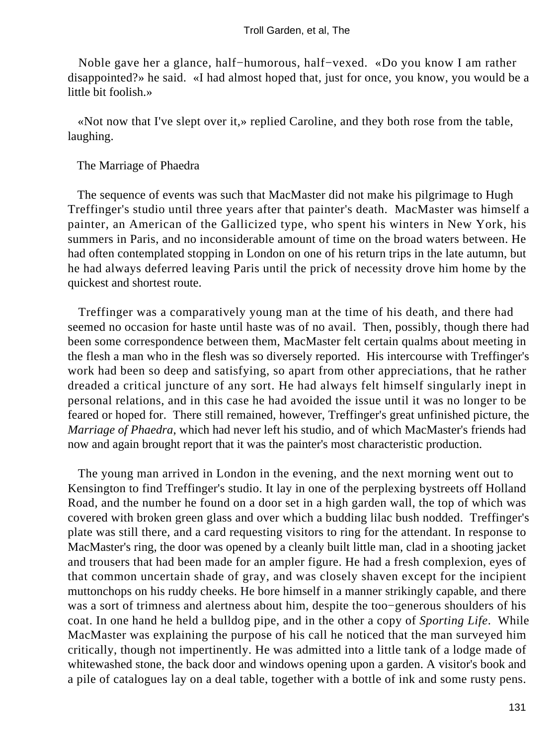Noble gave her a glance, half−humorous, half−vexed. «Do you know I am rather disappointed?» he said. «I had almost hoped that, just for once, you know, you would be a little bit foolish.»

«Not now that I've slept over it,» replied Caroline, and they both rose from the table, laughing.

## The Marriage of Phaedra

The sequence of events was such that MacMaster did not make his pilgrimage to Hugh Treffinger's studio until three years after that painter's death. MacMaster was himself a painter, an American of the Gallicized type, who spent his winters in New York, his summers in Paris, and no inconsiderable amount of time on the broad waters between. He had often contemplated stopping in London on one of his return trips in the late autumn, but he had always deferred leaving Paris until the prick of necessity drove him home by the quickest and shortest route.

Treffinger was a comparatively young man at the time of his death, and there had seemed no occasion for haste until haste was of no avail. Then, possibly, though there had been some correspondence between them, MacMaster felt certain qualms about meeting in the flesh a man who in the flesh was so diversely reported. His intercourse with Treffinger's work had been so deep and satisfying, so apart from other appreciations, that he rather dreaded a critical juncture of any sort. He had always felt himself singularly inept in personal relations, and in this case he had avoided the issue until it was no longer to be feared or hoped for. There still remained, however, Treffinger's great unfinished picture, the *Marriage of Phaedra*, which had never left his studio, and of which MacMaster's friends had now and again brought report that it was the painter's most characteristic production.

The young man arrived in London in the evening, and the next morning went out to Kensington to find Treffinger's studio. It lay in one of the perplexing bystreets off Holland Road, and the number he found on a door set in a high garden wall, the top of which was covered with broken green glass and over which a budding lilac bush nodded. Treffinger's plate was still there, and a card requesting visitors to ring for the attendant. In response to MacMaster's ring, the door was opened by a cleanly built little man, clad in a shooting jacket and trousers that had been made for an ampler figure. He had a fresh complexion, eyes of that common uncertain shade of gray, and was closely shaven except for the incipient muttonchops on his ruddy cheeks. He bore himself in a manner strikingly capable, and there was a sort of trimness and alertness about him, despite the too−generous shoulders of his coat. In one hand he held a bulldog pipe, and in the other a copy of *Sporting Life*. While MacMaster was explaining the purpose of his call he noticed that the man surveyed him critically, though not impertinently. He was admitted into a little tank of a lodge made of whitewashed stone, the back door and windows opening upon a garden. A visitor's book and a pile of catalogues lay on a deal table, together with a bottle of ink and some rusty pens.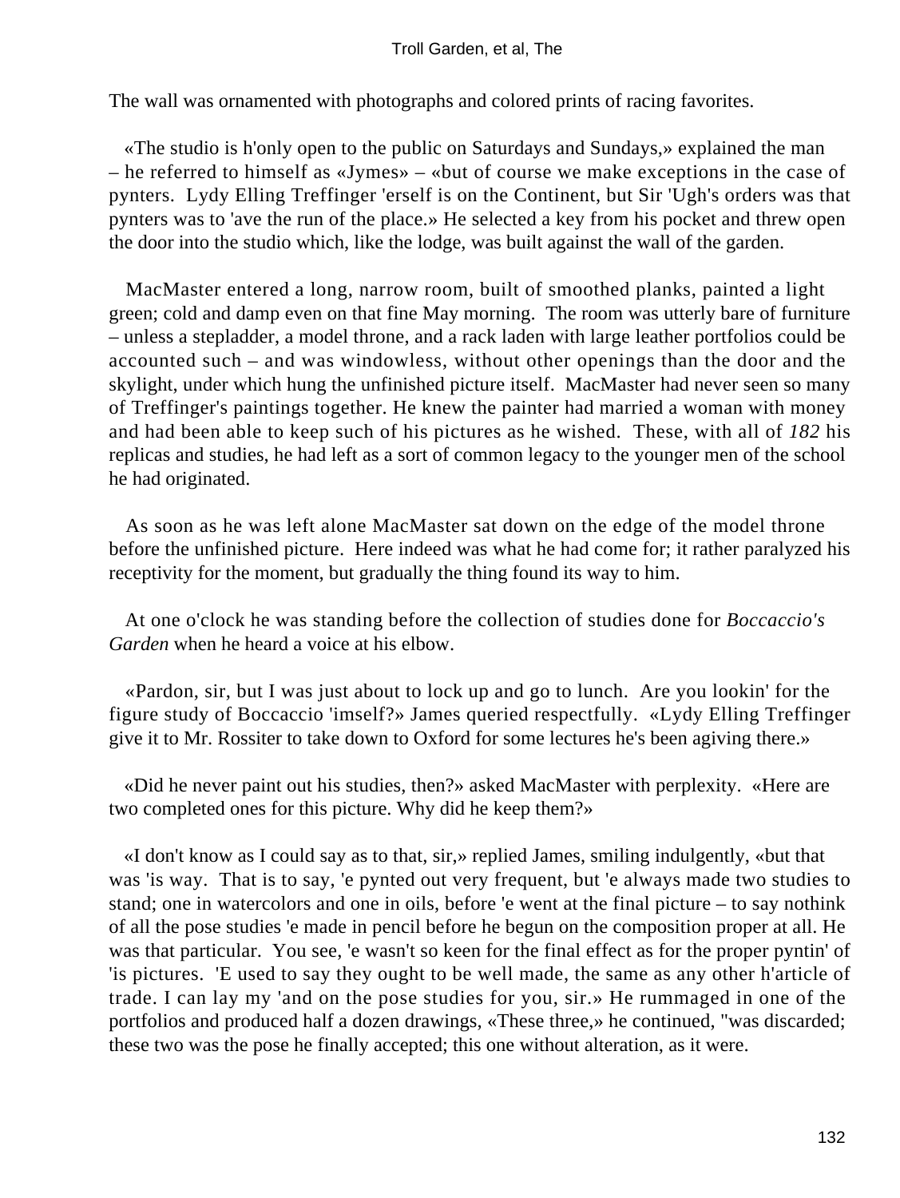The wall was ornamented with photographs and colored prints of racing favorites.

«The studio is h'only open to the public on Saturdays and Sundays,» explained the man – he referred to himself as «Jymes» – «but of course we make exceptions in the case of pynters. Lydy Elling Treffinger 'erself is on the Continent, but Sir 'Ugh's orders was that pynters was to 'ave the run of the place.» He selected a key from his pocket and threw open the door into the studio which, like the lodge, was built against the wall of the garden.

MacMaster entered a long, narrow room, built of smoothed planks, painted a light green; cold and damp even on that fine May morning. The room was utterly bare of furniture – unless a stepladder, a model throne, and a rack laden with large leather portfolios could be accounted such – and was windowless, without other openings than the door and the skylight, under which hung the unfinished picture itself. MacMaster had never seen so many of Treffinger's paintings together. He knew the painter had married a woman with money and had been able to keep such of his pictures as he wished. These, with all of *182* his replicas and studies, he had left as a sort of common legacy to the younger men of the school he had originated.

As soon as he was left alone MacMaster sat down on the edge of the model throne before the unfinished picture. Here indeed was what he had come for; it rather paralyzed his receptivity for the moment, but gradually the thing found its way to him.

At one o'clock he was standing before the collection of studies done for *Boccaccio's Garden* when he heard a voice at his elbow.

«Pardon, sir, but I was just about to lock up and go to lunch. Are you lookin' for the figure study of Boccaccio 'imself?» James queried respectfully. «Lydy Elling Treffinger give it to Mr. Rossiter to take down to Oxford for some lectures he's been agiving there.»

«Did he never paint out his studies, then?» asked MacMaster with perplexity. «Here are two completed ones for this picture. Why did he keep them?»

«I don't know as I could say as to that, sir,» replied James, smiling indulgently, «but that was 'is way. That is to say, 'e pynted out very frequent, but 'e always made two studies to stand; one in watercolors and one in oils, before 'e went at the final picture – to say nothink of all the pose studies 'e made in pencil before he begun on the composition proper at all. He was that particular. You see, 'e wasn't so keen for the final effect as for the proper pyntin' of 'is pictures. 'E used to say they ought to be well made, the same as any other h'article of trade. I can lay my 'and on the pose studies for you, sir.» He rummaged in one of the portfolios and produced half a dozen drawings, «These three,» he continued, "was discarded; these two was the pose he finally accepted; this one without alteration, as it were.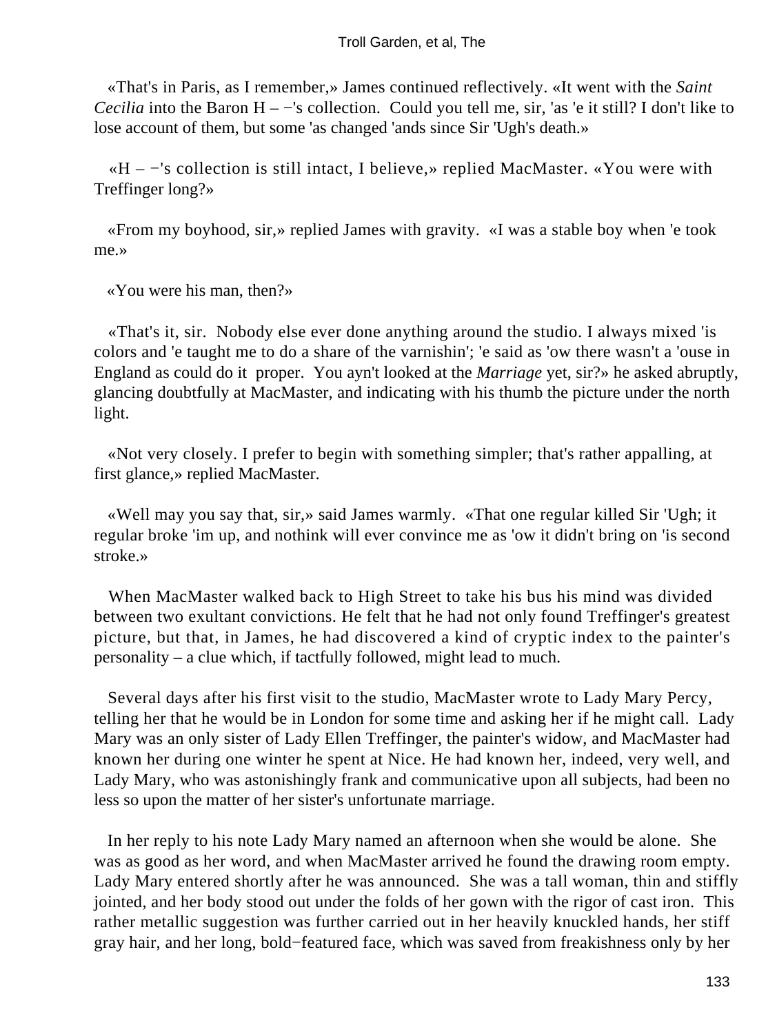«That's in Paris, as I remember,» James continued reflectively. «It went with the *Saint Cecilia* into the Baron H – −'s collection. Could you tell me, sir, 'as 'e it still? I don't like to lose account of them, but some 'as changed 'ands since Sir 'Ugh's death.»

«H – −'s collection is still intact, I believe,» replied MacMaster. «You were with Treffinger long?»

«From my boyhood, sir,» replied James with gravity. «I was a stable boy when 'e took me.»

«You were his man, then?»

«That's it, sir. Nobody else ever done anything around the studio. I always mixed 'is colors and 'e taught me to do a share of the varnishin'; 'e said as 'ow there wasn't a 'ouse in England as could do it proper. You ayn't looked at the *Marriage* yet, sir?» he asked abruptly, glancing doubtfully at MacMaster, and indicating with his thumb the picture under the north light.

«Not very closely. I prefer to begin with something simpler; that's rather appalling, at first glance,» replied MacMaster.

«Well may you say that, sir,» said James warmly. «That one regular killed Sir 'Ugh; it regular broke 'im up, and nothink will ever convince me as 'ow it didn't bring on 'is second stroke.»

When MacMaster walked back to High Street to take his bus his mind was divided between two exultant convictions. He felt that he had not only found Treffinger's greatest picture, but that, in James, he had discovered a kind of cryptic index to the painter's personality – a clue which, if tactfully followed, might lead to much.

Several days after his first visit to the studio, MacMaster wrote to Lady Mary Percy, telling her that he would be in London for some time and asking her if he might call. Lady Mary was an only sister of Lady Ellen Treffinger, the painter's widow, and MacMaster had known her during one winter he spent at Nice. He had known her, indeed, very well, and Lady Mary, who was astonishingly frank and communicative upon all subjects, had been no less so upon the matter of her sister's unfortunate marriage.

In her reply to his note Lady Mary named an afternoon when she would be alone. She was as good as her word, and when MacMaster arrived he found the drawing room empty. Lady Mary entered shortly after he was announced. She was a tall woman, thin and stiffly jointed, and her body stood out under the folds of her gown with the rigor of cast iron. This rather metallic suggestion was further carried out in her heavily knuckled hands, her stiff gray hair, and her long, bold−featured face, which was saved from freakishness only by her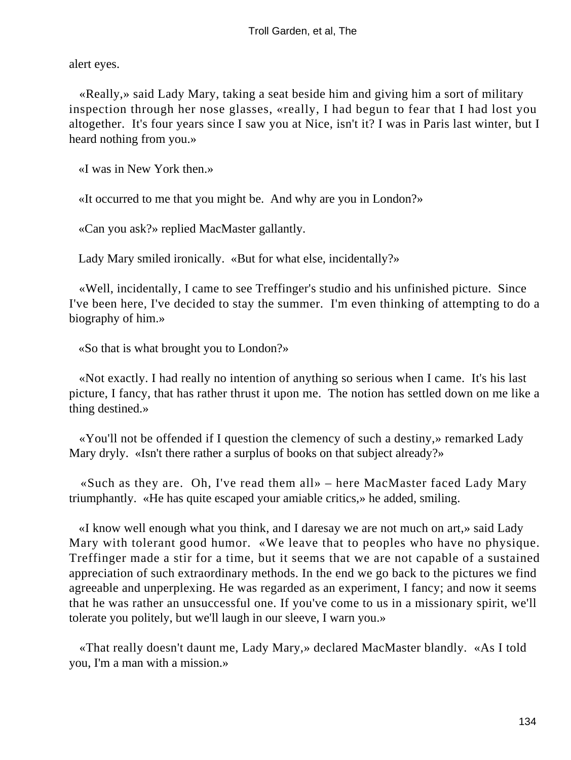alert eyes.

«Really,» said Lady Mary, taking a seat beside him and giving him a sort of military inspection through her nose glasses, «really, I had begun to fear that I had lost you altogether. It's four years since I saw you at Nice, isn't it? I was in Paris last winter, but I heard nothing from you.»

«I was in New York then.»

«It occurred to me that you might be. And why are you in London?»

«Can you ask?» replied MacMaster gallantly.

Lady Mary smiled ironically. «But for what else, incidentally?»

«Well, incidentally, I came to see Treffinger's studio and his unfinished picture. Since I've been here, I've decided to stay the summer. I'm even thinking of attempting to do a biography of him.»

«So that is what brought you to London?»

«Not exactly. I had really no intention of anything so serious when I came. It's his last picture, I fancy, that has rather thrust it upon me. The notion has settled down on me like a thing destined.»

«You'll not be offended if I question the clemency of such a destiny,» remarked Lady Mary dryly. «Isn't there rather a surplus of books on that subject already?»

«Such as they are. Oh, I've read them all» – here MacMaster faced Lady Mary triumphantly. «He has quite escaped your amiable critics,» he added, smiling.

«I know well enough what you think, and I daresay we are not much on art,» said Lady Mary with tolerant good humor. «We leave that to peoples who have no physique. Treffinger made a stir for a time, but it seems that we are not capable of a sustained appreciation of such extraordinary methods. In the end we go back to the pictures we find agreeable and unperplexing. He was regarded as an experiment, I fancy; and now it seems that he was rather an unsuccessful one. If you've come to us in a missionary spirit, we'll tolerate you politely, but we'll laugh in our sleeve, I warn you.»

«That really doesn't daunt me, Lady Mary,» declared MacMaster blandly. «As I told you, I'm a man with a mission.»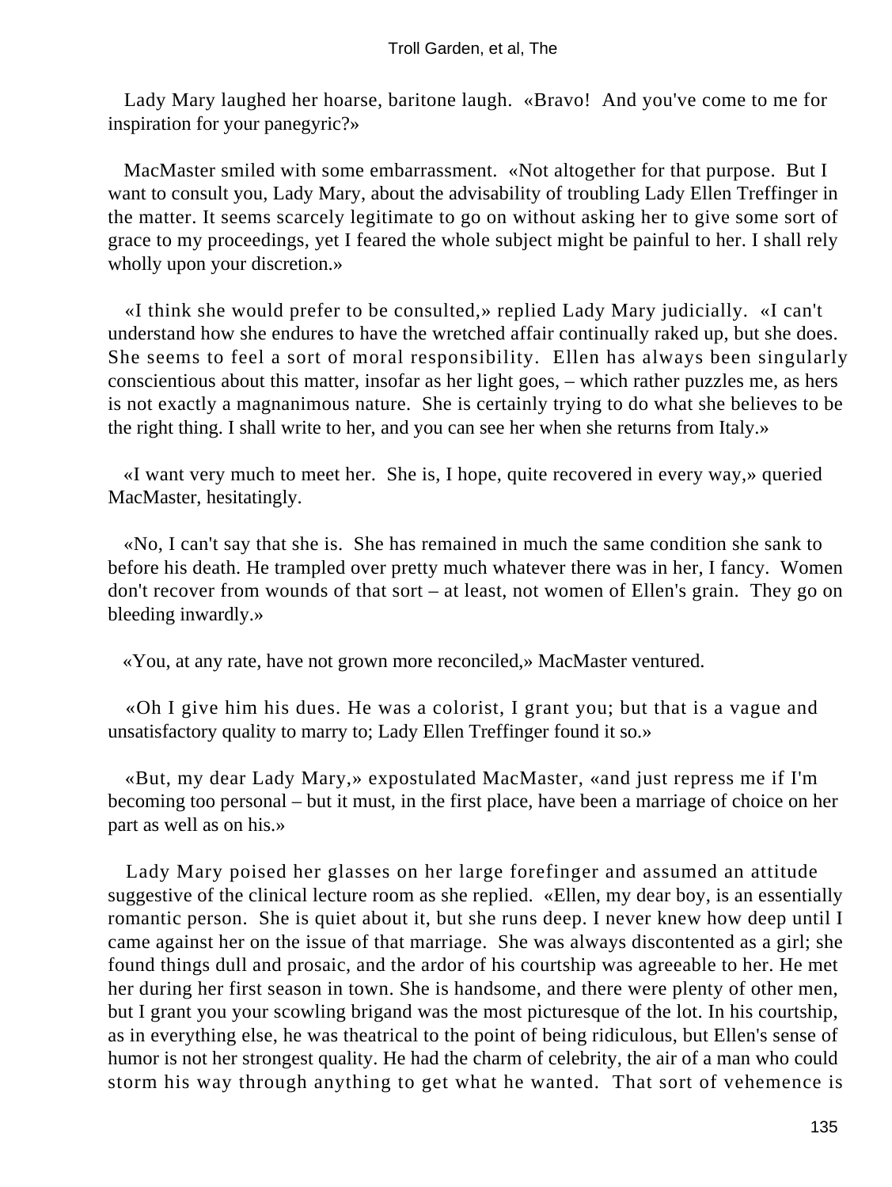Lady Mary laughed her hoarse, baritone laugh. «Bravo! And you've come to me for inspiration for your panegyric?»

MacMaster smiled with some embarrassment. «Not altogether for that purpose. But I want to consult you, Lady Mary, about the advisability of troubling Lady Ellen Treffinger in the matter. It seems scarcely legitimate to go on without asking her to give some sort of grace to my proceedings, yet I feared the whole subject might be painful to her. I shall rely wholly upon your discretion.»

«I think she would prefer to be consulted,» replied Lady Mary judicially. «I can't understand how she endures to have the wretched affair continually raked up, but she does. She seems to feel a sort of moral responsibility. Ellen has always been singularly conscientious about this matter, insofar as her light goes, – which rather puzzles me, as hers is not exactly a magnanimous nature. She is certainly trying to do what she believes to be the right thing. I shall write to her, and you can see her when she returns from Italy.»

«I want very much to meet her. She is, I hope, quite recovered in every way,» queried MacMaster, hesitatingly.

«No, I can't say that she is. She has remained in much the same condition she sank to before his death. He trampled over pretty much whatever there was in her, I fancy. Women don't recover from wounds of that sort – at least, not women of Ellen's grain. They go on bleeding inwardly.»

«You, at any rate, have not grown more reconciled,» MacMaster ventured.

«Oh I give him his dues. He was a colorist, I grant you; but that is a vague and unsatisfactory quality to marry to; Lady Ellen Treffinger found it so.»

«But, my dear Lady Mary,» expostulated MacMaster, «and just repress me if I'm becoming too personal – but it must, in the first place, have been a marriage of choice on her part as well as on his.»

Lady Mary poised her glasses on her large forefinger and assumed an attitude suggestive of the clinical lecture room as she replied. «Ellen, my dear boy, is an essentially romantic person. She is quiet about it, but she runs deep. I never knew how deep until I came against her on the issue of that marriage. She was always discontented as a girl; she found things dull and prosaic, and the ardor of his courtship was agreeable to her. He met her during her first season in town. She is handsome, and there were plenty of other men, but I grant you your scowling brigand was the most picturesque of the lot. In his courtship, as in everything else, he was theatrical to the point of being ridiculous, but Ellen's sense of humor is not her strongest quality. He had the charm of celebrity, the air of a man who could storm his way through anything to get what he wanted. That sort of vehemence is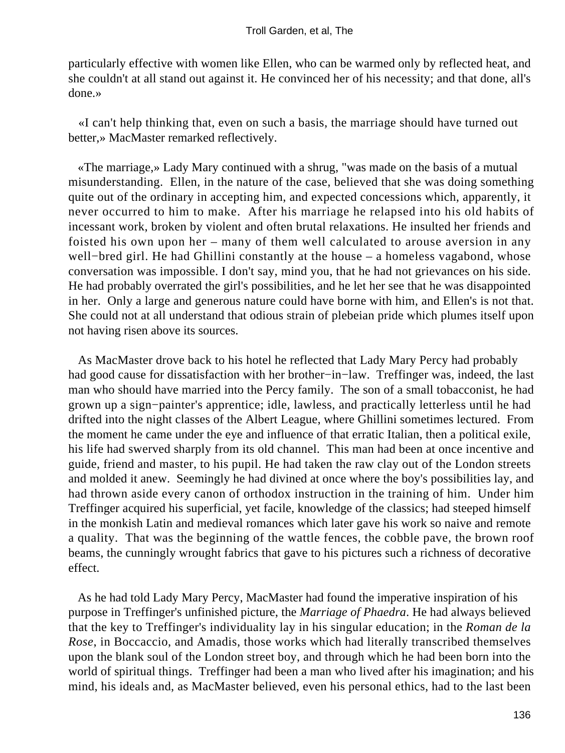particularly effective with women like Ellen, who can be warmed only by reflected heat, and she couldn't at all stand out against it. He convinced her of his necessity; and that done, all's done.»

«I can't help thinking that, even on such a basis, the marriage should have turned out better,» MacMaster remarked reflectively.

«The marriage,» Lady Mary continued with a shrug, "was made on the basis of a mutual misunderstanding. Ellen, in the nature of the case, believed that she was doing something quite out of the ordinary in accepting him, and expected concessions which, apparently, it never occurred to him to make. After his marriage he relapsed into his old habits of incessant work, broken by violent and often brutal relaxations. He insulted her friends and foisted his own upon her – many of them well calculated to arouse aversion in any well−bred girl. He had Ghillini constantly at the house – a homeless vagabond, whose conversation was impossible. I don't say, mind you, that he had not grievances on his side. He had probably overrated the girl's possibilities, and he let her see that he was disappointed in her. Only a large and generous nature could have borne with him, and Ellen's is not that. She could not at all understand that odious strain of plebeian pride which plumes itself upon not having risen above its sources.

As MacMaster drove back to his hotel he reflected that Lady Mary Percy had probably had good cause for dissatisfaction with her brother−in−law. Treffinger was, indeed, the last man who should have married into the Percy family. The son of a small tobacconist, he had grown up a sign−painter's apprentice; idle, lawless, and practically letterless until he had drifted into the night classes of the Albert League, where Ghillini sometimes lectured. From the moment he came under the eye and influence of that erratic Italian, then a political exile, his life had swerved sharply from its old channel. This man had been at once incentive and guide, friend and master, to his pupil. He had taken the raw clay out of the London streets and molded it anew. Seemingly he had divined at once where the boy's possibilities lay, and had thrown aside every canon of orthodox instruction in the training of him. Under him Treffinger acquired his superficial, yet facile, knowledge of the classics; had steeped himself in the monkish Latin and medieval romances which later gave his work so naive and remote a quality. That was the beginning of the wattle fences, the cobble pave, the brown roof beams, the cunningly wrought fabrics that gave to his pictures such a richness of decorative effect.

As he had told Lady Mary Percy, MacMaster had found the imperative inspiration of his purpose in Treffinger's unfinished picture, the *Marriage of Phaedra*. He had always believed that the key to Treffinger's individuality lay in his singular education; in the *Roman de la Rose*, in Boccaccio, and Amadis, those works which had literally transcribed themselves upon the blank soul of the London street boy, and through which he had been born into the world of spiritual things. Treffinger had been a man who lived after his imagination; and his mind, his ideals and, as MacMaster believed, even his personal ethics, had to the last been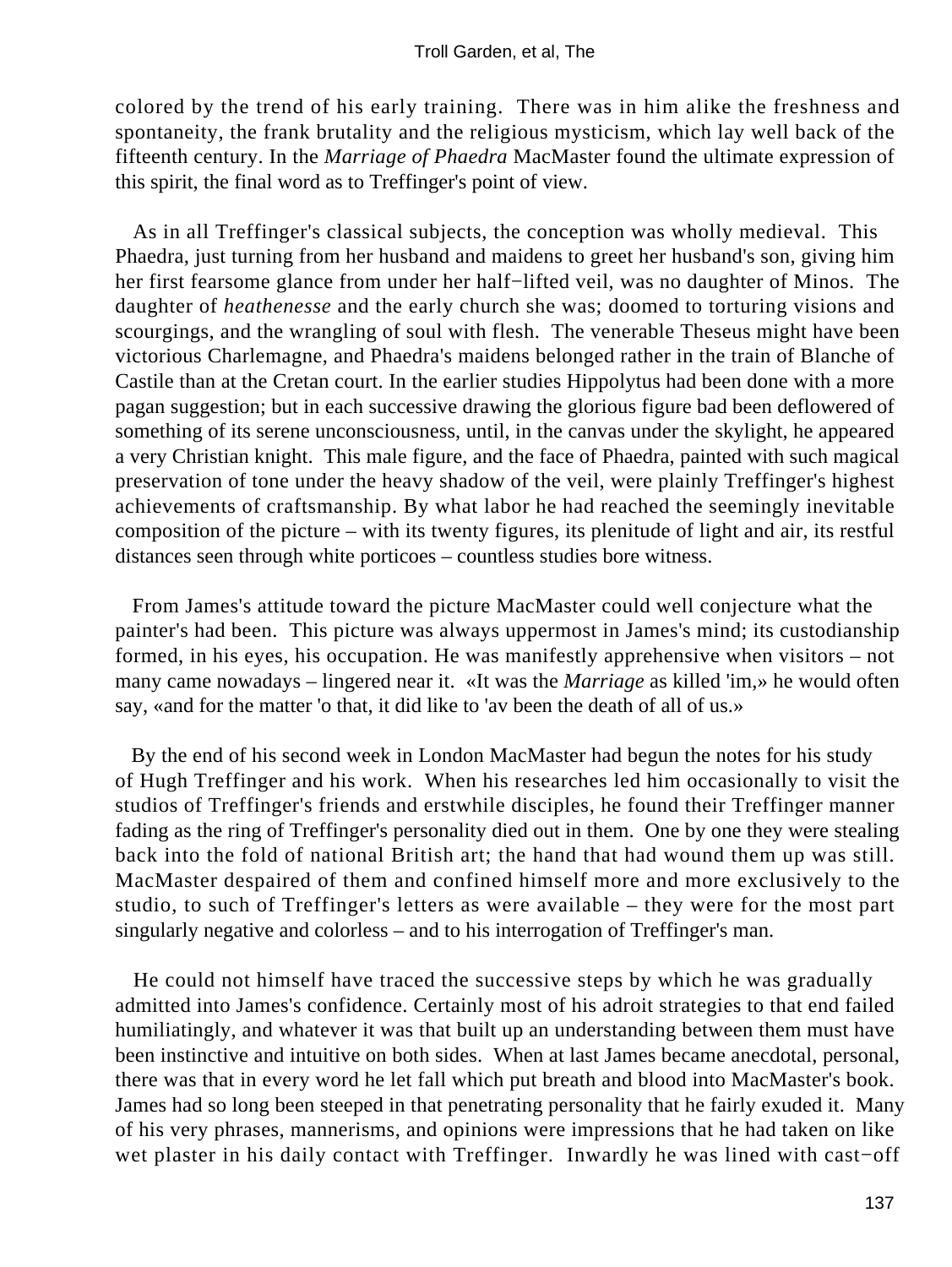colored by the trend of his early training. There was in him alike the freshness and spontaneity, the frank brutality and the religious mysticism, which lay well back of the fifteenth century. In the *Marriage of Phaedra* MacMaster found the ultimate expression of this spirit, the final word as to Treffinger's point of view.

As in all Treffinger's classical subjects, the conception was wholly medieval. This Phaedra, just turning from her husband and maidens to greet her husband's son, giving him her first fearsome glance from under her half−lifted veil, was no daughter of Minos. The daughter of *heathenesse* and the early church she was; doomed to torturing visions and scourgings, and the wrangling of soul with flesh. The venerable Theseus might have been victorious Charlemagne, and Phaedra's maidens belonged rather in the train of Blanche of Castile than at the Cretan court. In the earlier studies Hippolytus had been done with a more pagan suggestion; but in each successive drawing the glorious figure bad been deflowered of something of its serene unconsciousness, until, in the canvas under the skylight, he appeared a very Christian knight. This male figure, and the face of Phaedra, painted with such magical preservation of tone under the heavy shadow of the veil, were plainly Treffinger's highest achievements of craftsmanship. By what labor he had reached the seemingly inevitable composition of the picture – with its twenty figures, its plenitude of light and air, its restful distances seen through white porticoes – countless studies bore witness.

From James's attitude toward the picture MacMaster could well conjecture what the painter's had been. This picture was always uppermost in James's mind; its custodianship formed, in his eyes, his occupation. He was manifestly apprehensive when visitors – not many came nowadays – lingered near it. «It was the *Marriage* as killed 'im,» he would often say, «and for the matter 'o that, it did like to 'av been the death of all of us.»

By the end of his second week in London MacMaster had begun the notes for his study of Hugh Treffinger and his work. When his researches led him occasionally to visit the studios of Treffinger's friends and erstwhile disciples, he found their Treffinger manner fading as the ring of Treffinger's personality died out in them. One by one they were stealing back into the fold of national British art; the hand that had wound them up was still. MacMaster despaired of them and confined himself more and more exclusively to the studio, to such of Treffinger's letters as were available – they were for the most part singularly negative and colorless – and to his interrogation of Treffinger's man.

He could not himself have traced the successive steps by which he was gradually admitted into James's confidence. Certainly most of his adroit strategies to that end failed humiliatingly, and whatever it was that built up an understanding between them must have been instinctive and intuitive on both sides. When at last James became anecdotal, personal, there was that in every word he let fall which put breath and blood into MacMaster's book. James had so long been steeped in that penetrating personality that he fairly exuded it. Many of his very phrases, mannerisms, and opinions were impressions that he had taken on like wet plaster in his daily contact with Treffinger. Inwardly he was lined with cast−off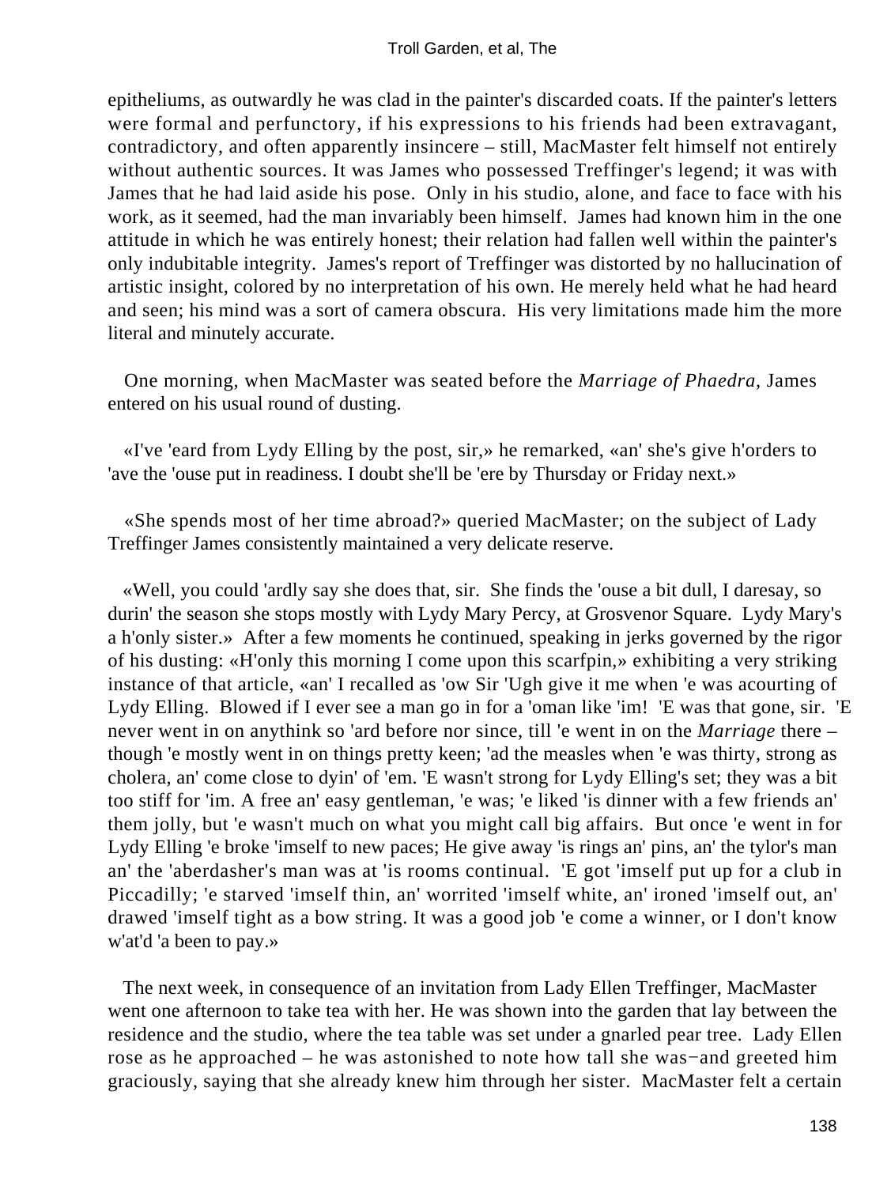epitheliums, as outwardly he was clad in the painter's discarded coats. If the painter's letters were formal and perfunctory, if his expressions to his friends had been extravagant, contradictory, and often apparently insincere – still, MacMaster felt himself not entirely without authentic sources. It was James who possessed Treffinger's legend; it was with James that he had laid aside his pose. Only in his studio, alone, and face to face with his work, as it seemed, had the man invariably been himself. James had known him in the one attitude in which he was entirely honest; their relation had fallen well within the painter's only indubitable integrity. James's report of Treffinger was distorted by no hallucination of artistic insight, colored by no interpretation of his own. He merely held what he had heard and seen; his mind was a sort of camera obscura. His very limitations made him the more literal and minutely accurate.

One morning, when MacMaster was seated before the *Marriage of Phaedra*, James entered on his usual round of dusting.

«I've 'eard from Lydy Elling by the post, sir,» he remarked, «an' she's give h'orders to 'ave the 'ouse put in readiness. I doubt she'll be 'ere by Thursday or Friday next.»

«She spends most of her time abroad?» queried MacMaster; on the subject of Lady Treffinger James consistently maintained a very delicate reserve.

«Well, you could 'ardly say she does that, sir. She finds the 'ouse a bit dull, I daresay, so durin' the season she stops mostly with Lydy Mary Percy, at Grosvenor Square. Lydy Mary's a h'only sister.» After a few moments he continued, speaking in jerks governed by the rigor of his dusting: «H'only this morning I come upon this scarfpin,» exhibiting a very striking instance of that article, «an' I recalled as 'ow Sir 'Ugh give it me when 'e was acourting of Lydy Elling. Blowed if I ever see a man go in for a 'oman like 'im! 'E was that gone, sir. 'E never went in on anythink so 'ard before nor since, till 'e went in on the *Marriage* there – though 'e mostly went in on things pretty keen; 'ad the measles when 'e was thirty, strong as cholera, an' come close to dyin' of 'em. 'E wasn't strong for Lydy Elling's set; they was a bit too stiff for 'im. A free an' easy gentleman, 'e was; 'e liked 'is dinner with a few friends an' them jolly, but 'e wasn't much on what you might call big affairs. But once 'e went in for Lydy Elling 'e broke 'imself to new paces; He give away 'is rings an' pins, an' the tylor's man an' the 'aberdasher's man was at 'is rooms continual. 'E got 'imself put up for a club in Piccadilly; 'e starved 'imself thin, an' worrited 'imself white, an' ironed 'imself out, an' drawed 'imself tight as a bow string. It was a good job 'e come a winner, or I don't know w'at'd 'a been to pay.»

The next week, in consequence of an invitation from Lady Ellen Treffinger, MacMaster went one afternoon to take tea with her. He was shown into the garden that lay between the residence and the studio, where the tea table was set under a gnarled pear tree. Lady Ellen rose as he approached – he was astonished to note how tall she was−and greeted him graciously, saying that she already knew him through her sister. MacMaster felt a certain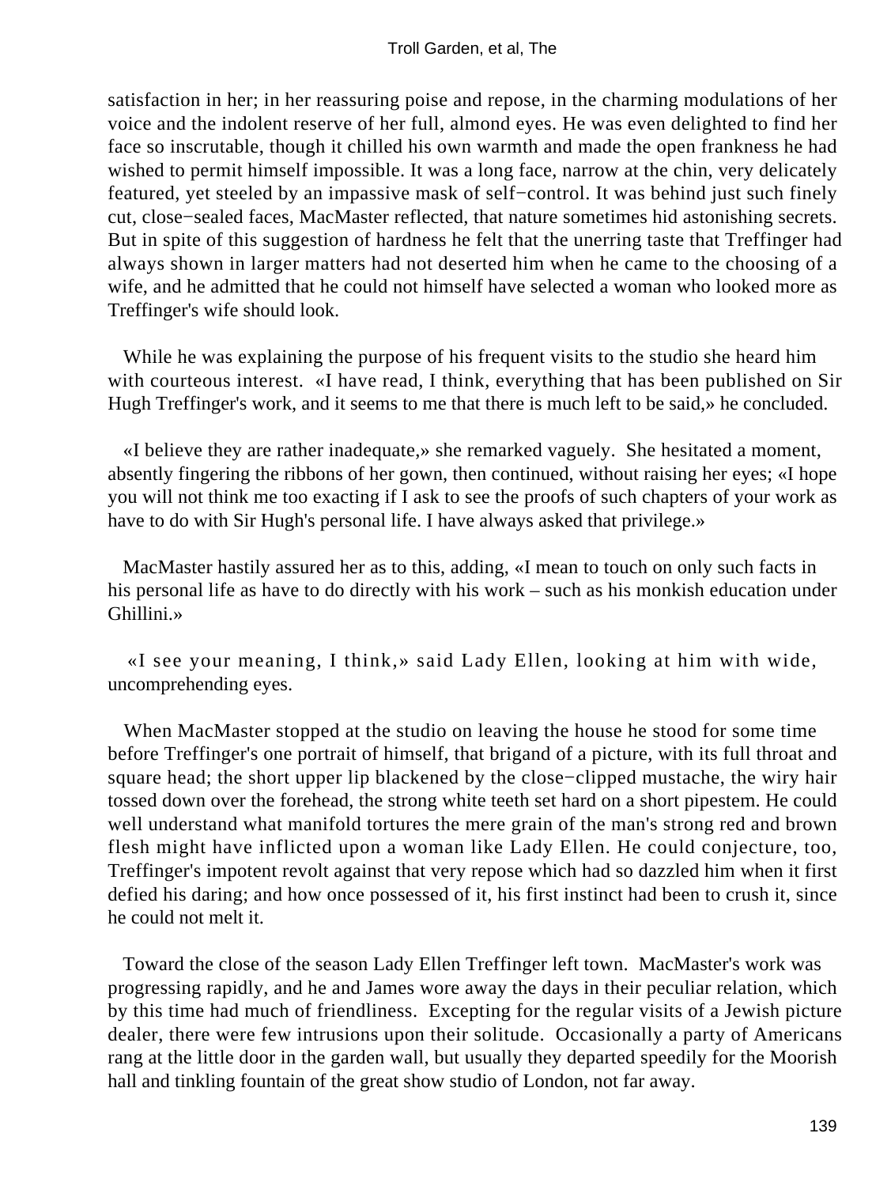satisfaction in her; in her reassuring poise and repose, in the charming modulations of her voice and the indolent reserve of her full, almond eyes. He was even delighted to find her face so inscrutable, though it chilled his own warmth and made the open frankness he had wished to permit himself impossible. It was a long face, narrow at the chin, very delicately featured, yet steeled by an impassive mask of self−control. It was behind just such finely cut, close−sealed faces, MacMaster reflected, that nature sometimes hid astonishing secrets. But in spite of this suggestion of hardness he felt that the unerring taste that Treffinger had always shown in larger matters had not deserted him when he came to the choosing of a wife, and he admitted that he could not himself have selected a woman who looked more as Treffinger's wife should look.

While he was explaining the purpose of his frequent visits to the studio she heard him with courteous interest. «I have read, I think, everything that has been published on Sir Hugh Treffinger's work, and it seems to me that there is much left to be said,» he concluded.

«I believe they are rather inadequate,» she remarked vaguely. She hesitated a moment, absently fingering the ribbons of her gown, then continued, without raising her eyes; «I hope you will not think me too exacting if I ask to see the proofs of such chapters of your work as have to do with Sir Hugh's personal life. I have always asked that privilege.»

MacMaster hastily assured her as to this, adding, «I mean to touch on only such facts in his personal life as have to do directly with his work – such as his monkish education under Ghillini.»

«I see your meaning, I think,» said Lady Ellen, looking at him with wide, uncomprehending eyes.

When MacMaster stopped at the studio on leaving the house he stood for some time before Treffinger's one portrait of himself, that brigand of a picture, with its full throat and square head; the short upper lip blackened by the close−clipped mustache, the wiry hair tossed down over the forehead, the strong white teeth set hard on a short pipestem. He could well understand what manifold tortures the mere grain of the man's strong red and brown flesh might have inflicted upon a woman like Lady Ellen. He could conjecture, too, Treffinger's impotent revolt against that very repose which had so dazzled him when it first defied his daring; and how once possessed of it, his first instinct had been to crush it, since he could not melt it.

Toward the close of the season Lady Ellen Treffinger left town. MacMaster's work was progressing rapidly, and he and James wore away the days in their peculiar relation, which by this time had much of friendliness. Excepting for the regular visits of a Jewish picture dealer, there were few intrusions upon their solitude. Occasionally a party of Americans rang at the little door in the garden wall, but usually they departed speedily for the Moorish hall and tinkling fountain of the great show studio of London, not far away.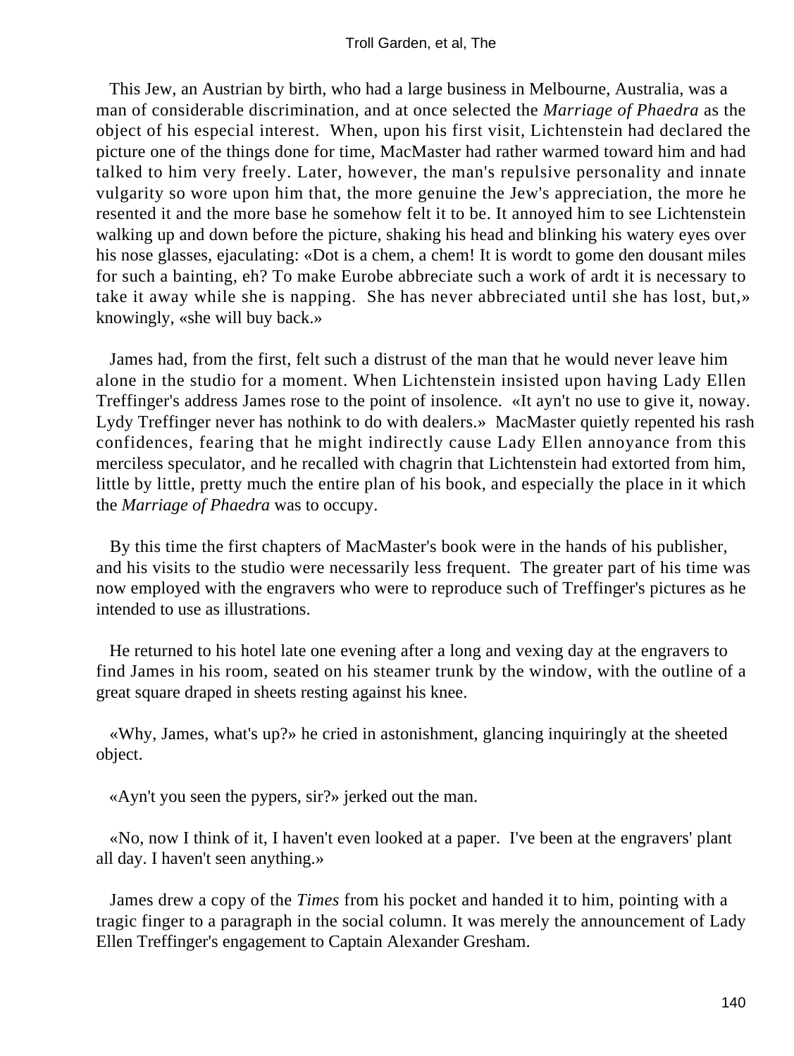This Jew, an Austrian by birth, who had a large business in Melbourne, Australia, was a man of considerable discrimination, and at once selected the *Marriage of Phaedra* as the object of his especial interest. When, upon his first visit, Lichtenstein had declared the picture one of the things done for time, MacMaster had rather warmed toward him and had talked to him very freely. Later, however, the man's repulsive personality and innate vulgarity so wore upon him that, the more genuine the Jew's appreciation, the more he resented it and the more base he somehow felt it to be. It annoyed him to see Lichtenstein walking up and down before the picture, shaking his head and blinking his watery eyes over his nose glasses, ejaculating: «Dot is a chem, a chem! It is wordt to gome den dousant miles for such a bainting, eh? To make Eurobe abbreciate such a work of ardt it is necessary to take it away while she is napping. She has never abbreciated until she has lost, but,» knowingly, «she will buy back.»

James had, from the first, felt such a distrust of the man that he would never leave him alone in the studio for a moment. When Lichtenstein insisted upon having Lady Ellen Treffinger's address James rose to the point of insolence. «It ayn't no use to give it, noway. Lydy Treffinger never has nothink to do with dealers.» MacMaster quietly repented his rash confidences, fearing that he might indirectly cause Lady Ellen annoyance from this merciless speculator, and he recalled with chagrin that Lichtenstein had extorted from him, little by little, pretty much the entire plan of his book, and especially the place in it which the *Marriage of Phaedra* was to occupy.

By this time the first chapters of MacMaster's book were in the hands of his publisher, and his visits to the studio were necessarily less frequent. The greater part of his time was now employed with the engravers who were to reproduce such of Treffinger's pictures as he intended to use as illustrations.

He returned to his hotel late one evening after a long and vexing day at the engravers to find James in his room, seated on his steamer trunk by the window, with the outline of a great square draped in sheets resting against his knee.

«Why, James, what's up?» he cried in astonishment, glancing inquiringly at the sheeted object.

«Ayn't you seen the pypers, sir?» jerked out the man.

«No, now I think of it, I haven't even looked at a paper. I've been at the engravers' plant all day. I haven't seen anything.»

James drew a copy of the *Times* from his pocket and handed it to him, pointing with a tragic finger to a paragraph in the social column. It was merely the announcement of Lady Ellen Treffinger's engagement to Captain Alexander Gresham.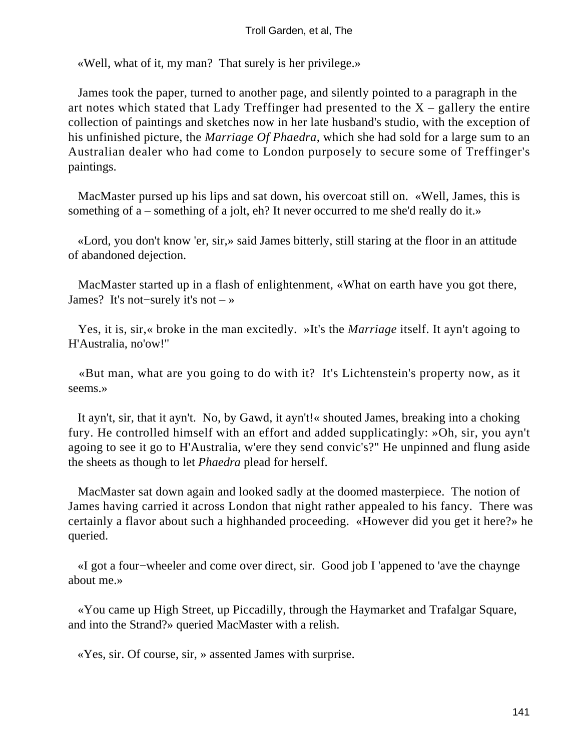«Well, what of it, my man? That surely is her privilege.»

James took the paper, turned to another page, and silently pointed to a paragraph in the art notes which stated that Lady Treffinger had presented to the X – gallery the entire collection of paintings and sketches now in her late husband's studio, with the exception of his unfinished picture, the *Marriage Of Phaedra*, which she had sold for a large sum to an Australian dealer who had come to London purposely to secure some of Treffinger's paintings.

MacMaster pursed up his lips and sat down, his overcoat still on. «Well, James, this is something of a – something of a jolt, eh? It never occurred to me she'd really do it.»

«Lord, you don't know 'er, sir,» said James bitterly, still staring at the floor in an attitude of abandoned dejection.

MacMaster started up in a flash of enlightenment, «What on earth have you got there, James? It's not−surely it's not – »

Yes, it is, sir,« broke in the man excitedly. »It's the *Marriage* itself. It ayn't agoing to H'Australia, no'ow!"

«But man, what are you going to do with it? It's Lichtenstein's property now, as it seems.»

It ayn't, sir, that it ayn't. No, by Gawd, it ayn't!« shouted James, breaking into a choking fury. He controlled himself with an effort and added supplicatingly: »Oh, sir, you ayn't agoing to see it go to H'Australia, w'ere they send convic's?" He unpinned and flung aside the sheets as though to let *Phaedra* plead for herself.

MacMaster sat down again and looked sadly at the doomed masterpiece. The notion of James having carried it across London that night rather appealed to his fancy. There was certainly a flavor about such a highhanded proceeding. «However did you get it here?» he queried.

«I got a four−wheeler and come over direct, sir. Good job I 'appened to 'ave the chaynge about me.»

«You came up High Street, up Piccadilly, through the Haymarket and Trafalgar Square, and into the Strand?» queried MacMaster with a relish.

«Yes, sir. Of course, sir, » assented James with surprise.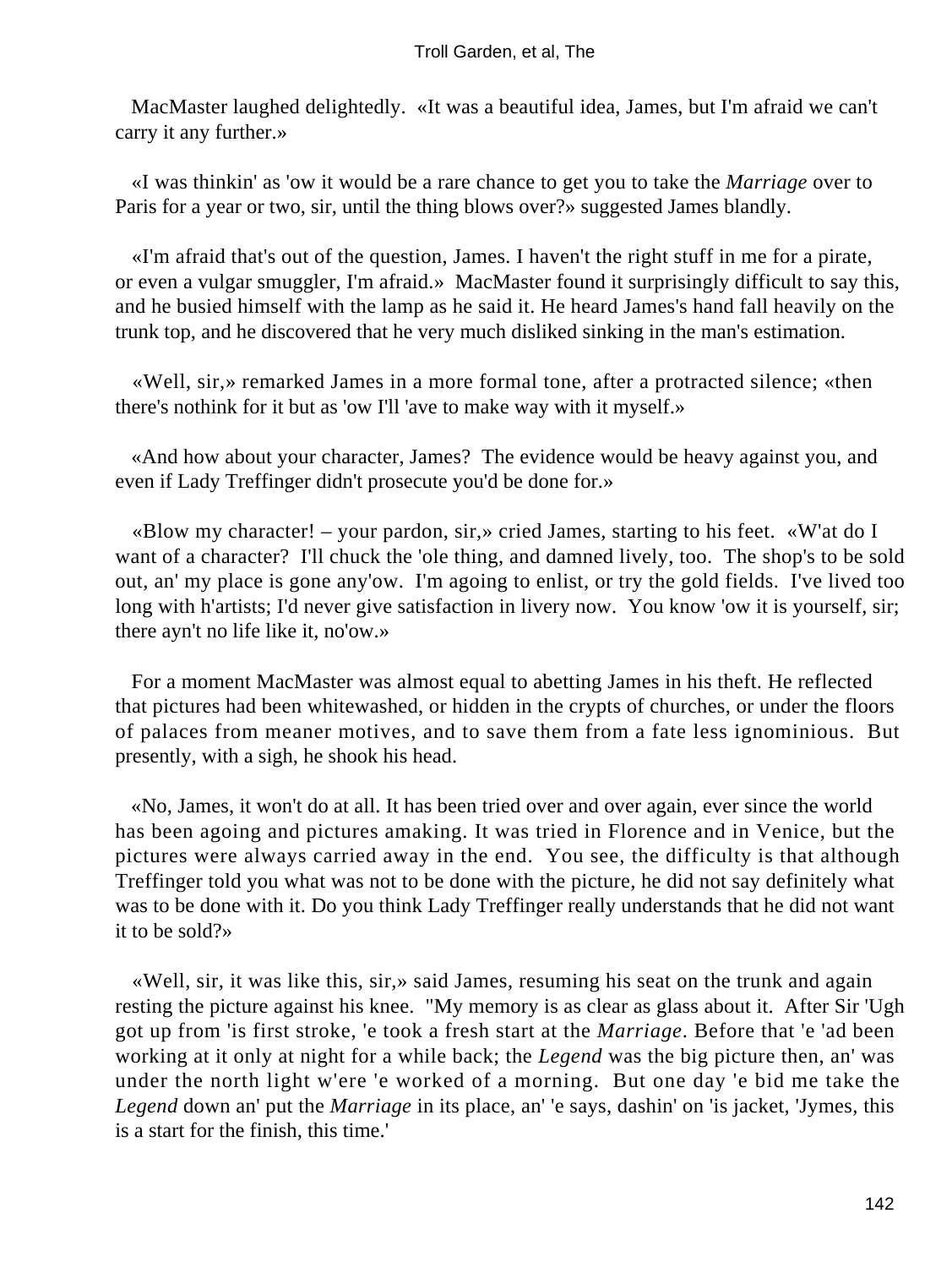MacMaster laughed delightedly. «It was a beautiful idea, James, but I'm afraid we can't carry it any further.»

«I was thinkin' as 'ow it would be a rare chance to get you to take the *Marriage* over to Paris for a year or two, sir, until the thing blows over?» suggested James blandly.

«I'm afraid that's out of the question, James. I haven't the right stuff in me for a pirate, or even a vulgar smuggler, I'm afraid.» MacMaster found it surprisingly difficult to say this, and he busied himself with the lamp as he said it. He heard James's hand fall heavily on the trunk top, and he discovered that he very much disliked sinking in the man's estimation.

«Well, sir,» remarked James in a more formal tone, after a protracted silence; «then there's nothink for it but as 'ow I'll 'ave to make way with it myself.»

«And how about your character, James? The evidence would be heavy against you, and even if Lady Treffinger didn't prosecute you'd be done for.»

«Blow my character! – your pardon, sir,» cried James, starting to his feet. «W'at do I want of a character? I'll chuck the 'ole thing, and damned lively, too. The shop's to be sold out, an' my place is gone any'ow. I'm agoing to enlist, or try the gold fields. I've lived too long with h'artists; I'd never give satisfaction in livery now. You know 'ow it is yourself, sir; there ayn't no life like it, no'ow.»

For a moment MacMaster was almost equal to abetting James in his theft. He reflected that pictures had been whitewashed, or hidden in the crypts of churches, or under the floors of palaces from meaner motives, and to save them from a fate less ignominious. But presently, with a sigh, he shook his head.

«No, James, it won't do at all. It has been tried over and over again, ever since the world has been agoing and pictures amaking. It was tried in Florence and in Venice, but the pictures were always carried away in the end. You see, the difficulty is that although Treffinger told you what was not to be done with the picture, he did not say definitely what was to be done with it. Do you think Lady Treffinger really understands that he did not want it to be sold?»

«Well, sir, it was like this, sir,» said James, resuming his seat on the trunk and again resting the picture against his knee. "My memory is as clear as glass about it. After Sir 'Ugh got up from 'is first stroke, 'e took a fresh start at the *Marriage*. Before that 'e 'ad been working at it only at night for a while back; the *Legend* was the big picture then, an' was under the north light w'ere 'e worked of a morning. But one day 'e bid me take the *Legend* down an' put the *Marriage* in its place, an' 'e says, dashin' on 'is jacket, 'Jymes, this is a start for the finish, this time.'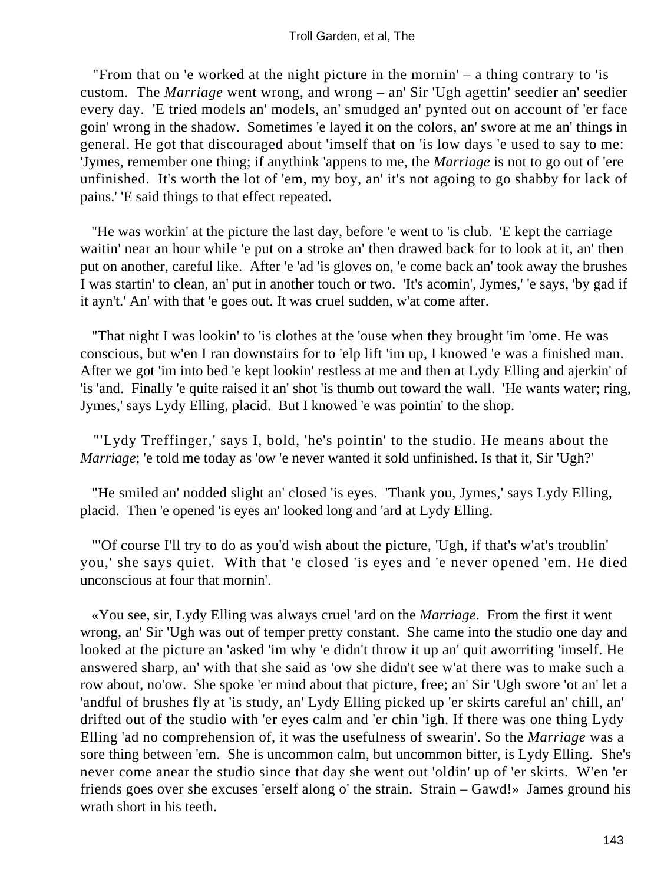"From that on 'e worked at the night picture in the mornin' – a thing contrary to 'is custom. The *Marriage* went wrong, and wrong – an' Sir 'Ugh agettin' seedier an' seedier every day. 'E tried models an' models, an' smudged an' pynted out on account of 'er face goin' wrong in the shadow. Sometimes 'e layed it on the colors, an' swore at me an' things in general. He got that discouraged about 'imself that on 'is low days 'e used to say to me: 'Jymes, remember one thing; if anythink 'appens to me, the *Marriage* is not to go out of 'ere unfinished. It's worth the lot of 'em, my boy, an' it's not agoing to go shabby for lack of pains.' 'E said things to that effect repeated.

"He was workin' at the picture the last day, before 'e went to 'is club. 'E kept the carriage waitin' near an hour while 'e put on a stroke an' then drawed back for to look at it, an' then put on another, careful like. After 'e 'ad 'is gloves on, 'e come back an' took away the brushes I was startin' to clean, an' put in another touch or two. 'It's acomin', Jymes,' 'e says, 'by gad if it ayn't.' An' with that 'e goes out. It was cruel sudden, w'at come after.

"That night I was lookin' to 'is clothes at the 'ouse when they brought 'im 'ome. He was conscious, but w'en I ran downstairs for to 'elp lift 'im up, I knowed 'e was a finished man. After we got 'im into bed 'e kept lookin' restless at me and then at Lydy Elling and ajerkin' of 'is 'and. Finally 'e quite raised it an' shot 'is thumb out toward the wall. 'He wants water; ring, Jymes,' says Lydy Elling, placid. But I knowed 'e was pointin' to the shop.

"'Lydy Treffinger,' says I, bold, 'he's pointin' to the studio. He means about the *Marriage*; 'e told me today as 'ow 'e never wanted it sold unfinished. Is that it, Sir 'Ugh?'

"He smiled an' nodded slight an' closed 'is eyes. 'Thank you, Jymes,' says Lydy Elling, placid. Then 'e opened 'is eyes an' looked long and 'ard at Lydy Elling.

"'Of course I'll try to do as you'd wish about the picture, 'Ugh, if that's w'at's troublin' you,' she says quiet. With that 'e closed 'is eyes and 'e never opened 'em. He died unconscious at four that mornin'.

«You see, sir, Lydy Elling was always cruel 'ard on the *Marriage*. From the first it went wrong, an' Sir 'Ugh was out of temper pretty constant. She came into the studio one day and looked at the picture an 'asked 'im why 'e didn't throw it up an' quit aworriting 'imself. He answered sharp, an' with that she said as 'ow she didn't see w'at there was to make such a row about, no'ow. She spoke 'er mind about that picture, free; an' Sir 'Ugh swore 'ot an' let a 'andful of brushes fly at 'is study, an' Lydy Elling picked up 'er skirts careful an' chill, an' drifted out of the studio with 'er eyes calm and 'er chin 'igh. If there was one thing Lydy Elling 'ad no comprehension of, it was the usefulness of swearin'. So the *Marriage* was a sore thing between 'em. She is uncommon calm, but uncommon bitter, is Lydy Elling. She's never come anear the studio since that day she went out 'oldin' up of 'er skirts. W'en 'er friends goes over she excuses 'erself along o' the strain. Strain – Gawd!» James ground his wrath short in his teeth.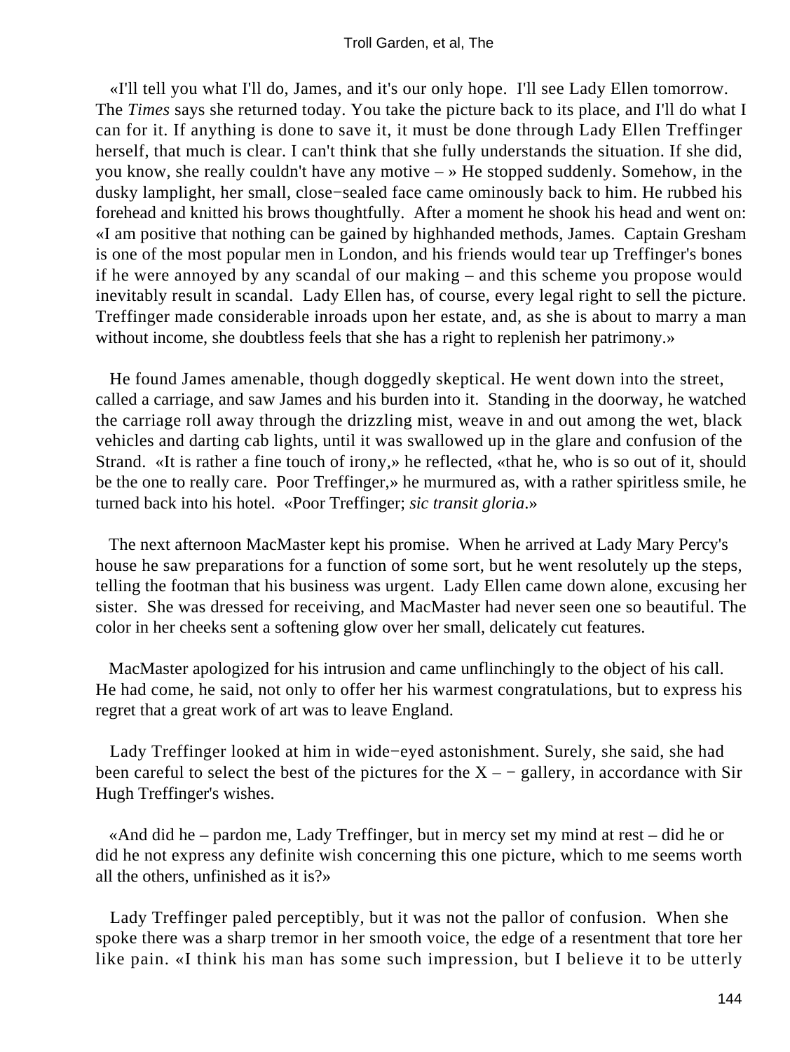«I'll tell you what I'll do, James, and it's our only hope. I'll see Lady Ellen tomorrow. The *Times* says she returned today. You take the picture back to its place, and I'll do what I can for it. If anything is done to save it, it must be done through Lady Ellen Treffinger herself, that much is clear. I can't think that she fully understands the situation. If she did, you know, she really couldn't have any motive – » He stopped suddenly. Somehow, in the dusky lamplight, her small, close−sealed face came ominously back to him. He rubbed his forehead and knitted his brows thoughtfully. After a moment he shook his head and went on: «I am positive that nothing can be gained by highhanded methods, James. Captain Gresham is one of the most popular men in London, and his friends would tear up Treffinger's bones if he were annoyed by any scandal of our making – and this scheme you propose would inevitably result in scandal. Lady Ellen has, of course, every legal right to sell the picture. Treffinger made considerable inroads upon her estate, and, as she is about to marry a man without income, she doubtless feels that she has a right to replenish her patrimony.»

He found James amenable, though doggedly skeptical. He went down into the street, called a carriage, and saw James and his burden into it. Standing in the doorway, he watched the carriage roll away through the drizzling mist, weave in and out among the wet, black vehicles and darting cab lights, until it was swallowed up in the glare and confusion of the Strand. «It is rather a fine touch of irony,» he reflected, «that he, who is so out of it, should be the one to really care. Poor Treffinger,» he murmured as, with a rather spiritless smile, he turned back into his hotel. «Poor Treffinger; *sic transit gloria*.»

The next afternoon MacMaster kept his promise. When he arrived at Lady Mary Percy's house he saw preparations for a function of some sort, but he went resolutely up the steps, telling the footman that his business was urgent. Lady Ellen came down alone, excusing her sister. She was dressed for receiving, and MacMaster had never seen one so beautiful. The color in her cheeks sent a softening glow over her small, delicately cut features.

MacMaster apologized for his intrusion and came unflinchingly to the object of his call. He had come, he said, not only to offer her his warmest congratulations, but to express his regret that a great work of art was to leave England.

Lady Treffinger looked at him in wide−eyed astonishment. Surely, she said, she had been careful to select the best of the pictures for the X – − gallery, in accordance with Sir Hugh Treffinger's wishes.

«And did he – pardon me, Lady Treffinger, but in mercy set my mind at rest – did he or did he not express any definite wish concerning this one picture, which to me seems worth all the others, unfinished as it is?»

Lady Treffinger paled perceptibly, but it was not the pallor of confusion. When she spoke there was a sharp tremor in her smooth voice, the edge of a resentment that tore her like pain. «I think his man has some such impression, but I believe it to be utterly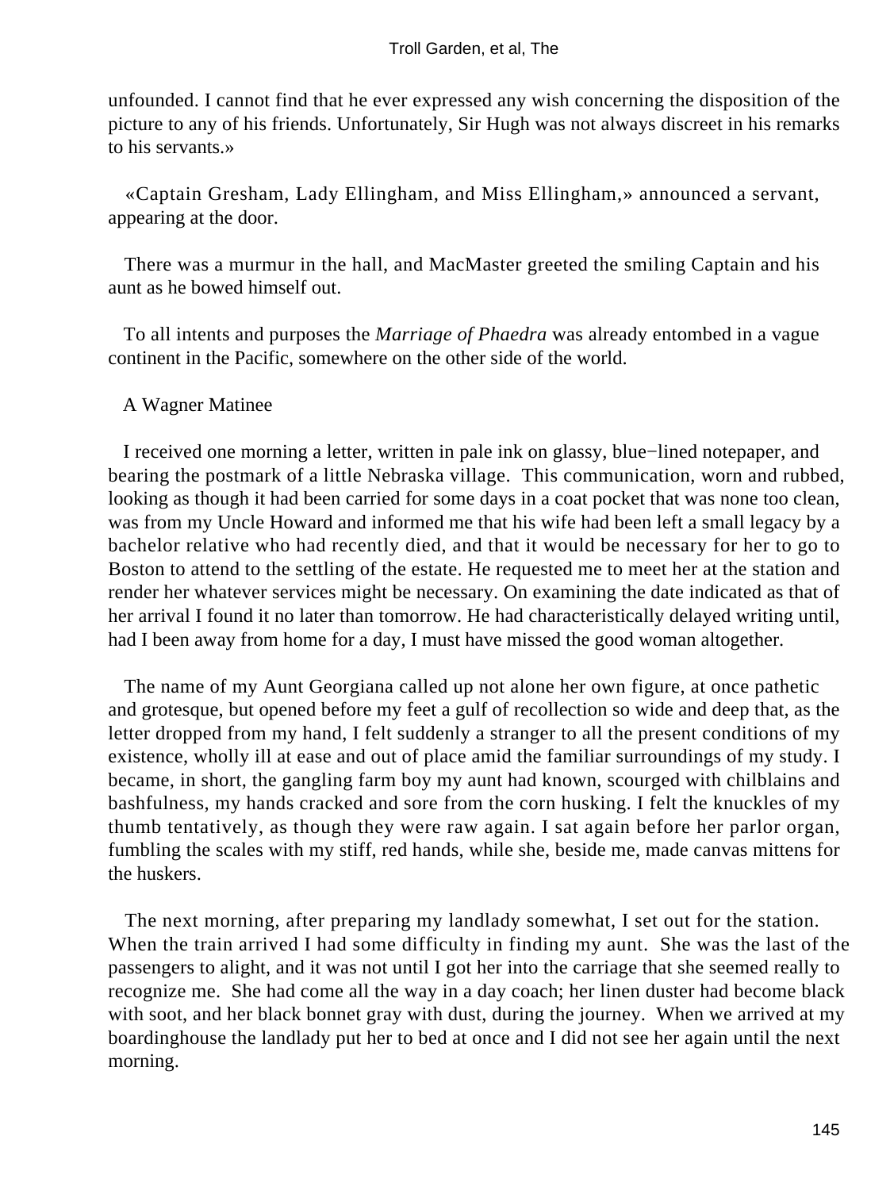unfounded. I cannot find that he ever expressed any wish concerning the disposition of the picture to any of his friends. Unfortunately, Sir Hugh was not always discreet in his remarks to his servants.»

«Captain Gresham, Lady Ellingham, and Miss Ellingham,» announced a servant, appearing at the door.

There was a murmur in the hall, and MacMaster greeted the smiling Captain and his aunt as he bowed himself out.

To all intents and purposes the *Marriage of Phaedra* was already entombed in a vague continent in the Pacific, somewhere on the other side of the world.

## A Wagner Matinee

I received one morning a letter, written in pale ink on glassy, blue−lined notepaper, and bearing the postmark of a little Nebraska village. This communication, worn and rubbed, looking as though it had been carried for some days in a coat pocket that was none too clean, was from my Uncle Howard and informed me that his wife had been left a small legacy by a bachelor relative who had recently died, and that it would be necessary for her to go to Boston to attend to the settling of the estate. He requested me to meet her at the station and render her whatever services might be necessary. On examining the date indicated as that of her arrival I found it no later than tomorrow. He had characteristically delayed writing until, had I been away from home for a day, I must have missed the good woman altogether.

The name of my Aunt Georgiana called up not alone her own figure, at once pathetic and grotesque, but opened before my feet a gulf of recollection so wide and deep that, as the letter dropped from my hand, I felt suddenly a stranger to all the present conditions of my existence, wholly ill at ease and out of place amid the familiar surroundings of my study. I became, in short, the gangling farm boy my aunt had known, scourged with chilblains and bashfulness, my hands cracked and sore from the corn husking. I felt the knuckles of my thumb tentatively, as though they were raw again. I sat again before her parlor organ, fumbling the scales with my stiff, red hands, while she, beside me, made canvas mittens for the huskers.

The next morning, after preparing my landlady somewhat, I set out for the station. When the train arrived I had some difficulty in finding my aunt. She was the last of the passengers to alight, and it was not until I got her into the carriage that she seemed really to recognize me. She had come all the way in a day coach; her linen duster had become black with soot, and her black bonnet gray with dust, during the journey. When we arrived at my boardinghouse the landlady put her to bed at once and I did not see her again until the next morning.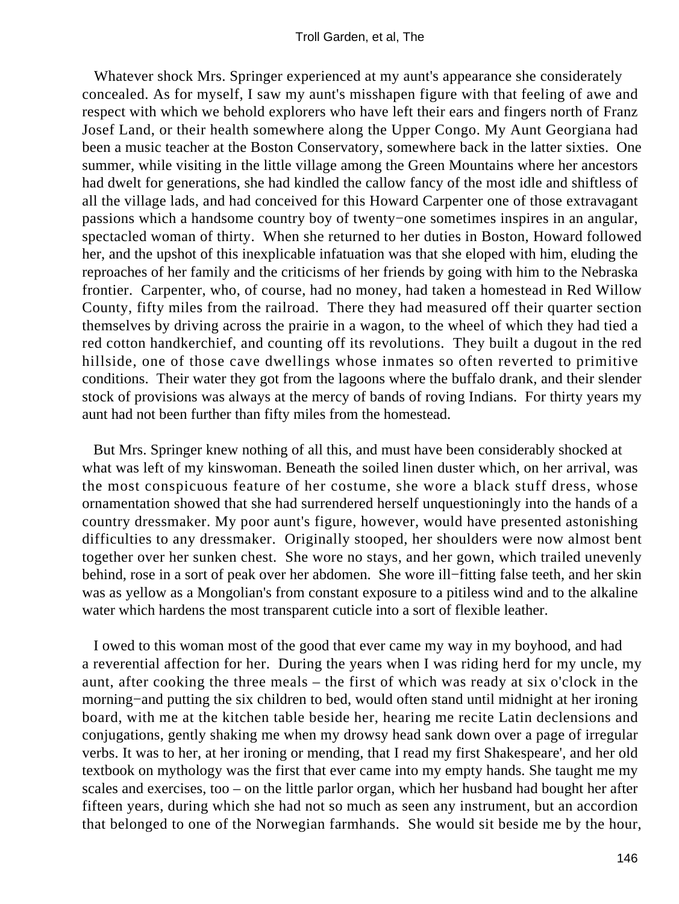Whatever shock Mrs. Springer experienced at my aunt's appearance she considerately concealed. As for myself, I saw my aunt's misshapen figure with that feeling of awe and respect with which we behold explorers who have left their ears and fingers north of Franz Josef Land, or their health somewhere along the Upper Congo. My Aunt Georgiana had been a music teacher at the Boston Conservatory, somewhere back in the latter sixties. One summer, while visiting in the little village among the Green Mountains where her ancestors had dwelt for generations, she had kindled the callow fancy of the most idle and shiftless of all the village lads, and had conceived for this Howard Carpenter one of those extravagant passions which a handsome country boy of twenty−one sometimes inspires in an angular, spectacled woman of thirty. When she returned to her duties in Boston, Howard followed her, and the upshot of this inexplicable infatuation was that she eloped with him, eluding the reproaches of her family and the criticisms of her friends by going with him to the Nebraska frontier. Carpenter, who, of course, had no money, had taken a homestead in Red Willow County, fifty miles from the railroad. There they had measured off their quarter section themselves by driving across the prairie in a wagon, to the wheel of which they had tied a red cotton handkerchief, and counting off its revolutions. They built a dugout in the red hillside, one of those cave dwellings whose inmates so often reverted to primitive conditions. Their water they got from the lagoons where the buffalo drank, and their slender stock of provisions was always at the mercy of bands of roving Indians. For thirty years my aunt had not been further than fifty miles from the homestead.

But Mrs. Springer knew nothing of all this, and must have been considerably shocked at what was left of my kinswoman. Beneath the soiled linen duster which, on her arrival, was the most conspicuous feature of her costume, she wore a black stuff dress, whose ornamentation showed that she had surrendered herself unquestioningly into the hands of a country dressmaker. My poor aunt's figure, however, would have presented astonishing difficulties to any dressmaker. Originally stooped, her shoulders were now almost bent together over her sunken chest. She wore no stays, and her gown, which trailed unevenly behind, rose in a sort of peak over her abdomen. She wore ill−fitting false teeth, and her skin was as yellow as a Mongolian's from constant exposure to a pitiless wind and to the alkaline water which hardens the most transparent cuticle into a sort of flexible leather.

I owed to this woman most of the good that ever came my way in my boyhood, and had a reverential affection for her. During the years when I was riding herd for my uncle, my aunt, after cooking the three meals – the first of which was ready at six o'clock in the morning−and putting the six children to bed, would often stand until midnight at her ironing board, with me at the kitchen table beside her, hearing me recite Latin declensions and conjugations, gently shaking me when my drowsy head sank down over a page of irregular verbs. It was to her, at her ironing or mending, that I read my first Shakespeare', and her old textbook on mythology was the first that ever came into my empty hands. She taught me my scales and exercises, too – on the little parlor organ, which her husband had bought her after fifteen years, during which she had not so much as seen any instrument, but an accordion that belonged to one of the Norwegian farmhands. She would sit beside me by the hour,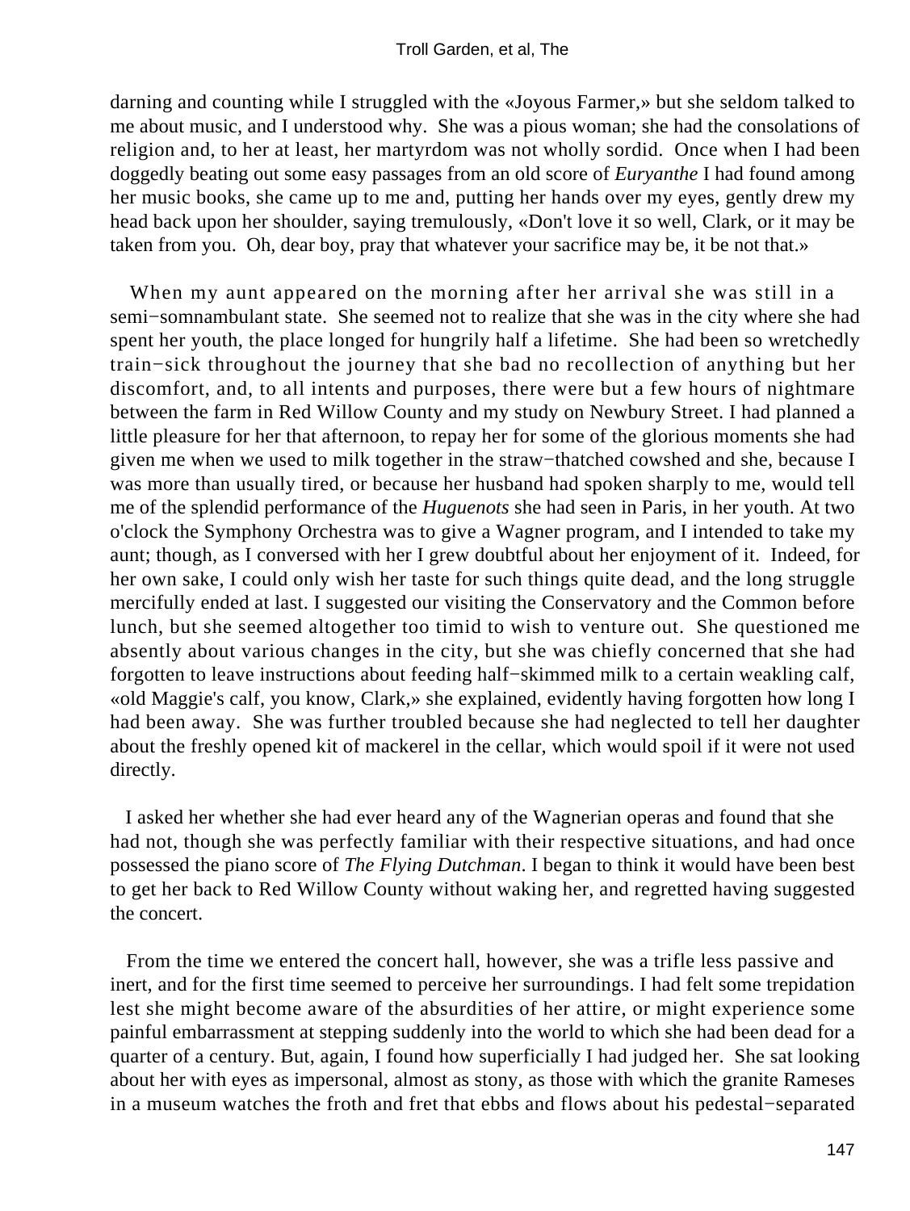darning and counting while I struggled with the «Joyous Farmer,» but she seldom talked to me about music, and I understood why. She was a pious woman; she had the consolations of religion and, to her at least, her martyrdom was not wholly sordid. Once when I had been doggedly beating out some easy passages from an old score of *Euryanthe* I had found among her music books, she came up to me and, putting her hands over my eyes, gently drew my head back upon her shoulder, saying tremulously, «Don't love it so well, Clark, or it may be taken from you. Oh, dear boy, pray that whatever your sacrifice may be, it be not that.»

When my aunt appeared on the morning after her arrival she was still in a semi−somnambulant state. She seemed not to realize that she was in the city where she had spent her youth, the place longed for hungrily half a lifetime. She had been so wretchedly train−sick throughout the journey that she bad no recollection of anything but her discomfort, and, to all intents and purposes, there were but a few hours of nightmare between the farm in Red Willow County and my study on Newbury Street. I had planned a little pleasure for her that afternoon, to repay her for some of the glorious moments she had given me when we used to milk together in the straw−thatched cowshed and she, because I was more than usually tired, or because her husband had spoken sharply to me, would tell me of the splendid performance of the *Huguenots* she had seen in Paris, in her youth. At two o'clock the Symphony Orchestra was to give a Wagner program, and I intended to take my aunt; though, as I conversed with her I grew doubtful about her enjoyment of it. Indeed, for her own sake, I could only wish her taste for such things quite dead, and the long struggle mercifully ended at last. I suggested our visiting the Conservatory and the Common before lunch, but she seemed altogether too timid to wish to venture out. She questioned me absently about various changes in the city, but she was chiefly concerned that she had forgotten to leave instructions about feeding half−skimmed milk to a certain weakling calf, «old Maggie's calf, you know, Clark,» she explained, evidently having forgotten how long I had been away. She was further troubled because she had neglected to tell her daughter about the freshly opened kit of mackerel in the cellar, which would spoil if it were not used directly.

I asked her whether she had ever heard any of the Wagnerian operas and found that she had not, though she was perfectly familiar with their respective situations, and had once possessed the piano score of *The Flying Dutchman*. I began to think it would have been best to get her back to Red Willow County without waking her, and regretted having suggested the concert.

From the time we entered the concert hall, however, she was a trifle less passive and inert, and for the first time seemed to perceive her surroundings. I had felt some trepidation lest she might become aware of the absurdities of her attire, or might experience some painful embarrassment at stepping suddenly into the world to which she had been dead for a quarter of a century. But, again, I found how superficially I had judged her. She sat looking about her with eyes as impersonal, almost as stony, as those with which the granite Rameses in a museum watches the froth and fret that ebbs and flows about his pedestal−separated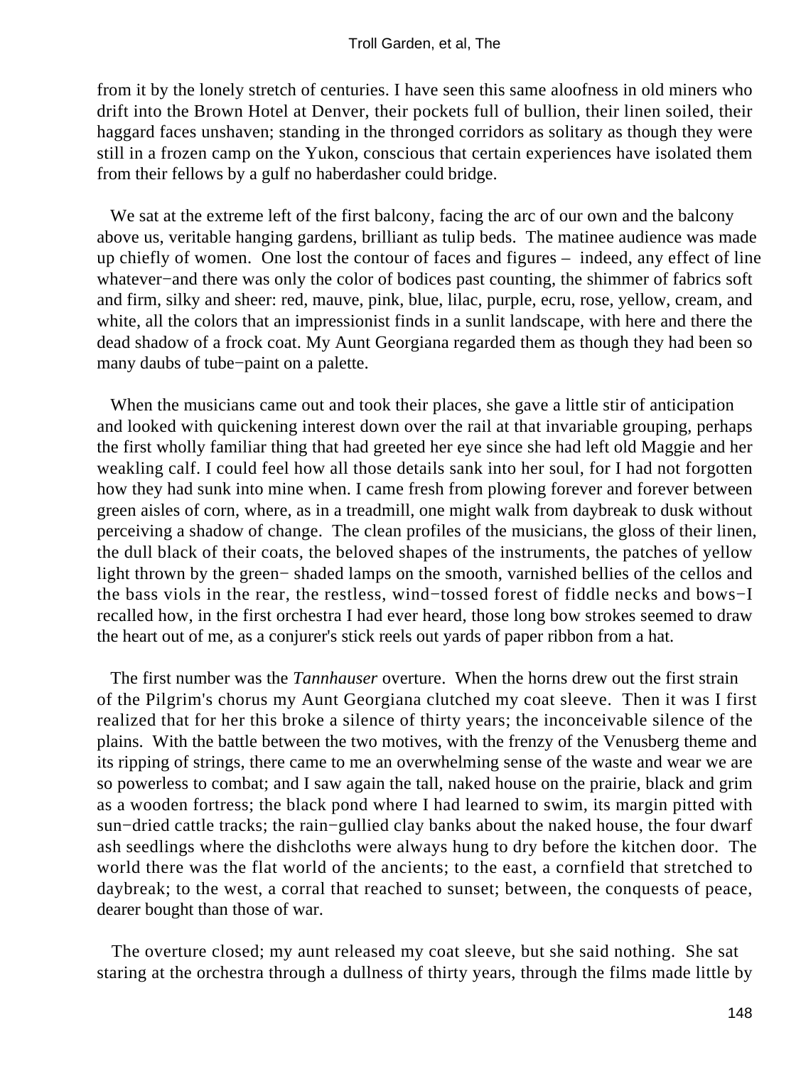from it by the lonely stretch of centuries. I have seen this same aloofness in old miners who drift into the Brown Hotel at Denver, their pockets full of bullion, their linen soiled, their haggard faces unshaven; standing in the thronged corridors as solitary as though they were still in a frozen camp on the Yukon, conscious that certain experiences have isolated them from their fellows by a gulf no haberdasher could bridge.

We sat at the extreme left of the first balcony, facing the arc of our own and the balcony above us, veritable hanging gardens, brilliant as tulip beds. The matinee audience was made up chiefly of women. One lost the contour of faces and figures – indeed, any effect of line whatever−and there was only the color of bodices past counting, the shimmer of fabrics soft and firm, silky and sheer: red, mauve, pink, blue, lilac, purple, ecru, rose, yellow, cream, and white, all the colors that an impressionist finds in a sunlit landscape, with here and there the dead shadow of a frock coat. My Aunt Georgiana regarded them as though they had been so many daubs of tube−paint on a palette.

When the musicians came out and took their places, she gave a little stir of anticipation and looked with quickening interest down over the rail at that invariable grouping, perhaps the first wholly familiar thing that had greeted her eye since she had left old Maggie and her weakling calf. I could feel how all those details sank into her soul, for I had not forgotten how they had sunk into mine when. I came fresh from plowing forever and forever between green aisles of corn, where, as in a treadmill, one might walk from daybreak to dusk without perceiving a shadow of change. The clean profiles of the musicians, the gloss of their linen, the dull black of their coats, the beloved shapes of the instruments, the patches of yellow light thrown by the green− shaded lamps on the smooth, varnished bellies of the cellos and the bass viols in the rear, the restless, wind−tossed forest of fiddle necks and bows−I recalled how, in the first orchestra I had ever heard, those long bow strokes seemed to draw the heart out of me, as a conjurer's stick reels out yards of paper ribbon from a hat.

The first number was the *Tannhauser* overture. When the horns drew out the first strain of the Pilgrim's chorus my Aunt Georgiana clutched my coat sleeve. Then it was I first realized that for her this broke a silence of thirty years; the inconceivable silence of the plains. With the battle between the two motives, with the frenzy of the Venusberg theme and its ripping of strings, there came to me an overwhelming sense of the waste and wear we are so powerless to combat; and I saw again the tall, naked house on the prairie, black and grim as a wooden fortress; the black pond where I had learned to swim, its margin pitted with sun−dried cattle tracks; the rain−gullied clay banks about the naked house, the four dwarf ash seedlings where the dishcloths were always hung to dry before the kitchen door. The world there was the flat world of the ancients; to the east, a cornfield that stretched to daybreak; to the west, a corral that reached to sunset; between, the conquests of peace, dearer bought than those of war.

The overture closed; my aunt released my coat sleeve, but she said nothing. She sat staring at the orchestra through a dullness of thirty years, through the films made little by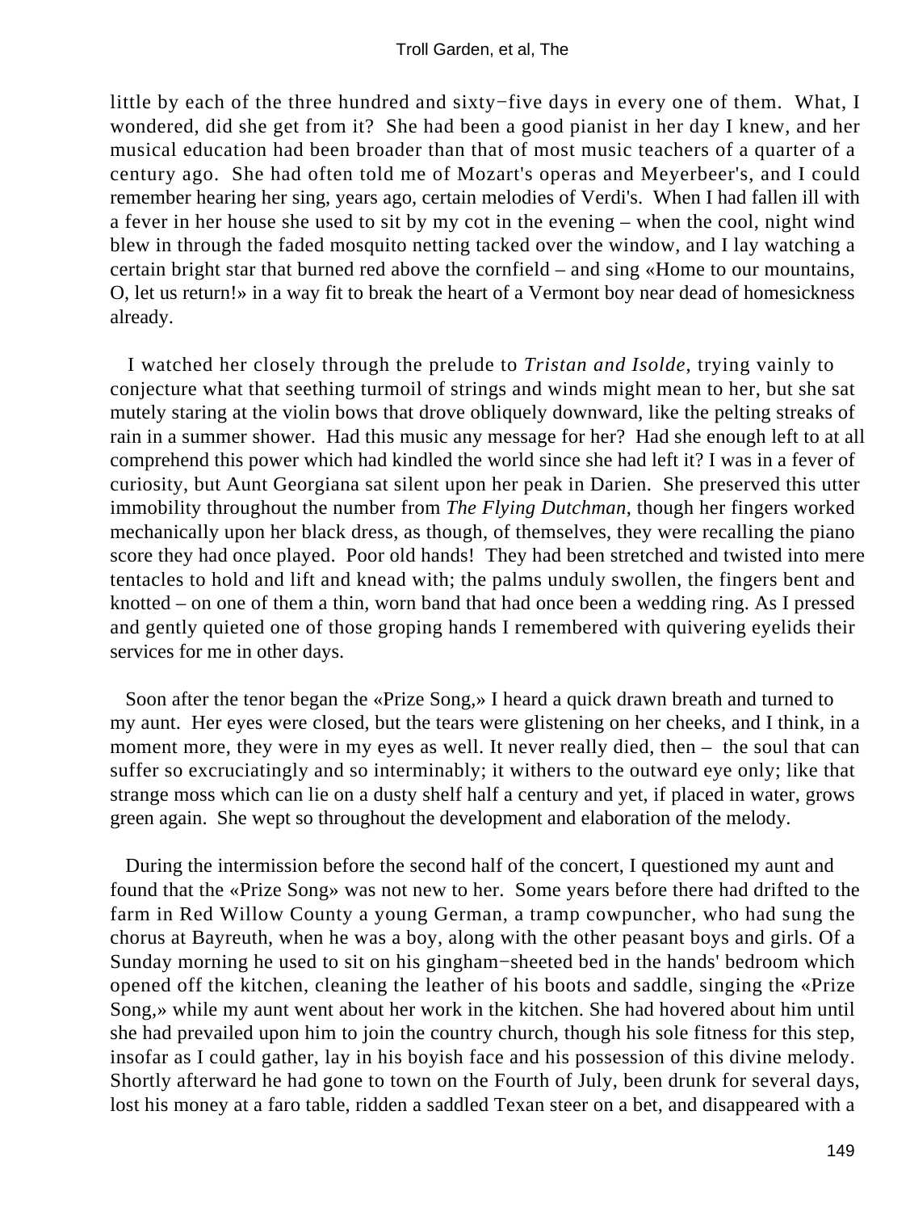little by each of the three hundred and sixty−five days in every one of them. What, I wondered, did she get from it? She had been a good pianist in her day I knew, and her musical education had been broader than that of most music teachers of a quarter of a century ago. She had often told me of Mozart's operas and Meyerbeer's, and I could remember hearing her sing, years ago, certain melodies of Verdi's. When I had fallen ill with a fever in her house she used to sit by my cot in the evening – when the cool, night wind blew in through the faded mosquito netting tacked over the window, and I lay watching a certain bright star that burned red above the cornfield – and sing «Home to our mountains, O, let us return!» in a way fit to break the heart of a Vermont boy near dead of homesickness already.

I watched her closely through the prelude to *Tristan and Isolde*, trying vainly to conjecture what that seething turmoil of strings and winds might mean to her, but she sat mutely staring at the violin bows that drove obliquely downward, like the pelting streaks of rain in a summer shower. Had this music any message for her? Had she enough left to at all comprehend this power which had kindled the world since she had left it? I was in a fever of curiosity, but Aunt Georgiana sat silent upon her peak in Darien. She preserved this utter immobility throughout the number from *The Flying Dutchman*, though her fingers worked mechanically upon her black dress, as though, of themselves, they were recalling the piano score they had once played. Poor old hands! They had been stretched and twisted into mere tentacles to hold and lift and knead with; the palms unduly swollen, the fingers bent and knotted – on one of them a thin, worn band that had once been a wedding ring. As I pressed and gently quieted one of those groping hands I remembered with quivering eyelids their services for me in other days.

Soon after the tenor began the «Prize Song,» I heard a quick drawn breath and turned to my aunt. Her eyes were closed, but the tears were glistening on her cheeks, and I think, in a moment more, they were in my eyes as well. It never really died, then – the soul that can suffer so excruciatingly and so interminably; it withers to the outward eye only; like that strange moss which can lie on a dusty shelf half a century and yet, if placed in water, grows green again. She wept so throughout the development and elaboration of the melody.

During the intermission before the second half of the concert, I questioned my aunt and found that the «Prize Song» was not new to her. Some years before there had drifted to the farm in Red Willow County a young German, a tramp cowpuncher, who had sung the chorus at Bayreuth, when he was a boy, along with the other peasant boys and girls. Of a Sunday morning he used to sit on his gingham−sheeted bed in the hands' bedroom which opened off the kitchen, cleaning the leather of his boots and saddle, singing the «Prize Song,» while my aunt went about her work in the kitchen. She had hovered about him until she had prevailed upon him to join the country church, though his sole fitness for this step, insofar as I could gather, lay in his boyish face and his possession of this divine melody. Shortly afterward he had gone to town on the Fourth of July, been drunk for several days, lost his money at a faro table, ridden a saddled Texan steer on a bet, and disappeared with a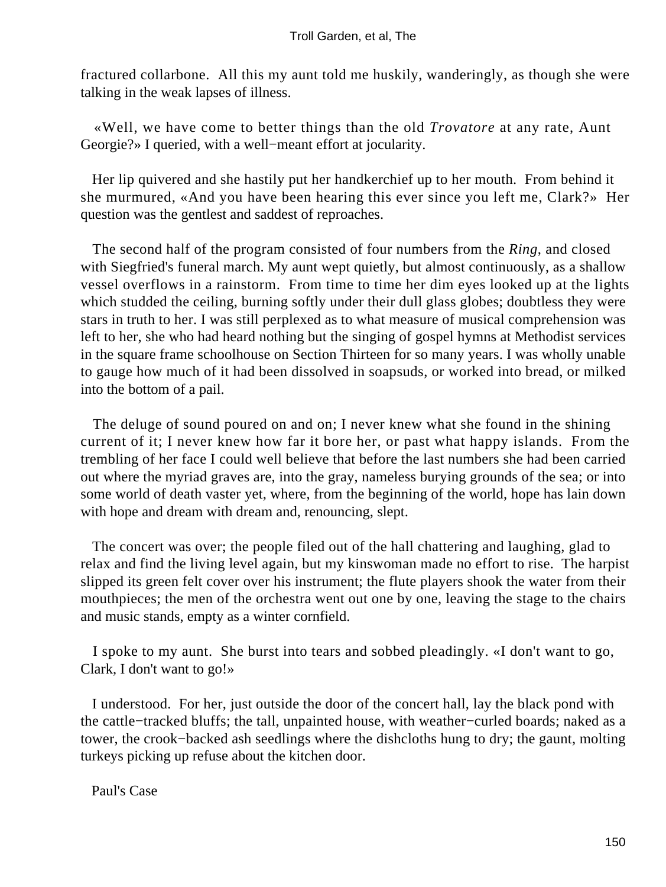fractured collarbone. All this my aunt told me huskily, wanderingly, as though she were talking in the weak lapses of illness.

«Well, we have come to better things than the old *Trovatore* at any rate, Aunt Georgie?» I queried, with a well−meant effort at jocularity.

Her lip quivered and she hastily put her handkerchief up to her mouth. From behind it she murmured, «And you have been hearing this ever since you left me, Clark?» Her question was the gentlest and saddest of reproaches.

The second half of the program consisted of four numbers from the *Ring*, and closed with Siegfried's funeral march. My aunt wept quietly, but almost continuously, as a shallow vessel overflows in a rainstorm. From time to time her dim eyes looked up at the lights which studded the ceiling, burning softly under their dull glass globes; doubtless they were stars in truth to her. I was still perplexed as to what measure of musical comprehension was left to her, she who had heard nothing but the singing of gospel hymns at Methodist services in the square frame schoolhouse on Section Thirteen for so many years. I was wholly unable to gauge how much of it had been dissolved in soapsuds, or worked into bread, or milked into the bottom of a pail.

The deluge of sound poured on and on; I never knew what she found in the shining current of it; I never knew how far it bore her, or past what happy islands. From the trembling of her face I could well believe that before the last numbers she had been carried out where the myriad graves are, into the gray, nameless burying grounds of the sea; or into some world of death vaster yet, where, from the beginning of the world, hope has lain down with hope and dream with dream and, renouncing, slept.

The concert was over; the people filed out of the hall chattering and laughing, glad to relax and find the living level again, but my kinswoman made no effort to rise. The harpist slipped its green felt cover over his instrument; the flute players shook the water from their mouthpieces; the men of the orchestra went out one by one, leaving the stage to the chairs and music stands, empty as a winter cornfield.

I spoke to my aunt. She burst into tears and sobbed pleadingly. «I don't want to go, Clark, I don't want to go!»

I understood. For her, just outside the door of the concert hall, lay the black pond with the cattle−tracked bluffs; the tall, unpainted house, with weather−curled boards; naked as a tower, the crook−backed ash seedlings where the dishcloths hung to dry; the gaunt, molting turkeys picking up refuse about the kitchen door.

## Paul's Case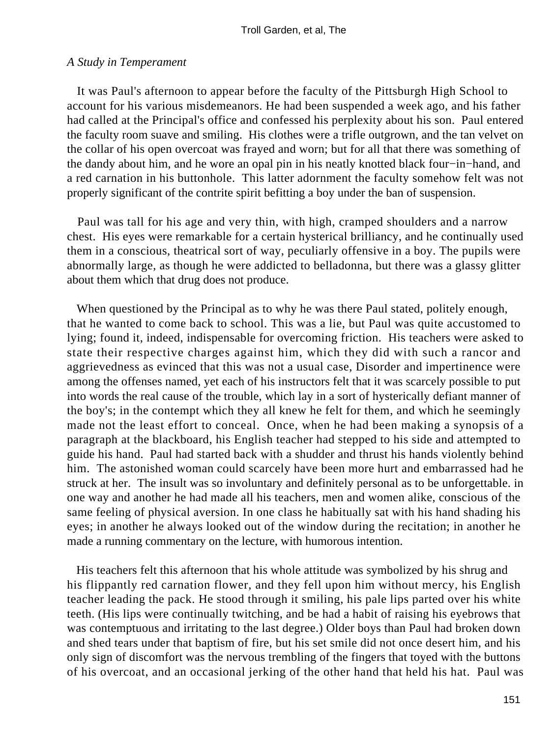*A Study in Temperament*

It was Paul's afternoon to appear before the faculty of the Pittsburgh High School to account for his various misdemeanors. He had been suspended a week ago, and his father had called at the Principal's office and confessed his perplexity about his son. Paul entered the faculty room suave and smiling. His clothes were a trifle outgrown, and the tan velvet on the collar of his open overcoat was frayed and worn; but for all that there was something of the dandy about him, and he wore an opal pin in his neatly knotted black four−in−hand, and a red carnation in his buttonhole. This latter adornment the faculty somehow felt was not properly significant of the contrite spirit befitting a boy under the ban of suspension.

Paul was tall for his age and very thin, with high, cramped shoulders and a narrow chest. His eyes were remarkable for a certain hysterical brilliancy, and he continually used them in a conscious, theatrical sort of way, peculiarly offensive in a boy. The pupils were abnormally large, as though he were addicted to belladonna, but there was a glassy glitter about them which that drug does not produce.

When questioned by the Principal as to why he was there Paul stated, politely enough, that he wanted to come back to school. This was a lie, but Paul was quite accustomed to lying; found it, indeed, indispensable for overcoming friction. His teachers were asked to state their respective charges against him, which they did with such a rancor and aggrievedness as evinced that this was not a usual case, Disorder and impertinence were among the offenses named, yet each of his instructors felt that it was scarcely possible to put into words the real cause of the trouble, which lay in a sort of hysterically defiant manner of the boy's; in the contempt which they all knew he felt for them, and which he seemingly made not the least effort to conceal. Once, when he had been making a synopsis of a paragraph at the blackboard, his English teacher had stepped to his side and attempted to guide his hand. Paul had started back with a shudder and thrust his hands violently behind him. The astonished woman could scarcely have been more hurt and embarrassed had he struck at her. The insult was so involuntary and definitely personal as to be unforgettable. in one way and another he had made all his teachers, men and women alike, conscious of the same feeling of physical aversion. In one class he habitually sat with his hand shading his eyes; in another he always looked out of the window during the recitation; in another he made a running commentary on the lecture, with humorous intention.

His teachers felt this afternoon that his whole attitude was symbolized by his shrug and his flippantly red carnation flower, and they fell upon him without mercy, his English teacher leading the pack. He stood through it smiling, his pale lips parted over his white teeth. (His lips were continually twitching, and be had a habit of raising his eyebrows that was contemptuous and irritating to the last degree.) Older boys than Paul had broken down and shed tears under that baptism of fire, but his set smile did not once desert him, and his only sign of discomfort was the nervous trembling of the fingers that toyed with the buttons of his overcoat, and an occasional jerking of the other hand that held his hat. Paul was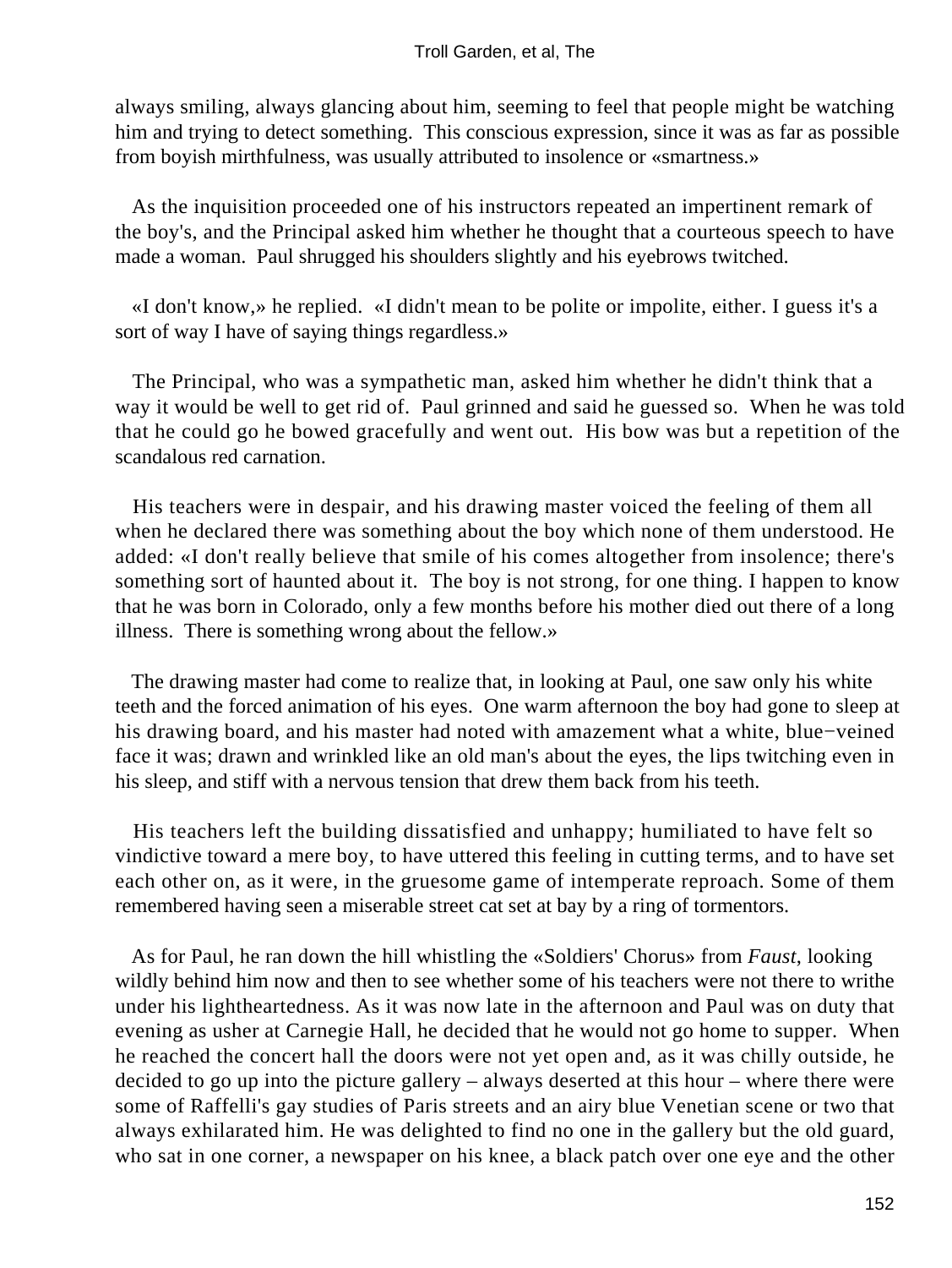always smiling, always glancing about him, seeming to feel that people might be watching him and trying to detect something. This conscious expression, since it was as far as possible from boyish mirthfulness, was usually attributed to insolence or «smartness.»

As the inquisition proceeded one of his instructors repeated an impertinent remark of the boy's, and the Principal asked him whether he thought that a courteous speech to have made a woman. Paul shrugged his shoulders slightly and his eyebrows twitched.

«I don't know,» he replied. «I didn't mean to be polite or impolite, either. I guess it's a sort of way I have of saying things regardless.»

The Principal, who was a sympathetic man, asked him whether he didn't think that a way it would be well to get rid of. Paul grinned and said he guessed so. When he was told that he could go he bowed gracefully and went out. His bow was but a repetition of the scandalous red carnation.

His teachers were in despair, and his drawing master voiced the feeling of them all when he declared there was something about the boy which none of them understood. He added: «I don't really believe that smile of his comes altogether from insolence; there's something sort of haunted about it. The boy is not strong, for one thing. I happen to know that he was born in Colorado, only a few months before his mother died out there of a long illness. There is something wrong about the fellow.»

The drawing master had come to realize that, in looking at Paul, one saw only his white teeth and the forced animation of his eyes. One warm afternoon the boy had gone to sleep at his drawing board, and his master had noted with amazement what a white, blue−veined face it was; drawn and wrinkled like an old man's about the eyes, the lips twitching even in his sleep, and stiff with a nervous tension that drew them back from his teeth.

His teachers left the building dissatisfied and unhappy; humiliated to have felt so vindictive toward a mere boy, to have uttered this feeling in cutting terms, and to have set each other on, as it were, in the gruesome game of intemperate reproach. Some of them remembered having seen a miserable street cat set at bay by a ring of tormentors.

As for Paul, he ran down the hill whistling the «Soldiers' Chorus» from *Faust*, looking wildly behind him now and then to see whether some of his teachers were not there to writhe under his lightheartedness. As it was now late in the afternoon and Paul was on duty that evening as usher at Carnegie Hall, he decided that he would not go home to supper. When he reached the concert hall the doors were not yet open and, as it was chilly outside, he decided to go up into the picture gallery – always deserted at this hour – where there were some of Raffelli's gay studies of Paris streets and an airy blue Venetian scene or two that always exhilarated him. He was delighted to find no one in the gallery but the old guard, who sat in one corner, a newspaper on his knee, a black patch over one eye and the other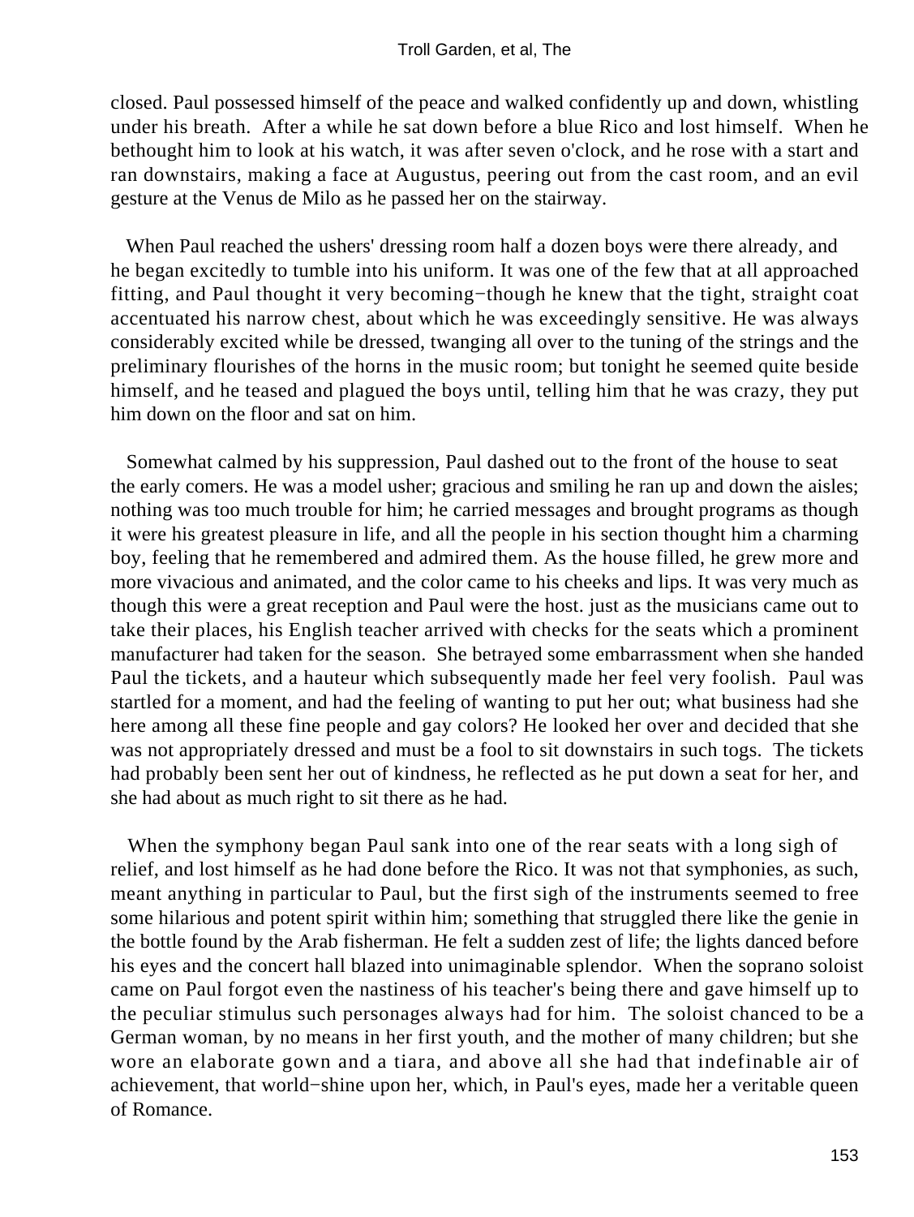closed. Paul possessed himself of the peace and walked confidently up and down, whistling under his breath. After a while he sat down before a blue Rico and lost himself. When he bethought him to look at his watch, it was after seven o'clock, and he rose with a start and ran downstairs, making a face at Augustus, peering out from the cast room, and an evil gesture at the Venus de Milo as he passed her on the stairway.

When Paul reached the ushers' dressing room half a dozen boys were there already, and he began excitedly to tumble into his uniform. It was one of the few that at all approached fitting, and Paul thought it very becoming−though he knew that the tight, straight coat accentuated his narrow chest, about which he was exceedingly sensitive. He was always considerably excited while be dressed, twanging all over to the tuning of the strings and the preliminary flourishes of the horns in the music room; but tonight he seemed quite beside himself, and he teased and plagued the boys until, telling him that he was crazy, they put him down on the floor and sat on him.

Somewhat calmed by his suppression, Paul dashed out to the front of the house to seat the early comers. He was a model usher; gracious and smiling he ran up and down the aisles; nothing was too much trouble for him; he carried messages and brought programs as though it were his greatest pleasure in life, and all the people in his section thought him a charming boy, feeling that he remembered and admired them. As the house filled, he grew more and more vivacious and animated, and the color came to his cheeks and lips. It was very much as though this were a great reception and Paul were the host. just as the musicians came out to take their places, his English teacher arrived with checks for the seats which a prominent manufacturer had taken for the season. She betrayed some embarrassment when she handed Paul the tickets, and a hauteur which subsequently made her feel very foolish. Paul was startled for a moment, and had the feeling of wanting to put her out; what business had she here among all these fine people and gay colors? He looked her over and decided that she was not appropriately dressed and must be a fool to sit downstairs in such togs. The tickets had probably been sent her out of kindness, he reflected as he put down a seat for her, and she had about as much right to sit there as he had.

When the symphony began Paul sank into one of the rear seats with a long sigh of relief, and lost himself as he had done before the Rico. It was not that symphonies, as such, meant anything in particular to Paul, but the first sigh of the instruments seemed to free some hilarious and potent spirit within him; something that struggled there like the genie in the bottle found by the Arab fisherman. He felt a sudden zest of life; the lights danced before his eyes and the concert hall blazed into unimaginable splendor. When the soprano soloist came on Paul forgot even the nastiness of his teacher's being there and gave himself up to the peculiar stimulus such personages always had for him. The soloist chanced to be a German woman, by no means in her first youth, and the mother of many children; but she wore an elaborate gown and a tiara, and above all she had that indefinable air of achievement, that world−shine upon her, which, in Paul's eyes, made her a veritable queen of Romance.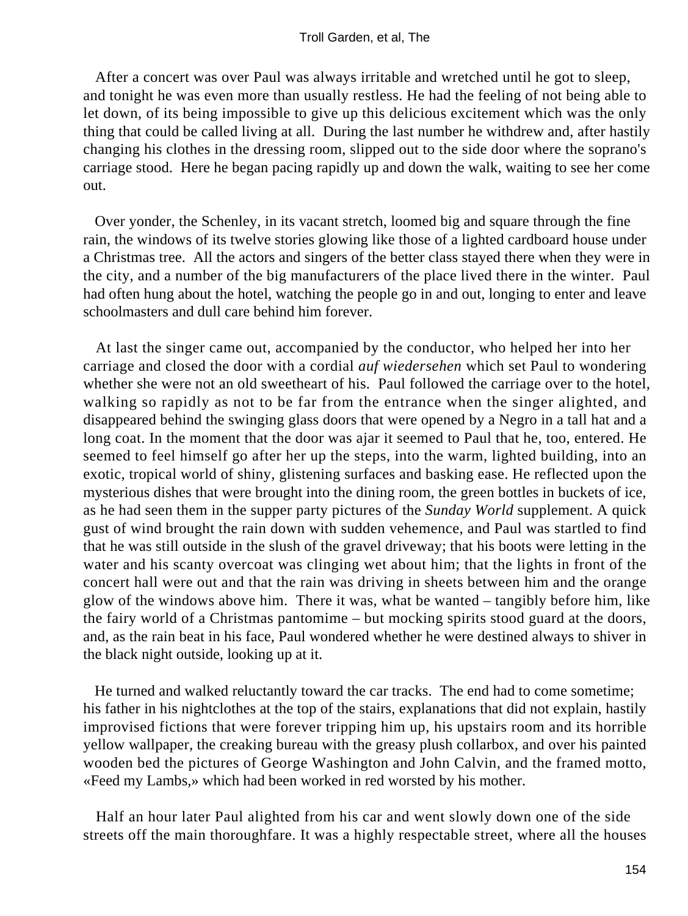After a concert was over Paul was always irritable and wretched until he got to sleep, and tonight he was even more than usually restless. He had the feeling of not being able to let down, of its being impossible to give up this delicious excitement which was the only thing that could be called living at all. During the last number he withdrew and, after hastily changing his clothes in the dressing room, slipped out to the side door where the soprano's carriage stood. Here he began pacing rapidly up and down the walk, waiting to see her come out.

Over yonder, the Schenley, in its vacant stretch, loomed big and square through the fine rain, the windows of its twelve stories glowing like those of a lighted cardboard house under a Christmas tree. All the actors and singers of the better class stayed there when they were in the city, and a number of the big manufacturers of the place lived there in the winter. Paul had often hung about the hotel, watching the people go in and out, longing to enter and leave schoolmasters and dull care behind him forever.

At last the singer came out, accompanied by the conductor, who helped her into her carriage and closed the door with a cordial *auf wiedersehen* which set Paul to wondering whether she were not an old sweetheart of his. Paul followed the carriage over to the hotel, walking so rapidly as not to be far from the entrance when the singer alighted, and disappeared behind the swinging glass doors that were opened by a Negro in a tall hat and a long coat. In the moment that the door was ajar it seemed to Paul that he, too, entered. He seemed to feel himself go after her up the steps, into the warm, lighted building, into an exotic, tropical world of shiny, glistening surfaces and basking ease. He reflected upon the mysterious dishes that were brought into the dining room, the green bottles in buckets of ice, as he had seen them in the supper party pictures of the *Sunday World* supplement. A quick gust of wind brought the rain down with sudden vehemence, and Paul was startled to find that he was still outside in the slush of the gravel driveway; that his boots were letting in the water and his scanty overcoat was clinging wet about him; that the lights in front of the concert hall were out and that the rain was driving in sheets between him and the orange glow of the windows above him. There it was, what be wanted – tangibly before him, like the fairy world of a Christmas pantomime – but mocking spirits stood guard at the doors, and, as the rain beat in his face, Paul wondered whether he were destined always to shiver in the black night outside, looking up at it.

He turned and walked reluctantly toward the car tracks. The end had to come sometime; his father in his nightclothes at the top of the stairs, explanations that did not explain, hastily improvised fictions that were forever tripping him up, his upstairs room and its horrible yellow wallpaper, the creaking bureau with the greasy plush collarbox, and over his painted wooden bed the pictures of George Washington and John Calvin, and the framed motto, «Feed my Lambs,» which had been worked in red worsted by his mother.

Half an hour later Paul alighted from his car and went slowly down one of the side streets off the main thoroughfare. It was a highly respectable street, where all the houses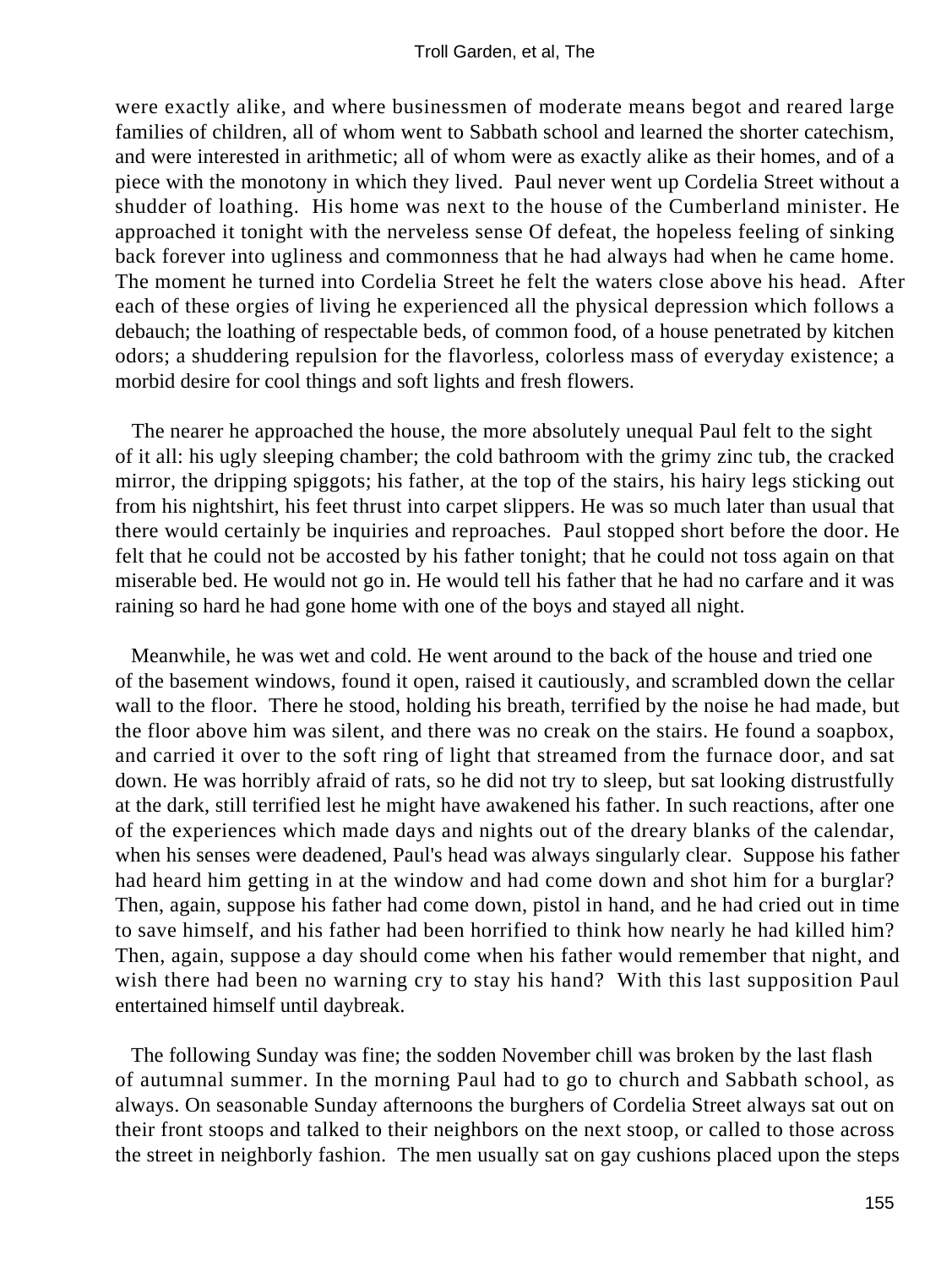were exactly alike, and where businessmen of moderate means begot and reared large families of children, all of whom went to Sabbath school and learned the shorter catechism, and were interested in arithmetic; all of whom were as exactly alike as their homes, and of a piece with the monotony in which they lived. Paul never went up Cordelia Street without a shudder of loathing. His home was next to the house of the Cumberland minister. He approached it tonight with the nerveless sense Of defeat, the hopeless feeling of sinking back forever into ugliness and commonness that he had always had when he came home. The moment he turned into Cordelia Street he felt the waters close above his head. After each of these orgies of living he experienced all the physical depression which follows a debauch; the loathing of respectable beds, of common food, of a house penetrated by kitchen odors; a shuddering repulsion for the flavorless, colorless mass of everyday existence; a morbid desire for cool things and soft lights and fresh flowers.

The nearer he approached the house, the more absolutely unequal Paul felt to the sight of it all: his ugly sleeping chamber; the cold bathroom with the grimy zinc tub, the cracked mirror, the dripping spiggots; his father, at the top of the stairs, his hairy legs sticking out from his nightshirt, his feet thrust into carpet slippers. He was so much later than usual that there would certainly be inquiries and reproaches. Paul stopped short before the door. He felt that he could not be accosted by his father tonight; that he could not toss again on that miserable bed. He would not go in. He would tell his father that he had no carfare and it was raining so hard he had gone home with one of the boys and stayed all night.

Meanwhile, he was wet and cold. He went around to the back of the house and tried one of the basement windows, found it open, raised it cautiously, and scrambled down the cellar wall to the floor. There he stood, holding his breath, terrified by the noise he had made, but the floor above him was silent, and there was no creak on the stairs. He found a soapbox, and carried it over to the soft ring of light that streamed from the furnace door, and sat down. He was horribly afraid of rats, so he did not try to sleep, but sat looking distrustfully at the dark, still terrified lest he might have awakened his father. In such reactions, after one of the experiences which made days and nights out of the dreary blanks of the calendar, when his senses were deadened, Paul's head was always singularly clear. Suppose his father had heard him getting in at the window and had come down and shot him for a burglar? Then, again, suppose his father had come down, pistol in hand, and he had cried out in time to save himself, and his father had been horrified to think how nearly he had killed him? Then, again, suppose a day should come when his father would remember that night, and wish there had been no warning cry to stay his hand? With this last supposition Paul entertained himself until daybreak.

The following Sunday was fine; the sodden November chill was broken by the last flash of autumnal summer. In the morning Paul had to go to church and Sabbath school, as always. On seasonable Sunday afternoons the burghers of Cordelia Street always sat out on their front stoops and talked to their neighbors on the next stoop, or called to those across the street in neighborly fashion. The men usually sat on gay cushions placed upon the steps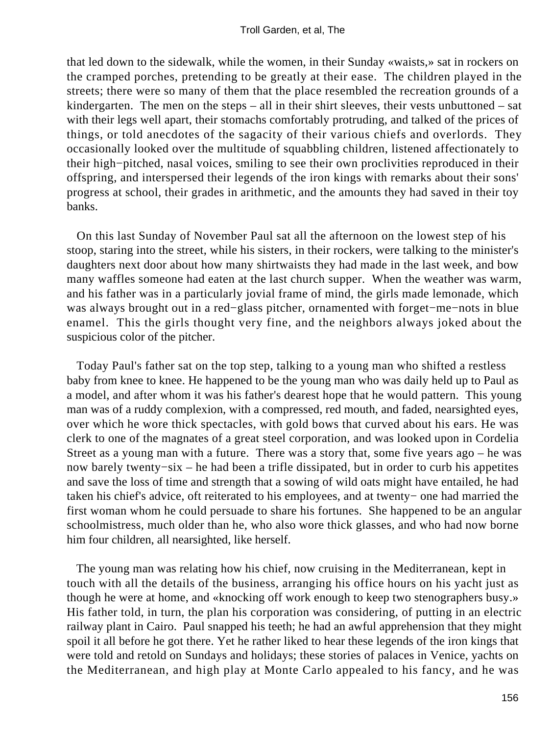that led down to the sidewalk, while the women, in their Sunday «waists,» sat in rockers on the cramped porches, pretending to be greatly at their ease. The children played in the streets; there were so many of them that the place resembled the recreation grounds of a kindergarten. The men on the steps – all in their shirt sleeves, their vests unbuttoned – sat with their legs well apart, their stomachs comfortably protruding, and talked of the prices of things, or told anecdotes of the sagacity of their various chiefs and overlords. They occasionally looked over the multitude of squabbling children, listened affectionately to their high−pitched, nasal voices, smiling to see their own proclivities reproduced in their offspring, and interspersed their legends of the iron kings with remarks about their sons' progress at school, their grades in arithmetic, and the amounts they had saved in their toy banks.

On this last Sunday of November Paul sat all the afternoon on the lowest step of his stoop, staring into the street, while his sisters, in their rockers, were talking to the minister's daughters next door about how many shirtwaists they had made in the last week, and bow many waffles someone had eaten at the last church supper. When the weather was warm, and his father was in a particularly jovial frame of mind, the girls made lemonade, which was always brought out in a red−glass pitcher, ornamented with forget−me−nots in blue enamel. This the girls thought very fine, and the neighbors always joked about the suspicious color of the pitcher.

Today Paul's father sat on the top step, talking to a young man who shifted a restless baby from knee to knee. He happened to be the young man who was daily held up to Paul as a model, and after whom it was his father's dearest hope that he would pattern. This young man was of a ruddy complexion, with a compressed, red mouth, and faded, nearsighted eyes, over which he wore thick spectacles, with gold bows that curved about his ears. He was clerk to one of the magnates of a great steel corporation, and was looked upon in Cordelia Street as a young man with a future. There was a story that, some five years ago – he was now barely twenty−six – he had been a trifle dissipated, but in order to curb his appetites and save the loss of time and strength that a sowing of wild oats might have entailed, he had taken his chief's advice, oft reiterated to his employees, and at twenty− one had married the first woman whom he could persuade to share his fortunes. She happened to be an angular schoolmistress, much older than he, who also wore thick glasses, and who had now borne him four children, all nearsighted, like herself.

The young man was relating how his chief, now cruising in the Mediterranean, kept in touch with all the details of the business, arranging his office hours on his yacht just as though he were at home, and «knocking off work enough to keep two stenographers busy.» His father told, in turn, the plan his corporation was considering, of putting in an electric railway plant in Cairo. Paul snapped his teeth; he had an awful apprehension that they might spoil it all before he got there. Yet he rather liked to hear these legends of the iron kings that were told and retold on Sundays and holidays; these stories of palaces in Venice, yachts on the Mediterranean, and high play at Monte Carlo appealed to his fancy, and he was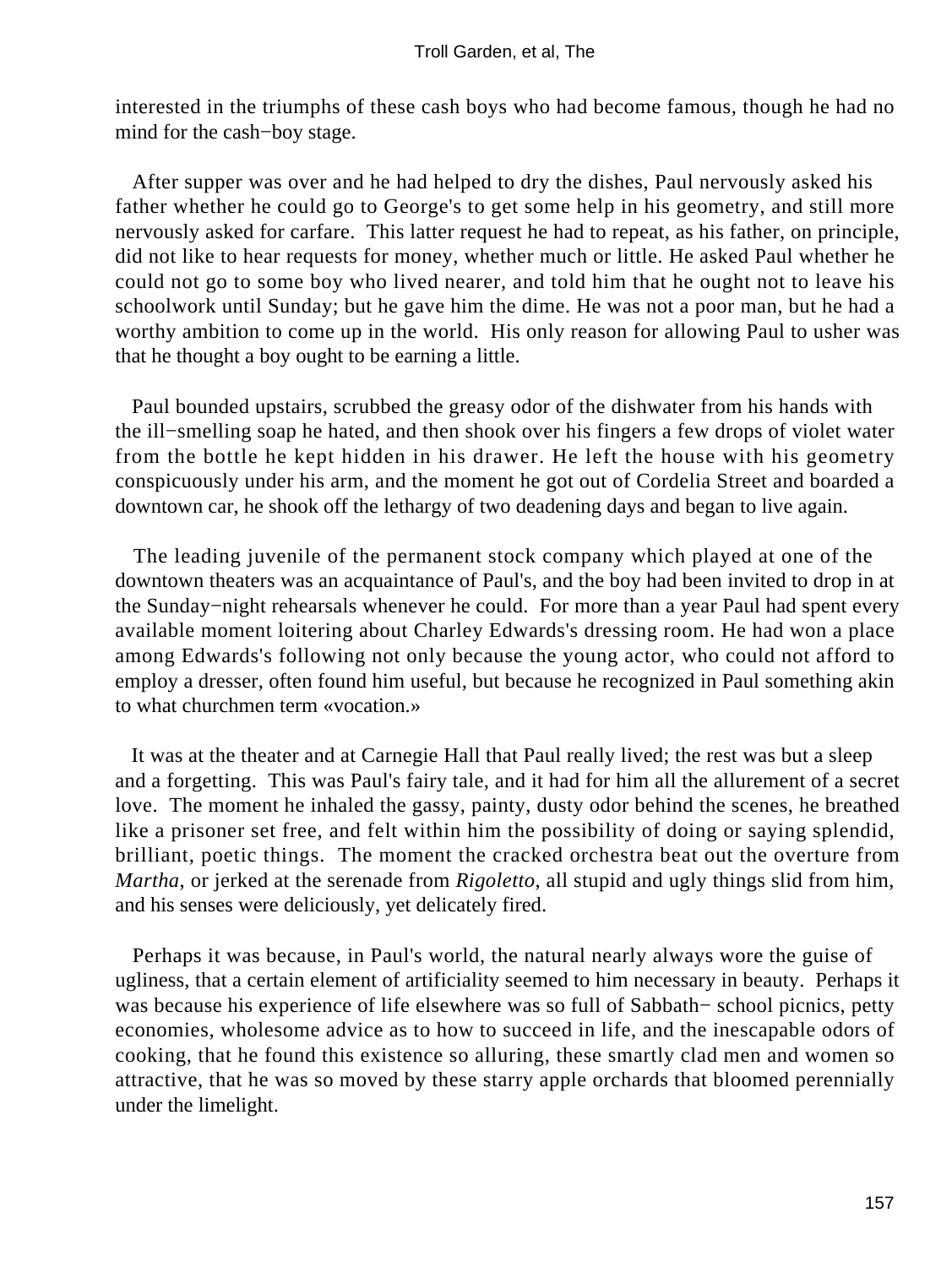interested in the triumphs of these cash boys who had become famous, though he had no mind for the cash−boy stage.

After supper was over and he had helped to dry the dishes, Paul nervously asked his father whether he could go to George's to get some help in his geometry, and still more nervously asked for carfare. This latter request he had to repeat, as his father, on principle, did not like to hear requests for money, whether much or little. He asked Paul whether he could not go to some boy who lived nearer, and told him that he ought not to leave his schoolwork until Sunday; but he gave him the dime. He was not a poor man, but he had a worthy ambition to come up in the world. His only reason for allowing Paul to usher was that he thought a boy ought to be earning a little.

Paul bounded upstairs, scrubbed the greasy odor of the dishwater from his hands with the ill−smelling soap he hated, and then shook over his fingers a few drops of violet water from the bottle he kept hidden in his drawer. He left the house with his geometry conspicuously under his arm, and the moment he got out of Cordelia Street and boarded a downtown car, he shook off the lethargy of two deadening days and began to live again.

The leading juvenile of the permanent stock company which played at one of the downtown theaters was an acquaintance of Paul's, and the boy had been invited to drop in at the Sunday−night rehearsals whenever he could. For more than a year Paul had spent every available moment loitering about Charley Edwards's dressing room. He had won a place among Edwards's following not only because the young actor, who could not afford to employ a dresser, often found him useful, but because he recognized in Paul something akin to what churchmen term «vocation.»

It was at the theater and at Carnegie Hall that Paul really lived; the rest was but a sleep and a forgetting. This was Paul's fairy tale, and it had for him all the allurement of a secret love. The moment he inhaled the gassy, painty, dusty odor behind the scenes, he breathed like a prisoner set free, and felt within him the possibility of doing or saying splendid, brilliant, poetic things. The moment the cracked orchestra beat out the overture from *Martha*, or jerked at the serenade from *Rigoletto*, all stupid and ugly things slid from him, and his senses were deliciously, yet delicately fired.

Perhaps it was because, in Paul's world, the natural nearly always wore the guise of ugliness, that a certain element of artificiality seemed to him necessary in beauty. Perhaps it was because his experience of life elsewhere was so full of Sabbath− school picnics, petty economies, wholesome advice as to how to succeed in life, and the inescapable odors of cooking, that he found this existence so alluring, these smartly clad men and women so attractive, that he was so moved by these starry apple orchards that bloomed perennially under the limelight.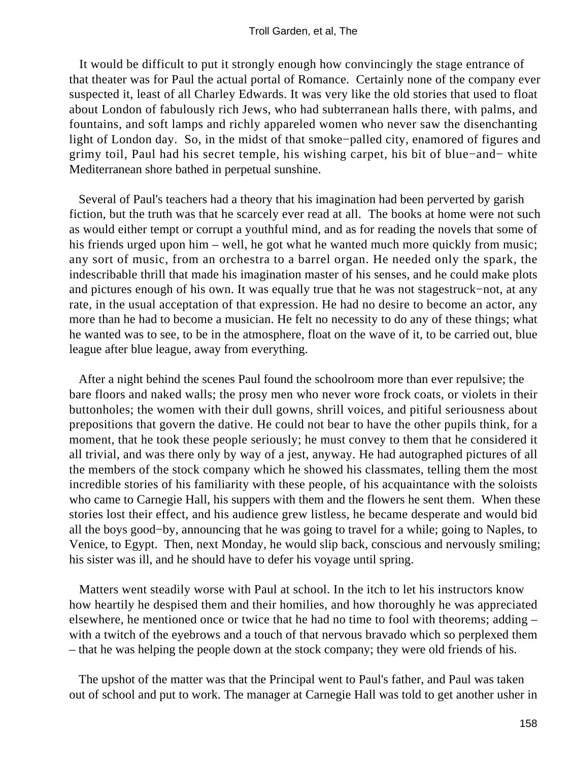It would be difficult to put it strongly enough how convincingly the stage entrance of that theater was for Paul the actual portal of Romance. Certainly none of the company ever suspected it, least of all Charley Edwards. It was very like the old stories that used to float about London of fabulously rich Jews, who had subterranean halls there, with palms, and fountains, and soft lamps and richly appareled women who never saw the disenchanting light of London day. So, in the midst of that smoke−palled city, enamored of figures and grimy toil, Paul had his secret temple, his wishing carpet, his bit of blue−and− white Mediterranean shore bathed in perpetual sunshine.

Several of Paul's teachers had a theory that his imagination had been perverted by garish fiction, but the truth was that he scarcely ever read at all. The books at home were not such as would either tempt or corrupt a youthful mind, and as for reading the novels that some of his friends urged upon him – well, he got what he wanted much more quickly from music; any sort of music, from an orchestra to a barrel organ. He needed only the spark, the indescribable thrill that made his imagination master of his senses, and he could make plots and pictures enough of his own. It was equally true that he was not stagestruck−not, at any rate, in the usual acceptation of that expression. He had no desire to become an actor, any more than he had to become a musician. He felt no necessity to do any of these things; what he wanted was to see, to be in the atmosphere, float on the wave of it, to be carried out, blue league after blue league, away from everything.

After a night behind the scenes Paul found the schoolroom more than ever repulsive; the bare floors and naked walls; the prosy men who never wore frock coats, or violets in their buttonholes; the women with their dull gowns, shrill voices, and pitiful seriousness about prepositions that govern the dative. He could not bear to have the other pupils think, for a moment, that he took these people seriously; he must convey to them that he considered it all trivial, and was there only by way of a jest, anyway. He had autographed pictures of all the members of the stock company which he showed his classmates, telling them the most incredible stories of his familiarity with these people, of his acquaintance with the soloists who came to Carnegie Hall, his suppers with them and the flowers he sent them. When these stories lost their effect, and his audience grew listless, he became desperate and would bid all the boys good−by, announcing that he was going to travel for a while; going to Naples, to Venice, to Egypt. Then, next Monday, he would slip back, conscious and nervously smiling; his sister was ill, and he should have to defer his voyage until spring.

Matters went steadily worse with Paul at school. In the itch to let his instructors know how heartily he despised them and their homilies, and how thoroughly he was appreciated elsewhere, he mentioned once or twice that he had no time to fool with theorems; adding – with a twitch of the eyebrows and a touch of that nervous bravado which so perplexed them – that he was helping the people down at the stock company; they were old friends of his.

The upshot of the matter was that the Principal went to Paul's father, and Paul was taken out of school and put to work. The manager at Carnegie Hall was told to get another usher in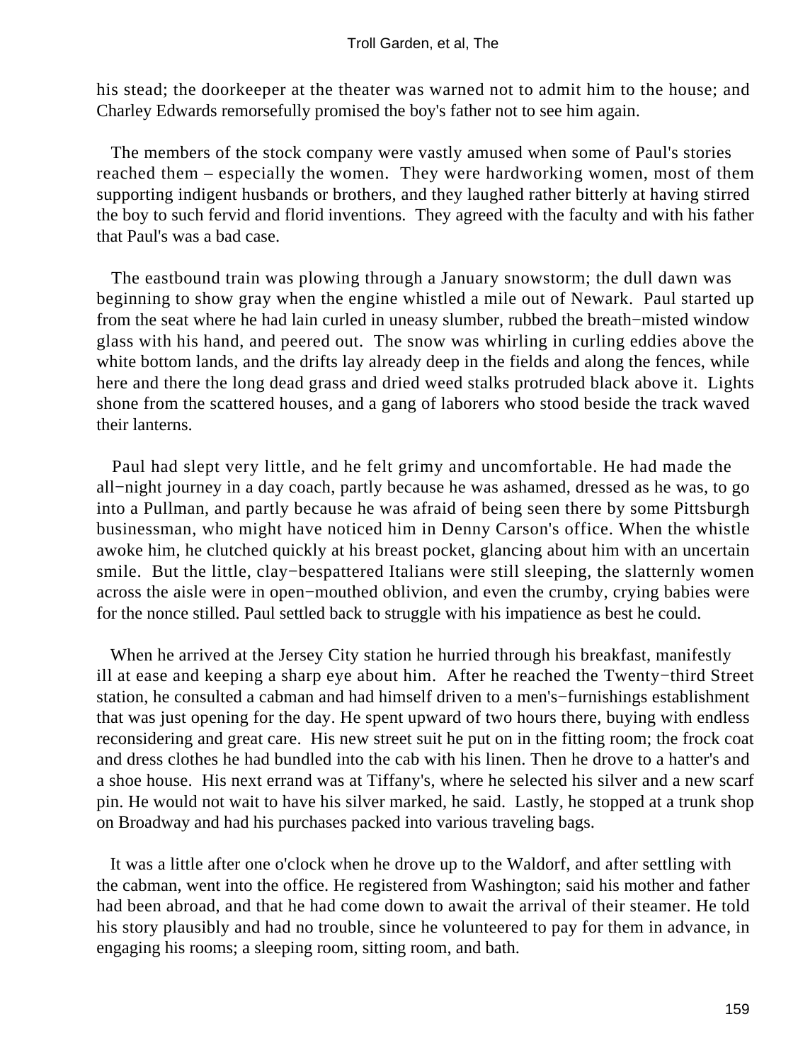his stead; the doorkeeper at the theater was warned not to admit him to the house; and Charley Edwards remorsefully promised the boy's father not to see him again.

The members of the stock company were vastly amused when some of Paul's stories reached them – especially the women. They were hardworking women, most of them supporting indigent husbands or brothers, and they laughed rather bitterly at having stirred the boy to such fervid and florid inventions. They agreed with the faculty and with his father that Paul's was a bad case.

The eastbound train was plowing through a January snowstorm; the dull dawn was beginning to show gray when the engine whistled a mile out of Newark. Paul started up from the seat where he had lain curled in uneasy slumber, rubbed the breath−misted window glass with his hand, and peered out. The snow was whirling in curling eddies above the white bottom lands, and the drifts lay already deep in the fields and along the fences, while here and there the long dead grass and dried weed stalks protruded black above it. Lights shone from the scattered houses, and a gang of laborers who stood beside the track waved their lanterns.

Paul had slept very little, and he felt grimy and uncomfortable. He had made the all−night journey in a day coach, partly because he was ashamed, dressed as he was, to go into a Pullman, and partly because he was afraid of being seen there by some Pittsburgh businessman, who might have noticed him in Denny Carson's office. When the whistle awoke him, he clutched quickly at his breast pocket, glancing about him with an uncertain smile. But the little, clay−bespattered Italians were still sleeping, the slatternly women across the aisle were in open−mouthed oblivion, and even the crumby, crying babies were for the nonce stilled. Paul settled back to struggle with his impatience as best he could.

When he arrived at the Jersey City station he hurried through his breakfast, manifestly ill at ease and keeping a sharp eye about him. After he reached the Twenty−third Street station, he consulted a cabman and had himself driven to a men's−furnishings establishment that was just opening for the day. He spent upward of two hours there, buying with endless reconsidering and great care. His new street suit he put on in the fitting room; the frock coat and dress clothes he had bundled into the cab with his linen. Then he drove to a hatter's and a shoe house. His next errand was at Tiffany's, where he selected his silver and a new scarf pin. He would not wait to have his silver marked, he said. Lastly, he stopped at a trunk shop on Broadway and had his purchases packed into various traveling bags.

It was a little after one o'clock when he drove up to the Waldorf, and after settling with the cabman, went into the office. He registered from Washington; said his mother and father had been abroad, and that he had come down to await the arrival of their steamer. He told his story plausibly and had no trouble, since he volunteered to pay for them in advance, in engaging his rooms; a sleeping room, sitting room, and bath.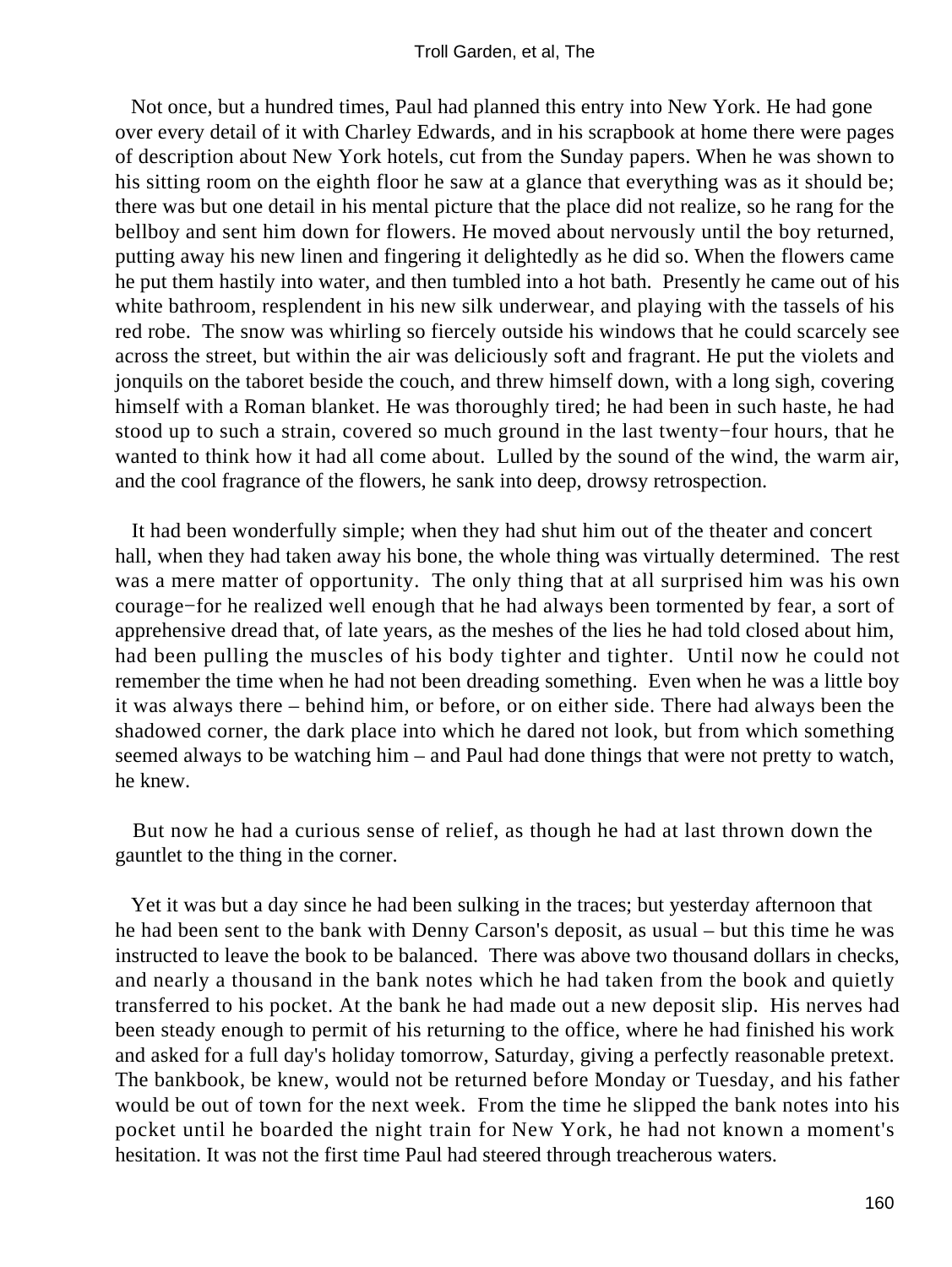Not once, but a hundred times, Paul had planned this entry into New York. He had gone over every detail of it with Charley Edwards, and in his scrapbook at home there were pages of description about New York hotels, cut from the Sunday papers. When he was shown to his sitting room on the eighth floor he saw at a glance that everything was as it should be; there was but one detail in his mental picture that the place did not realize, so he rang for the bellboy and sent him down for flowers. He moved about nervously until the boy returned, putting away his new linen and fingering it delightedly as he did so. When the flowers came he put them hastily into water, and then tumbled into a hot bath. Presently he came out of his white bathroom, resplendent in his new silk underwear, and playing with the tassels of his red robe. The snow was whirling so fiercely outside his windows that he could scarcely see across the street, but within the air was deliciously soft and fragrant. He put the violets and jonquils on the taboret beside the couch, and threw himself down, with a long sigh, covering himself with a Roman blanket. He was thoroughly tired; he had been in such haste, he had stood up to such a strain, covered so much ground in the last twenty−four hours, that he wanted to think how it had all come about. Lulled by the sound of the wind, the warm air, and the cool fragrance of the flowers, he sank into deep, drowsy retrospection.

It had been wonderfully simple; when they had shut him out of the theater and concert hall, when they had taken away his bone, the whole thing was virtually determined. The rest was a mere matter of opportunity. The only thing that at all surprised him was his own courage−for he realized well enough that he had always been tormented by fear, a sort of apprehensive dread that, of late years, as the meshes of the lies he had told closed about him, had been pulling the muscles of his body tighter and tighter. Until now he could not remember the time when he had not been dreading something. Even when he was a little boy it was always there – behind him, or before, or on either side. There had always been the shadowed corner, the dark place into which he dared not look, but from which something seemed always to be watching him – and Paul had done things that were not pretty to watch, he knew.

But now he had a curious sense of relief, as though he had at last thrown down the gauntlet to the thing in the corner.

Yet it was but a day since he had been sulking in the traces; but yesterday afternoon that he had been sent to the bank with Denny Carson's deposit, as usual – but this time he was instructed to leave the book to be balanced. There was above two thousand dollars in checks, and nearly a thousand in the bank notes which he had taken from the book and quietly transferred to his pocket. At the bank he had made out a new deposit slip. His nerves had been steady enough to permit of his returning to the office, where he had finished his work and asked for a full day's holiday tomorrow, Saturday, giving a perfectly reasonable pretext. The bankbook, be knew, would not be returned before Monday or Tuesday, and his father would be out of town for the next week. From the time he slipped the bank notes into his pocket until he boarded the night train for New York, he had not known a moment's hesitation. It was not the first time Paul had steered through treacherous waters.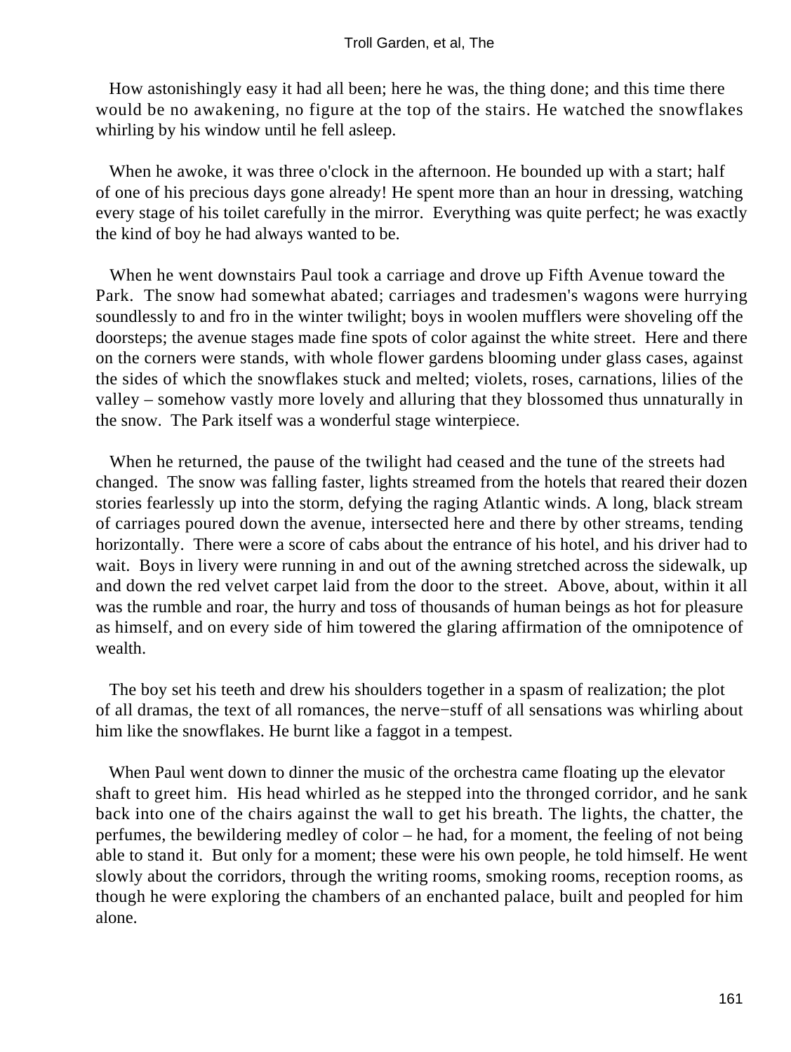How astonishingly easy it had all been; here he was, the thing done; and this time there would be no awakening, no figure at the top of the stairs. He watched the snowflakes whirling by his window until he fell asleep.

When he awoke, it was three o'clock in the afternoon. He bounded up with a start; half of one of his precious days gone already! He spent more than an hour in dressing, watching every stage of his toilet carefully in the mirror. Everything was quite perfect; he was exactly the kind of boy he had always wanted to be.

When he went downstairs Paul took a carriage and drove up Fifth Avenue toward the Park. The snow had somewhat abated; carriages and tradesmen's wagons were hurrying soundlessly to and fro in the winter twilight; boys in woolen mufflers were shoveling off the doorsteps; the avenue stages made fine spots of color against the white street. Here and there on the corners were stands, with whole flower gardens blooming under glass cases, against the sides of which the snowflakes stuck and melted; violets, roses, carnations, lilies of the valley – somehow vastly more lovely and alluring that they blossomed thus unnaturally in the snow. The Park itself was a wonderful stage winterpiece.

When he returned, the pause of the twilight had ceased and the tune of the streets had changed. The snow was falling faster, lights streamed from the hotels that reared their dozen stories fearlessly up into the storm, defying the raging Atlantic winds. A long, black stream of carriages poured down the avenue, intersected here and there by other streams, tending horizontally. There were a score of cabs about the entrance of his hotel, and his driver had to wait. Boys in livery were running in and out of the awning stretched across the sidewalk, up and down the red velvet carpet laid from the door to the street. Above, about, within it all was the rumble and roar, the hurry and toss of thousands of human beings as hot for pleasure as himself, and on every side of him towered the glaring affirmation of the omnipotence of wealth.

The boy set his teeth and drew his shoulders together in a spasm of realization; the plot of all dramas, the text of all romances, the nerve−stuff of all sensations was whirling about him like the snowflakes. He burnt like a faggot in a tempest.

When Paul went down to dinner the music of the orchestra came floating up the elevator shaft to greet him. His head whirled as he stepped into the thronged corridor, and he sank back into one of the chairs against the wall to get his breath. The lights, the chatter, the perfumes, the bewildering medley of color – he had, for a moment, the feeling of not being able to stand it. But only for a moment; these were his own people, he told himself. He went slowly about the corridors, through the writing rooms, smoking rooms, reception rooms, as though he were exploring the chambers of an enchanted palace, built and peopled for him alone.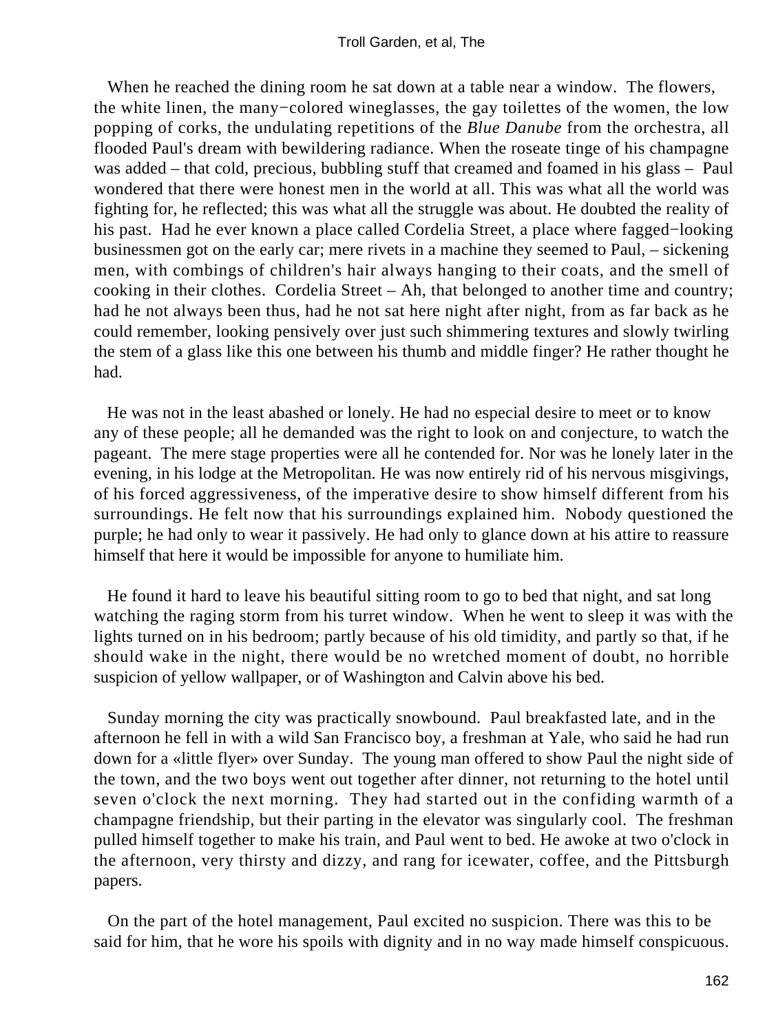When he reached the dining room he sat down at a table near a window. The flowers, the white linen, the many−colored wineglasses, the gay toilettes of the women, the low popping of corks, the undulating repetitions of the *Blue Danube* from the orchestra, all flooded Paul's dream with bewildering radiance. When the roseate tinge of his champagne was added – that cold, precious, bubbling stuff that creamed and foamed in his glass – Paul wondered that there were honest men in the world at all. This was what all the world was fighting for, he reflected; this was what all the struggle was about. He doubted the reality of his past. Had he ever known a place called Cordelia Street, a place where fagged−looking businessmen got on the early car; mere rivets in a machine they seemed to Paul, – sickening men, with combings of children's hair always hanging to their coats, and the smell of cooking in their clothes. Cordelia Street – Ah, that belonged to another time and country; had he not always been thus, had he not sat here night after night, from as far back as he could remember, looking pensively over just such shimmering textures and slowly twirling the stem of a glass like this one between his thumb and middle finger? He rather thought he had.

He was not in the least abashed or lonely. He had no especial desire to meet or to know any of these people; all he demanded was the right to look on and conjecture, to watch the pageant. The mere stage properties were all he contended for. Nor was he lonely later in the evening, in his lodge at the Metropolitan. He was now entirely rid of his nervous misgivings, of his forced aggressiveness, of the imperative desire to show himself different from his surroundings. He felt now that his surroundings explained him. Nobody questioned the purple; he had only to wear it passively. He had only to glance down at his attire to reassure himself that here it would be impossible for anyone to humiliate him.

He found it hard to leave his beautiful sitting room to go to bed that night, and sat long watching the raging storm from his turret window. When he went to sleep it was with the lights turned on in his bedroom; partly because of his old timidity, and partly so that, if he should wake in the night, there would be no wretched moment of doubt, no horrible suspicion of yellow wallpaper, or of Washington and Calvin above his bed.

Sunday morning the city was practically snowbound. Paul breakfasted late, and in the afternoon he fell in with a wild San Francisco boy, a freshman at Yale, who said he had run down for a «little flyer» over Sunday. The young man offered to show Paul the night side of the town, and the two boys went out together after dinner, not returning to the hotel until seven o'clock the next morning. They had started out in the confiding warmth of a champagne friendship, but their parting in the elevator was singularly cool. The freshman pulled himself together to make his train, and Paul went to bed. He awoke at two o'clock in the afternoon, very thirsty and dizzy, and rang for icewater, coffee, and the Pittsburgh papers.

On the part of the hotel management, Paul excited no suspicion. There was this to be said for him, that he wore his spoils with dignity and in no way made himself conspicuous.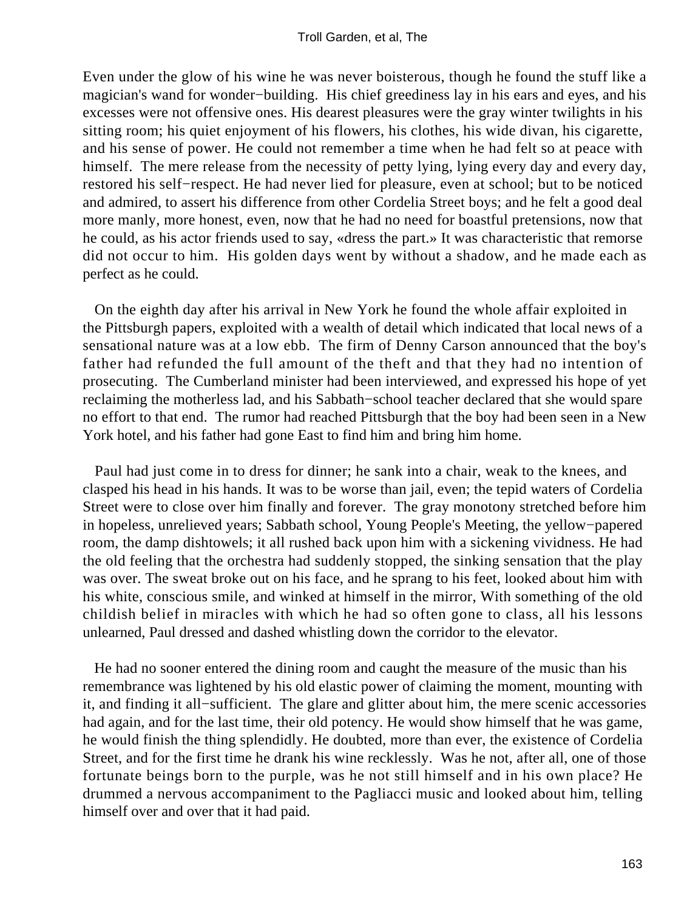Even under the glow of his wine he was never boisterous, though he found the stuff like a magician's wand for wonder−building. His chief greediness lay in his ears and eyes, and his excesses were not offensive ones. His dearest pleasures were the gray winter twilights in his sitting room; his quiet enjoyment of his flowers, his clothes, his wide divan, his cigarette, and his sense of power. He could not remember a time when he had felt so at peace with himself. The mere release from the necessity of petty lying, lying every day and every day, restored his self−respect. He had never lied for pleasure, even at school; but to be noticed and admired, to assert his difference from other Cordelia Street boys; and he felt a good deal more manly, more honest, even, now that he had no need for boastful pretensions, now that he could, as his actor friends used to say, «dress the part.» It was characteristic that remorse did not occur to him. His golden days went by without a shadow, and he made each as perfect as he could.

On the eighth day after his arrival in New York he found the whole affair exploited in the Pittsburgh papers, exploited with a wealth of detail which indicated that local news of a sensational nature was at a low ebb. The firm of Denny Carson announced that the boy's father had refunded the full amount of the theft and that they had no intention of prosecuting. The Cumberland minister had been interviewed, and expressed his hope of yet reclaiming the motherless lad, and his Sabbath−school teacher declared that she would spare no effort to that end. The rumor had reached Pittsburgh that the boy had been seen in a New York hotel, and his father had gone East to find him and bring him home.

Paul had just come in to dress for dinner; he sank into a chair, weak to the knees, and clasped his head in his hands. It was to be worse than jail, even; the tepid waters of Cordelia Street were to close over him finally and forever. The gray monotony stretched before him in hopeless, unrelieved years; Sabbath school, Young People's Meeting, the yellow−papered room, the damp dishtowels; it all rushed back upon him with a sickening vividness. He had the old feeling that the orchestra had suddenly stopped, the sinking sensation that the play was over. The sweat broke out on his face, and he sprang to his feet, looked about him with his white, conscious smile, and winked at himself in the mirror, With something of the old childish belief in miracles with which he had so often gone to class, all his lessons unlearned, Paul dressed and dashed whistling down the corridor to the elevator.

He had no sooner entered the dining room and caught the measure of the music than his remembrance was lightened by his old elastic power of claiming the moment, mounting with it, and finding it all−sufficient. The glare and glitter about him, the mere scenic accessories had again, and for the last time, their old potency. He would show himself that he was game, he would finish the thing splendidly. He doubted, more than ever, the existence of Cordelia Street, and for the first time he drank his wine recklessly. Was he not, after all, one of those fortunate beings born to the purple, was he not still himself and in his own place? He drummed a nervous accompaniment to the Pagliacci music and looked about him, telling himself over and over that it had paid.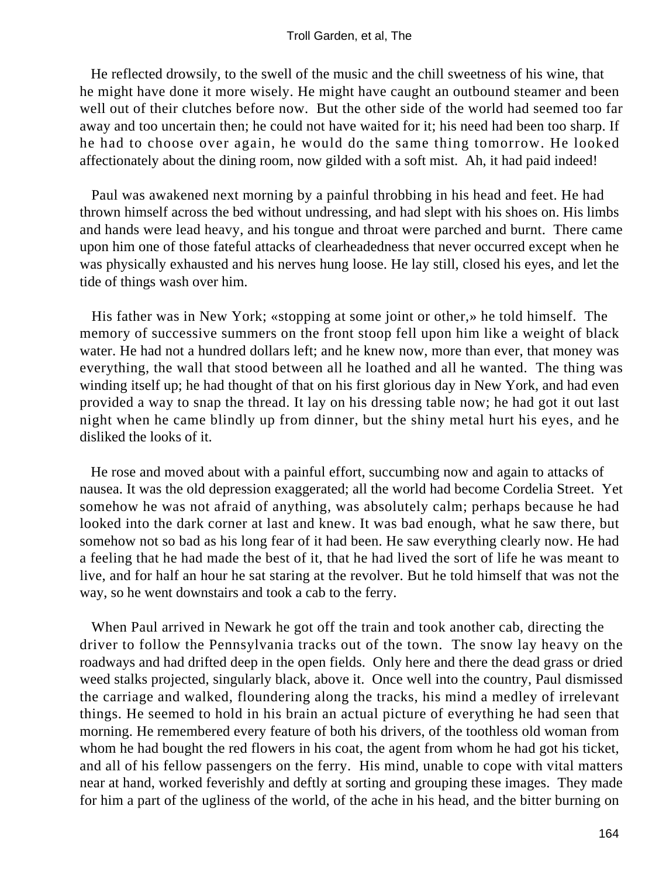He reflected drowsily, to the swell of the music and the chill sweetness of his wine, that he might have done it more wisely. He might have caught an outbound steamer and been well out of their clutches before now. But the other side of the world had seemed too far away and too uncertain then; he could not have waited for it; his need had been too sharp. If he had to choose over again, he would do the same thing tomorrow. He looked affectionately about the dining room, now gilded with a soft mist. Ah, it had paid indeed!

Paul was awakened next morning by a painful throbbing in his head and feet. He had thrown himself across the bed without undressing, and had slept with his shoes on. His limbs and hands were lead heavy, and his tongue and throat were parched and burnt. There came upon him one of those fateful attacks of clearheadedness that never occurred except when he was physically exhausted and his nerves hung loose. He lay still, closed his eyes, and let the tide of things wash over him.

His father was in New York; «stopping at some joint or other,» he told himself. The memory of successive summers on the front stoop fell upon him like a weight of black water. He had not a hundred dollars left; and he knew now, more than ever, that money was everything, the wall that stood between all he loathed and all he wanted. The thing was winding itself up; he had thought of that on his first glorious day in New York, and had even provided a way to snap the thread. It lay on his dressing table now; he had got it out last night when he came blindly up from dinner, but the shiny metal hurt his eyes, and he disliked the looks of it.

He rose and moved about with a painful effort, succumbing now and again to attacks of nausea. It was the old depression exaggerated; all the world had become Cordelia Street. Yet somehow he was not afraid of anything, was absolutely calm; perhaps because he had looked into the dark corner at last and knew. It was bad enough, what he saw there, but somehow not so bad as his long fear of it had been. He saw everything clearly now. He had a feeling that he had made the best of it, that he had lived the sort of life he was meant to live, and for half an hour he sat staring at the revolver. But he told himself that was not the way, so he went downstairs and took a cab to the ferry.

When Paul arrived in Newark he got off the train and took another cab, directing the driver to follow the Pennsylvania tracks out of the town. The snow lay heavy on the roadways and had drifted deep in the open fields. Only here and there the dead grass or dried weed stalks projected, singularly black, above it. Once well into the country, Paul dismissed the carriage and walked, floundering along the tracks, his mind a medley of irrelevant things. He seemed to hold in his brain an actual picture of everything he had seen that morning. He remembered every feature of both his drivers, of the toothless old woman from whom he had bought the red flowers in his coat, the agent from whom he had got his ticket, and all of his fellow passengers on the ferry. His mind, unable to cope with vital matters near at hand, worked feverishly and deftly at sorting and grouping these images. They made for him a part of the ugliness of the world, of the ache in his head, and the bitter burning on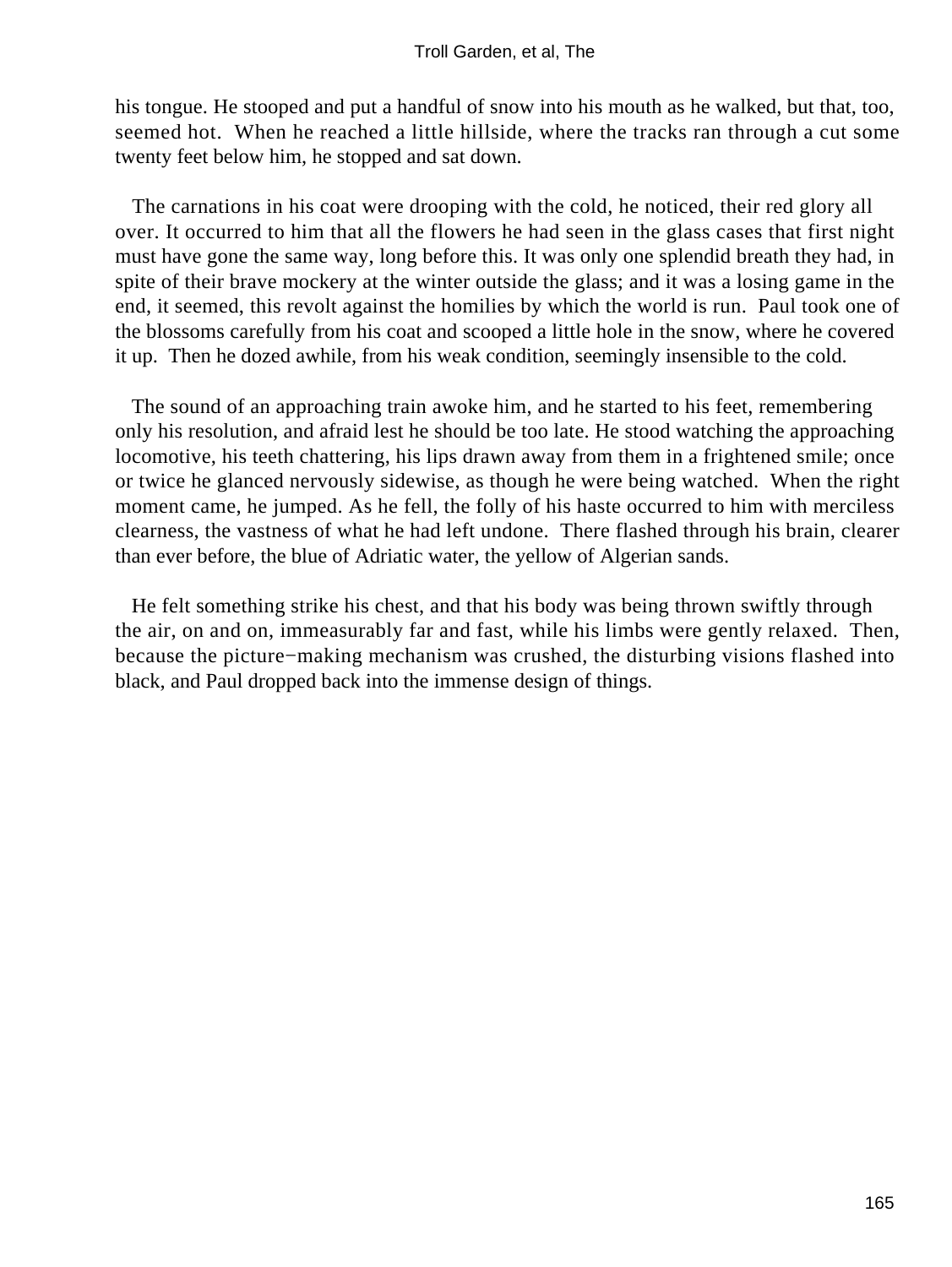his tongue. He stooped and put a handful of snow into his mouth as he walked, but that, too, seemed hot. When he reached a little hillside, where the tracks ran through a cut some twenty feet below him, he stopped and sat down.

The carnations in his coat were drooping with the cold, he noticed, their red glory all over. It occurred to him that all the flowers he had seen in the glass cases that first night must have gone the same way, long before this. It was only one splendid breath they had, in spite of their brave mockery at the winter outside the glass; and it was a losing game in the end, it seemed, this revolt against the homilies by which the world is run. Paul took one of the blossoms carefully from his coat and scooped a little hole in the snow, where he covered it up. Then he dozed awhile, from his weak condition, seemingly insensible to the cold.

The sound of an approaching train awoke him, and he started to his feet, remembering only his resolution, and afraid lest he should be too late. He stood watching the approaching locomotive, his teeth chattering, his lips drawn away from them in a frightened smile; once or twice he glanced nervously sidewise, as though he were being watched. When the right moment came, he jumped. As he fell, the folly of his haste occurred to him with merciless clearness, the vastness of what he had left undone. There flashed through his brain, clearer than ever before, the blue of Adriatic water, the yellow of Algerian sands.

He felt something strike his chest, and that his body was being thrown swiftly through the air, on and on, immeasurably far and fast, while his limbs were gently relaxed. Then, because the picture−making mechanism was crushed, the disturbing visions flashed into black, and Paul dropped back into the immense design of things.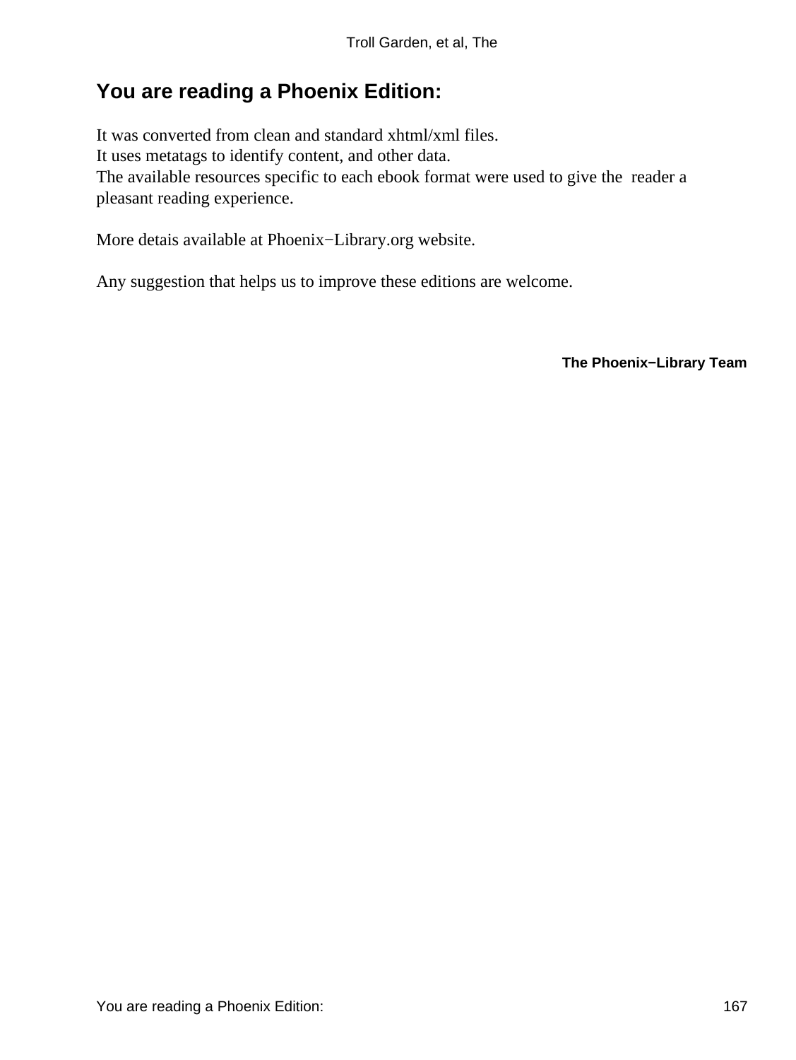## You are reading a Phoenix Edition:

It was converted from clean and standard xhtml/xml files.
It uses metatags to identify content, and other data.
The available resources specific to each ebook format were used to give the reader a pleasant reading experience.

More detais available at Phoenix−Library.org website.

Any suggestion that helps us to improve these editions are welcome.

**The Phoenix−Library Team**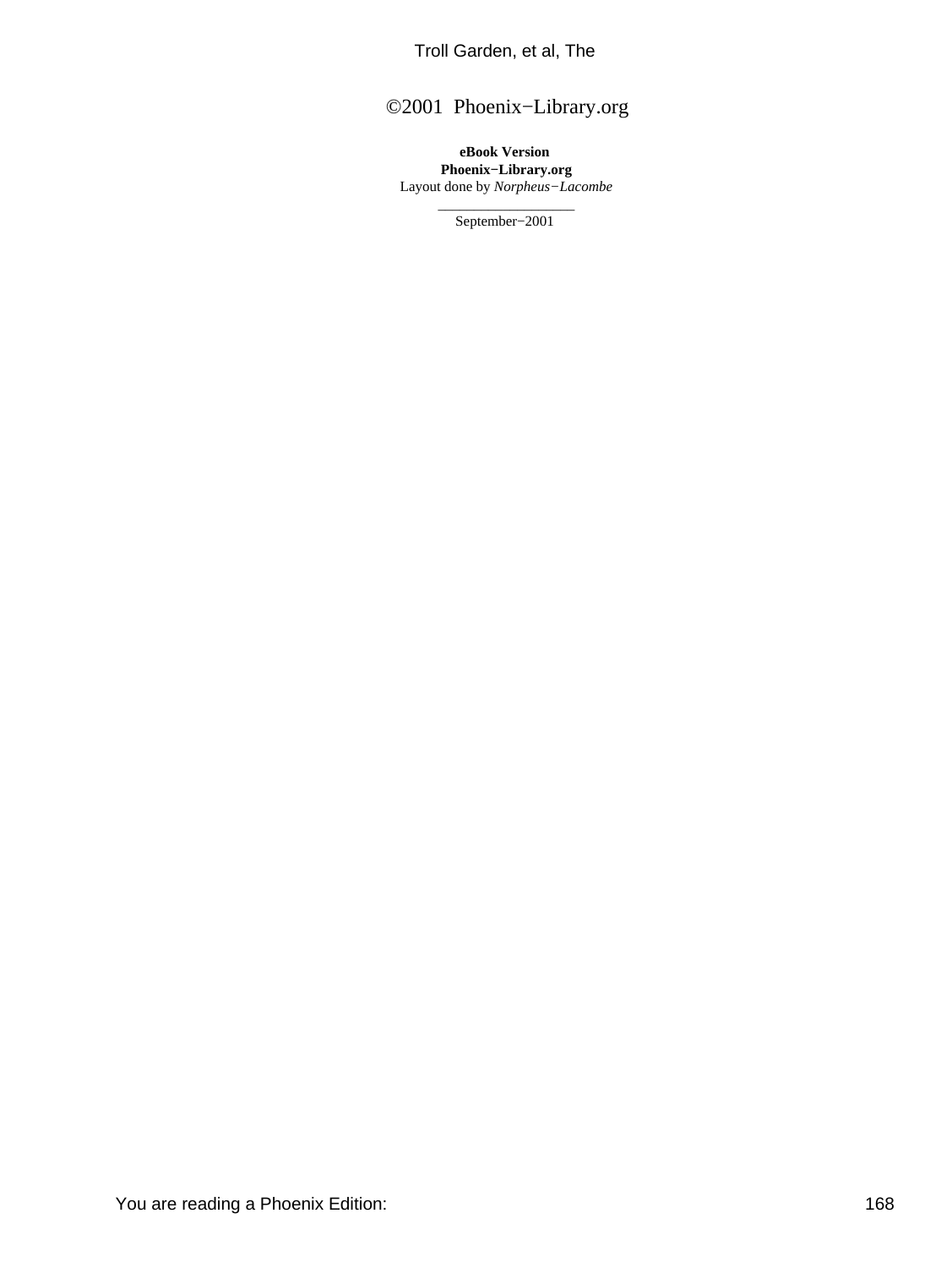©2001 Phoenix−Library.org

**eBook Version**
**Phoenix−Library.org**
Layout done by *Norpheus−Lacombe*

\_\_\_\_\_\_\_\_\_\_\_\_\_\_\_\_\_\_\_\_

September−2001